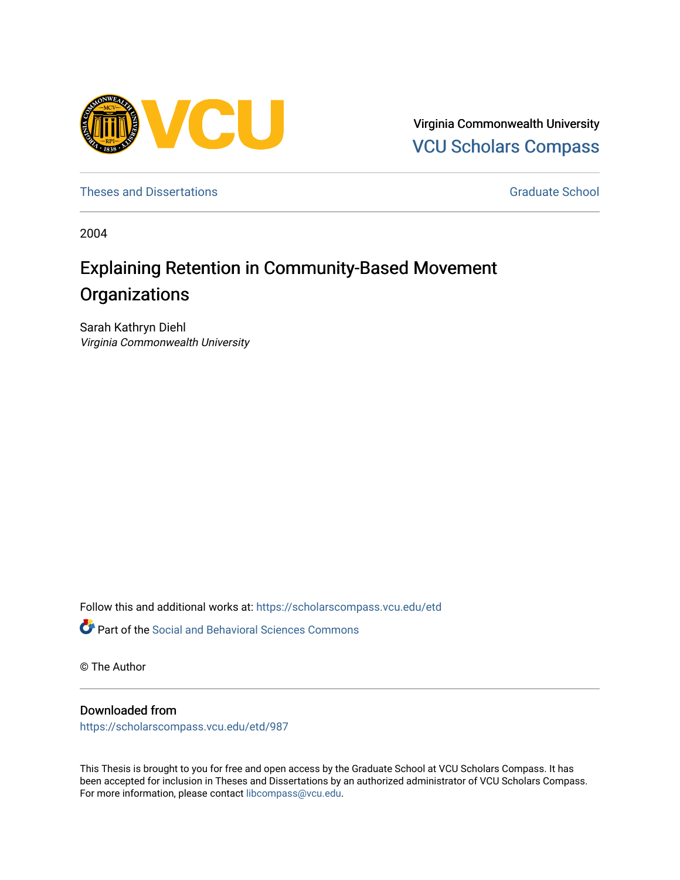Virginia Commonwealth University
VCU Scholars Compass

Theses and Dissertations

Graduate School

2004

# Explaining Retention in Community-Based Movement Organizations

Sarah Kathryn Diehl
*Virginia Commonwealth University*

Follow this and additional works at: https://scholarscompass.vcu.edu/etd

Part of the Social and Behavioral Sciences Commons

© The Author

## Downloaded from

https://scholarscompass.vcu.edu/etd/987

This Thesis is brought to you for free and open access by the Graduate School at VCU Scholars Compass. It has been accepted for inclusion in Theses and Dissertations by an authorized administrator of VCU Scholars Compass. For more information, please contact libcompass@vcu.edu.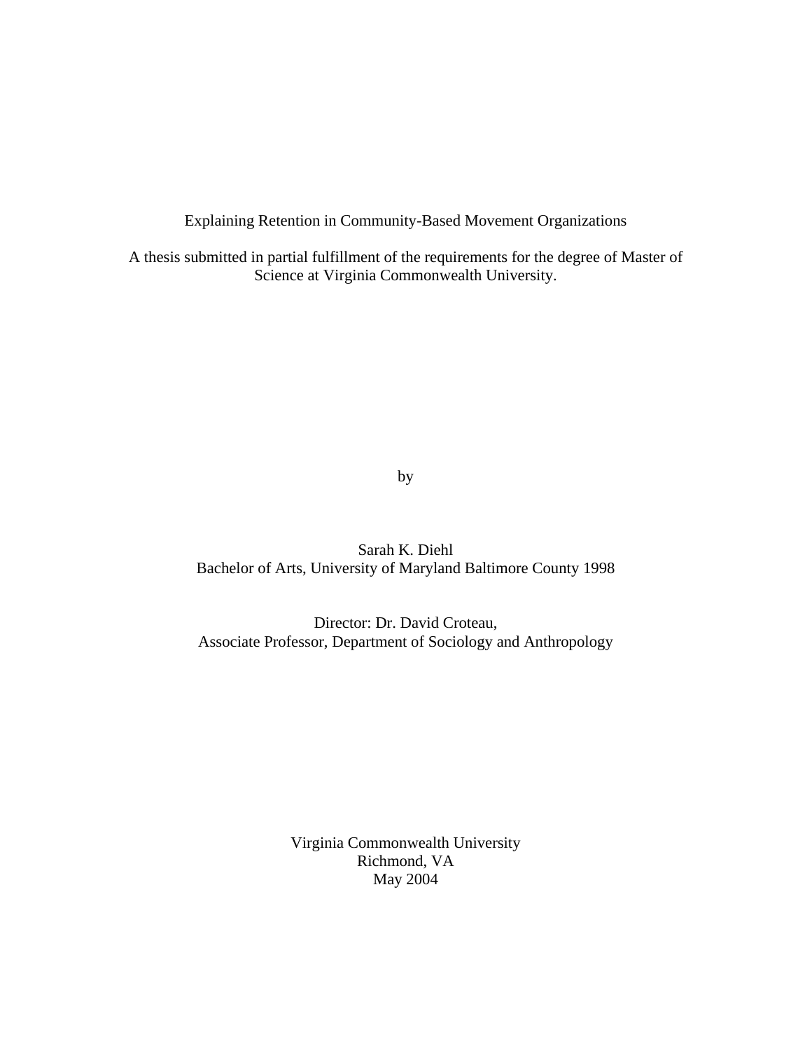Explaining Retention in Community-Based Movement Organizations

A thesis submitted in partial fulfillment of the requirements for the degree of Master of Science at Virginia Commonwealth University.

by

Sarah K. Diehl
Bachelor of Arts, University of Maryland Baltimore County 1998

Director: Dr. David Croteau,
Associate Professor, Department of Sociology and Anthropology

Virginia Commonwealth University
Richmond, VA
May 2004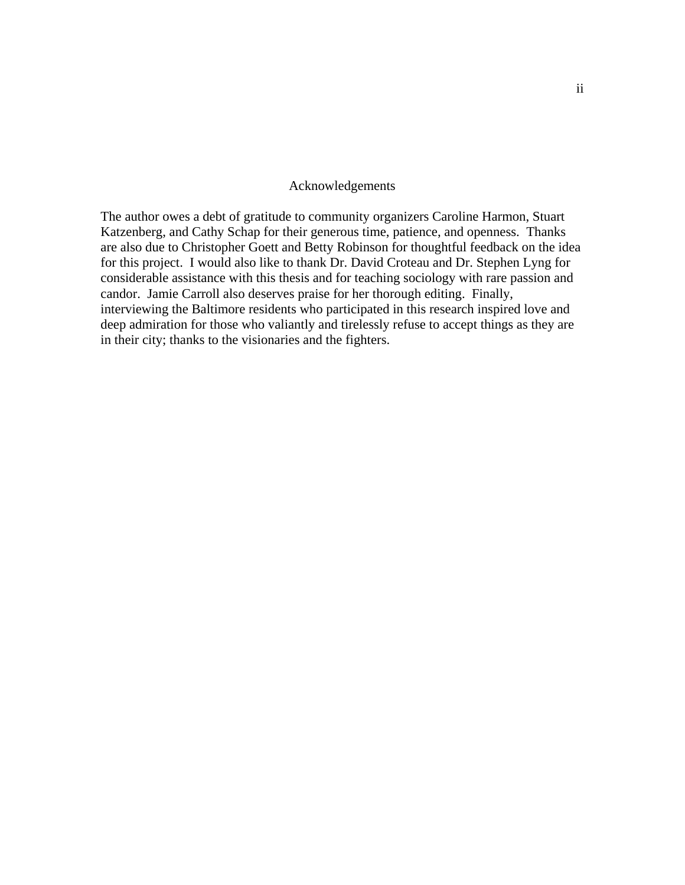# Acknowledgements

The author owes a debt of gratitude to community organizers Caroline Harmon, Stuart Katzenberg, and Cathy Schap for their generous time, patience, and openness. Thanks are also due to Christopher Goett and Betty Robinson for thoughtful feedback on the idea for this project. I would also like to thank Dr. David Croteau and Dr. Stephen Lyng for considerable assistance with this thesis and for teaching sociology with rare passion and candor. Jamie Carroll also deserves praise for her thorough editing. Finally, interviewing the Baltimore residents who participated in this research inspired love and deep admiration for those who valiantly and tirelessly refuse to accept things as they are in their city; thanks to the visionaries and the fighters.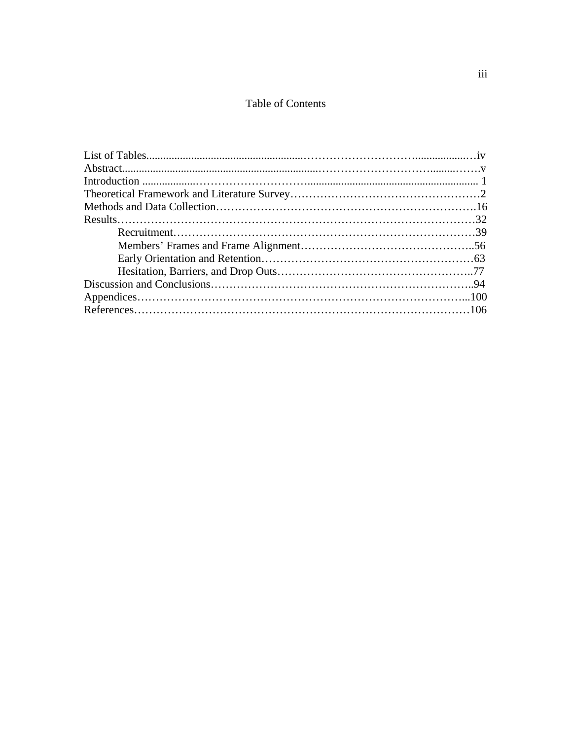# Table of Contents

List of Tables........................................................………………………..................…iv
Abstract.....................................................................……………………………........……v
Introduction ...................………………………….............................................................. 1
Theoretical Framework and Literature Survey……………………………………………2
Methods and Data Collection…………………………………………………………….16
Results……………………………………………………………………………………32
    Recruitment………………………………………………………………………39
    Members' Frames and Frame Alignment………………………………………..56
    Early Orientation and Retention…………………………………………………63
    Hesitation, Barriers, and Drop Outs……………………………………………..77
Discussion and Conclusions………………………………………………………………..94
Appendices…………………………………………………………………………...100
References…………………………………………………………………………106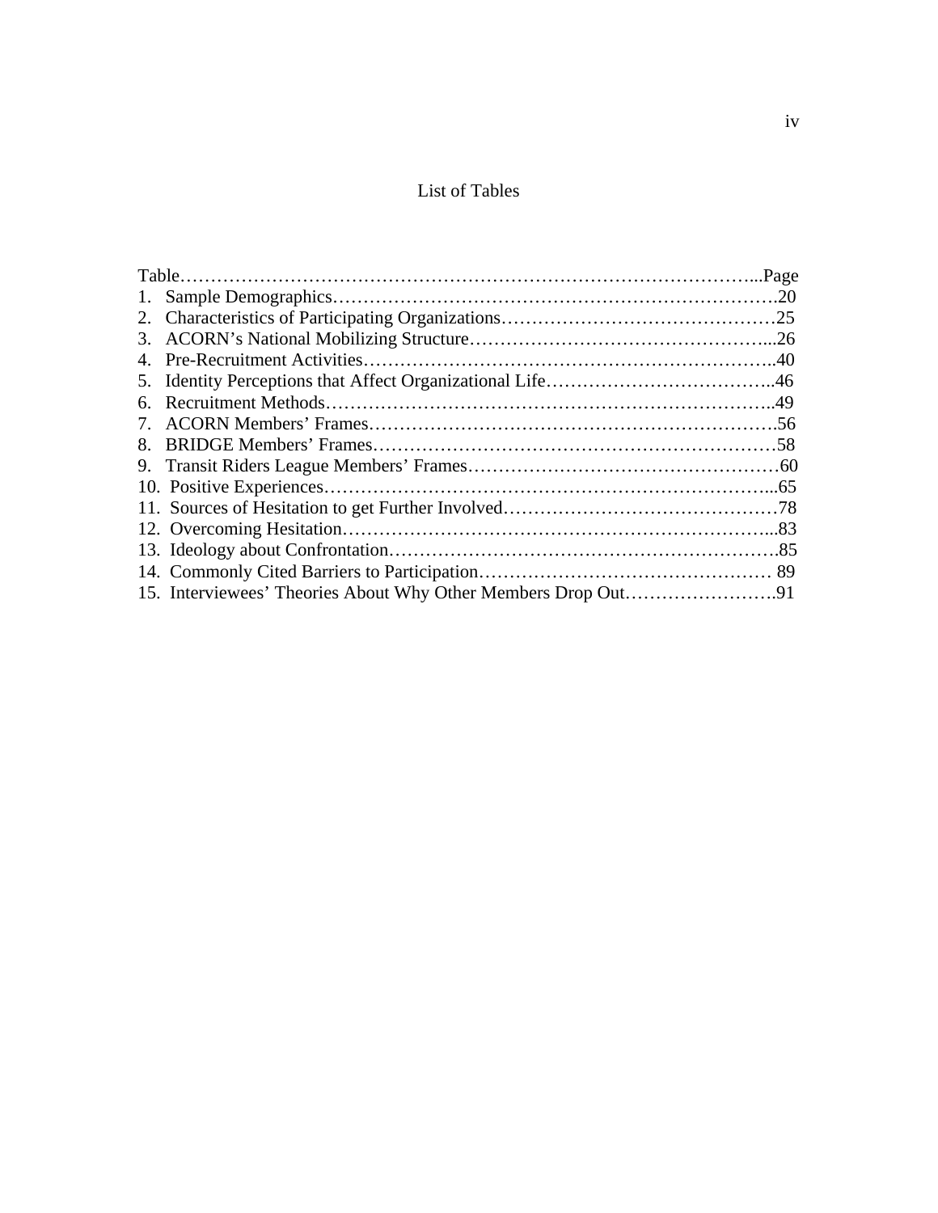# List of Tables

| Table | Page |
|---|---|
| 1. Sample Demographics | 20 |
| 2. Characteristics of Participating Organizations | 25 |
| 3. ACORN's National Mobilizing Structure | 26 |
| 4. Pre-Recruitment Activities | 40 |
| 5. Identity Perceptions that Affect Organizational Life | 46 |
| 6. Recruitment Methods | 49 |
| 7. ACORN Members' Frames | 56 |
| 8. BRIDGE Members' Frames | 58 |
| 9. Transit Riders League Members' Frames | 60 |
| 10. Positive Experiences | 65 |
| 11. Sources of Hesitation to get Further Involved | 78 |
| 12. Overcoming Hesitation | 83 |
| 13. Ideology about Confrontation | 85 |
| 14. Commonly Cited Barriers to Participation | 89 |
| 15. Interviewees' Theories About Why Other Members Drop Out | 91 |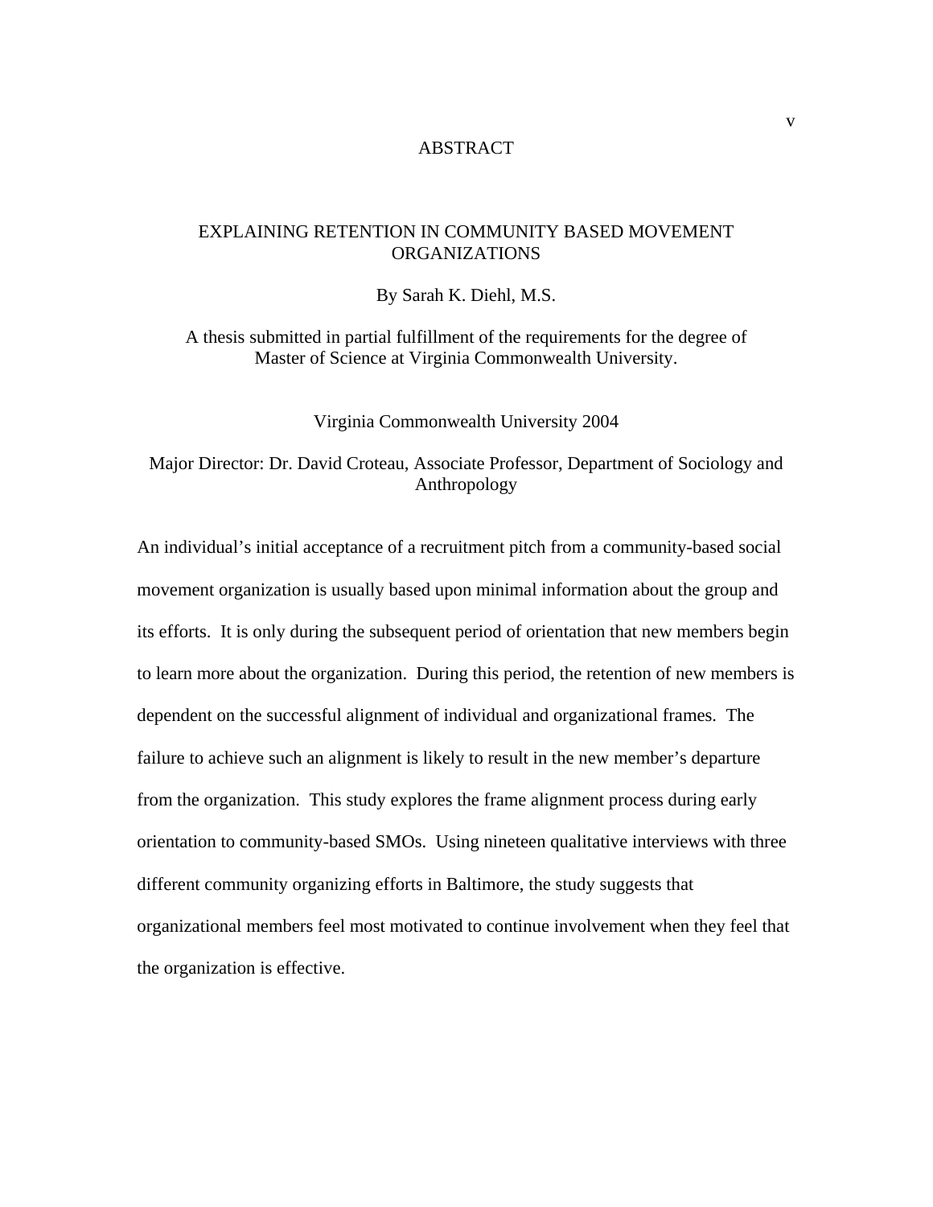# ABSTRACT

## EXPLAINING RETENTION IN COMMUNITY BASED MOVEMENT ORGANIZATIONS

By Sarah K. Diehl, M.S.

A thesis submitted in partial fulfillment of the requirements for the degree of Master of Science at Virginia Commonwealth University.

Virginia Commonwealth University 2004

Major Director: Dr. David Croteau, Associate Professor, Department of Sociology and Anthropology

An individual's initial acceptance of a recruitment pitch from a community-based social movement organization is usually based upon minimal information about the group and its efforts. It is only during the subsequent period of orientation that new members begin to learn more about the organization. During this period, the retention of new members is dependent on the successful alignment of individual and organizational frames. The failure to achieve such an alignment is likely to result in the new member's departure from the organization. This study explores the frame alignment process during early orientation to community-based SMOs. Using nineteen qualitative interviews with three different community organizing efforts in Baltimore, the study suggests that organizational members feel most motivated to continue involvement when they feel that the organization is effective.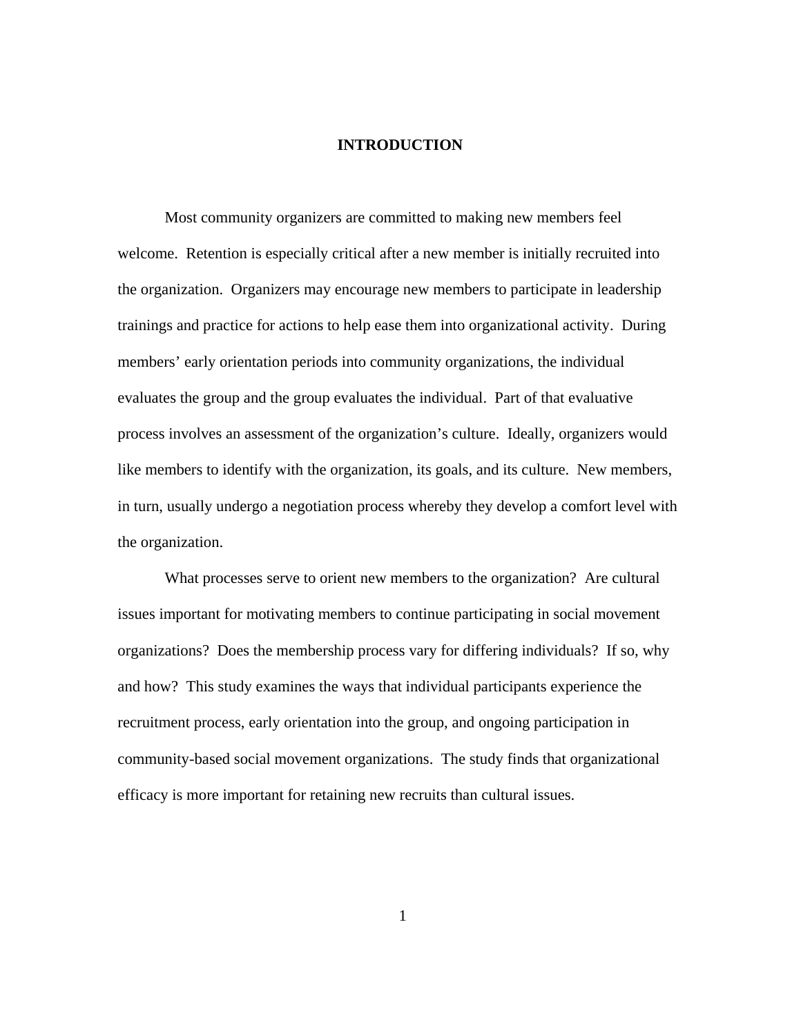# INTRODUCTION

Most community organizers are committed to making new members feel welcome. Retention is especially critical after a new member is initially recruited into the organization. Organizers may encourage new members to participate in leadership trainings and practice for actions to help ease them into organizational activity. During members' early orientation periods into community organizations, the individual evaluates the group and the group evaluates the individual. Part of that evaluative process involves an assessment of the organization's culture. Ideally, organizers would like members to identify with the organization, its goals, and its culture. New members, in turn, usually undergo a negotiation process whereby they develop a comfort level with the organization.

What processes serve to orient new members to the organization? Are cultural issues important for motivating members to continue participating in social movement organizations? Does the membership process vary for differing individuals? If so, why and how? This study examines the ways that individual participants experience the recruitment process, early orientation into the group, and ongoing participation in community-based social movement organizations. The study finds that organizational efficacy is more important for retaining new recruits than cultural issues.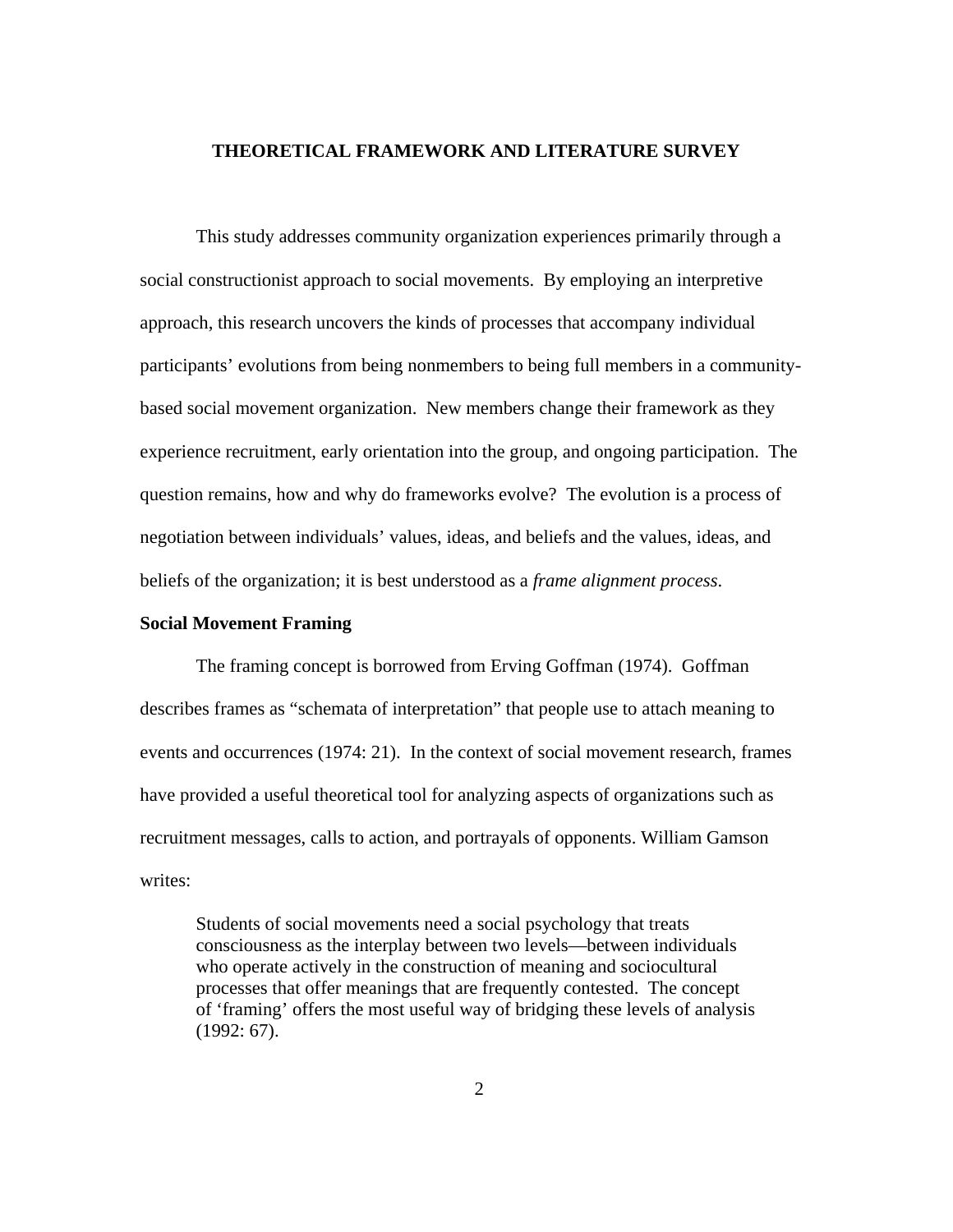# THEORETICAL FRAMEWORK AND LITERATURE SURVEY

This study addresses community organization experiences primarily through a social constructionist approach to social movements. By employing an interpretive approach, this research uncovers the kinds of processes that accompany individual participants' evolutions from being nonmembers to being full members in a community-based social movement organization. New members change their framework as they experience recruitment, early orientation into the group, and ongoing participation. The question remains, how and why do frameworks evolve? The evolution is a process of negotiation between individuals' values, ideas, and beliefs and the values, ideas, and beliefs of the organization; it is best understood as a *frame alignment process*.

## Social Movement Framing

The framing concept is borrowed from Erving Goffman (1974). Goffman describes frames as "schemata of interpretation" that people use to attach meaning to events and occurrences (1974: 21). In the context of social movement research, frames have provided a useful theoretical tool for analyzing aspects of organizations such as recruitment messages, calls to action, and portrayals of opponents. William Gamson writes:

> Students of social movements need a social psychology that treats consciousness as the interplay between two levels—between individuals who operate actively in the construction of meaning and sociocultural processes that offer meanings that are frequently contested. The concept of 'framing' offers the most useful way of bridging these levels of analysis (1992: 67).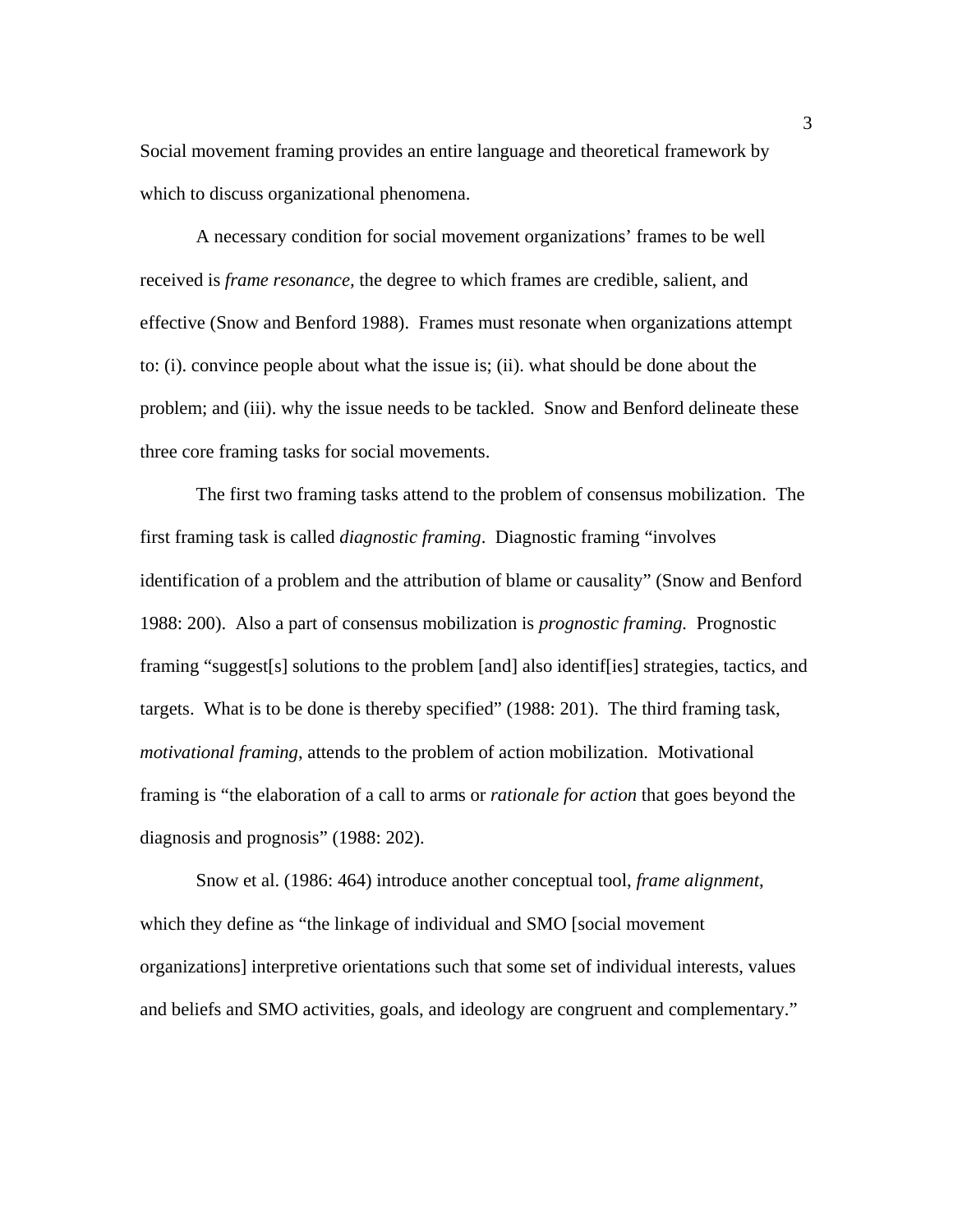Social movement framing provides an entire language and theoretical framework by which to discuss organizational phenomena.

A necessary condition for social movement organizations' frames to be well received is *frame resonance,* the degree to which frames are credible, salient, and effective (Snow and Benford 1988). Frames must resonate when organizations attempt to: (i). convince people about what the issue is; (ii). what should be done about the problem; and (iii). why the issue needs to be tackled. Snow and Benford delineate these three core framing tasks for social movements.

The first two framing tasks attend to the problem of consensus mobilization. The first framing task is called *diagnostic framing*. Diagnostic framing "involves identification of a problem and the attribution of blame or causality" (Snow and Benford 1988: 200). Also a part of consensus mobilization is *prognostic framing.* Prognostic framing "suggest[s] solutions to the problem [and] also identif[ies] strategies, tactics, and targets. What is to be done is thereby specified" (1988: 201). The third framing task, *motivational framing*, attends to the problem of action mobilization. Motivational framing is "the elaboration of a call to arms or *rationale for action* that goes beyond the diagnosis and prognosis" (1988: 202).

Snow et al. (1986: 464) introduce another conceptual tool, *frame alignment*, which they define as "the linkage of individual and SMO [social movement organizations] interpretive orientations such that some set of individual interests, values and beliefs and SMO activities, goals, and ideology are congruent and complementary."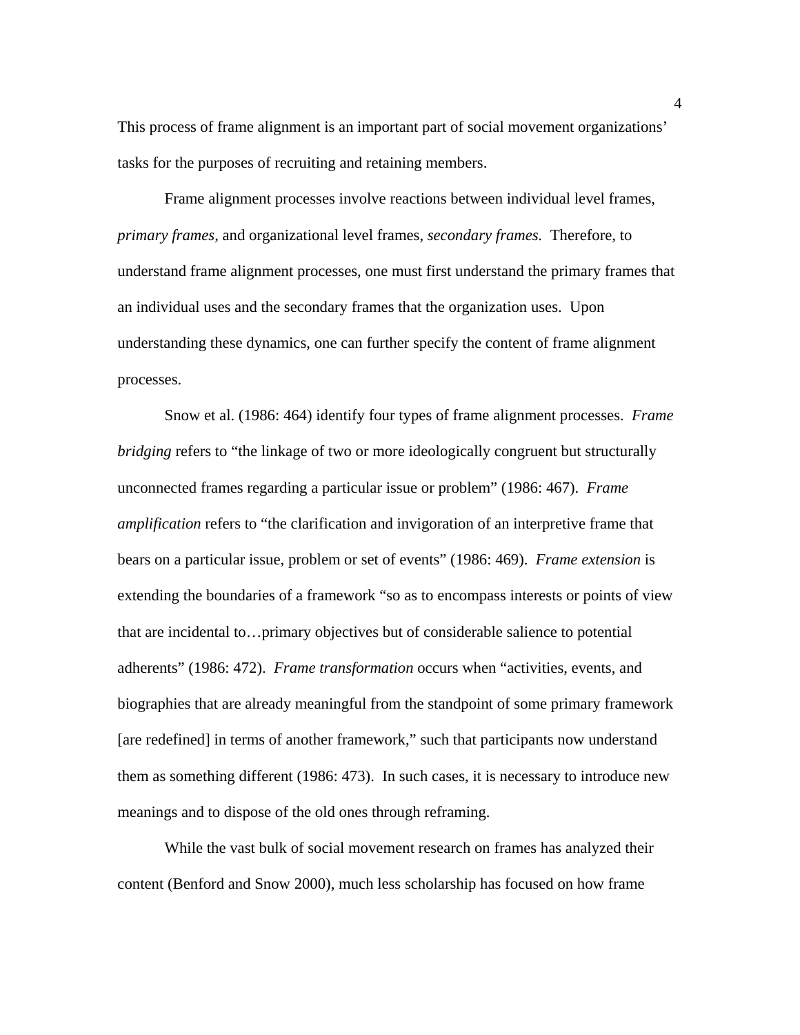This process of frame alignment is an important part of social movement organizations' tasks for the purposes of recruiting and retaining members.

Frame alignment processes involve reactions between individual level frames, *primary frames*, and organizational level frames, *secondary frames.* Therefore, to understand frame alignment processes, one must first understand the primary frames that an individual uses and the secondary frames that the organization uses. Upon understanding these dynamics, one can further specify the content of frame alignment processes.

Snow et al. (1986: 464) identify four types of frame alignment processes. *Frame bridging* refers to "the linkage of two or more ideologically congruent but structurally unconnected frames regarding a particular issue or problem" (1986: 467). *Frame amplification* refers to "the clarification and invigoration of an interpretive frame that bears on a particular issue, problem or set of events" (1986: 469). *Frame extension* is extending the boundaries of a framework "so as to encompass interests or points of view that are incidental to…primary objectives but of considerable salience to potential adherents" (1986: 472). *Frame transformation* occurs when "activities, events, and biographies that are already meaningful from the standpoint of some primary framework [are redefined] in terms of another framework," such that participants now understand them as something different (1986: 473). In such cases, it is necessary to introduce new meanings and to dispose of the old ones through reframing.

While the vast bulk of social movement research on frames has analyzed their content (Benford and Snow 2000), much less scholarship has focused on how frame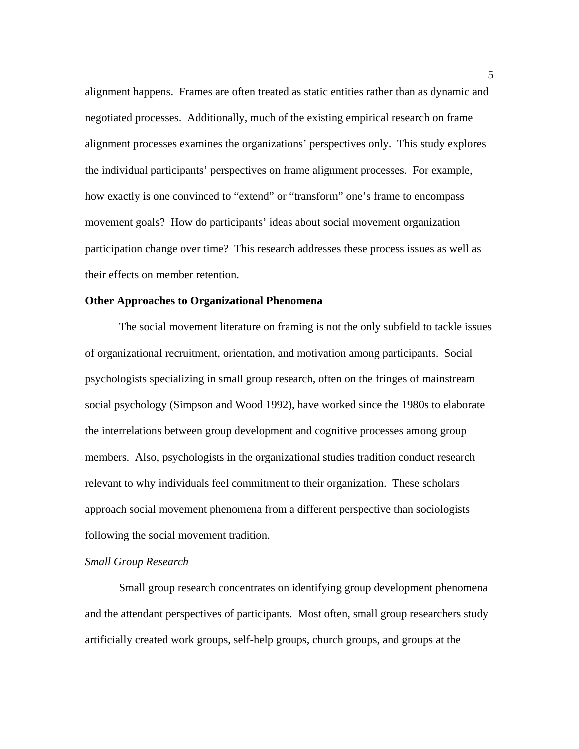alignment happens. Frames are often treated as static entities rather than as dynamic and negotiated processes. Additionally, much of the existing empirical research on frame alignment processes examines the organizations' perspectives only. This study explores the individual participants' perspectives on frame alignment processes. For example, how exactly is one convinced to "extend" or "transform" one's frame to encompass movement goals? How do participants' ideas about social movement organization participation change over time? This research addresses these process issues as well as their effects on member retention.

## Other Approaches to Organizational Phenomena

The social movement literature on framing is not the only subfield to tackle issues of organizational recruitment, orientation, and motivation among participants. Social psychologists specializing in small group research, often on the fringes of mainstream social psychology (Simpson and Wood 1992), have worked since the 1980s to elaborate the interrelations between group development and cognitive processes among group members. Also, psychologists in the organizational studies tradition conduct research relevant to why individuals feel commitment to their organization. These scholars approach social movement phenomena from a different perspective than sociologists following the social movement tradition.

### *Small Group Research*

Small group research concentrates on identifying group development phenomena and the attendant perspectives of participants. Most often, small group researchers study artificially created work groups, self-help groups, church groups, and groups at the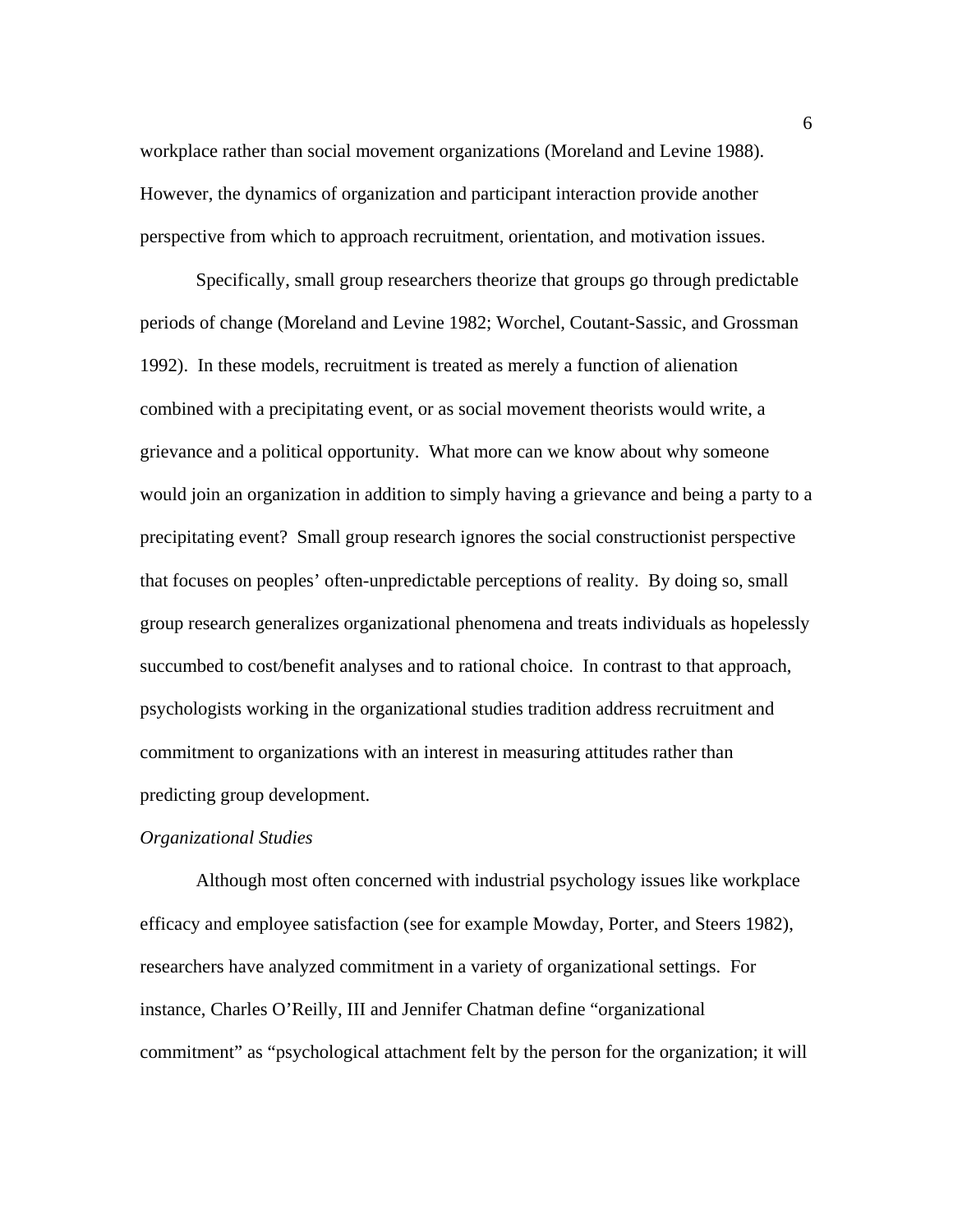workplace rather than social movement organizations (Moreland and Levine 1988). However, the dynamics of organization and participant interaction provide another perspective from which to approach recruitment, orientation, and motivation issues.

Specifically, small group researchers theorize that groups go through predictable periods of change (Moreland and Levine 1982; Worchel, Coutant-Sassic, and Grossman 1992). In these models, recruitment is treated as merely a function of alienation combined with a precipitating event, or as social movement theorists would write, a grievance and a political opportunity. What more can we know about why someone would join an organization in addition to simply having a grievance and being a party to a precipitating event? Small group research ignores the social constructionist perspective that focuses on peoples' often-unpredictable perceptions of reality. By doing so, small group research generalizes organizational phenomena and treats individuals as hopelessly succumbed to cost/benefit analyses and to rational choice. In contrast to that approach, psychologists working in the organizational studies tradition address recruitment and commitment to organizations with an interest in measuring attitudes rather than predicting group development.

*Organizational Studies*

Although most often concerned with industrial psychology issues like workplace efficacy and employee satisfaction (see for example Mowday, Porter, and Steers 1982), researchers have analyzed commitment in a variety of organizational settings. For instance, Charles O'Reilly, III and Jennifer Chatman define "organizational commitment" as "psychological attachment felt by the person for the organization; it will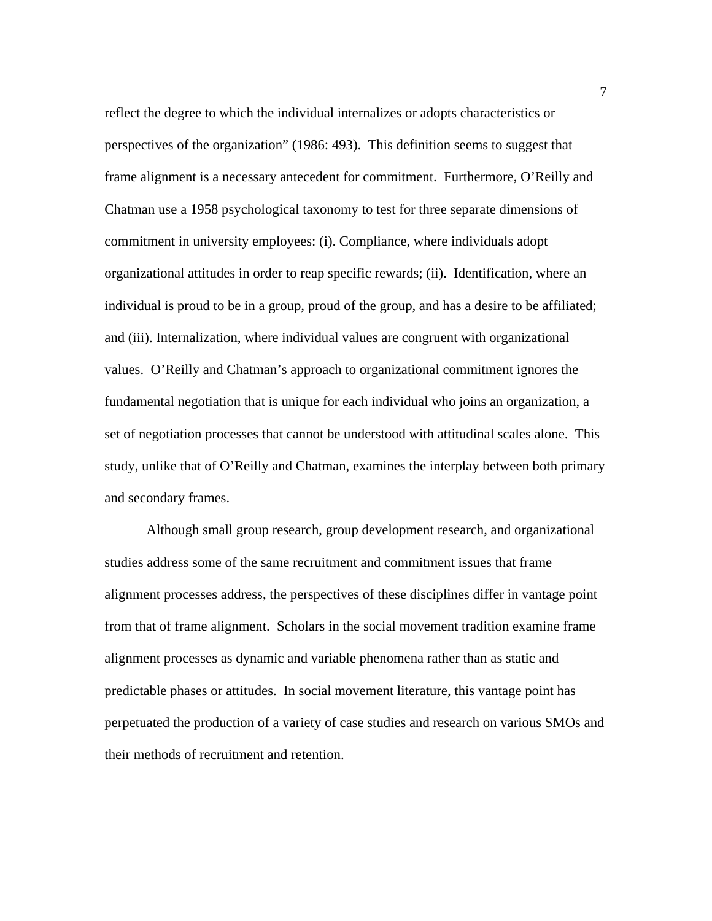reflect the degree to which the individual internalizes or adopts characteristics or perspectives of the organization" (1986: 493). This definition seems to suggest that frame alignment is a necessary antecedent for commitment. Furthermore, O'Reilly and Chatman use a 1958 psychological taxonomy to test for three separate dimensions of commitment in university employees: (i). Compliance, where individuals adopt organizational attitudes in order to reap specific rewards; (ii). Identification, where an individual is proud to be in a group, proud of the group, and has a desire to be affiliated; and (iii). Internalization, where individual values are congruent with organizational values. O'Reilly and Chatman's approach to organizational commitment ignores the fundamental negotiation that is unique for each individual who joins an organization, a set of negotiation processes that cannot be understood with attitudinal scales alone. This study, unlike that of O'Reilly and Chatman, examines the interplay between both primary and secondary frames.

Although small group research, group development research, and organizational studies address some of the same recruitment and commitment issues that frame alignment processes address, the perspectives of these disciplines differ in vantage point from that of frame alignment. Scholars in the social movement tradition examine frame alignment processes as dynamic and variable phenomena rather than as static and predictable phases or attitudes. In social movement literature, this vantage point has perpetuated the production of a variety of case studies and research on various SMOs and their methods of recruitment and retention.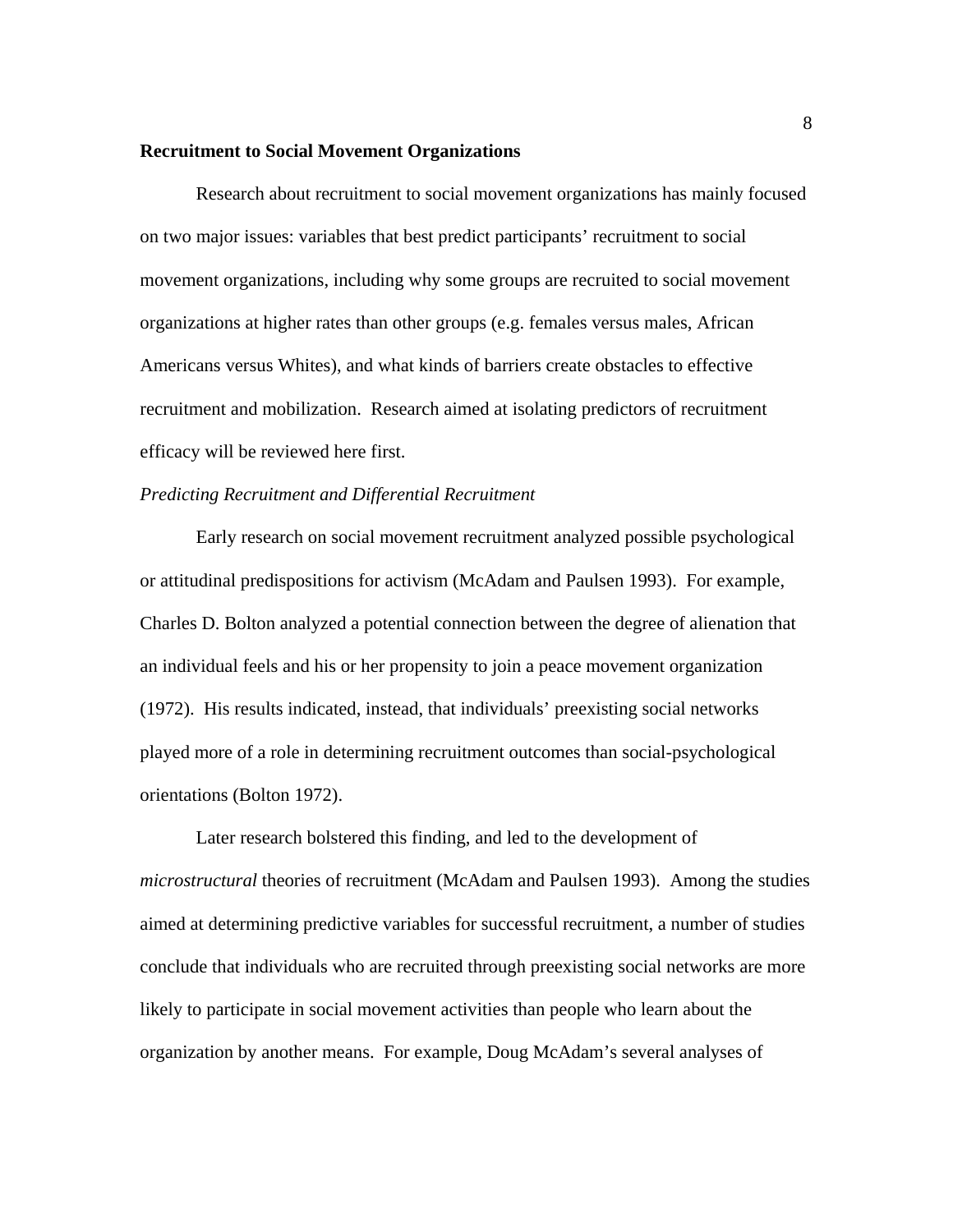**Recruitment to Social Movement Organizations**

Research about recruitment to social movement organizations has mainly focused on two major issues: variables that best predict participants' recruitment to social movement organizations, including why some groups are recruited to social movement organizations at higher rates than other groups (e.g. females versus males, African Americans versus Whites), and what kinds of barriers create obstacles to effective recruitment and mobilization. Research aimed at isolating predictors of recruitment efficacy will be reviewed here first.

*Predicting Recruitment and Differential Recruitment*

Early research on social movement recruitment analyzed possible psychological or attitudinal predispositions for activism (McAdam and Paulsen 1993). For example, Charles D. Bolton analyzed a potential connection between the degree of alienation that an individual feels and his or her propensity to join a peace movement organization (1972). His results indicated, instead, that individuals' preexisting social networks played more of a role in determining recruitment outcomes than social-psychological orientations (Bolton 1972).

Later research bolstered this finding, and led to the development of *microstructural* theories of recruitment (McAdam and Paulsen 1993). Among the studies aimed at determining predictive variables for successful recruitment, a number of studies conclude that individuals who are recruited through preexisting social networks are more likely to participate in social movement activities than people who learn about the organization by another means. For example, Doug McAdam's several analyses of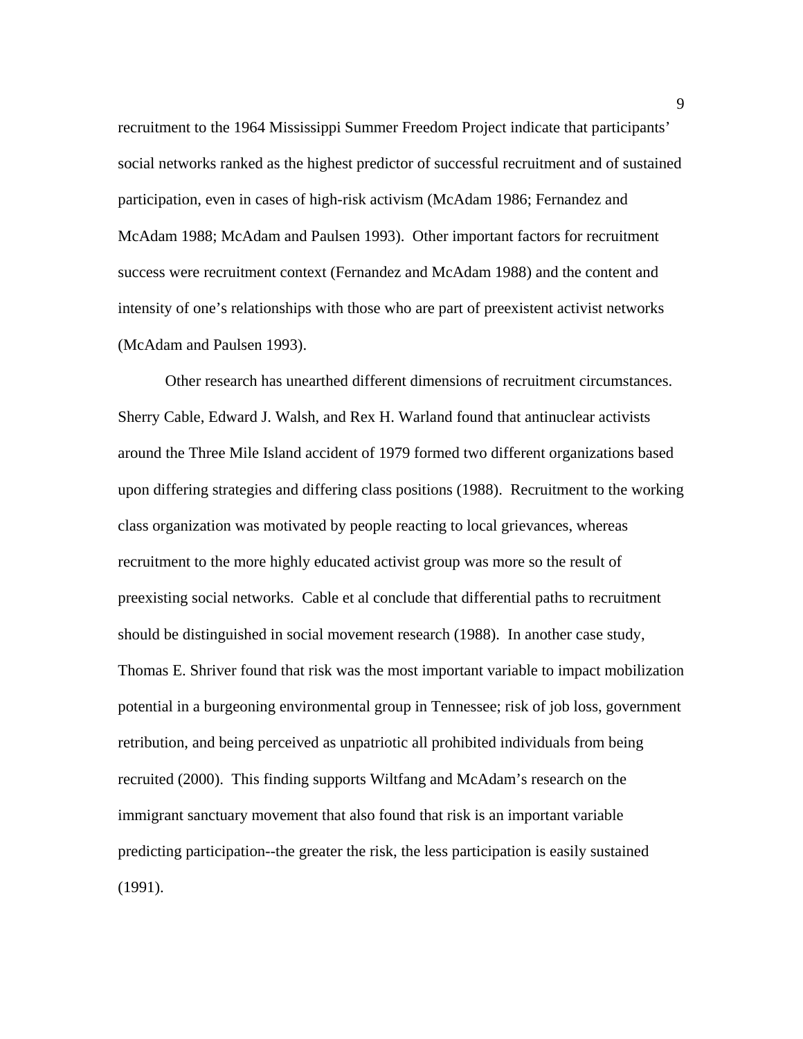recruitment to the 1964 Mississippi Summer Freedom Project indicate that participants' social networks ranked as the highest predictor of successful recruitment and of sustained participation, even in cases of high-risk activism (McAdam 1986; Fernandez and McAdam 1988; McAdam and Paulsen 1993). Other important factors for recruitment success were recruitment context (Fernandez and McAdam 1988) and the content and intensity of one's relationships with those who are part of preexistent activist networks (McAdam and Paulsen 1993).

Other research has unearthed different dimensions of recruitment circumstances. Sherry Cable, Edward J. Walsh, and Rex H. Warland found that antinuclear activists around the Three Mile Island accident of 1979 formed two different organizations based upon differing strategies and differing class positions (1988). Recruitment to the working class organization was motivated by people reacting to local grievances, whereas recruitment to the more highly educated activist group was more so the result of preexisting social networks. Cable et al conclude that differential paths to recruitment should be distinguished in social movement research (1988). In another case study, Thomas E. Shriver found that risk was the most important variable to impact mobilization potential in a burgeoning environmental group in Tennessee; risk of job loss, government retribution, and being perceived as unpatriotic all prohibited individuals from being recruited (2000). This finding supports Wiltfang and McAdam's research on the immigrant sanctuary movement that also found that risk is an important variable predicting participation--the greater the risk, the less participation is easily sustained (1991).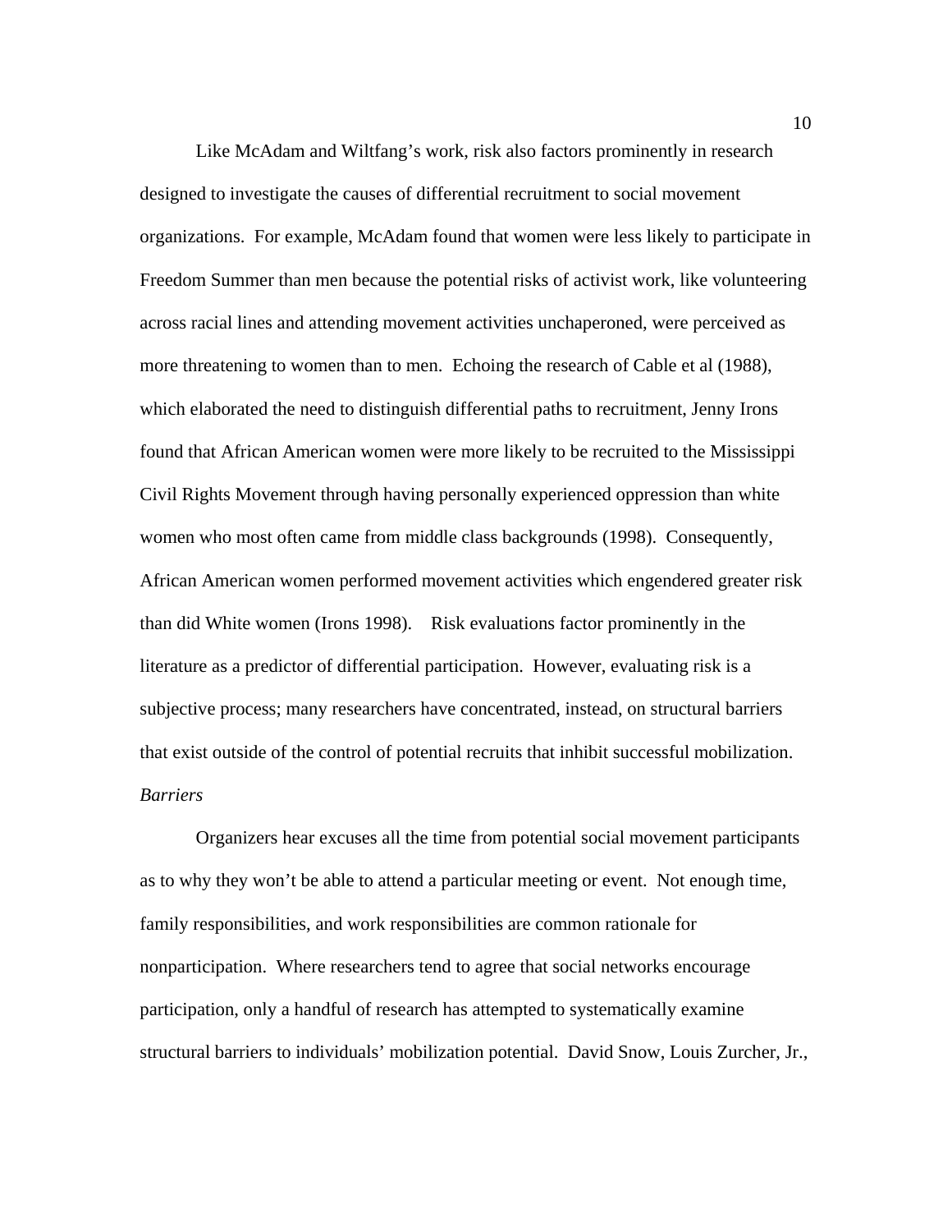Like McAdam and Wiltfang's work, risk also factors prominently in research designed to investigate the causes of differential recruitment to social movement organizations. For example, McAdam found that women were less likely to participate in Freedom Summer than men because the potential risks of activist work, like volunteering across racial lines and attending movement activities unchaperoned, were perceived as more threatening to women than to men. Echoing the research of Cable et al (1988), which elaborated the need to distinguish differential paths to recruitment, Jenny Irons found that African American women were more likely to be recruited to the Mississippi Civil Rights Movement through having personally experienced oppression than white women who most often came from middle class backgrounds (1998). Consequently, African American women performed movement activities which engendered greater risk than did White women (Irons 1998). Risk evaluations factor prominently in the literature as a predictor of differential participation. However, evaluating risk is a subjective process; many researchers have concentrated, instead, on structural barriers that exist outside of the control of potential recruits that inhibit successful mobilization.

*Barriers*

Organizers hear excuses all the time from potential social movement participants as to why they won't be able to attend a particular meeting or event. Not enough time, family responsibilities, and work responsibilities are common rationale for nonparticipation. Where researchers tend to agree that social networks encourage participation, only a handful of research has attempted to systematically examine structural barriers to individuals' mobilization potential. David Snow, Louis Zurcher, Jr.,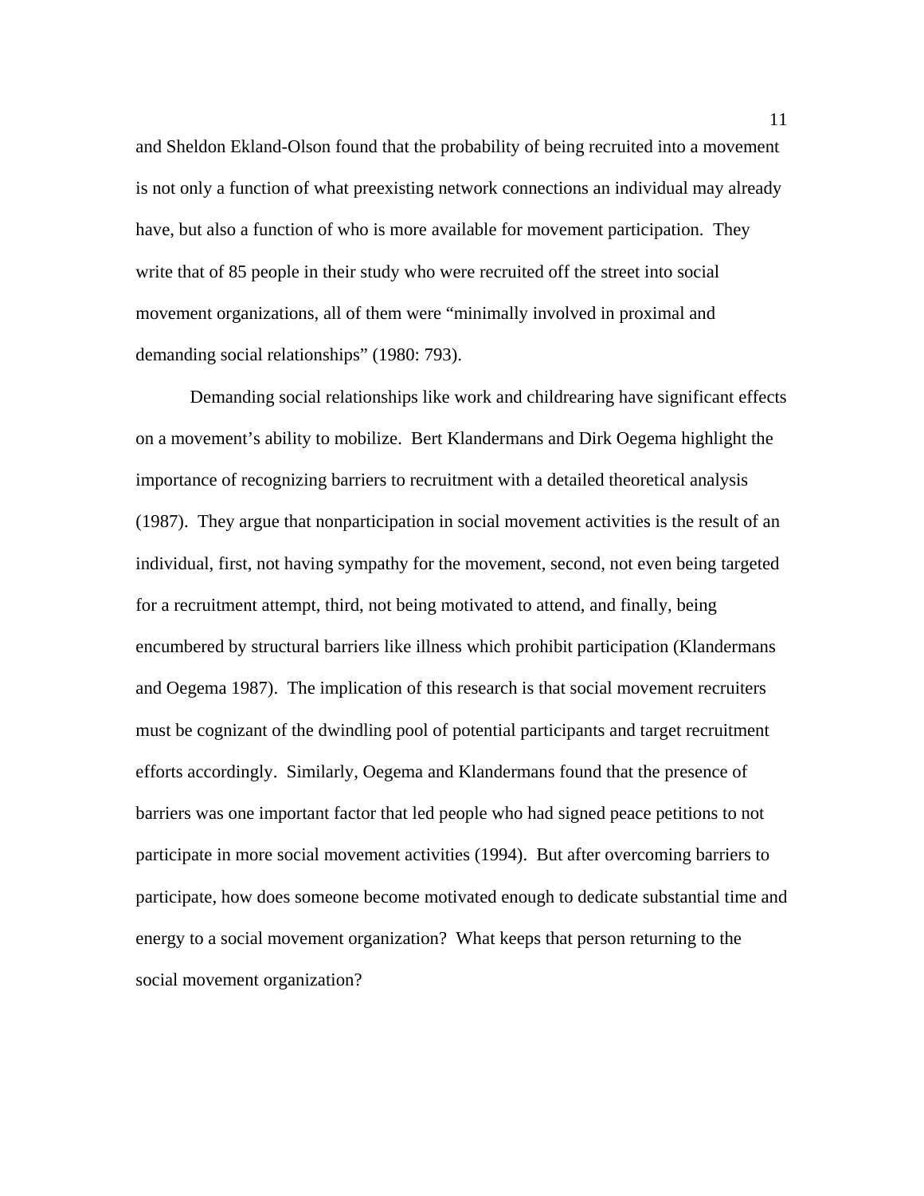and Sheldon Ekland-Olson found that the probability of being recruited into a movement is not only a function of what preexisting network connections an individual may already have, but also a function of who is more available for movement participation. They write that of 85 people in their study who were recruited off the street into social movement organizations, all of them were "minimally involved in proximal and demanding social relationships" (1980: 793).

Demanding social relationships like work and childrearing have significant effects on a movement's ability to mobilize. Bert Klandermans and Dirk Oegema highlight the importance of recognizing barriers to recruitment with a detailed theoretical analysis (1987). They argue that nonparticipation in social movement activities is the result of an individual, first, not having sympathy for the movement, second, not even being targeted for a recruitment attempt, third, not being motivated to attend, and finally, being encumbered by structural barriers like illness which prohibit participation (Klandermans and Oegema 1987). The implication of this research is that social movement recruiters must be cognizant of the dwindling pool of potential participants and target recruitment efforts accordingly. Similarly, Oegema and Klandermans found that the presence of barriers was one important factor that led people who had signed peace petitions to not participate in more social movement activities (1994). But after overcoming barriers to participate, how does someone become motivated enough to dedicate substantial time and energy to a social movement organization? What keeps that person returning to the social movement organization?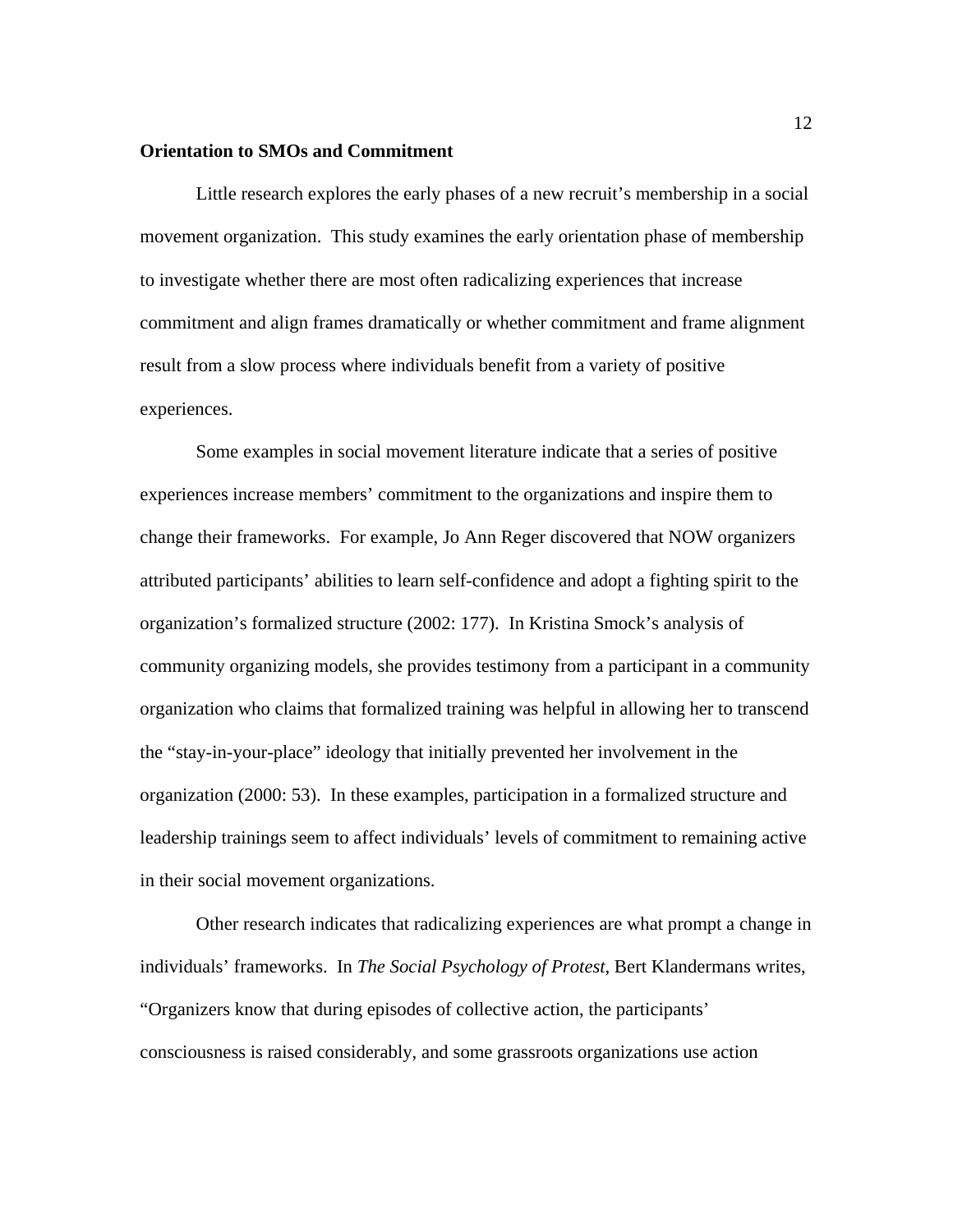**Orientation to SMOs and Commitment**

Little research explores the early phases of a new recruit's membership in a social movement organization. This study examines the early orientation phase of membership to investigate whether there are most often radicalizing experiences that increase commitment and align frames dramatically or whether commitment and frame alignment result from a slow process where individuals benefit from a variety of positive experiences.

Some examples in social movement literature indicate that a series of positive experiences increase members' commitment to the organizations and inspire them to change their frameworks. For example, Jo Ann Reger discovered that NOW organizers attributed participants' abilities to learn self-confidence and adopt a fighting spirit to the organization's formalized structure (2002: 177). In Kristina Smock's analysis of community organizing models, she provides testimony from a participant in a community organization who claims that formalized training was helpful in allowing her to transcend the "stay-in-your-place" ideology that initially prevented her involvement in the organization (2000: 53). In these examples, participation in a formalized structure and leadership trainings seem to affect individuals' levels of commitment to remaining active in their social movement organizations.

Other research indicates that radicalizing experiences are what prompt a change in individuals' frameworks. In *The Social Psychology of Protest*, Bert Klandermans writes, "Organizers know that during episodes of collective action, the participants' consciousness is raised considerably, and some grassroots organizations use action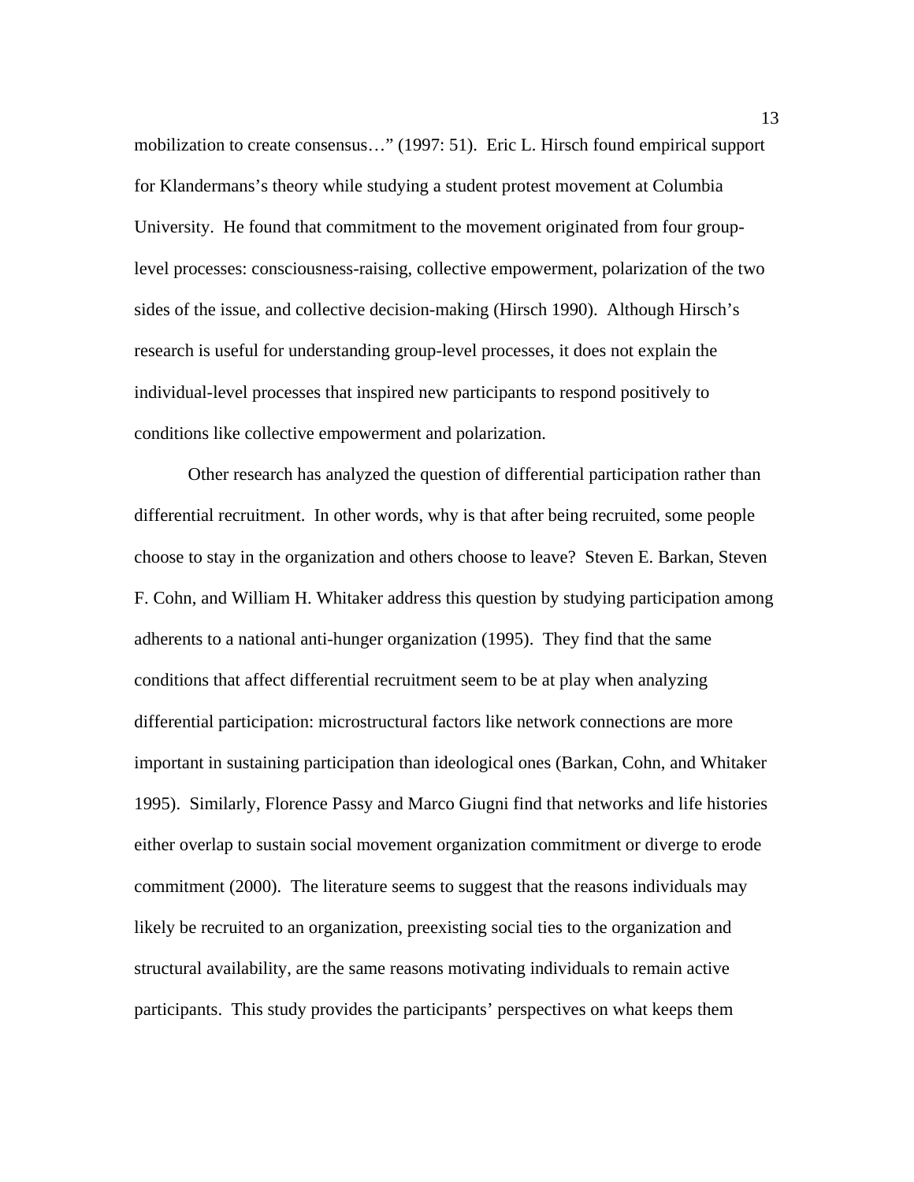mobilization to create consensus…" (1997: 51). Eric L. Hirsch found empirical support for Klandermans's theory while studying a student protest movement at Columbia University. He found that commitment to the movement originated from four group-level processes: consciousness-raising, collective empowerment, polarization of the two sides of the issue, and collective decision-making (Hirsch 1990). Although Hirsch's research is useful for understanding group-level processes, it does not explain the individual-level processes that inspired new participants to respond positively to conditions like collective empowerment and polarization.

Other research has analyzed the question of differential participation rather than differential recruitment. In other words, why is that after being recruited, some people choose to stay in the organization and others choose to leave? Steven E. Barkan, Steven F. Cohn, and William H. Whitaker address this question by studying participation among adherents to a national anti-hunger organization (1995). They find that the same conditions that affect differential recruitment seem to be at play when analyzing differential participation: microstructural factors like network connections are more important in sustaining participation than ideological ones (Barkan, Cohn, and Whitaker 1995). Similarly, Florence Passy and Marco Giugni find that networks and life histories either overlap to sustain social movement organization commitment or diverge to erode commitment (2000). The literature seems to suggest that the reasons individuals may likely be recruited to an organization, preexisting social ties to the organization and structural availability, are the same reasons motivating individuals to remain active participants. This study provides the participants' perspectives on what keeps them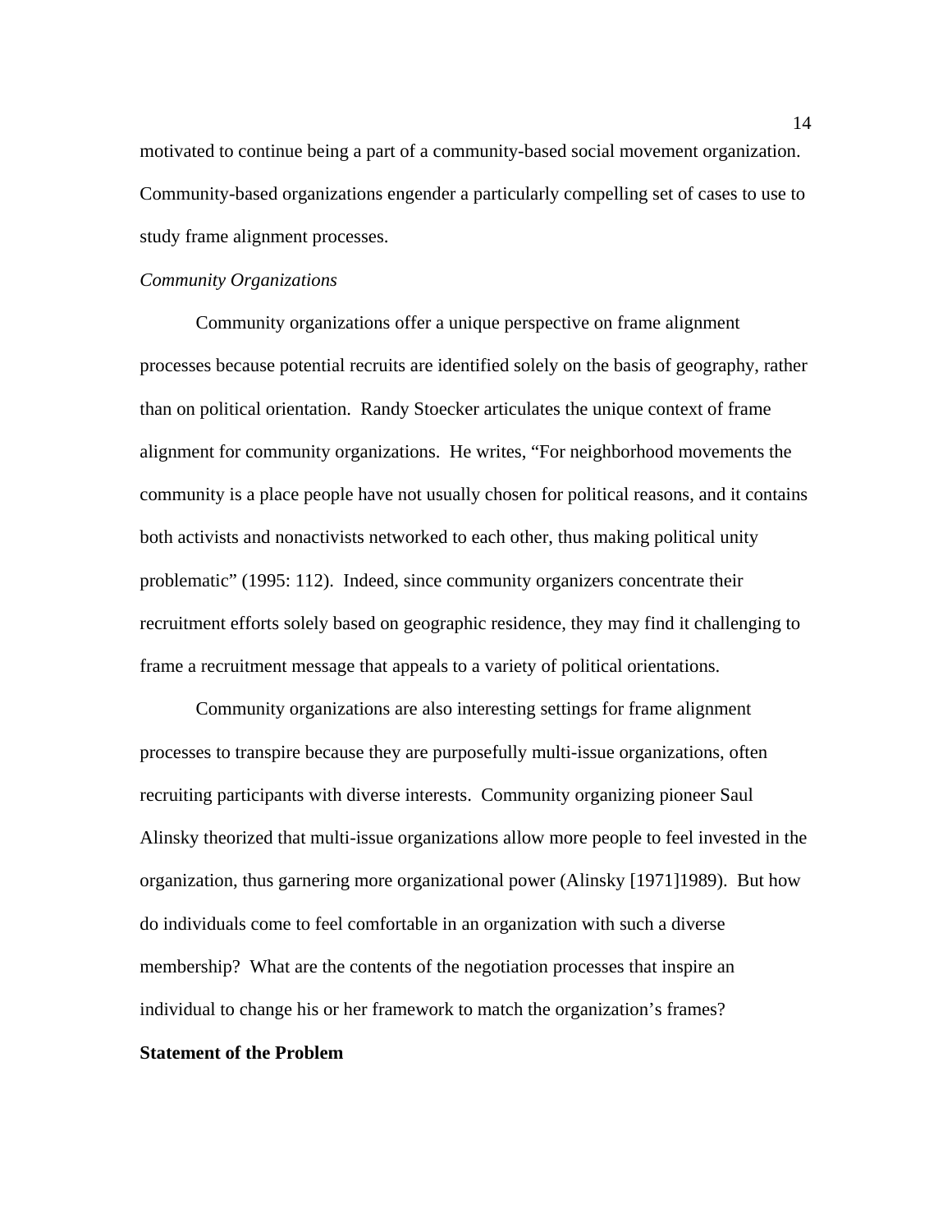motivated to continue being a part of a community-based social movement organization. Community-based organizations engender a particularly compelling set of cases to use to study frame alignment processes.

*Community Organizations*

Community organizations offer a unique perspective on frame alignment processes because potential recruits are identified solely on the basis of geography, rather than on political orientation. Randy Stoecker articulates the unique context of frame alignment for community organizations. He writes, "For neighborhood movements the community is a place people have not usually chosen for political reasons, and it contains both activists and nonactivists networked to each other, thus making political unity problematic" (1995: 112). Indeed, since community organizers concentrate their recruitment efforts solely based on geographic residence, they may find it challenging to frame a recruitment message that appeals to a variety of political orientations.

Community organizations are also interesting settings for frame alignment processes to transpire because they are purposefully multi-issue organizations, often recruiting participants with diverse interests. Community organizing pioneer Saul Alinsky theorized that multi-issue organizations allow more people to feel invested in the organization, thus garnering more organizational power (Alinsky [1971]1989). But how do individuals come to feel comfortable in an organization with such a diverse membership? What are the contents of the negotiation processes that inspire an individual to change his or her framework to match the organization's frames?

**Statement of the Problem**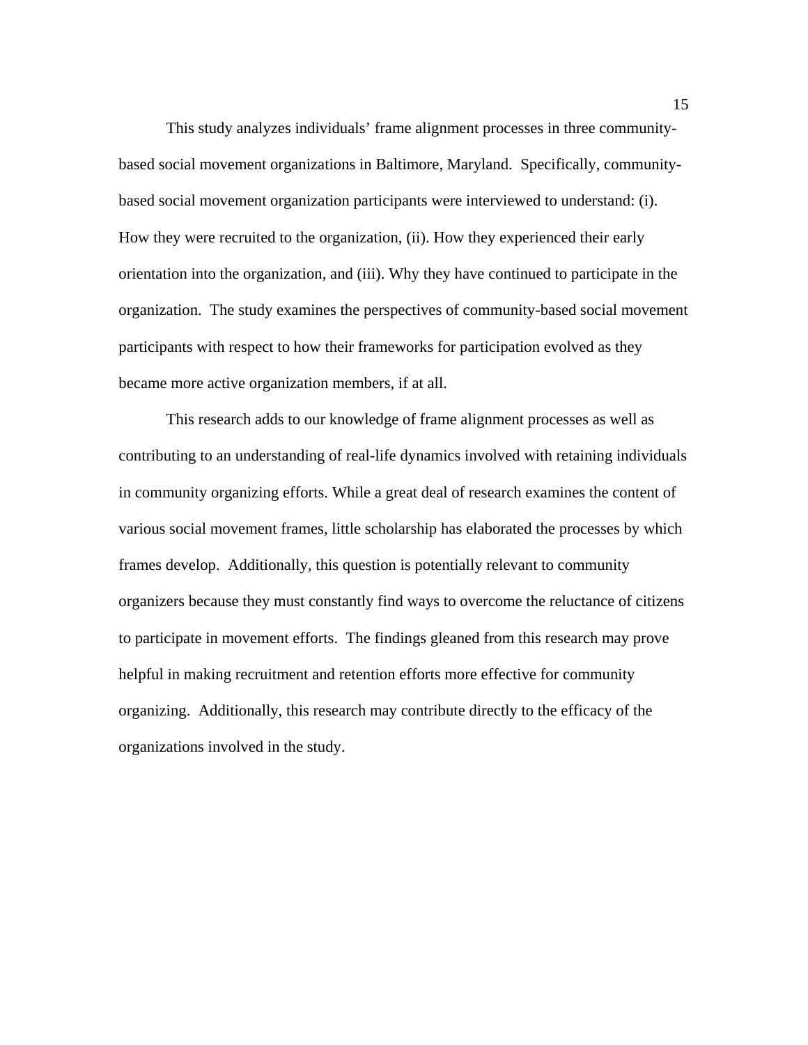This study analyzes individuals' frame alignment processes in three community-based social movement organizations in Baltimore, Maryland. Specifically, community-based social movement organization participants were interviewed to understand: (i). How they were recruited to the organization, (ii). How they experienced their early orientation into the organization, and (iii). Why they have continued to participate in the organization. The study examines the perspectives of community-based social movement participants with respect to how their frameworks for participation evolved as they became more active organization members, if at all.

This research adds to our knowledge of frame alignment processes as well as contributing to an understanding of real-life dynamics involved with retaining individuals in community organizing efforts. While a great deal of research examines the content of various social movement frames, little scholarship has elaborated the processes by which frames develop. Additionally, this question is potentially relevant to community organizers because they must constantly find ways to overcome the reluctance of citizens to participate in movement efforts. The findings gleaned from this research may prove helpful in making recruitment and retention efforts more effective for community organizing. Additionally, this research may contribute directly to the efficacy of the organizations involved in the study.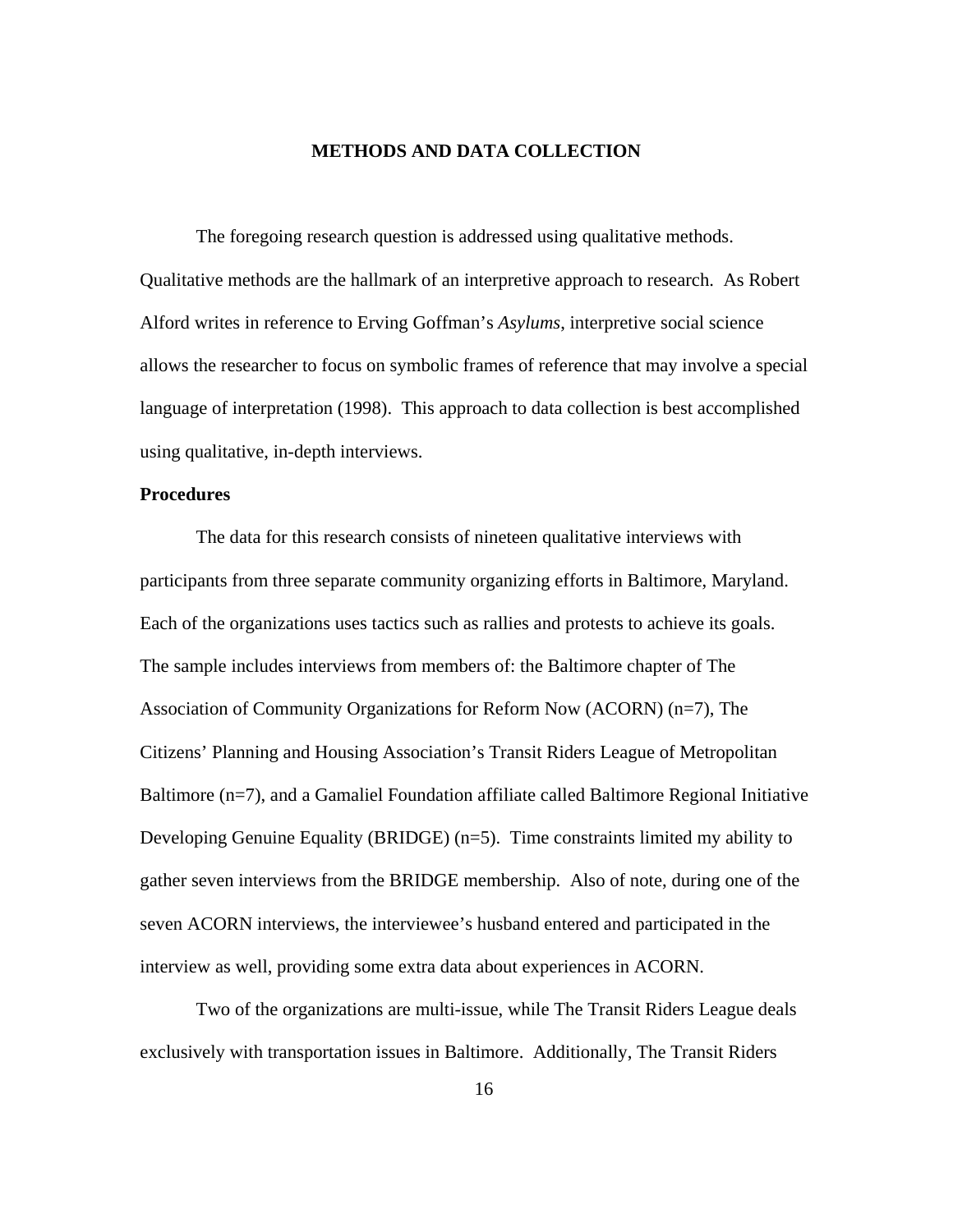# METHODS AND DATA COLLECTION

The foregoing research question is addressed using qualitative methods. Qualitative methods are the hallmark of an interpretive approach to research. As Robert Alford writes in reference to Erving Goffman's *Asylums*, interpretive social science allows the researcher to focus on symbolic frames of reference that may involve a special language of interpretation (1998). This approach to data collection is best accomplished using qualitative, in-depth interviews.

## Procedures

The data for this research consists of nineteen qualitative interviews with participants from three separate community organizing efforts in Baltimore, Maryland. Each of the organizations uses tactics such as rallies and protests to achieve its goals. The sample includes interviews from members of: the Baltimore chapter of The Association of Community Organizations for Reform Now (ACORN) (n=7), The Citizens' Planning and Housing Association's Transit Riders League of Metropolitan Baltimore (n=7), and a Gamaliel Foundation affiliate called Baltimore Regional Initiative Developing Genuine Equality (BRIDGE) (n=5). Time constraints limited my ability to gather seven interviews from the BRIDGE membership. Also of note, during one of the seven ACORN interviews, the interviewee's husband entered and participated in the interview as well, providing some extra data about experiences in ACORN.

Two of the organizations are multi-issue, while The Transit Riders League deals exclusively with transportation issues in Baltimore. Additionally, The Transit Riders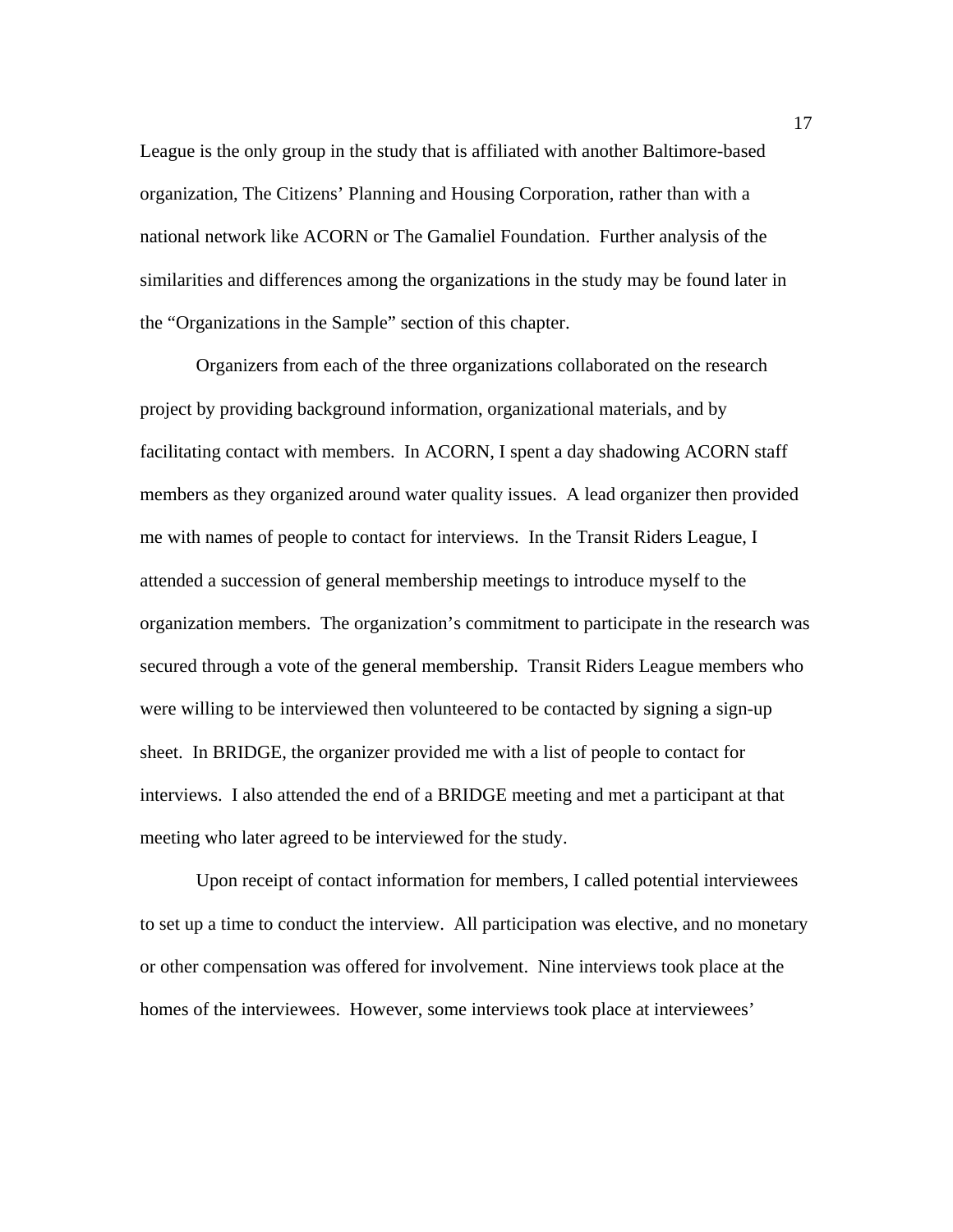League is the only group in the study that is affiliated with another Baltimore-based organization, The Citizens' Planning and Housing Corporation, rather than with a national network like ACORN or The Gamaliel Foundation. Further analysis of the similarities and differences among the organizations in the study may be found later in the "Organizations in the Sample" section of this chapter.

Organizers from each of the three organizations collaborated on the research project by providing background information, organizational materials, and by facilitating contact with members. In ACORN, I spent a day shadowing ACORN staff members as they organized around water quality issues. A lead organizer then provided me with names of people to contact for interviews. In the Transit Riders League, I attended a succession of general membership meetings to introduce myself to the organization members. The organization's commitment to participate in the research was secured through a vote of the general membership. Transit Riders League members who were willing to be interviewed then volunteered to be contacted by signing a sign-up sheet. In BRIDGE, the organizer provided me with a list of people to contact for interviews. I also attended the end of a BRIDGE meeting and met a participant at that meeting who later agreed to be interviewed for the study.

Upon receipt of contact information for members, I called potential interviewees to set up a time to conduct the interview. All participation was elective, and no monetary or other compensation was offered for involvement. Nine interviews took place at the homes of the interviewees. However, some interviews took place at interviewees'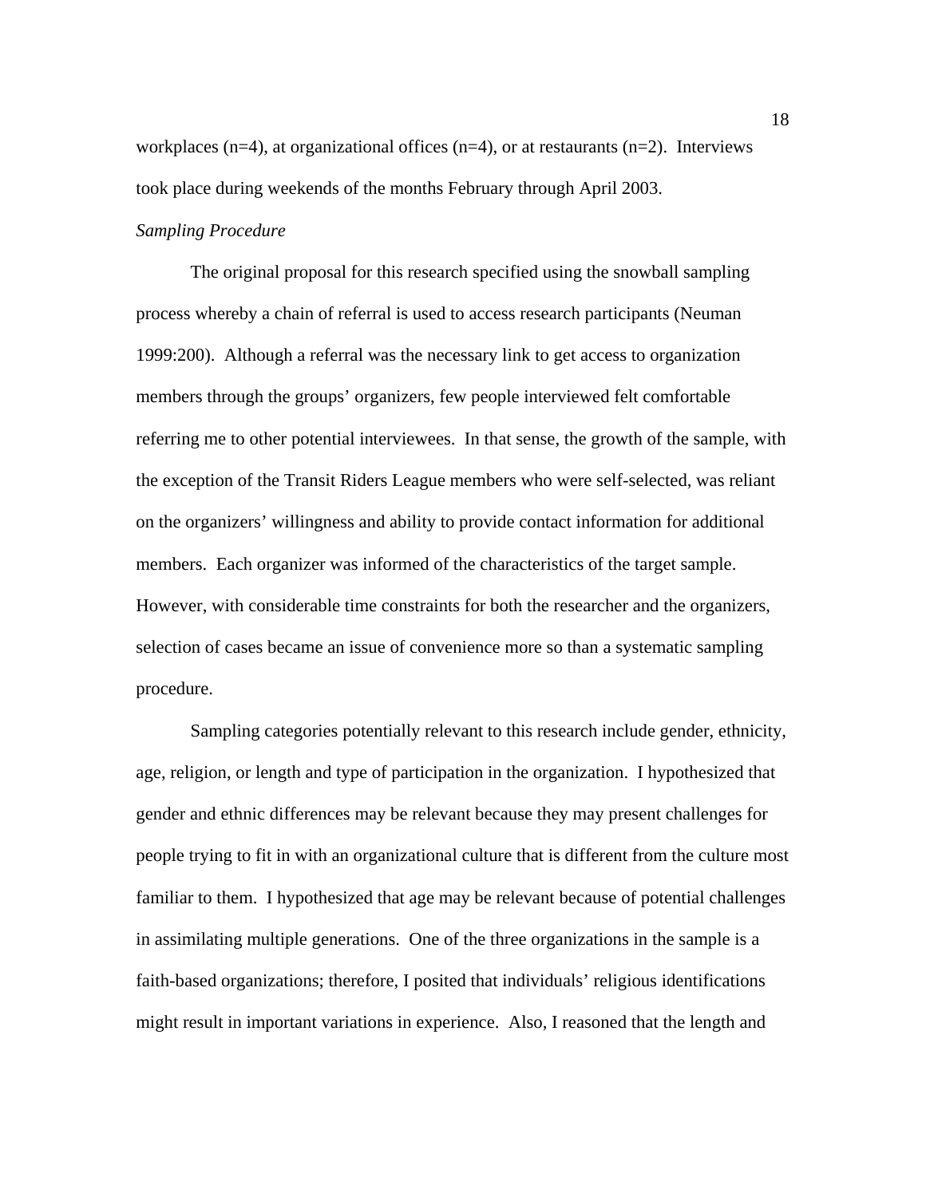workplaces (n=4), at organizational offices (n=4), or at restaurants (n=2). Interviews took place during weekends of the months February through April 2003.

*Sampling Procedure*

The original proposal for this research specified using the snowball sampling process whereby a chain of referral is used to access research participants (Neuman 1999:200). Although a referral was the necessary link to get access to organization members through the groups' organizers, few people interviewed felt comfortable referring me to other potential interviewees. In that sense, the growth of the sample, with the exception of the Transit Riders League members who were self-selected, was reliant on the organizers' willingness and ability to provide contact information for additional members. Each organizer was informed of the characteristics of the target sample. However, with considerable time constraints for both the researcher and the organizers, selection of cases became an issue of convenience more so than a systematic sampling procedure.

Sampling categories potentially relevant to this research include gender, ethnicity, age, religion, or length and type of participation in the organization. I hypothesized that gender and ethnic differences may be relevant because they may present challenges for people trying to fit in with an organizational culture that is different from the culture most familiar to them. I hypothesized that age may be relevant because of potential challenges in assimilating multiple generations. One of the three organizations in the sample is a faith-based organizations; therefore, I posited that individuals' religious identifications might result in important variations in experience. Also, I reasoned that the length and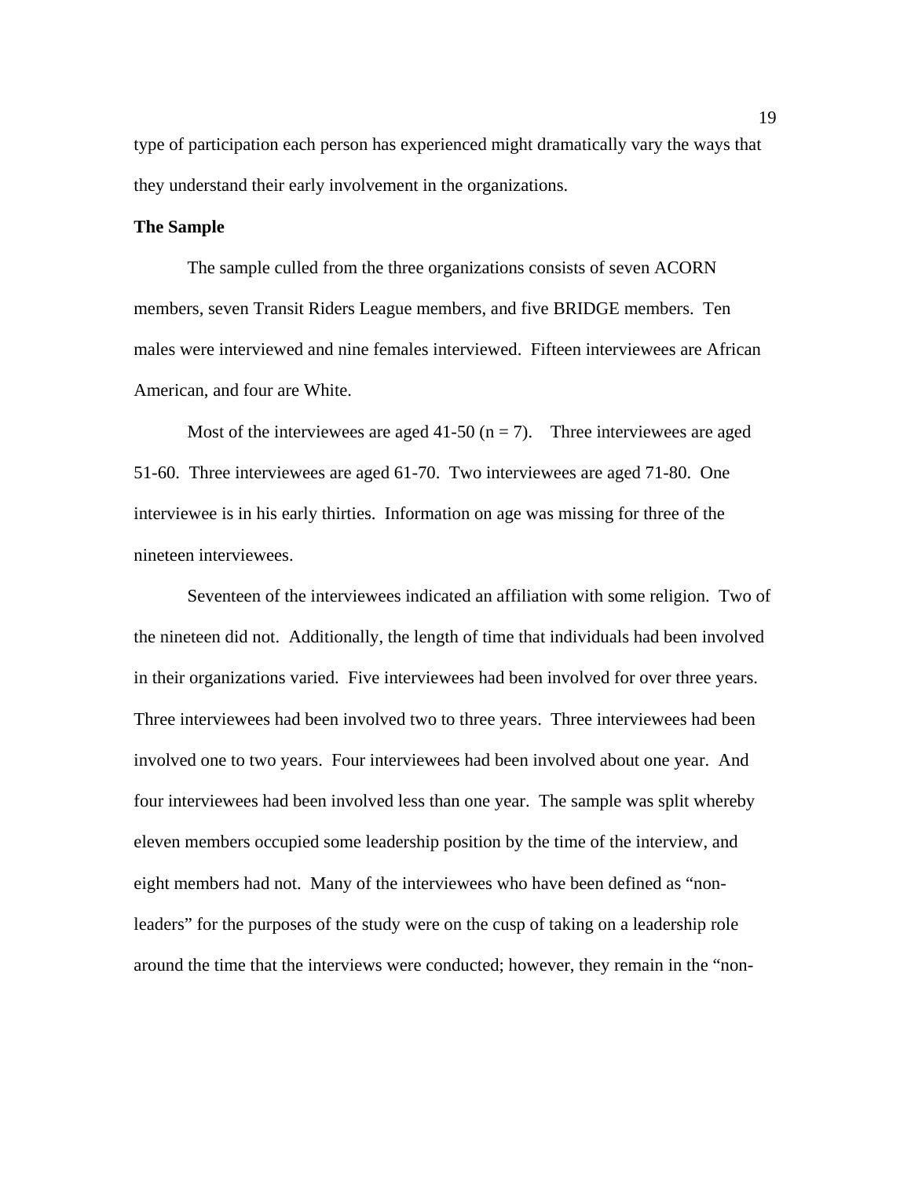type of participation each person has experienced might dramatically vary the ways that they understand their early involvement in the organizations.

**The Sample**

The sample culled from the three organizations consists of seven ACORN members, seven Transit Riders League members, and five BRIDGE members. Ten males were interviewed and nine females interviewed. Fifteen interviewees are African American, and four are White.

Most of the interviewees are aged 41-50 ($n = 7$). Three interviewees are aged 51-60. Three interviewees are aged 61-70. Two interviewees are aged 71-80. One interviewee is in his early thirties. Information on age was missing for three of the nineteen interviewees.

Seventeen of the interviewees indicated an affiliation with some religion. Two of the nineteen did not. Additionally, the length of time that individuals had been involved in their organizations varied. Five interviewees had been involved for over three years. Three interviewees had been involved two to three years. Three interviewees had been involved one to two years. Four interviewees had been involved about one year. And four interviewees had been involved less than one year. The sample was split whereby eleven members occupied some leadership position by the time of the interview, and eight members had not. Many of the interviewees who have been defined as "non-leaders" for the purposes of the study were on the cusp of taking on a leadership role around the time that the interviews were conducted; however, they remain in the "non-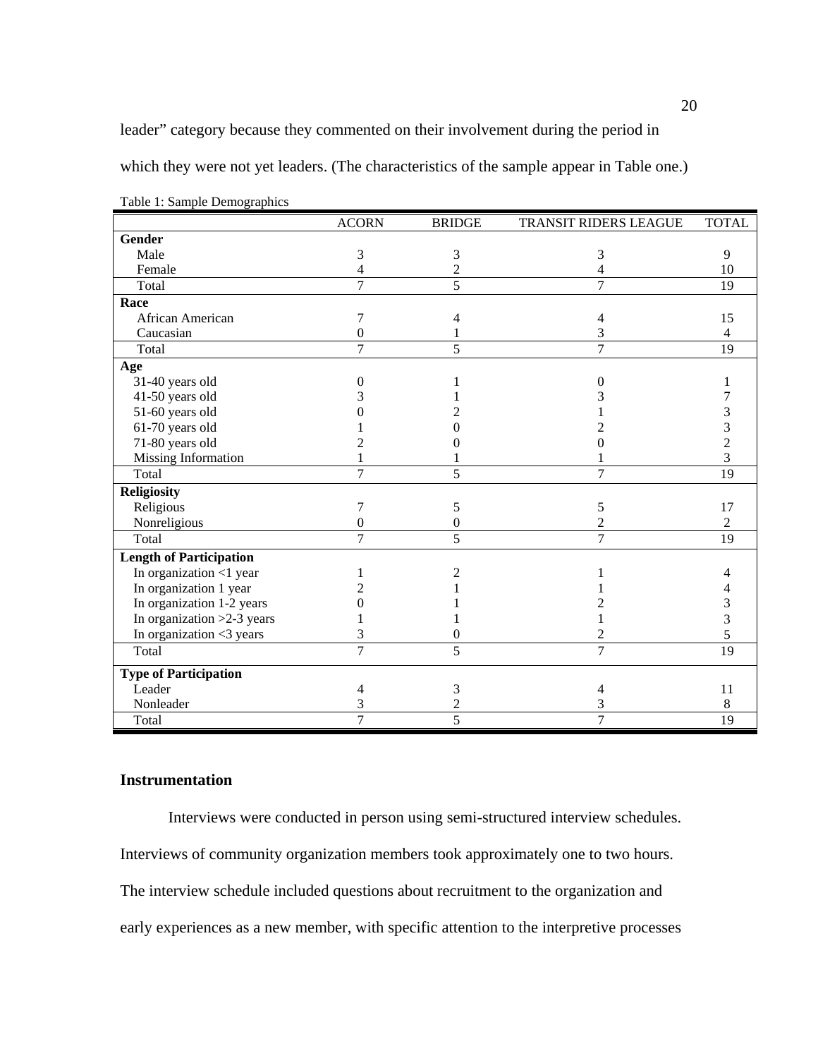leader" category because they commented on their involvement during the period in which they were not yet leaders. (The characteristics of the sample appear in Table one.)

Table 1: Sample Demographics

| | ACORN | BRIDGE | TRANSIT RIDERS LEAGUE | TOTAL |
|---|---|---|---|---|
| **Gender** | | | | |
| Male | 3 | 3 | 3 | 9 |
| Female | 4 | 2 | 4 | 10 |
| Total | 7 | 5 | 7 | 19 |
| **Race** | | | | |
| African American | 7 | 4 | 4 | 15 |
| Caucasian | 0 | 1 | 3 | 4 |
| Total | 7 | 5 | 7 | 19 |
| **Age** | | | | |
| 31-40 years old | 0 | 1 | 0 | 1 |
| 41-50 years old | 3 | 1 | 3 | 7 |
| 51-60 years old | 0 | 2 | 1 | 3 |
| 61-70 years old | 1 | 0 | 2 | 3 |
| 71-80 years old | 2 | 0 | 0 | 2 |
| Missing Information | 1 | 1 | 1 | 3 |
| Total | 7 | 5 | 7 | 19 |
| **Religiosity** | | | | |
| Religious | 7 | 5 | 5 | 17 |
| Nonreligious | 0 | 0 | 2 | 2 |
| Total | 7 | 5 | 7 | 19 |
| **Length of Participation** | | | | |
| In organization <1 year | 1 | 2 | 1 | 4 |
| In organization 1 year | 2 | 1 | 1 | 4 |
| In organization 1-2 years | 0 | 1 | 2 | 3 |
| In organization >2-3 years | 1 | 1 | 1 | 3 |
| In organization <3 years | 3 | 0 | 2 | 5 |
| Total | 7 | 5 | 7 | 19 |
| **Type of Participation** | | | | |
| Leader | 4 | 3 | 4 | 11 |
| Nonleader | 3 | 2 | 3 | 8 |
| Total | 7 | 5 | 7 | 19 |

### Instrumentation

Interviews were conducted in person using semi-structured interview schedules. Interviews of community organization members took approximately one to two hours. The interview schedule included questions about recruitment to the organization and early experiences as a new member, with specific attention to the interpretive processes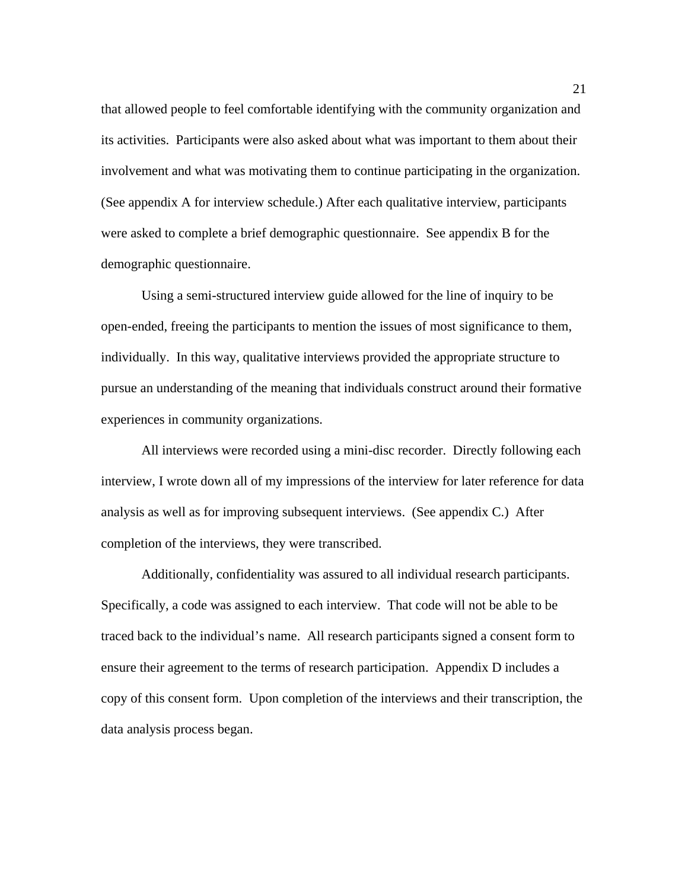that allowed people to feel comfortable identifying with the community organization and its activities. Participants were also asked about what was important to them about their involvement and what was motivating them to continue participating in the organization. (See appendix A for interview schedule.) After each qualitative interview, participants were asked to complete a brief demographic questionnaire. See appendix B for the demographic questionnaire.

Using a semi-structured interview guide allowed for the line of inquiry to be open-ended, freeing the participants to mention the issues of most significance to them, individually. In this way, qualitative interviews provided the appropriate structure to pursue an understanding of the meaning that individuals construct around their formative experiences in community organizations.

All interviews were recorded using a mini-disc recorder. Directly following each interview, I wrote down all of my impressions of the interview for later reference for data analysis as well as for improving subsequent interviews. (See appendix C.) After completion of the interviews, they were transcribed.

Additionally, confidentiality was assured to all individual research participants. Specifically, a code was assigned to each interview. That code will not be able to be traced back to the individual's name. All research participants signed a consent form to ensure their agreement to the terms of research participation. Appendix D includes a copy of this consent form. Upon completion of the interviews and their transcription, the data analysis process began.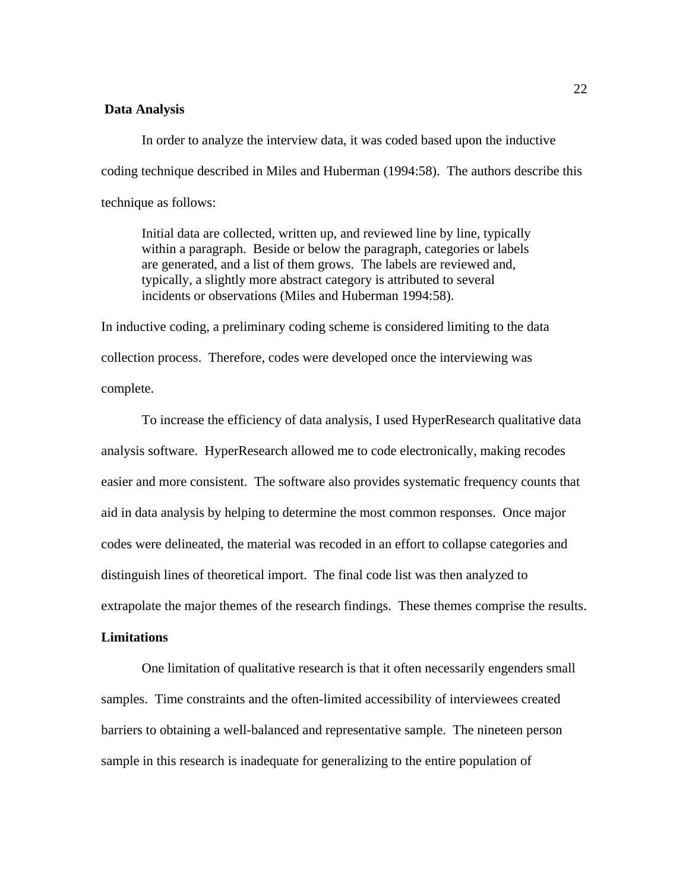## Data Analysis

In order to analyze the interview data, it was coded based upon the inductive coding technique described in Miles and Huberman (1994:58). The authors describe this technique as follows:

> Initial data are collected, written up, and reviewed line by line, typically within a paragraph. Beside or below the paragraph, categories or labels are generated, and a list of them grows. The labels are reviewed and, typically, a slightly more abstract category is attributed to several incidents or observations (Miles and Huberman 1994:58).

In inductive coding, a preliminary coding scheme is considered limiting to the data collection process. Therefore, codes were developed once the interviewing was complete.

To increase the efficiency of data analysis, I used HyperResearch qualitative data analysis software. HyperResearch allowed me to code electronically, making recodes easier and more consistent. The software also provides systematic frequency counts that aid in data analysis by helping to determine the most common responses. Once major codes were delineated, the material was recoded in an effort to collapse categories and distinguish lines of theoretical import. The final code list was then analyzed to extrapolate the major themes of the research findings. These themes comprise the results.

## Limitations

One limitation of qualitative research is that it often necessarily engenders small samples. Time constraints and the often-limited accessibility of interviewees created barriers to obtaining a well-balanced and representative sample. The nineteen person sample in this research is inadequate for generalizing to the entire population of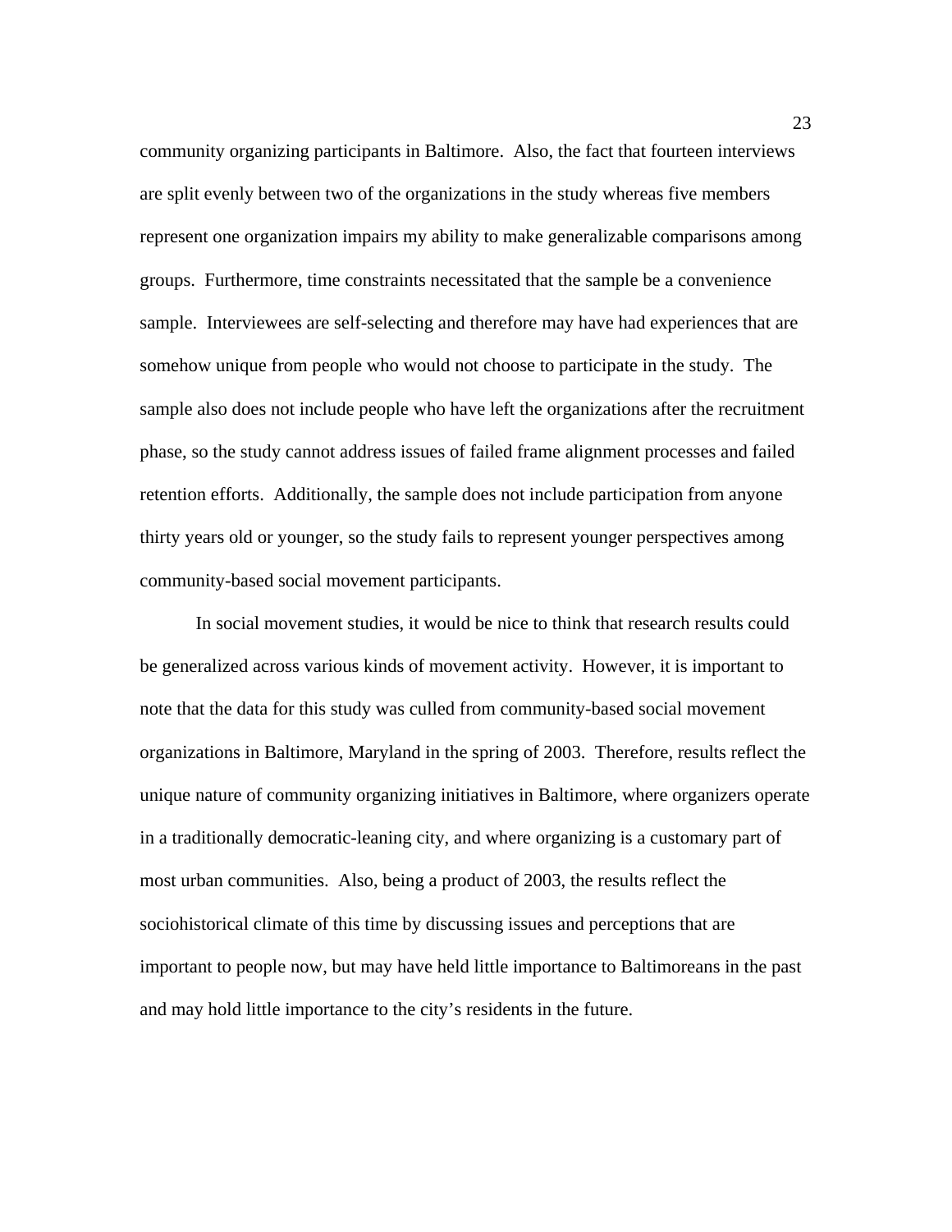community organizing participants in Baltimore. Also, the fact that fourteen interviews are split evenly between two of the organizations in the study whereas five members represent one organization impairs my ability to make generalizable comparisons among groups. Furthermore, time constraints necessitated that the sample be a convenience sample. Interviewees are self-selecting and therefore may have had experiences that are somehow unique from people who would not choose to participate in the study. The sample also does not include people who have left the organizations after the recruitment phase, so the study cannot address issues of failed frame alignment processes and failed retention efforts. Additionally, the sample does not include participation from anyone thirty years old or younger, so the study fails to represent younger perspectives among community-based social movement participants.

In social movement studies, it would be nice to think that research results could be generalized across various kinds of movement activity. However, it is important to note that the data for this study was culled from community-based social movement organizations in Baltimore, Maryland in the spring of 2003. Therefore, results reflect the unique nature of community organizing initiatives in Baltimore, where organizers operate in a traditionally democratic-leaning city, and where organizing is a customary part of most urban communities. Also, being a product of 2003, the results reflect the sociohistorical climate of this time by discussing issues and perceptions that are important to people now, but may have held little importance to Baltimoreans in the past and may hold little importance to the city's residents in the future.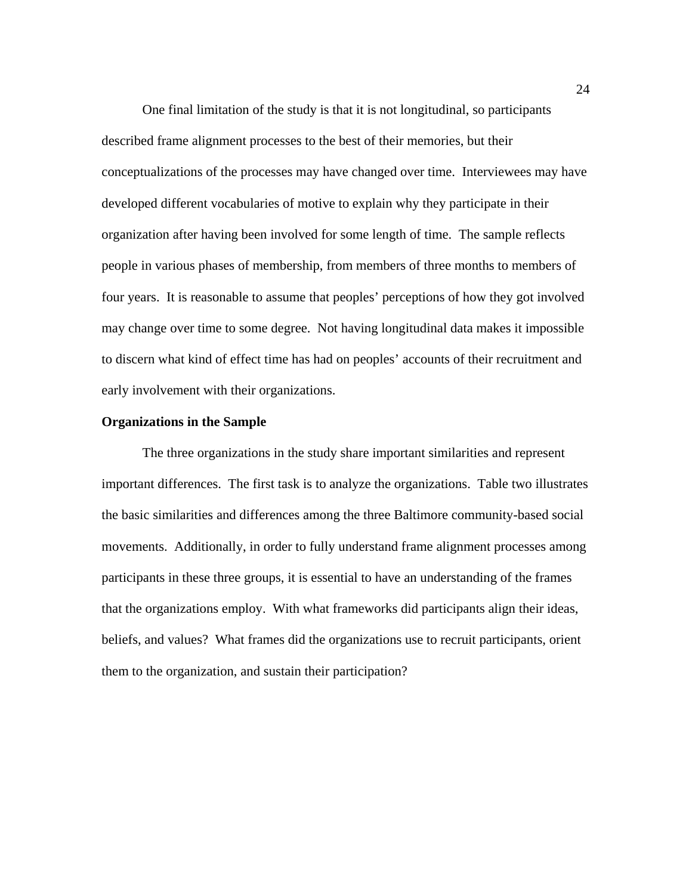One final limitation of the study is that it is not longitudinal, so participants described frame alignment processes to the best of their memories, but their conceptualizations of the processes may have changed over time. Interviewees may have developed different vocabularies of motive to explain why they participate in their organization after having been involved for some length of time. The sample reflects people in various phases of membership, from members of three months to members of four years. It is reasonable to assume that peoples' perceptions of how they got involved may change over time to some degree. Not having longitudinal data makes it impossible to discern what kind of effect time has had on peoples' accounts of their recruitment and early involvement with their organizations.

**Organizations in the Sample**

The three organizations in the study share important similarities and represent important differences. The first task is to analyze the organizations. Table two illustrates the basic similarities and differences among the three Baltimore community-based social movements. Additionally, in order to fully understand frame alignment processes among participants in these three groups, it is essential to have an understanding of the frames that the organizations employ. With what frameworks did participants align their ideas, beliefs, and values? What frames did the organizations use to recruit participants, orient them to the organization, and sustain their participation?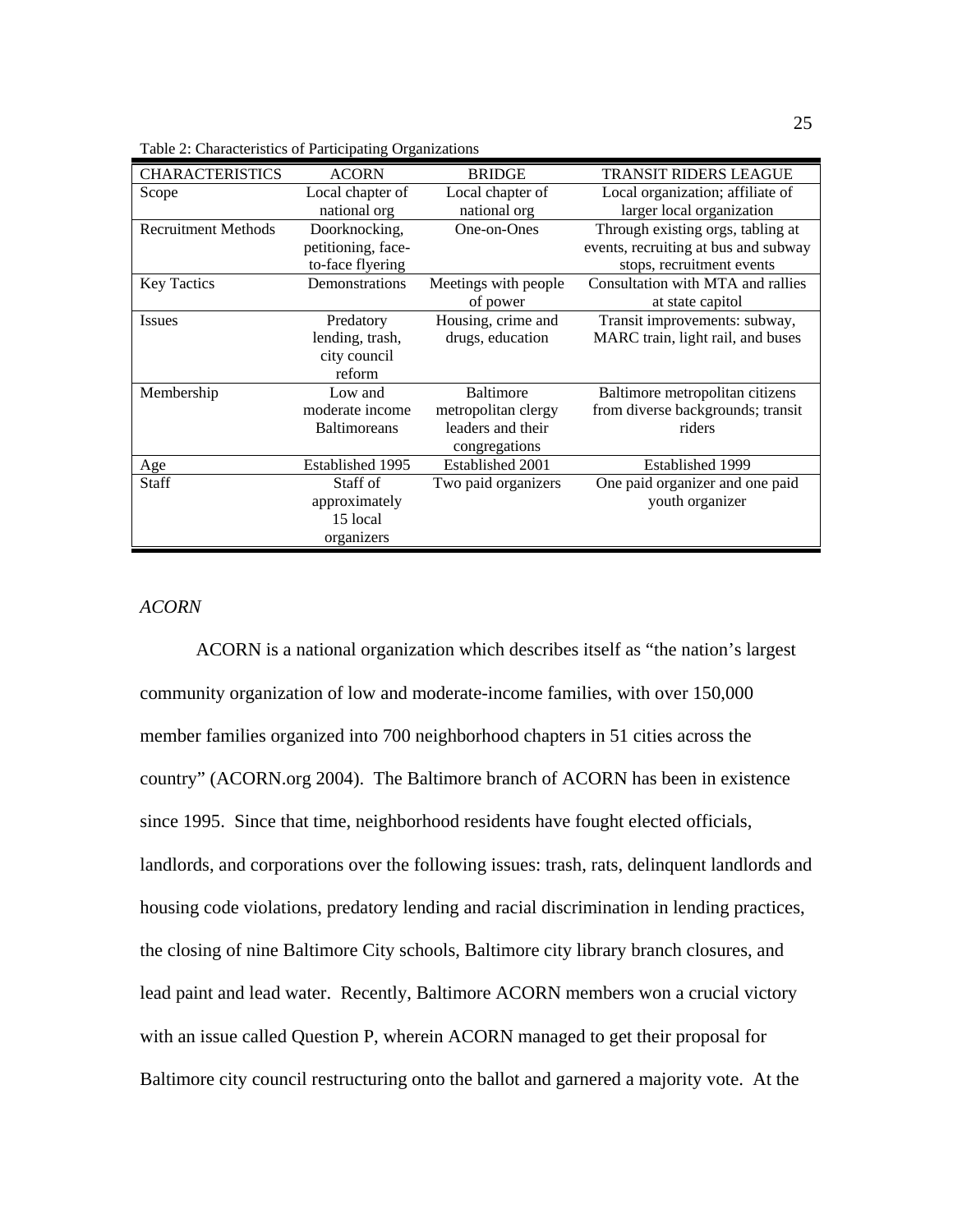Table 2: Characteristics of Participating Organizations

| CHARACTERISTICS | ACORN | BRIDGE | TRANSIT RIDERS LEAGUE |
|---|---|---|---|
| Scope | Local chapter of national org | Local chapter of national org | Local organization; affiliate of larger local organization |
| Recruitment Methods | Doorknocking, petitioning, face-to-face flyering | One-on-Ones | Through existing orgs, tabling at events, recruiting at bus and subway stops, recruitment events |
| Key Tactics | Demonstrations | Meetings with people of power | Consultation with MTA and rallies at state capitol |
| Issues | Predatory lending, trash, city council reform | Housing, crime and drugs, education | Transit improvements: subway, MARC train, light rail, and buses |
| Membership | Low and moderate income Baltimoreans | Baltimore metropolitan clergy leaders and their congregations | Baltimore metropolitan citizens from diverse backgrounds; transit riders |
| Age | Established 1995 | Established 2001 | Established 1999 |
| Staff | Staff of approximately 15 local organizers | Two paid organizers | One paid organizer and one paid youth organizer |

*ACORN*

ACORN is a national organization which describes itself as "the nation's largest community organization of low and moderate-income families, with over 150,000 member families organized into 700 neighborhood chapters in 51 cities across the country" (ACORN.org 2004). The Baltimore branch of ACORN has been in existence since 1995. Since that time, neighborhood residents have fought elected officials, landlords, and corporations over the following issues: trash, rats, delinquent landlords and housing code violations, predatory lending and racial discrimination in lending practices, the closing of nine Baltimore City schools, Baltimore city library branch closures, and lead paint and lead water. Recently, Baltimore ACORN members won a crucial victory with an issue called Question P, wherein ACORN managed to get their proposal for Baltimore city council restructuring onto the ballot and garnered a majority vote. At the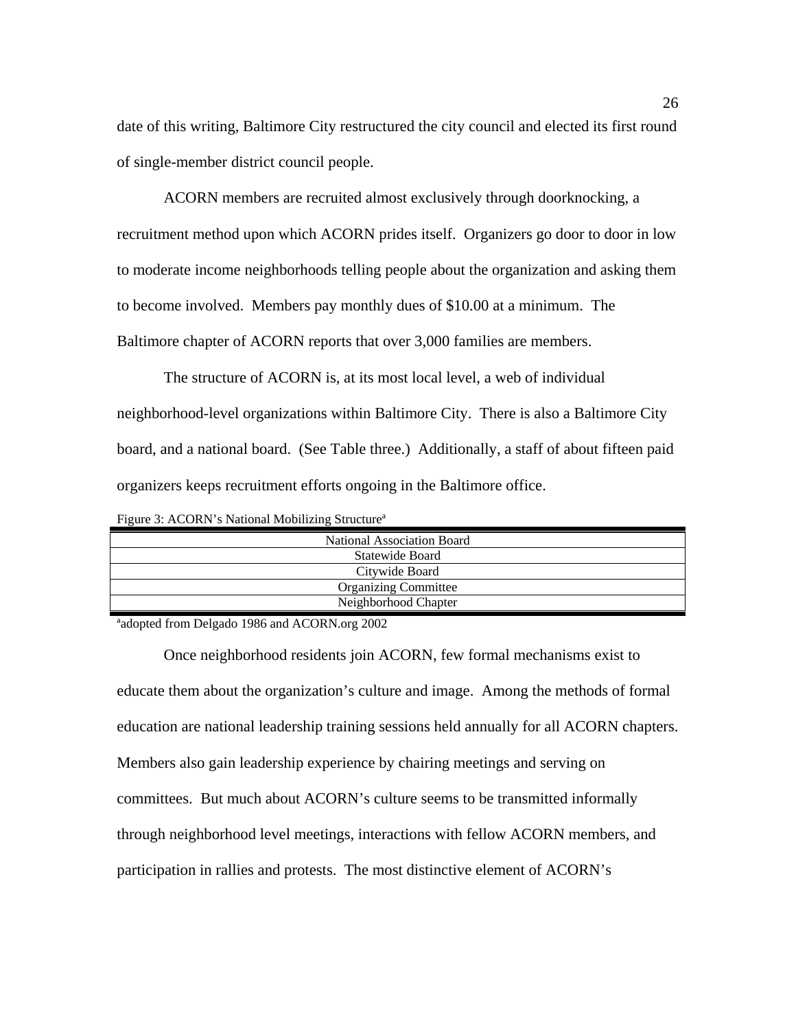date of this writing, Baltimore City restructured the city council and elected its first round of single-member district council people.

ACORN members are recruited almost exclusively through doorknocking, a recruitment method upon which ACORN prides itself. Organizers go door to door in low to moderate income neighborhoods telling people about the organization and asking them to become involved. Members pay monthly dues of $10.00 at a minimum. The Baltimore chapter of ACORN reports that over 3,000 families are members.

The structure of ACORN is, at its most local level, a web of individual neighborhood-level organizations within Baltimore City. There is also a Baltimore City board, and a national board. (See Table three.) Additionally, a staff of about fifteen paid organizers keeps recruitment efforts ongoing in the Baltimore office.

Figure 3: ACORN's National Mobilizing Structure[a]

| National Association Board |
|---|
| Statewide Board |
| Citywide Board |
| Organizing Committee |
| Neighborhood Chapter |

[a]adopted from Delgado 1986 and ACORN.org 2002

Once neighborhood residents join ACORN, few formal mechanisms exist to educate them about the organization's culture and image. Among the methods of formal education are national leadership training sessions held annually for all ACORN chapters. Members also gain leadership experience by chairing meetings and serving on committees. But much about ACORN's culture seems to be transmitted informally through neighborhood level meetings, interactions with fellow ACORN members, and participation in rallies and protests. The most distinctive element of ACORN's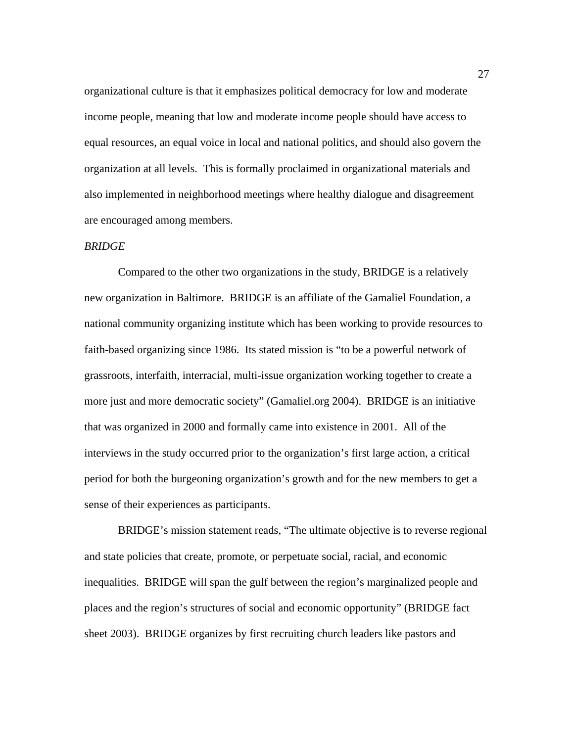organizational culture is that it emphasizes political democracy for low and moderate income people, meaning that low and moderate income people should have access to equal resources, an equal voice in local and national politics, and should also govern the organization at all levels. This is formally proclaimed in organizational materials and also implemented in neighborhood meetings where healthy dialogue and disagreement are encouraged among members.

*BRIDGE*

Compared to the other two organizations in the study, BRIDGE is a relatively new organization in Baltimore. BRIDGE is an affiliate of the Gamaliel Foundation, a national community organizing institute which has been working to provide resources to faith-based organizing since 1986. Its stated mission is "to be a powerful network of grassroots, interfaith, interracial, multi-issue organization working together to create a more just and more democratic society" (Gamaliel.org 2004). BRIDGE is an initiative that was organized in 2000 and formally came into existence in 2001. All of the interviews in the study occurred prior to the organization's first large action, a critical period for both the burgeoning organization's growth and for the new members to get a sense of their experiences as participants.

BRIDGE's mission statement reads, "The ultimate objective is to reverse regional and state policies that create, promote, or perpetuate social, racial, and economic inequalities. BRIDGE will span the gulf between the region's marginalized people and places and the region's structures of social and economic opportunity" (BRIDGE fact sheet 2003). BRIDGE organizes by first recruiting church leaders like pastors and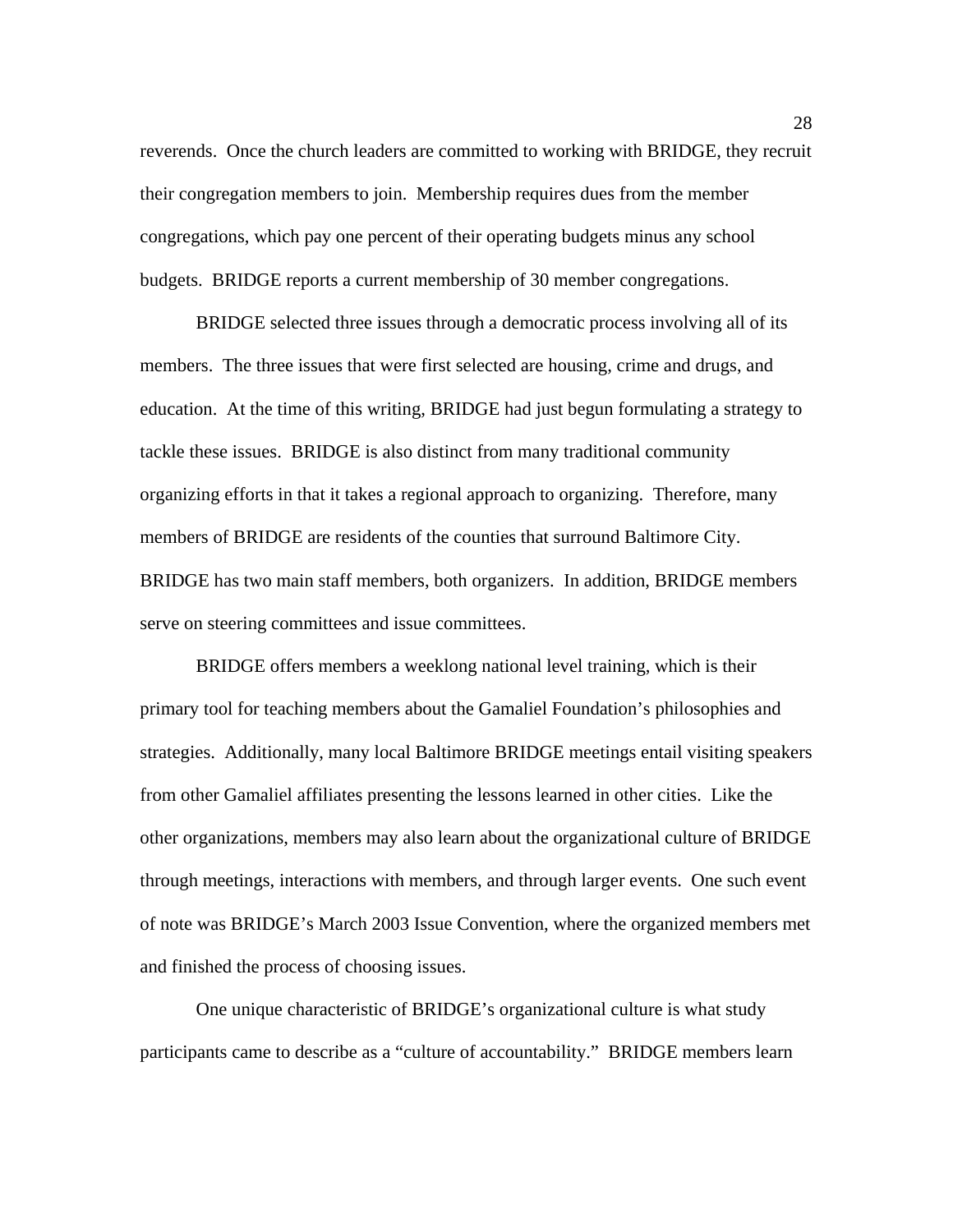reverends. Once the church leaders are committed to working with BRIDGE, they recruit their congregation members to join. Membership requires dues from the member congregations, which pay one percent of their operating budgets minus any school budgets. BRIDGE reports a current membership of 30 member congregations.

BRIDGE selected three issues through a democratic process involving all of its members. The three issues that were first selected are housing, crime and drugs, and education. At the time of this writing, BRIDGE had just begun formulating a strategy to tackle these issues. BRIDGE is also distinct from many traditional community organizing efforts in that it takes a regional approach to organizing. Therefore, many members of BRIDGE are residents of the counties that surround Baltimore City. BRIDGE has two main staff members, both organizers. In addition, BRIDGE members serve on steering committees and issue committees.

BRIDGE offers members a weeklong national level training, which is their primary tool for teaching members about the Gamaliel Foundation's philosophies and strategies. Additionally, many local Baltimore BRIDGE meetings entail visiting speakers from other Gamaliel affiliates presenting the lessons learned in other cities. Like the other organizations, members may also learn about the organizational culture of BRIDGE through meetings, interactions with members, and through larger events. One such event of note was BRIDGE's March 2003 Issue Convention, where the organized members met and finished the process of choosing issues.

One unique characteristic of BRIDGE's organizational culture is what study participants came to describe as a "culture of accountability." BRIDGE members learn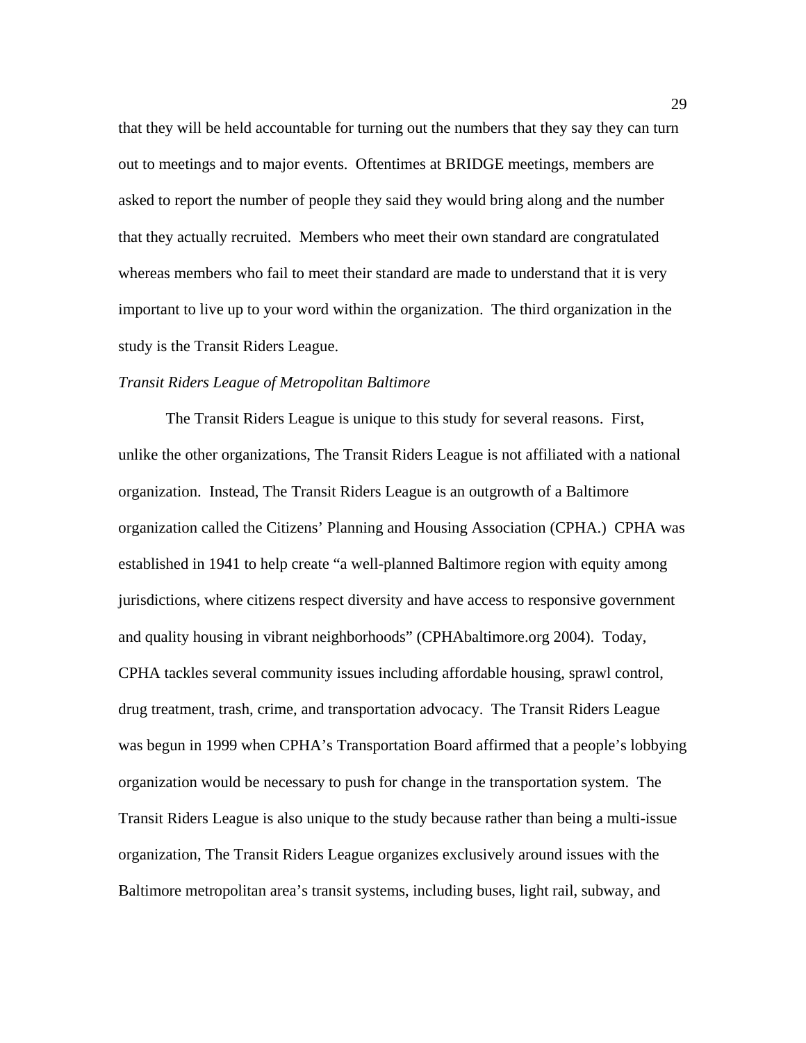that they will be held accountable for turning out the numbers that they say they can turn out to meetings and to major events. Oftentimes at BRIDGE meetings, members are asked to report the number of people they said they would bring along and the number that they actually recruited. Members who meet their own standard are congratulated whereas members who fail to meet their standard are made to understand that it is very important to live up to your word within the organization. The third organization in the study is the Transit Riders League.

*Transit Riders League of Metropolitan Baltimore*

The Transit Riders League is unique to this study for several reasons. First, unlike the other organizations, The Transit Riders League is not affiliated with a national organization. Instead, The Transit Riders League is an outgrowth of a Baltimore organization called the Citizens' Planning and Housing Association (CPHA.) CPHA was established in 1941 to help create "a well-planned Baltimore region with equity among jurisdictions, where citizens respect diversity and have access to responsive government and quality housing in vibrant neighborhoods" (CPHAbaltimore.org 2004). Today, CPHA tackles several community issues including affordable housing, sprawl control, drug treatment, trash, crime, and transportation advocacy. The Transit Riders League was begun in 1999 when CPHA's Transportation Board affirmed that a people's lobbying organization would be necessary to push for change in the transportation system. The Transit Riders League is also unique to the study because rather than being a multi-issue organization, The Transit Riders League organizes exclusively around issues with the Baltimore metropolitan area's transit systems, including buses, light rail, subway, and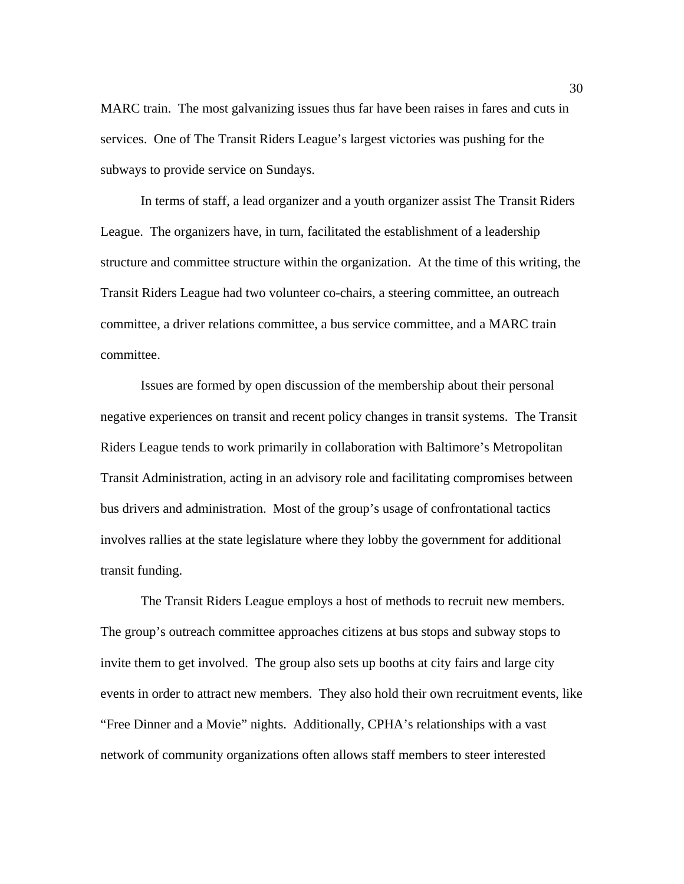MARC train. The most galvanizing issues thus far have been raises in fares and cuts in services. One of The Transit Riders League's largest victories was pushing for the subways to provide service on Sundays.

In terms of staff, a lead organizer and a youth organizer assist The Transit Riders League. The organizers have, in turn, facilitated the establishment of a leadership structure and committee structure within the organization. At the time of this writing, the Transit Riders League had two volunteer co-chairs, a steering committee, an outreach committee, a driver relations committee, a bus service committee, and a MARC train committee.

Issues are formed by open discussion of the membership about their personal negative experiences on transit and recent policy changes in transit systems. The Transit Riders League tends to work primarily in collaboration with Baltimore's Metropolitan Transit Administration, acting in an advisory role and facilitating compromises between bus drivers and administration. Most of the group's usage of confrontational tactics involves rallies at the state legislature where they lobby the government for additional transit funding.

The Transit Riders League employs a host of methods to recruit new members. The group's outreach committee approaches citizens at bus stops and subway stops to invite them to get involved. The group also sets up booths at city fairs and large city events in order to attract new members. They also hold their own recruitment events, like "Free Dinner and a Movie" nights. Additionally, CPHA's relationships with a vast network of community organizations often allows staff members to steer interested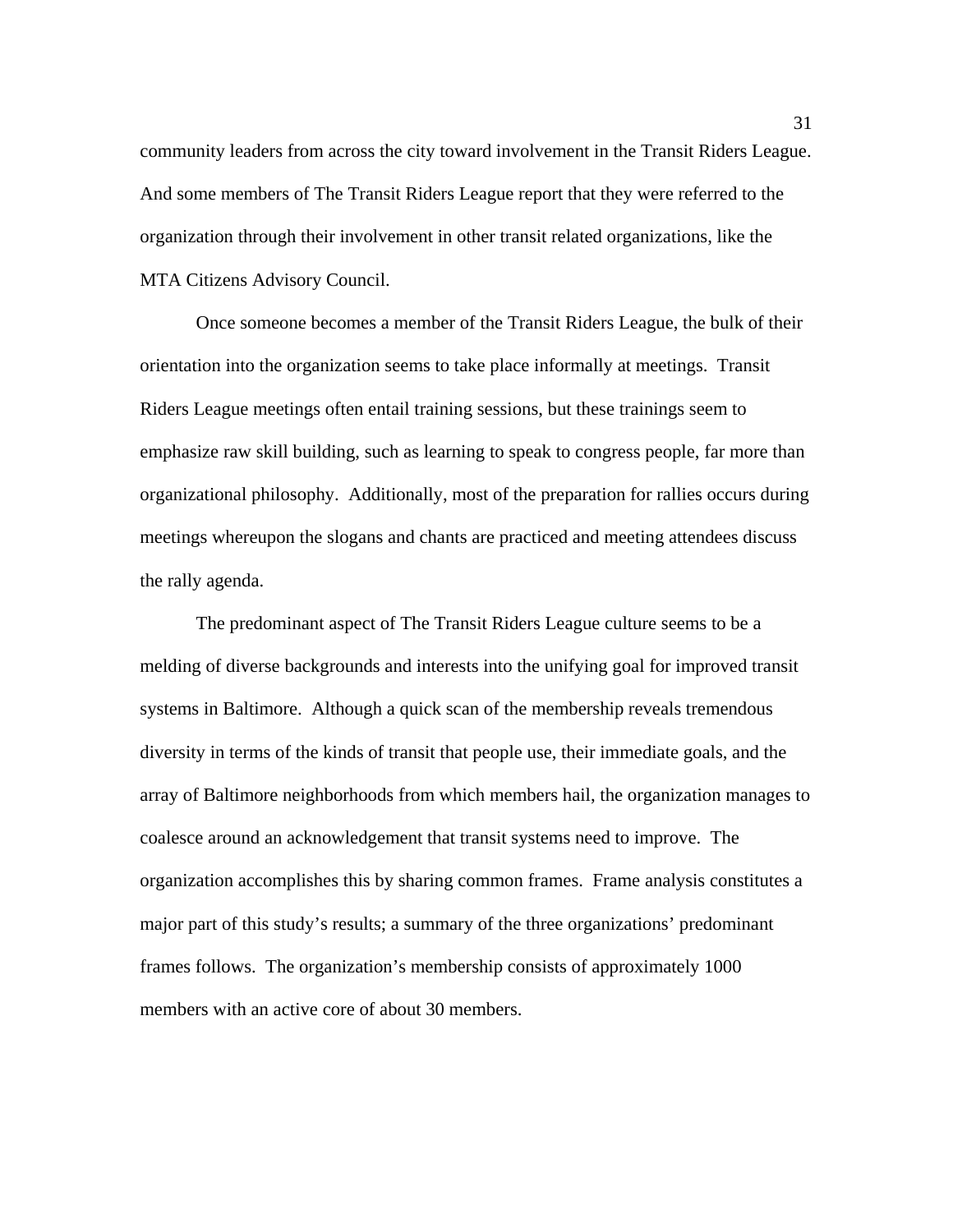community leaders from across the city toward involvement in the Transit Riders League. And some members of The Transit Riders League report that they were referred to the organization through their involvement in other transit related organizations, like the MTA Citizens Advisory Council.

Once someone becomes a member of the Transit Riders League, the bulk of their orientation into the organization seems to take place informally at meetings. Transit Riders League meetings often entail training sessions, but these trainings seem to emphasize raw skill building, such as learning to speak to congress people, far more than organizational philosophy. Additionally, most of the preparation for rallies occurs during meetings whereupon the slogans and chants are practiced and meeting attendees discuss the rally agenda.

The predominant aspect of The Transit Riders League culture seems to be a melding of diverse backgrounds and interests into the unifying goal for improved transit systems in Baltimore. Although a quick scan of the membership reveals tremendous diversity in terms of the kinds of transit that people use, their immediate goals, and the array of Baltimore neighborhoods from which members hail, the organization manages to coalesce around an acknowledgement that transit systems need to improve. The organization accomplishes this by sharing common frames. Frame analysis constitutes a major part of this study's results; a summary of the three organizations' predominant frames follows. The organization's membership consists of approximately 1000 members with an active core of about 30 members.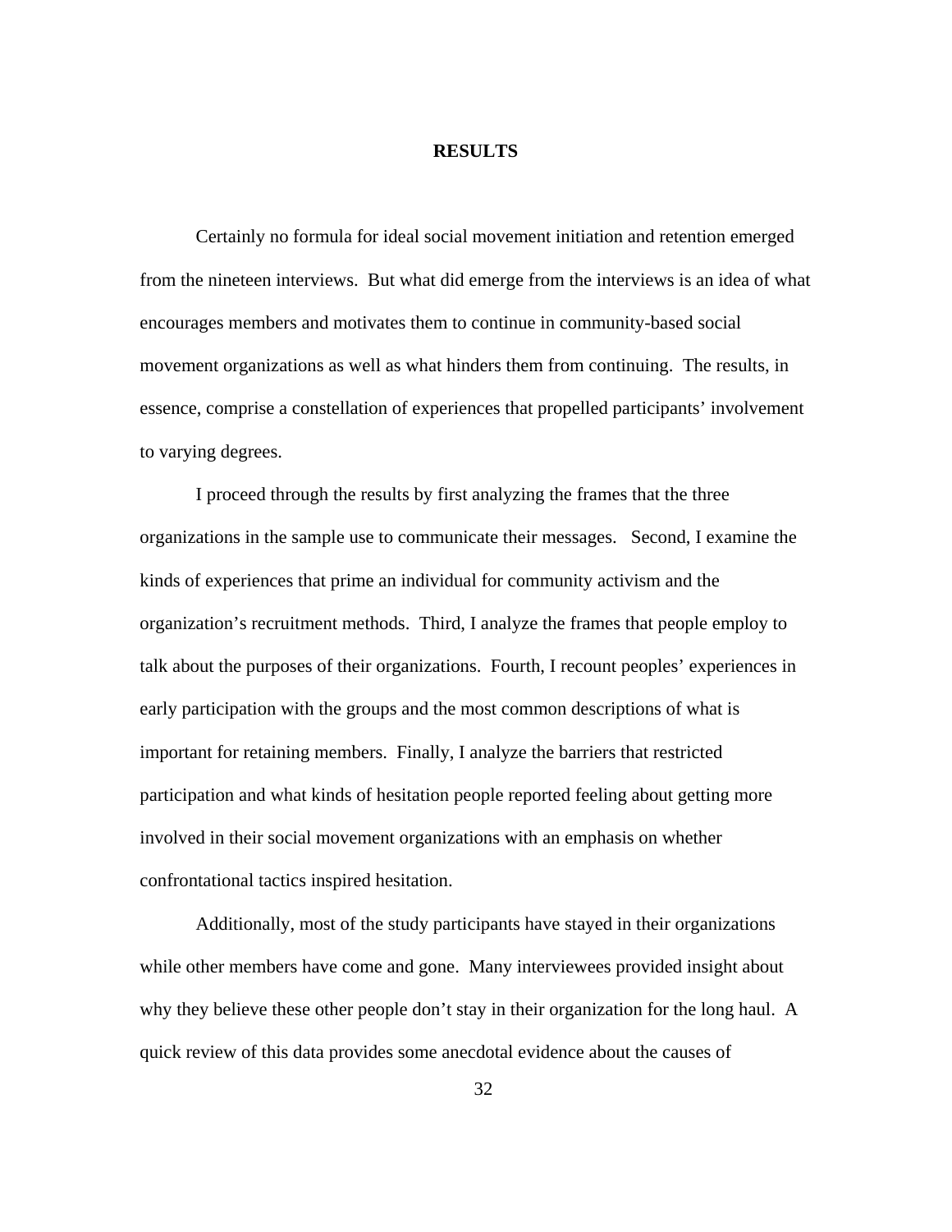# RESULTS

Certainly no formula for ideal social movement initiation and retention emerged from the nineteen interviews. But what did emerge from the interviews is an idea of what encourages members and motivates them to continue in community-based social movement organizations as well as what hinders them from continuing. The results, in essence, comprise a constellation of experiences that propelled participants' involvement to varying degrees.

I proceed through the results by first analyzing the frames that the three organizations in the sample use to communicate their messages. Second, I examine the kinds of experiences that prime an individual for community activism and the organization's recruitment methods. Third, I analyze the frames that people employ to talk about the purposes of their organizations. Fourth, I recount peoples' experiences in early participation with the groups and the most common descriptions of what is important for retaining members. Finally, I analyze the barriers that restricted participation and what kinds of hesitation people reported feeling about getting more involved in their social movement organizations with an emphasis on whether confrontational tactics inspired hesitation.

Additionally, most of the study participants have stayed in their organizations while other members have come and gone. Many interviewees provided insight about why they believe these other people don't stay in their organization for the long haul. A quick review of this data provides some anecdotal evidence about the causes of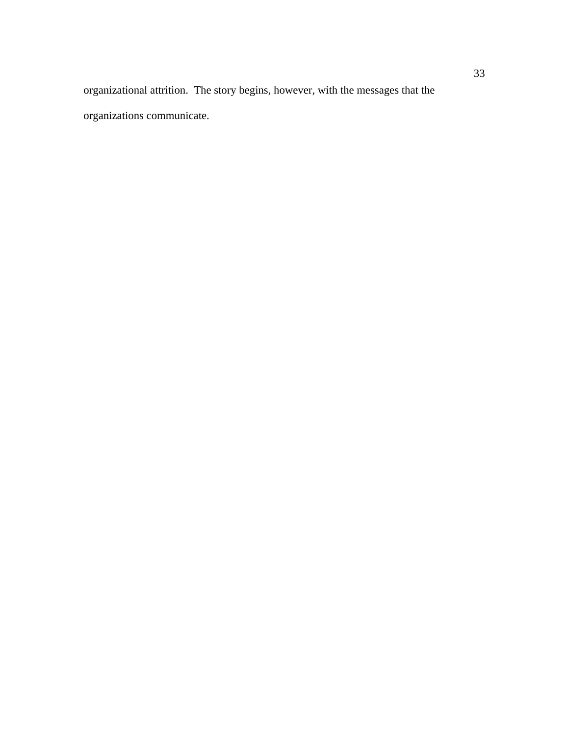organizational attrition. The story begins, however, with the messages that the organizations communicate.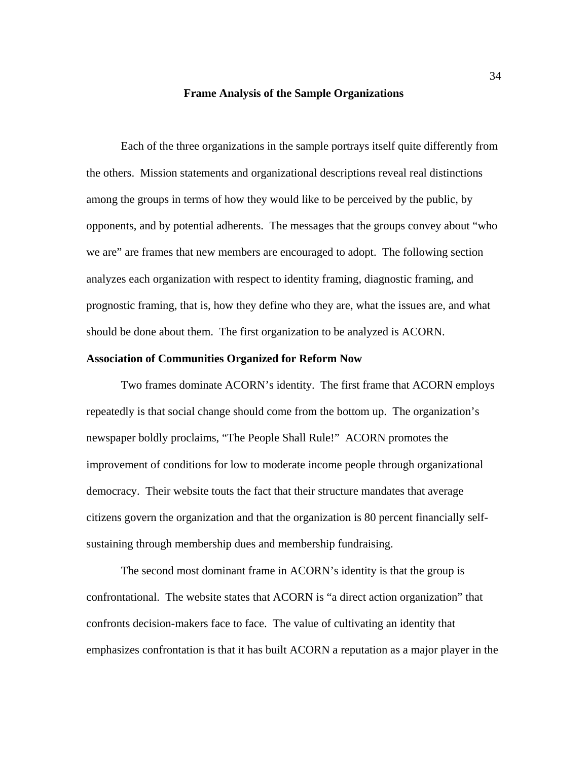## Frame Analysis of the Sample Organizations

Each of the three organizations in the sample portrays itself quite differently from the others. Mission statements and organizational descriptions reveal real distinctions among the groups in terms of how they would like to be perceived by the public, by opponents, and by potential adherents. The messages that the groups convey about "who we are" are frames that new members are encouraged to adopt. The following section analyzes each organization with respect to identity framing, diagnostic framing, and prognostic framing, that is, how they define who they are, what the issues are, and what should be done about them. The first organization to be analyzed is ACORN.

### Association of Communities Organized for Reform Now

Two frames dominate ACORN's identity. The first frame that ACORN employs repeatedly is that social change should come from the bottom up. The organization's newspaper boldly proclaims, "The People Shall Rule!" ACORN promotes the improvement of conditions for low to moderate income people through organizational democracy. Their website touts the fact that their structure mandates that average citizens govern the organization and that the organization is 80 percent financially self-sustaining through membership dues and membership fundraising.

The second most dominant frame in ACORN's identity is that the group is confrontational. The website states that ACORN is "a direct action organization" that confronts decision-makers face to face. The value of cultivating an identity that emphasizes confrontation is that it has built ACORN a reputation as a major player in the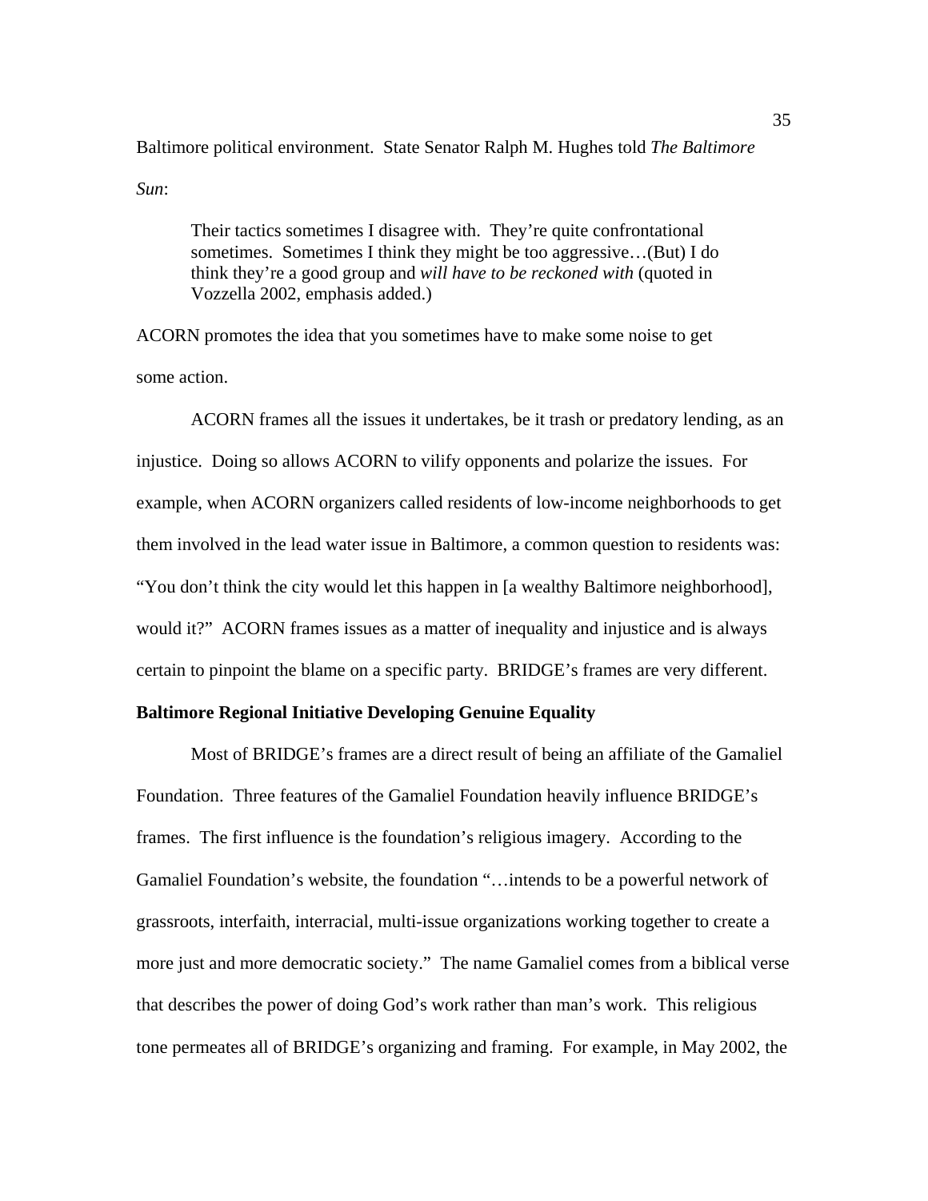Baltimore political environment. State Senator Ralph M. Hughes told *The Baltimore Sun*:

> Their tactics sometimes I disagree with. They're quite confrontational sometimes. Sometimes I think they might be too aggressive…(But) I do think they're a good group and *will have to be reckoned with* (quoted in Vozzella 2002, emphasis added.)

ACORN promotes the idea that you sometimes have to make some noise to get some action.

ACORN frames all the issues it undertakes, be it trash or predatory lending, as an injustice. Doing so allows ACORN to vilify opponents and polarize the issues. For example, when ACORN organizers called residents of low-income neighborhoods to get them involved in the lead water issue in Baltimore, a common question to residents was: "You don't think the city would let this happen in [a wealthy Baltimore neighborhood], would it?" ACORN frames issues as a matter of inequality and injustice and is always certain to pinpoint the blame on a specific party. BRIDGE's frames are very different.

**Baltimore Regional Initiative Developing Genuine Equality**

Most of BRIDGE's frames are a direct result of being an affiliate of the Gamaliel Foundation. Three features of the Gamaliel Foundation heavily influence BRIDGE's frames. The first influence is the foundation's religious imagery. According to the Gamaliel Foundation's website, the foundation "…intends to be a powerful network of grassroots, interfaith, interracial, multi-issue organizations working together to create a more just and more democratic society." The name Gamaliel comes from a biblical verse that describes the power of doing God's work rather than man's work. This religious tone permeates all of BRIDGE's organizing and framing. For example, in May 2002, the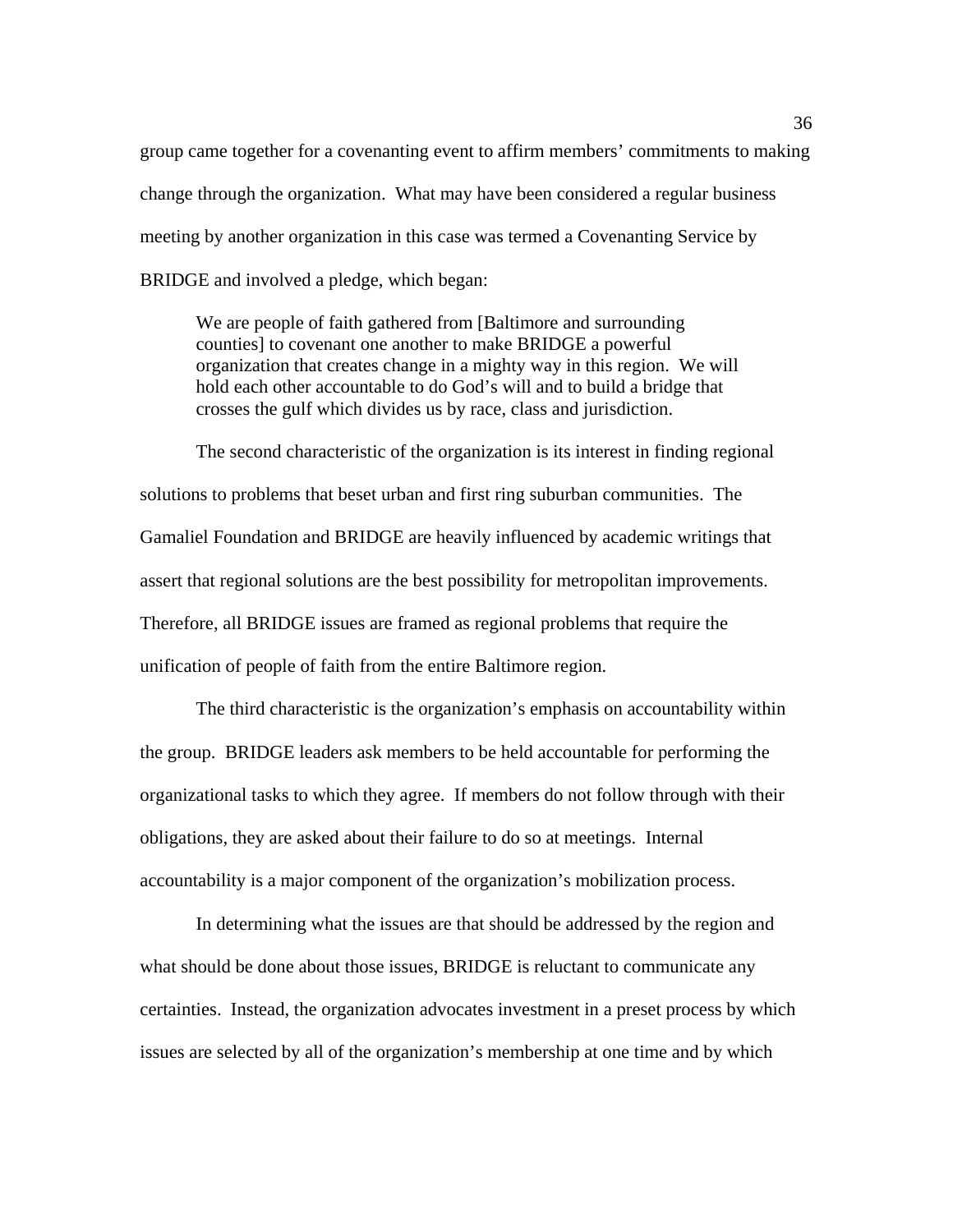group came together for a covenanting event to affirm members' commitments to making change through the organization. What may have been considered a regular business meeting by another organization in this case was termed a Covenanting Service by BRIDGE and involved a pledge, which began:

> We are people of faith gathered from [Baltimore and surrounding counties] to covenant one another to make BRIDGE a powerful organization that creates change in a mighty way in this region. We will hold each other accountable to do God's will and to build a bridge that crosses the gulf which divides us by race, class and jurisdiction.

The second characteristic of the organization is its interest in finding regional solutions to problems that beset urban and first ring suburban communities. The Gamaliel Foundation and BRIDGE are heavily influenced by academic writings that assert that regional solutions are the best possibility for metropolitan improvements. Therefore, all BRIDGE issues are framed as regional problems that require the unification of people of faith from the entire Baltimore region.

The third characteristic is the organization's emphasis on accountability within the group. BRIDGE leaders ask members to be held accountable for performing the organizational tasks to which they agree. If members do not follow through with their obligations, they are asked about their failure to do so at meetings. Internal accountability is a major component of the organization's mobilization process.

In determining what the issues are that should be addressed by the region and what should be done about those issues, BRIDGE is reluctant to communicate any certainties. Instead, the organization advocates investment in a preset process by which issues are selected by all of the organization's membership at one time and by which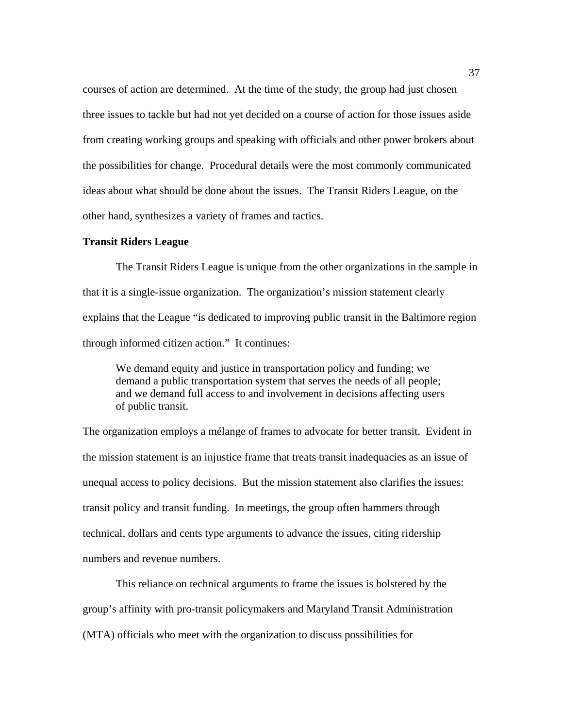courses of action are determined. At the time of the study, the group had just chosen three issues to tackle but had not yet decided on a course of action for those issues aside from creating working groups and speaking with officials and other power brokers about the possibilities for change. Procedural details were the most commonly communicated ideas about what should be done about the issues. The Transit Riders League, on the other hand, synthesizes a variety of frames and tactics.

**Transit Riders League**

The Transit Riders League is unique from the other organizations in the sample in that it is a single-issue organization. The organization's mission statement clearly explains that the League "is dedicated to improving public transit in the Baltimore region through informed citizen action." It continues:

> We demand equity and justice in transportation policy and funding; we demand a public transportation system that serves the needs of all people; and we demand full access to and involvement in decisions affecting users of public transit.

The organization employs a mélange of frames to advocate for better transit. Evident in the mission statement is an injustice frame that treats transit inadequacies as an issue of unequal access to policy decisions. But the mission statement also clarifies the issues: transit policy and transit funding. In meetings, the group often hammers through technical, dollars and cents type arguments to advance the issues, citing ridership numbers and revenue numbers.

This reliance on technical arguments to frame the issues is bolstered by the group's affinity with pro-transit policymakers and Maryland Transit Administration (MTA) officials who meet with the organization to discuss possibilities for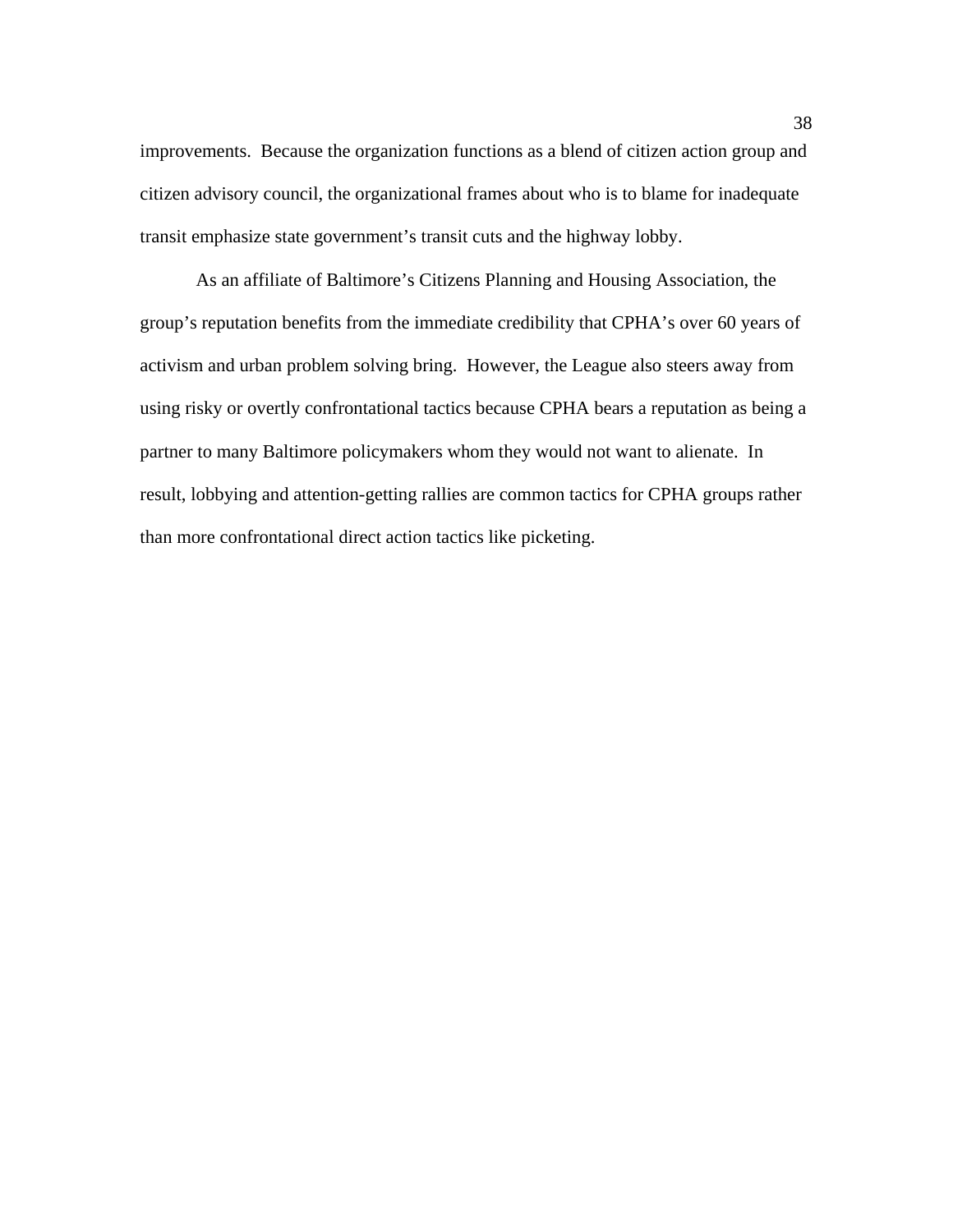improvements. Because the organization functions as a blend of citizen action group and citizen advisory council, the organizational frames about who is to blame for inadequate transit emphasize state government's transit cuts and the highway lobby.

As an affiliate of Baltimore's Citizens Planning and Housing Association, the group's reputation benefits from the immediate credibility that CPHA's over 60 years of activism and urban problem solving bring. However, the League also steers away from using risky or overtly confrontational tactics because CPHA bears a reputation as being a partner to many Baltimore policymakers whom they would not want to alienate. In result, lobbying and attention-getting rallies are common tactics for CPHA groups rather than more confrontational direct action tactics like picketing.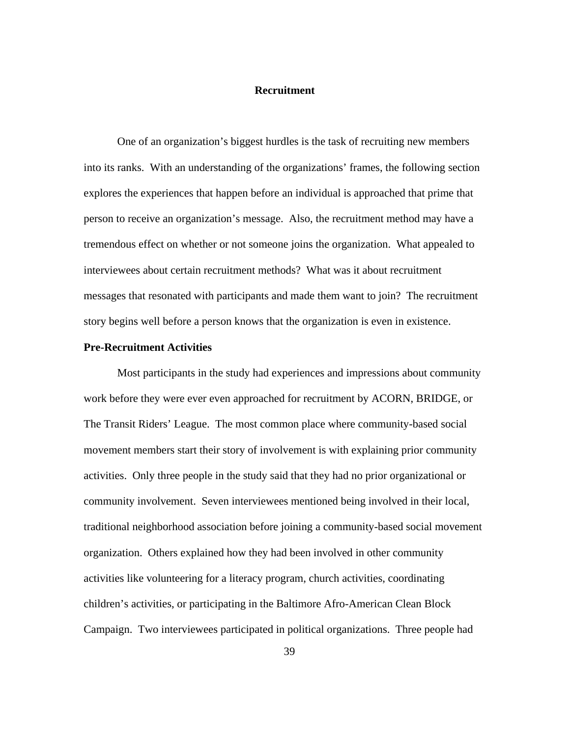# Recruitment

One of an organization's biggest hurdles is the task of recruiting new members into its ranks. With an understanding of the organizations' frames, the following section explores the experiences that happen before an individual is approached that prime that person to receive an organization's message. Also, the recruitment method may have a tremendous effect on whether or not someone joins the organization. What appealed to interviewees about certain recruitment methods? What was it about recruitment messages that resonated with participants and made them want to join? The recruitment story begins well before a person knows that the organization is even in existence.

## Pre-Recruitment Activities

Most participants in the study had experiences and impressions about community work before they were ever even approached for recruitment by ACORN, BRIDGE, or The Transit Riders' League. The most common place where community-based social movement members start their story of involvement is with explaining prior community activities. Only three people in the study said that they had no prior organizational or community involvement. Seven interviewees mentioned being involved in their local, traditional neighborhood association before joining a community-based social movement organization. Others explained how they had been involved in other community activities like volunteering for a literacy program, church activities, coordinating children's activities, or participating in the Baltimore Afro-American Clean Block Campaign. Two interviewees participated in political organizations. Three people had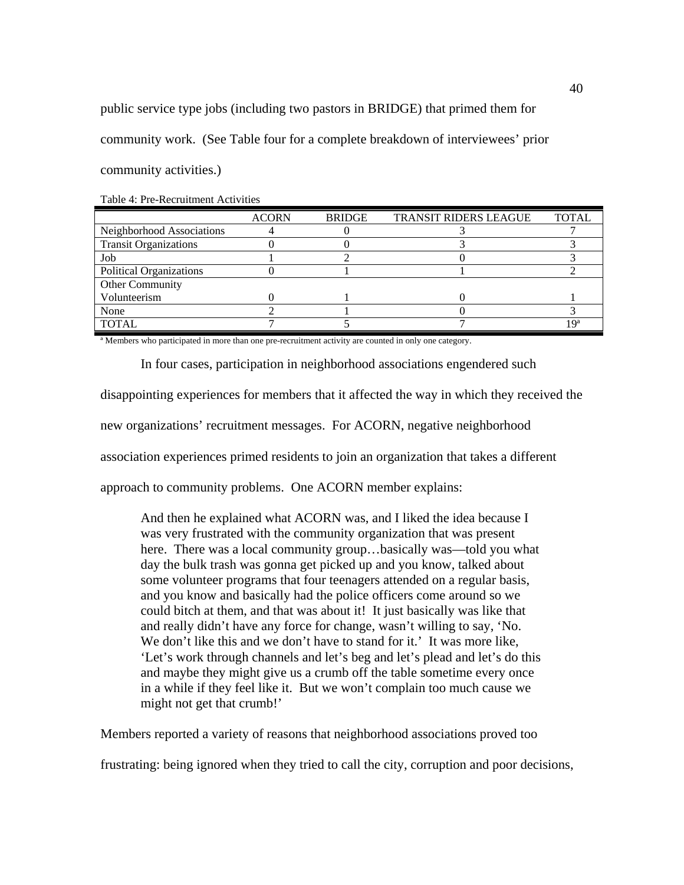public service type jobs (including two pastors in BRIDGE) that primed them for community work. (See Table four for a complete breakdown of interviewees' prior community activities.)

Table 4: Pre-Recruitment Activities

| | ACORN | BRIDGE | TRANSIT RIDERS LEAGUE | TOTAL |
|---|---|---|---|---|
| Neighborhood Associations | 4 | 0 | 3 | 7 |
| Transit Organizations | 0 | 0 | 3 | 3 |
| Job | 1 | 2 | 0 | 3 |
| Political Organizations | 0 | 1 | 1 | 2 |
| Other Community Volunteerism | 0 | 1 | 0 | 1 |
| None | 2 | 1 | 0 | 3 |
| TOTAL | 7 | 5 | 7 | 19[a] |

[a] Members who participated in more than one pre-recruitment activity are counted in only one category.

In four cases, participation in neighborhood associations engendered such disappointing experiences for members that it affected the way in which they received the new organizations' recruitment messages. For ACORN, negative neighborhood association experiences primed residents to join an organization that takes a different approach to community problems. One ACORN member explains:

> And then he explained what ACORN was, and I liked the idea because I was very frustrated with the community organization that was present here. There was a local community group…basically was—told you what day the bulk trash was gonna get picked up and you know, talked about some volunteer programs that four teenagers attended on a regular basis, and you know and basically had the police officers come around so we could bitch at them, and that was about it! It just basically was like that and really didn't have any force for change, wasn't willing to say, 'No. We don't like this and we don't have to stand for it.' It was more like, 'Let's work through channels and let's beg and let's plead and let's do this and maybe they might give us a crumb off the table sometime every once in a while if they feel like it. But we won't complain too much cause we might not get that crumb!'

Members reported a variety of reasons that neighborhood associations proved too frustrating: being ignored when they tried to call the city, corruption and poor decisions,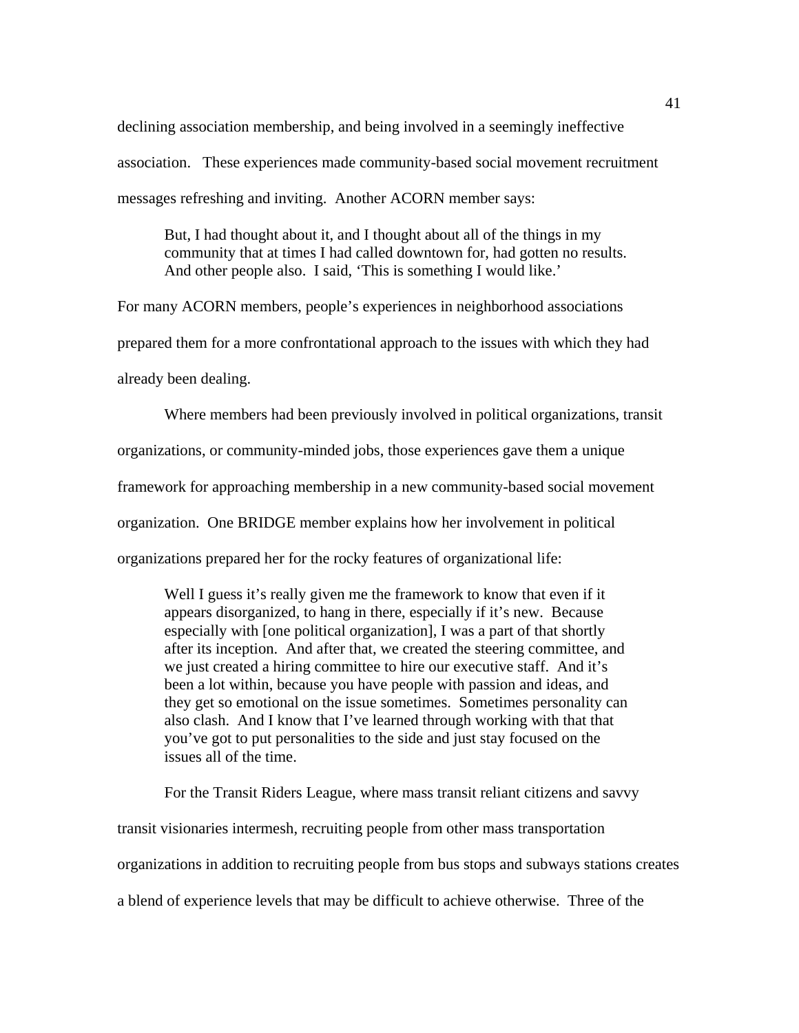declining association membership, and being involved in a seemingly ineffective association. These experiences made community-based social movement recruitment messages refreshing and inviting. Another ACORN member says:

> But, I had thought about it, and I thought about all of the things in my community that at times I had called downtown for, had gotten no results. And other people also. I said, 'This is something I would like.'

For many ACORN members, people's experiences in neighborhood associations prepared them for a more confrontational approach to the issues with which they had already been dealing.

Where members had been previously involved in political organizations, transit organizations, or community-minded jobs, those experiences gave them a unique framework for approaching membership in a new community-based social movement organization. One BRIDGE member explains how her involvement in political organizations prepared her for the rocky features of organizational life:

> Well I guess it's really given me the framework to know that even if it appears disorganized, to hang in there, especially if it's new. Because especially with [one political organization], I was a part of that shortly after its inception. And after that, we created the steering committee, and we just created a hiring committee to hire our executive staff. And it's been a lot within, because you have people with passion and ideas, and they get so emotional on the issue sometimes. Sometimes personality can also clash. And I know that I've learned through working with that that you've got to put personalities to the side and just stay focused on the issues all of the time.

For the Transit Riders League, where mass transit reliant citizens and savvy transit visionaries intermesh, recruiting people from other mass transportation organizations in addition to recruiting people from bus stops and subways stations creates a blend of experience levels that may be difficult to achieve otherwise. Three of the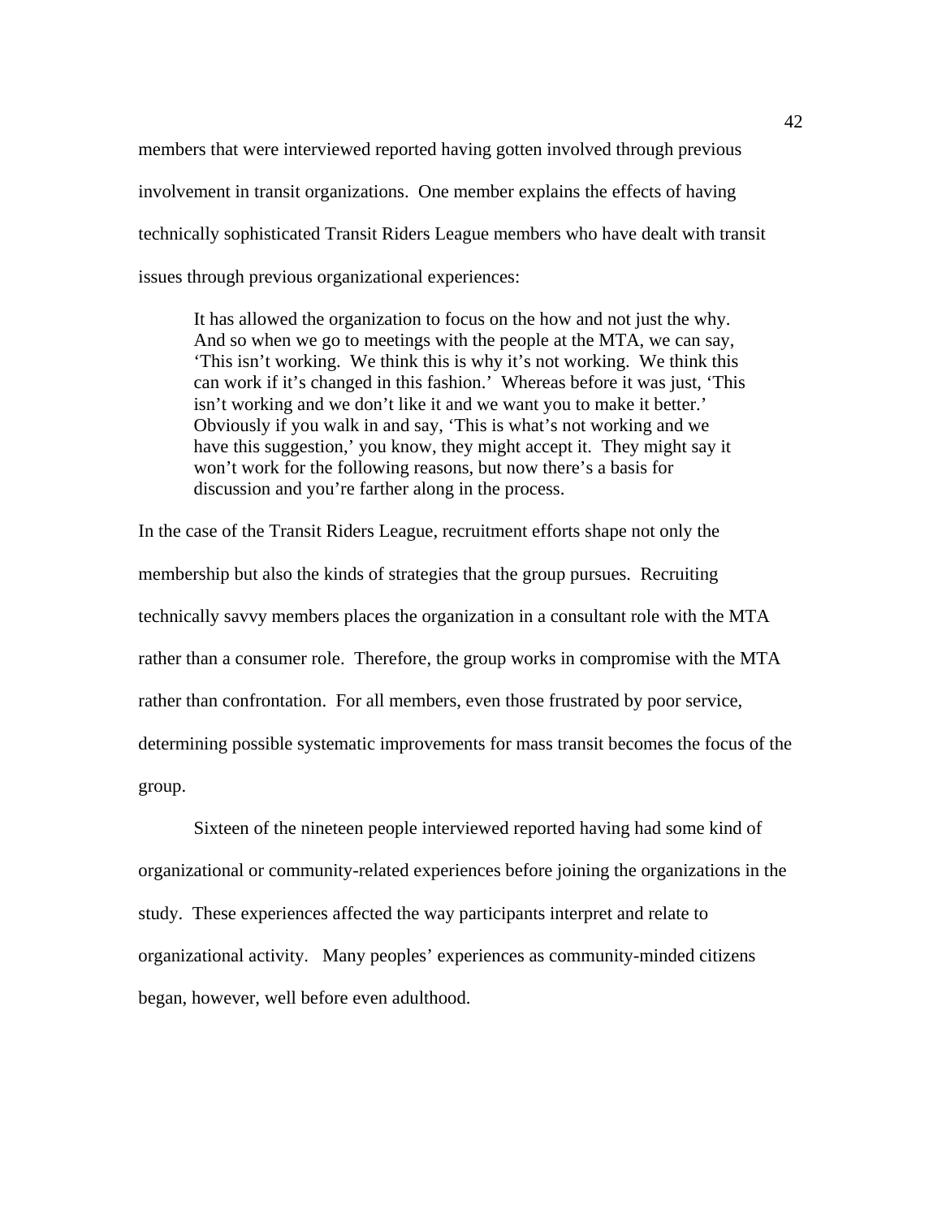members that were interviewed reported having gotten involved through previous involvement in transit organizations. One member explains the effects of having technically sophisticated Transit Riders League members who have dealt with transit issues through previous organizational experiences:

> It has allowed the organization to focus on the how and not just the why. And so when we go to meetings with the people at the MTA, we can say, 'This isn't working. We think this is why it's not working. We think this can work if it's changed in this fashion.' Whereas before it was just, 'This isn't working and we don't like it and we want you to make it better.' Obviously if you walk in and say, 'This is what's not working and we have this suggestion,' you know, they might accept it. They might say it won't work for the following reasons, but now there's a basis for discussion and you're farther along in the process.

In the case of the Transit Riders League, recruitment efforts shape not only the membership but also the kinds of strategies that the group pursues. Recruiting technically savvy members places the organization in a consultant role with the MTA rather than a consumer role. Therefore, the group works in compromise with the MTA rather than confrontation. For all members, even those frustrated by poor service, determining possible systematic improvements for mass transit becomes the focus of the group.

Sixteen of the nineteen people interviewed reported having had some kind of organizational or community-related experiences before joining the organizations in the study. These experiences affected the way participants interpret and relate to organizational activity. Many peoples' experiences as community-minded citizens began, however, well before even adulthood.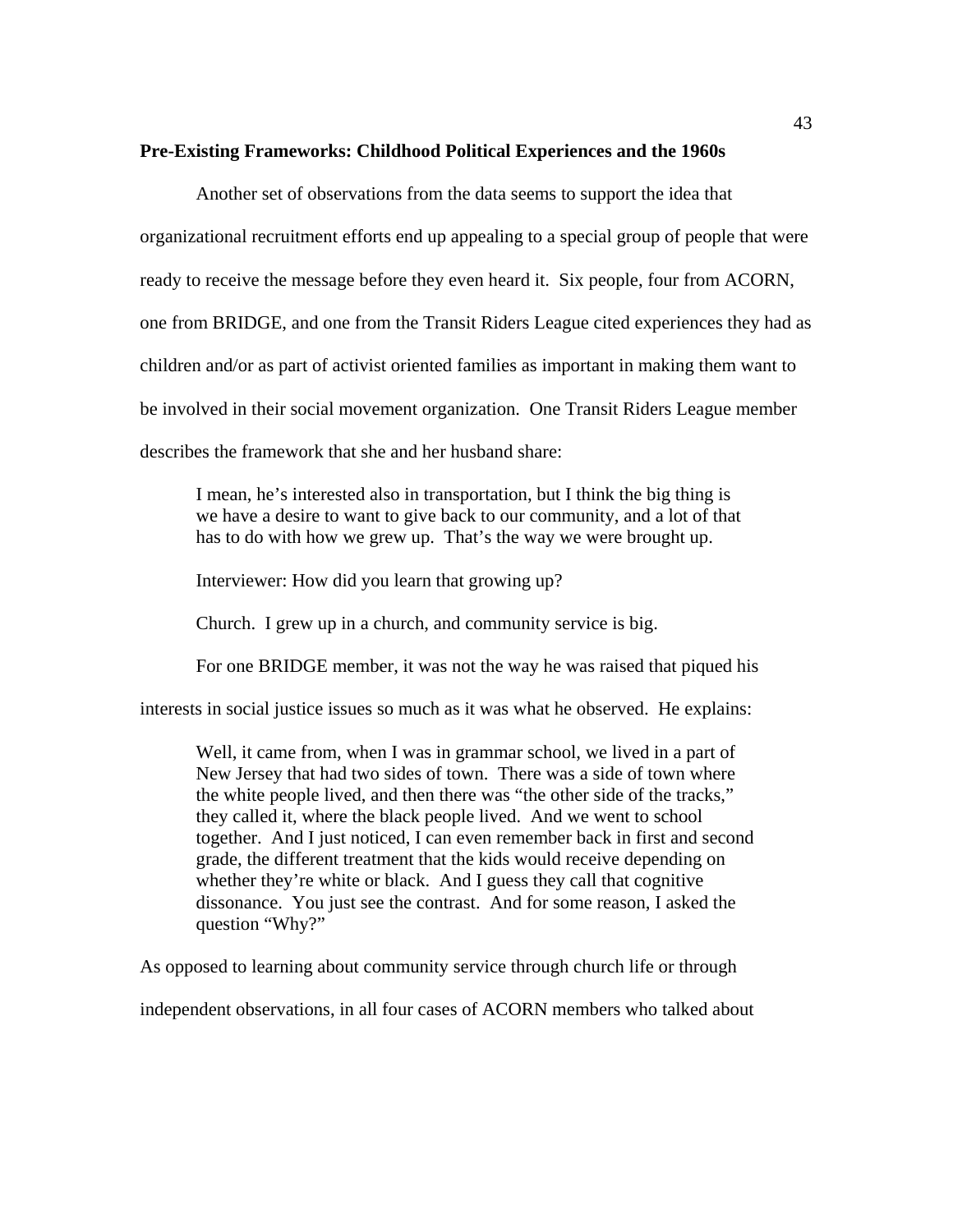**Pre-Existing Frameworks: Childhood Political Experiences and the 1960s**

Another set of observations from the data seems to support the idea that organizational recruitment efforts end up appealing to a special group of people that were ready to receive the message before they even heard it. Six people, four from ACORN, one from BRIDGE, and one from the Transit Riders League cited experiences they had as children and/or as part of activist oriented families as important in making them want to be involved in their social movement organization. One Transit Riders League member describes the framework that she and her husband share:

> I mean, he's interested also in transportation, but I think the big thing is we have a desire to want to give back to our community, and a lot of that has to do with how we grew up. That's the way we were brought up.
>
> Interviewer: How did you learn that growing up?
>
> Church. I grew up in a church, and community service is big.

For one BRIDGE member, it was not the way he was raised that piqued his interests in social justice issues so much as it was what he observed. He explains:

> Well, it came from, when I was in grammar school, we lived in a part of New Jersey that had two sides of town. There was a side of town where the white people lived, and then there was "the other side of the tracks," they called it, where the black people lived. And we went to school together. And I just noticed, I can even remember back in first and second grade, the different treatment that the kids would receive depending on whether they're white or black. And I guess they call that cognitive dissonance. You just see the contrast. And for some reason, I asked the question "Why?"

As opposed to learning about community service through church life or through independent observations, in all four cases of ACORN members who talked about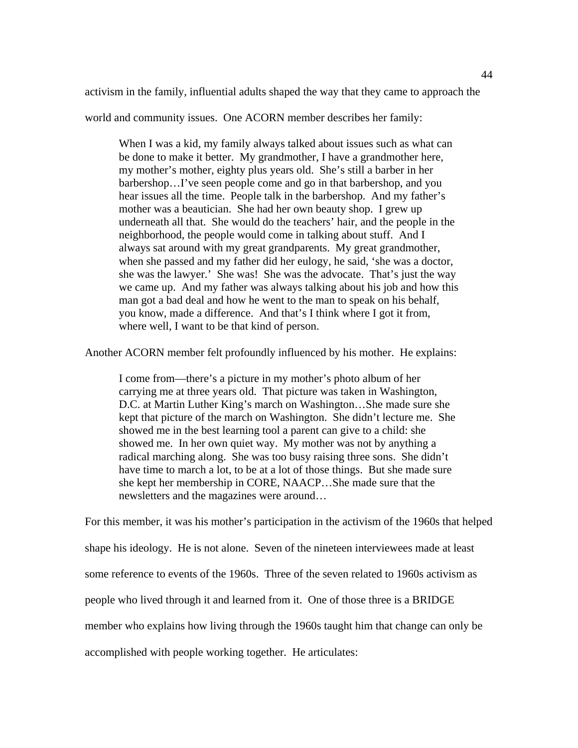activism in the family, influential adults shaped the way that they came to approach the world and community issues. One ACORN member describes her family:

> When I was a kid, my family always talked about issues such as what can be done to make it better. My grandmother, I have a grandmother here, my mother's mother, eighty plus years old. She's still a barber in her barbershop…I've seen people come and go in that barbershop, and you hear issues all the time. People talk in the barbershop. And my father's mother was a beautician. She had her own beauty shop. I grew up underneath all that. She would do the teachers' hair, and the people in the neighborhood, the people would come in talking about stuff. And I always sat around with my great grandparents. My great grandmother, when she passed and my father did her eulogy, he said, 'she was a doctor, she was the lawyer.' She was! She was the advocate. That's just the way we came up. And my father was always talking about his job and how this man got a bad deal and how he went to the man to speak on his behalf, you know, made a difference. And that's I think where I got it from, where well, I want to be that kind of person.

Another ACORN member felt profoundly influenced by his mother. He explains:

> I come from—there's a picture in my mother's photo album of her carrying me at three years old. That picture was taken in Washington, D.C. at Martin Luther King's march on Washington…She made sure she kept that picture of the march on Washington. She didn't lecture me. She showed me in the best learning tool a parent can give to a child: she showed me. In her own quiet way. My mother was not by anything a radical marching along. She was too busy raising three sons. She didn't have time to march a lot, to be at a lot of those things. But she made sure she kept her membership in CORE, NAACP…She made sure that the newsletters and the magazines were around…

For this member, it was his mother's participation in the activism of the 1960s that helped shape his ideology. He is not alone. Seven of the nineteen interviewees made at least some reference to events of the 1960s. Three of the seven related to 1960s activism as people who lived through it and learned from it. One of those three is a BRIDGE member who explains how living through the 1960s taught him that change can only be accomplished with people working together. He articulates: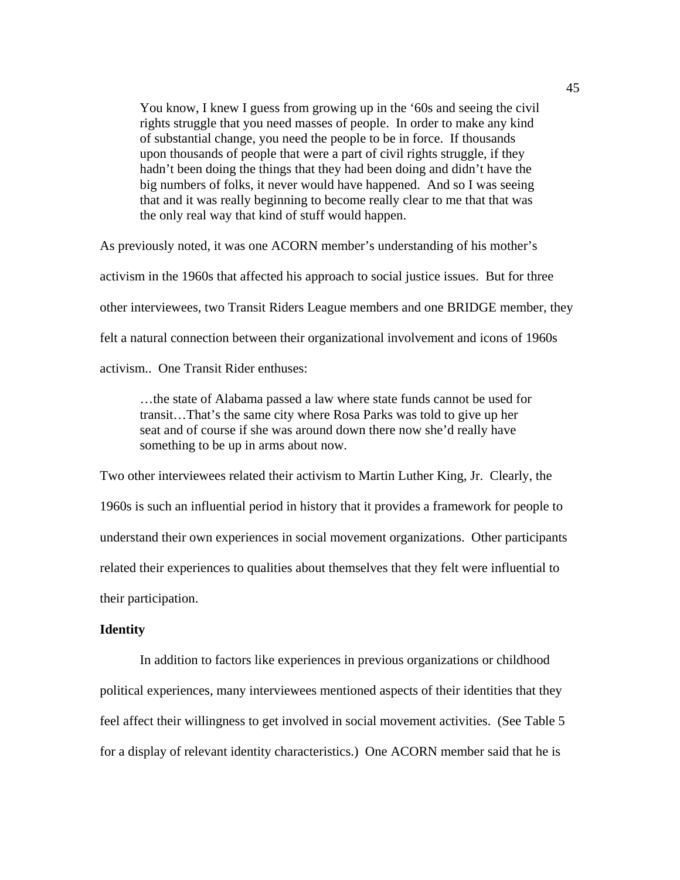> You know, I knew I guess from growing up in the '60s and seeing the civil rights struggle that you need masses of people. In order to make any kind of substantial change, you need the people to be in force. If thousands upon thousands of people that were a part of civil rights struggle, if they hadn't been doing the things that they had been doing and didn't have the big numbers of folks, it never would have happened. And so I was seeing that and it was really beginning to become really clear to me that that was the only real way that kind of stuff would happen.

As previously noted, it was one ACORN member's understanding of his mother's activism in the 1960s that affected his approach to social justice issues. But for three other interviewees, two Transit Riders League members and one BRIDGE member, they felt a natural connection between their organizational involvement and icons of 1960s activism.. One Transit Rider enthuses:

> …the state of Alabama passed a law where state funds cannot be used for transit…That's the same city where Rosa Parks was told to give up her seat and of course if she was around down there now she'd really have something to be up in arms about now.

Two other interviewees related their activism to Martin Luther King, Jr. Clearly, the 1960s is such an influential period in history that it provides a framework for people to understand their own experiences in social movement organizations. Other participants related their experiences to qualities about themselves that they felt were influential to their participation.

**Identity**

In addition to factors like experiences in previous organizations or childhood political experiences, many interviewees mentioned aspects of their identities that they feel affect their willingness to get involved in social movement activities. (See Table 5 for a display of relevant identity characteristics.) One ACORN member said that he is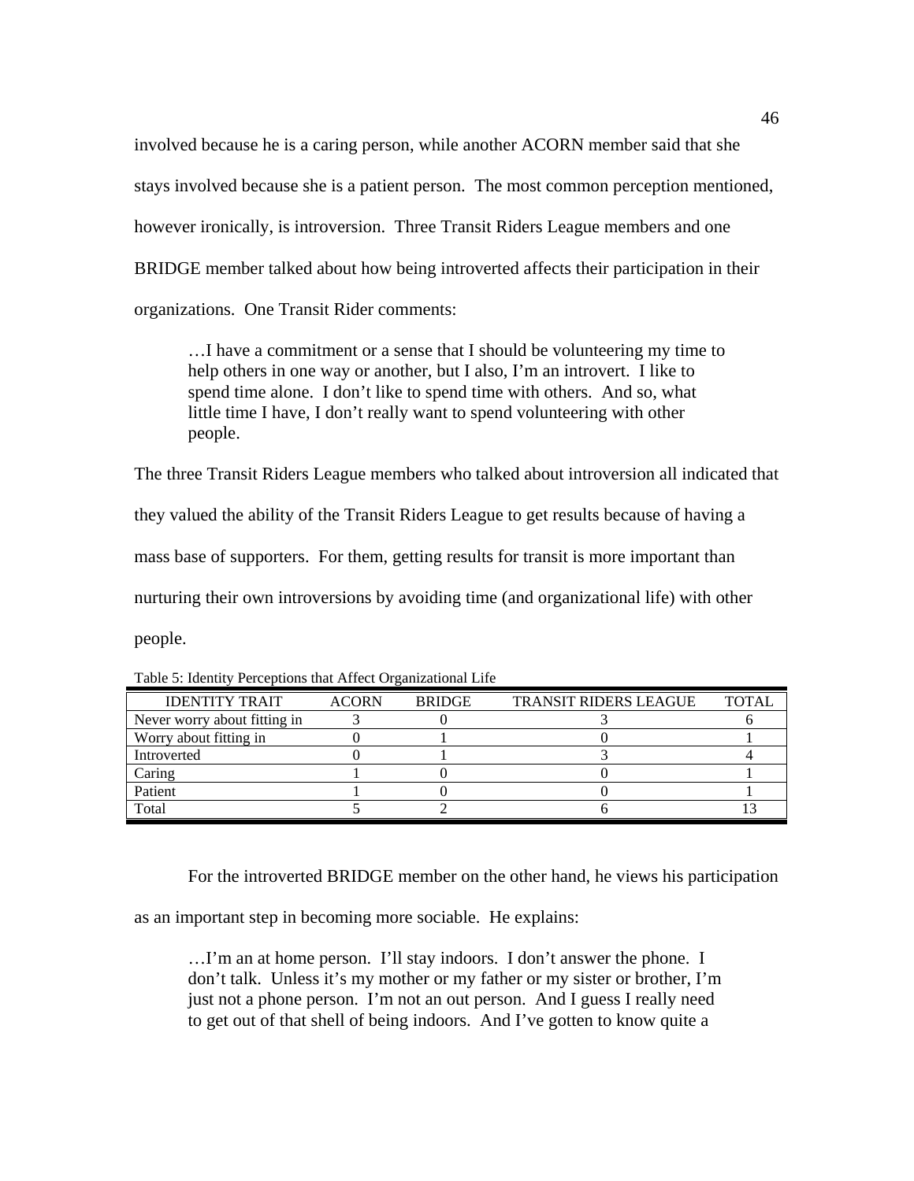involved because he is a caring person, while another ACORN member said that she stays involved because she is a patient person. The most common perception mentioned, however ironically, is introversion. Three Transit Riders League members and one BRIDGE member talked about how being introverted affects their participation in their organizations. One Transit Rider comments:

> …I have a commitment or a sense that I should be volunteering my time to help others in one way or another, but I also, I'm an introvert. I like to spend time alone. I don't like to spend time with others. And so, what little time I have, I don't really want to spend volunteering with other people.

The three Transit Riders League members who talked about introversion all indicated that they valued the ability of the Transit Riders League to get results because of having a mass base of supporters. For them, getting results for transit is more important than nurturing their own introversions by avoiding time (and organizational life) with other people.

Table 5: Identity Perceptions that Affect Organizational Life

| IDENTITY TRAIT | ACORN | BRIDGE | TRANSIT RIDERS LEAGUE | TOTAL |
|---|---|---|---|---|
| Never worry about fitting in | 3 | 0 | 3 | 6 |
| Worry about fitting in | 0 | 1 | 0 | 1 |
| Introverted | 0 | 1 | 3 | 4 |
| Caring | 1 | 0 | 0 | 1 |
| Patient | 1 | 0 | 0 | 1 |
| Total | 5 | 2 | 6 | 13 |

For the introverted BRIDGE member on the other hand, he views his participation as an important step in becoming more sociable. He explains:

> …I'm an at home person. I'll stay indoors. I don't answer the phone. I don't talk. Unless it's my mother or my father or my sister or brother, I'm just not a phone person. I'm not an out person. And I guess I really need to get out of that shell of being indoors. And I've gotten to know quite a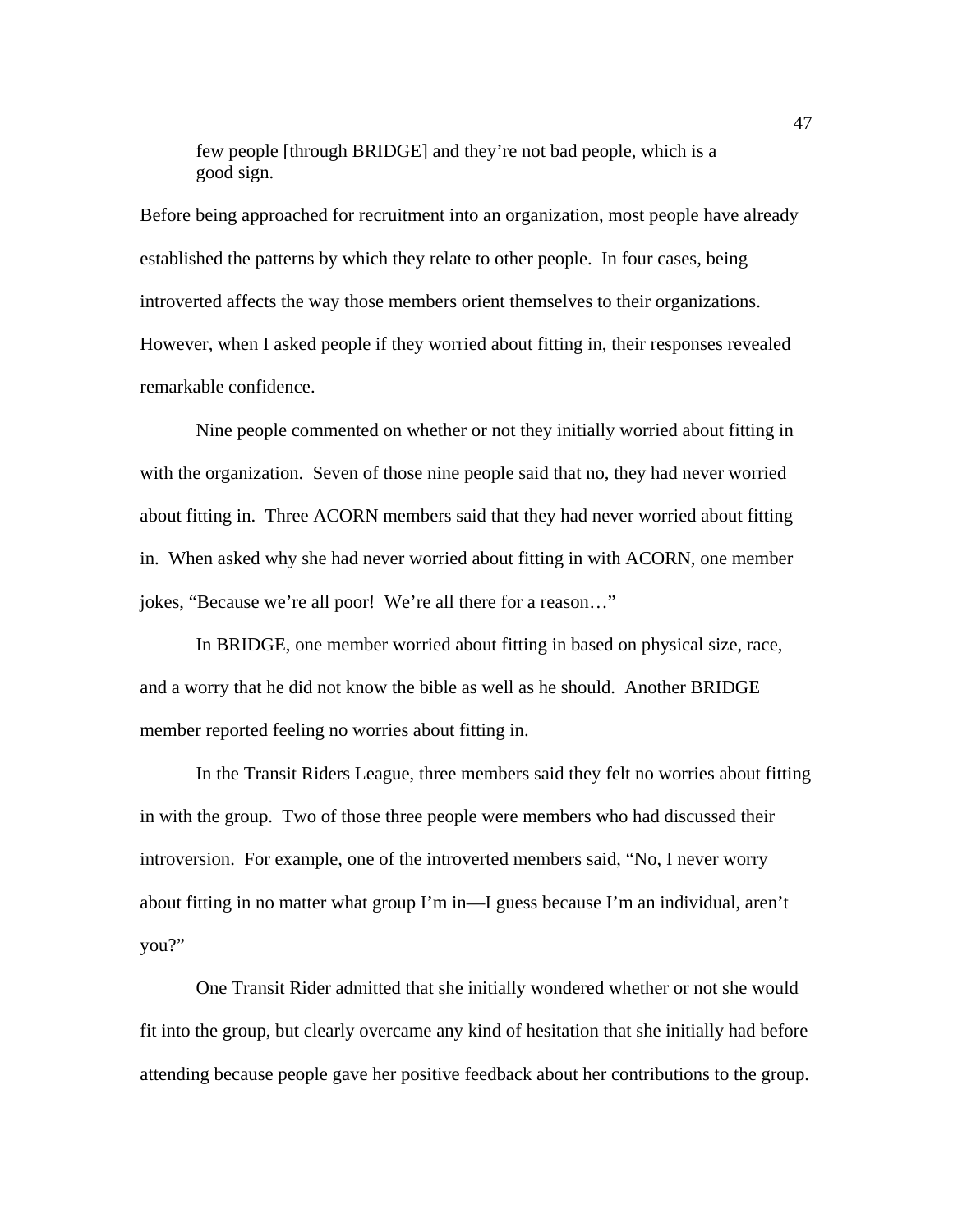> few people [through BRIDGE] and they're not bad people, which is a good sign.

Before being approached for recruitment into an organization, most people have already established the patterns by which they relate to other people. In four cases, being introverted affects the way those members orient themselves to their organizations. However, when I asked people if they worried about fitting in, their responses revealed remarkable confidence.

Nine people commented on whether or not they initially worried about fitting in with the organization. Seven of those nine people said that no, they had never worried about fitting in. Three ACORN members said that they had never worried about fitting in. When asked why she had never worried about fitting in with ACORN, one member jokes, "Because we're all poor! We're all there for a reason…"

In BRIDGE, one member worried about fitting in based on physical size, race, and a worry that he did not know the bible as well as he should. Another BRIDGE member reported feeling no worries about fitting in.

In the Transit Riders League, three members said they felt no worries about fitting in with the group. Two of those three people were members who had discussed their introversion. For example, one of the introverted members said, "No, I never worry about fitting in no matter what group I'm in—I guess because I'm an individual, aren't you?"

One Transit Rider admitted that she initially wondered whether or not she would fit into the group, but clearly overcame any kind of hesitation that she initially had before attending because people gave her positive feedback about her contributions to the group.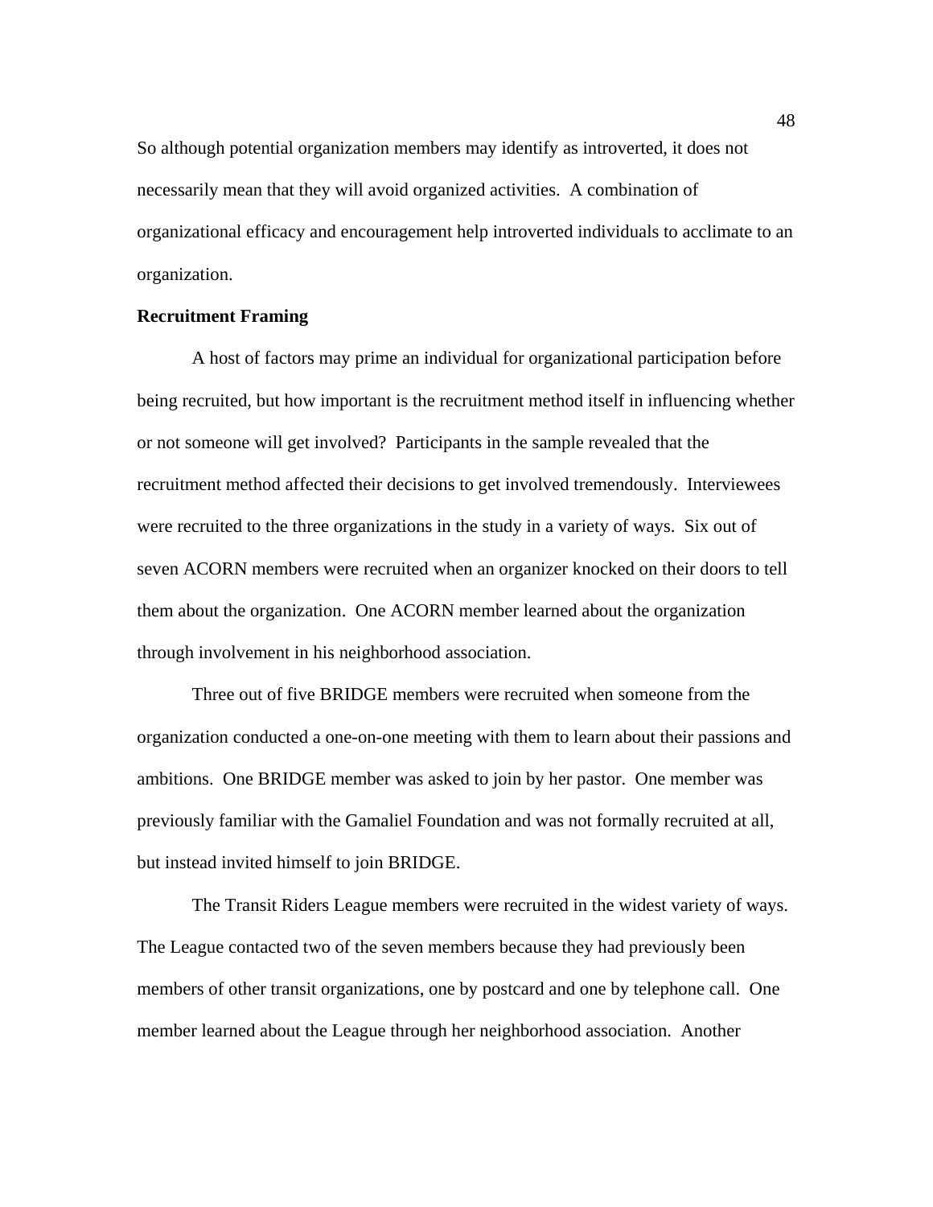So although potential organization members may identify as introverted, it does not necessarily mean that they will avoid organized activities. A combination of organizational efficacy and encouragement help introverted individuals to acclimate to an organization.

**Recruitment Framing**

A host of factors may prime an individual for organizational participation before being recruited, but how important is the recruitment method itself in influencing whether or not someone will get involved? Participants in the sample revealed that the recruitment method affected their decisions to get involved tremendously. Interviewees were recruited to the three organizations in the study in a variety of ways. Six out of seven ACORN members were recruited when an organizer knocked on their doors to tell them about the organization. One ACORN member learned about the organization through involvement in his neighborhood association.

Three out of five BRIDGE members were recruited when someone from the organization conducted a one-on-one meeting with them to learn about their passions and ambitions. One BRIDGE member was asked to join by her pastor. One member was previously familiar with the Gamaliel Foundation and was not formally recruited at all, but instead invited himself to join BRIDGE.

The Transit Riders League members were recruited in the widest variety of ways. The League contacted two of the seven members because they had previously been members of other transit organizations, one by postcard and one by telephone call. One member learned about the League through her neighborhood association. Another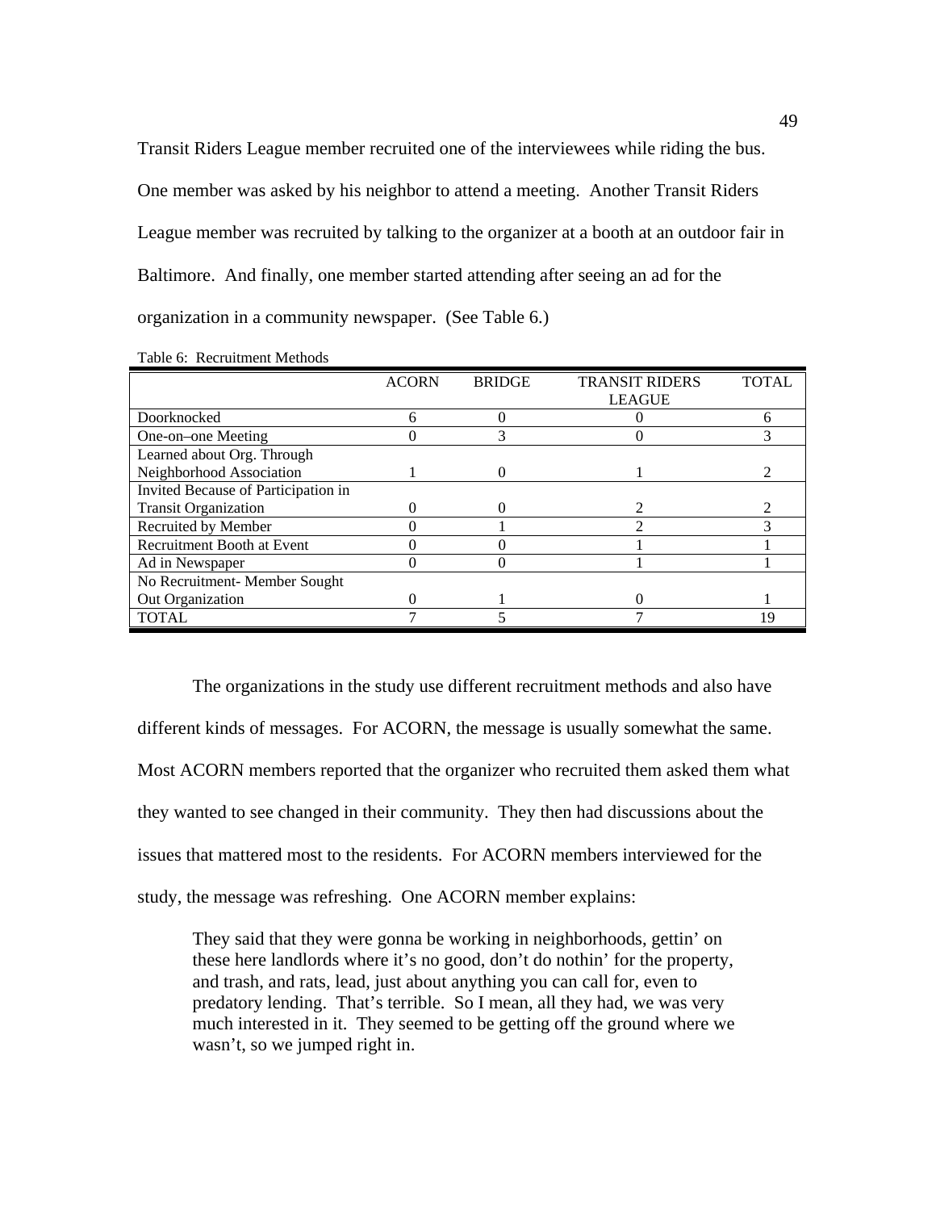Transit Riders League member recruited one of the interviewees while riding the bus. One member was asked by his neighbor to attend a meeting. Another Transit Riders League member was recruited by talking to the organizer at a booth at an outdoor fair in Baltimore. And finally, one member started attending after seeing an ad for the organization in a community newspaper. (See Table 6.)

Table 6: Recruitment Methods

| | ACORN | BRIDGE | TRANSIT RIDERS LEAGUE | TOTAL |
|---|---|---|---|---|
| Doorknocked | 6 | 0 | 0 | 6 |
| One-on–one Meeting | 0 | 3 | 0 | 3 |
| Learned about Org. Through Neighborhood Association | 1 | 0 | 1 | 2 |
| Invited Because of Participation in Transit Organization | 0 | 0 | 2 | 2 |
| Recruited by Member | 0 | 1 | 2 | 3 |
| Recruitment Booth at Event | 0 | 0 | 1 | 1 |
| Ad in Newspaper | 0 | 0 | 1 | 1 |
| No Recruitment- Member Sought Out Organization | 0 | 1 | 0 | 1 |
| TOTAL | 7 | 5 | 7 | 19 |

The organizations in the study use different recruitment methods and also have different kinds of messages. For ACORN, the message is usually somewhat the same. Most ACORN members reported that the organizer who recruited them asked them what they wanted to see changed in their community. They then had discussions about the issues that mattered most to the residents. For ACORN members interviewed for the study, the message was refreshing. One ACORN member explains:

> They said that they were gonna be working in neighborhoods, gettin' on these here landlords where it's no good, don't do nothin' for the property, and trash, and rats, lead, just about anything you can call for, even to predatory lending. That's terrible. So I mean, all they had, we was very much interested in it. They seemed to be getting off the ground where we wasn't, so we jumped right in.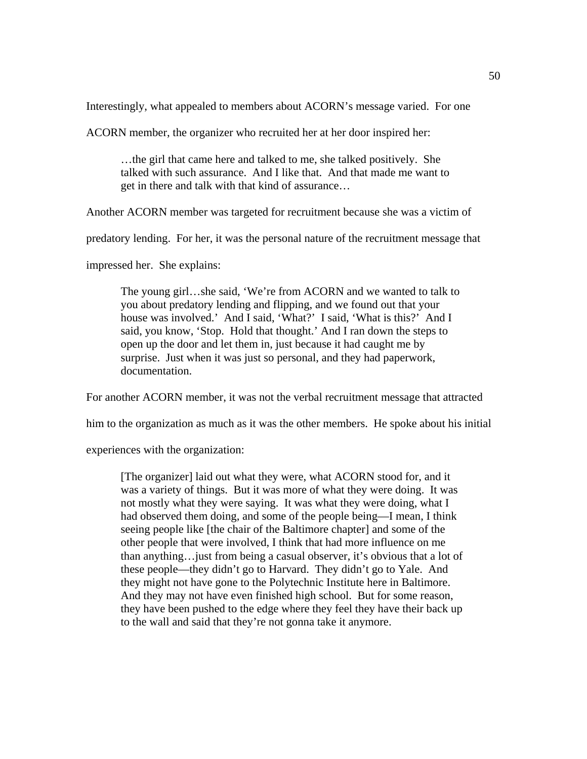Interestingly, what appealed to members about ACORN's message varied. For one ACORN member, the organizer who recruited her at her door inspired her:

> …the girl that came here and talked to me, she talked positively. She talked with such assurance. And I like that. And that made me want to get in there and talk with that kind of assurance…

Another ACORN member was targeted for recruitment because she was a victim of predatory lending. For her, it was the personal nature of the recruitment message that impressed her. She explains:

> The young girl…she said, 'We're from ACORN and we wanted to talk to you about predatory lending and flipping, and we found out that your house was involved.' And I said, 'What?' I said, 'What is this?' And I said, you know, 'Stop. Hold that thought.' And I ran down the steps to open up the door and let them in, just because it had caught me by surprise. Just when it was just so personal, and they had paperwork, documentation.

For another ACORN member, it was not the verbal recruitment message that attracted him to the organization as much as it was the other members. He spoke about his initial experiences with the organization:

> [The organizer] laid out what they were, what ACORN stood for, and it was a variety of things. But it was more of what they were doing. It was not mostly what they were saying. It was what they were doing, what I had observed them doing, and some of the people being—I mean, I think seeing people like [the chair of the Baltimore chapter] and some of the other people that were involved, I think that had more influence on me than anything…just from being a casual observer, it's obvious that a lot of these people—they didn't go to Harvard. They didn't go to Yale. And they might not have gone to the Polytechnic Institute here in Baltimore. And they may not have even finished high school. But for some reason, they have been pushed to the edge where they feel they have their back up to the wall and said that they're not gonna take it anymore.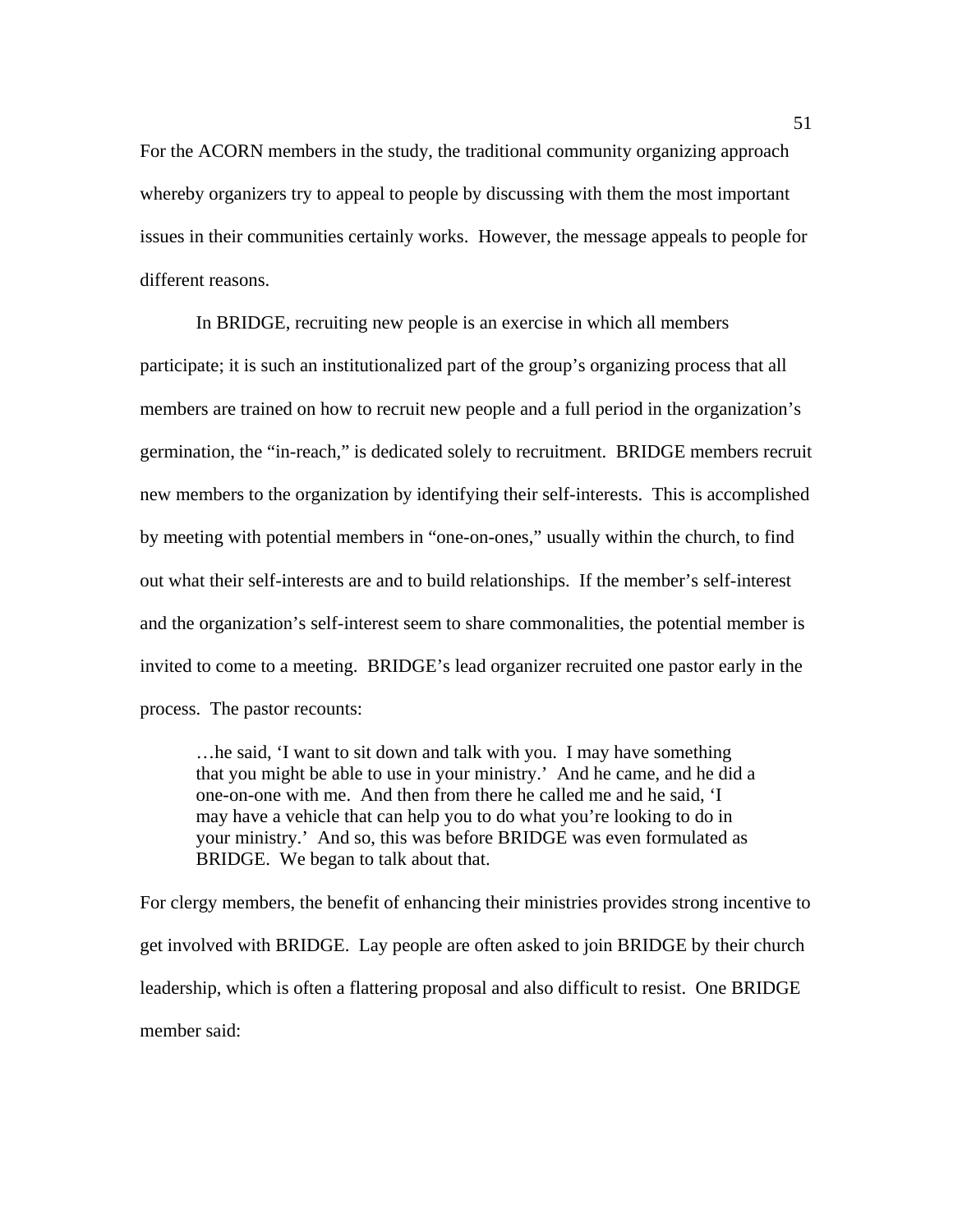For the ACORN members in the study, the traditional community organizing approach whereby organizers try to appeal to people by discussing with them the most important issues in their communities certainly works. However, the message appeals to people for different reasons.

In BRIDGE, recruiting new people is an exercise in which all members participate; it is such an institutionalized part of the group's organizing process that all members are trained on how to recruit new people and a full period in the organization's germination, the "in-reach," is dedicated solely to recruitment. BRIDGE members recruit new members to the organization by identifying their self-interests. This is accomplished by meeting with potential members in "one-on-ones," usually within the church, to find out what their self-interests are and to build relationships. If the member's self-interest and the organization's self-interest seem to share commonalities, the potential member is invited to come to a meeting. BRIDGE's lead organizer recruited one pastor early in the process. The pastor recounts:

> …he said, 'I want to sit down and talk with you. I may have something that you might be able to use in your ministry.' And he came, and he did a one-on-one with me. And then from there he called me and he said, 'I may have a vehicle that can help you to do what you're looking to do in your ministry.' And so, this was before BRIDGE was even formulated as BRIDGE. We began to talk about that.

For clergy members, the benefit of enhancing their ministries provides strong incentive to get involved with BRIDGE. Lay people are often asked to join BRIDGE by their church leadership, which is often a flattering proposal and also difficult to resist. One BRIDGE member said: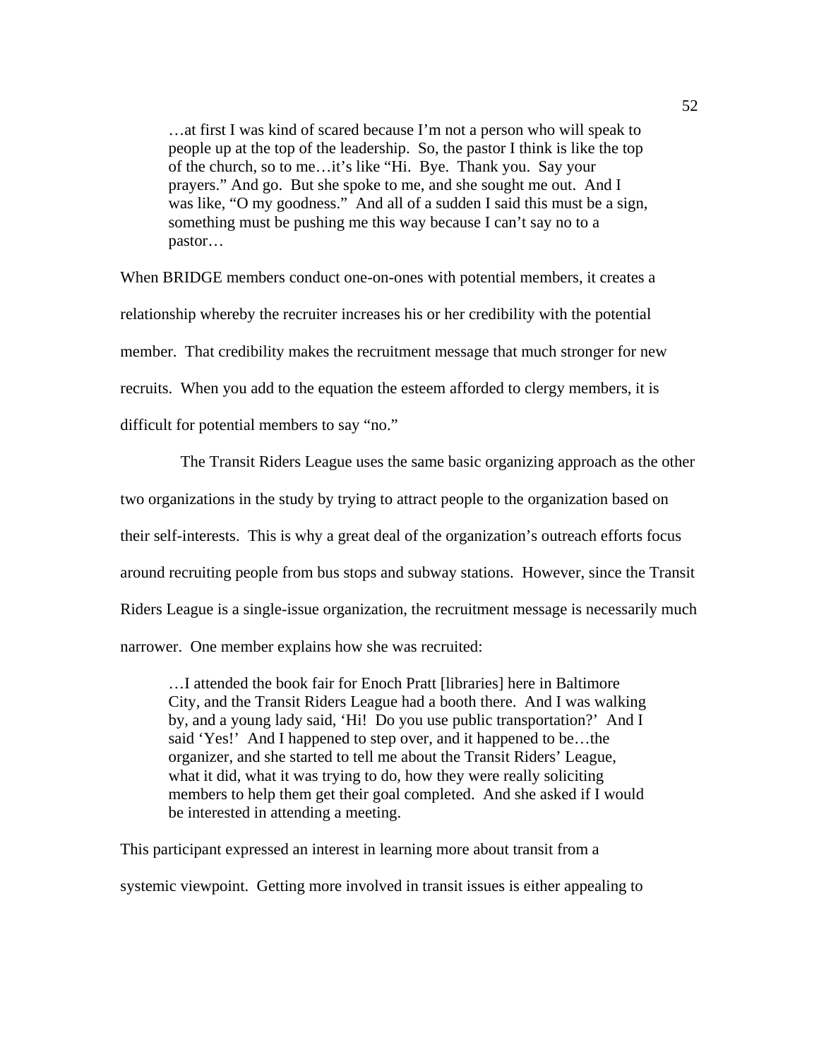> …at first I was kind of scared because I'm not a person who will speak to people up at the top of the leadership. So, the pastor I think is like the top of the church, so to me…it's like "Hi. Bye. Thank you. Say your prayers." And go. But she spoke to me, and she sought me out. And I was like, "O my goodness." And all of a sudden I said this must be a sign, something must be pushing me this way because I can't say no to a pastor…

When BRIDGE members conduct one-on-ones with potential members, it creates a relationship whereby the recruiter increases his or her credibility with the potential member. That credibility makes the recruitment message that much stronger for new recruits. When you add to the equation the esteem afforded to clergy members, it is difficult for potential members to say "no."

The Transit Riders League uses the same basic organizing approach as the other two organizations in the study by trying to attract people to the organization based on their self-interests. This is why a great deal of the organization's outreach efforts focus around recruiting people from bus stops and subway stations. However, since the Transit Riders League is a single-issue organization, the recruitment message is necessarily much narrower. One member explains how she was recruited:

> …I attended the book fair for Enoch Pratt [libraries] here in Baltimore City, and the Transit Riders League had a booth there. And I was walking by, and a young lady said, 'Hi! Do you use public transportation?' And I said 'Yes!' And I happened to step over, and it happened to be…the organizer, and she started to tell me about the Transit Riders' League, what it did, what it was trying to do, how they were really soliciting members to help them get their goal completed. And she asked if I would be interested in attending a meeting.

This participant expressed an interest in learning more about transit from a systemic viewpoint. Getting more involved in transit issues is either appealing to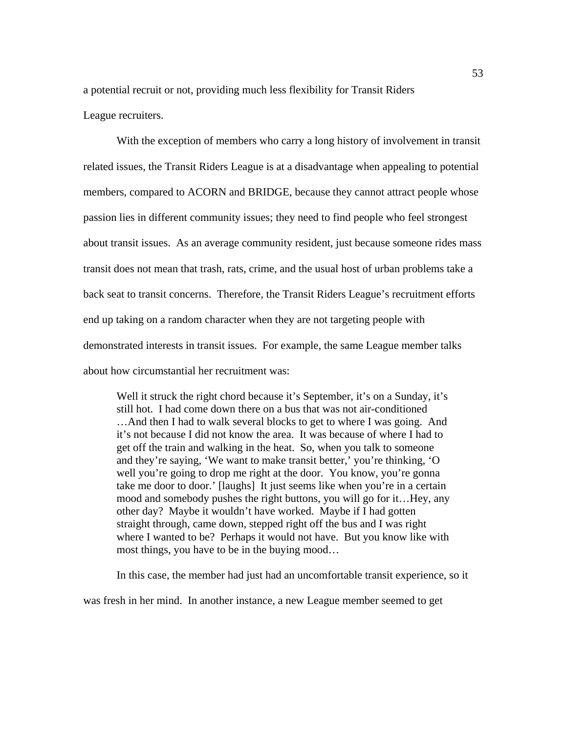a potential recruit or not, providing much less flexibility for Transit Riders League recruiters.

With the exception of members who carry a long history of involvement in transit related issues, the Transit Riders League is at a disadvantage when appealing to potential members, compared to ACORN and BRIDGE, because they cannot attract people whose passion lies in different community issues; they need to find people who feel strongest about transit issues. As an average community resident, just because someone rides mass transit does not mean that trash, rats, crime, and the usual host of urban problems take a back seat to transit concerns. Therefore, the Transit Riders League's recruitment efforts end up taking on a random character when they are not targeting people with demonstrated interests in transit issues. For example, the same League member talks about how circumstantial her recruitment was:

> Well it struck the right chord because it's September, it's on a Sunday, it's still hot. I had come down there on a bus that was not air-conditioned …And then I had to walk several blocks to get to where I was going. And it's not because I did not know the area. It was because of where I had to get off the train and walking in the heat. So, when you talk to someone and they're saying, 'We want to make transit better,' you're thinking, 'O well you're going to drop me right at the door. You know, you're gonna take me door to door.' [laughs] It just seems like when you're in a certain mood and somebody pushes the right buttons, you will go for it…Hey, any other day? Maybe it wouldn't have worked. Maybe if I had gotten straight through, came down, stepped right off the bus and I was right where I wanted to be? Perhaps it would not have. But you know like with most things, you have to be in the buying mood…

In this case, the member had just had an uncomfortable transit experience, so it was fresh in her mind. In another instance, a new League member seemed to get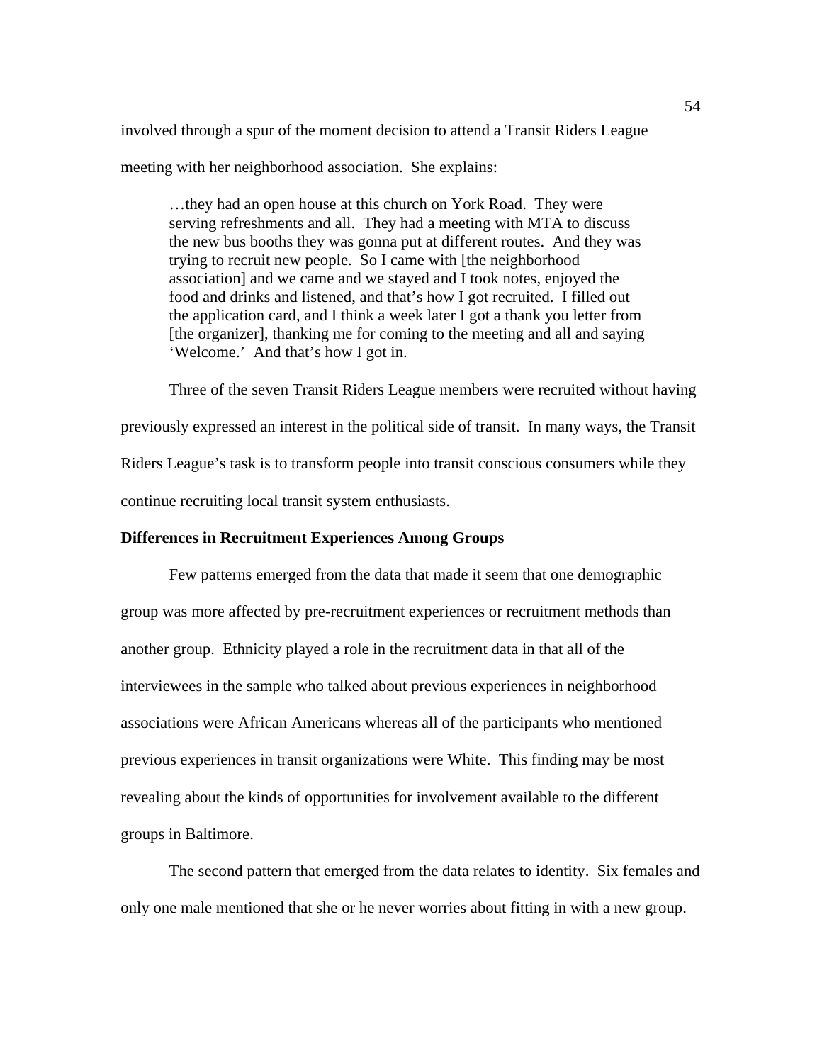involved through a spur of the moment decision to attend a Transit Riders League meeting with her neighborhood association. She explains:

> …they had an open house at this church on York Road. They were serving refreshments and all. They had a meeting with MTA to discuss the new bus booths they was gonna put at different routes. And they was trying to recruit new people. So I came with [the neighborhood association] and we came and we stayed and I took notes, enjoyed the food and drinks and listened, and that's how I got recruited. I filled out the application card, and I think a week later I got a thank you letter from [the organizer], thanking me for coming to the meeting and all and saying 'Welcome.' And that's how I got in.

Three of the seven Transit Riders League members were recruited without having previously expressed an interest in the political side of transit. In many ways, the Transit Riders League's task is to transform people into transit conscious consumers while they continue recruiting local transit system enthusiasts.

**Differences in Recruitment Experiences Among Groups**

Few patterns emerged from the data that made it seem that one demographic group was more affected by pre-recruitment experiences or recruitment methods than another group. Ethnicity played a role in the recruitment data in that all of the interviewees in the sample who talked about previous experiences in neighborhood associations were African Americans whereas all of the participants who mentioned previous experiences in transit organizations were White. This finding may be most revealing about the kinds of opportunities for involvement available to the different groups in Baltimore.

The second pattern that emerged from the data relates to identity. Six females and only one male mentioned that she or he never worries about fitting in with a new group.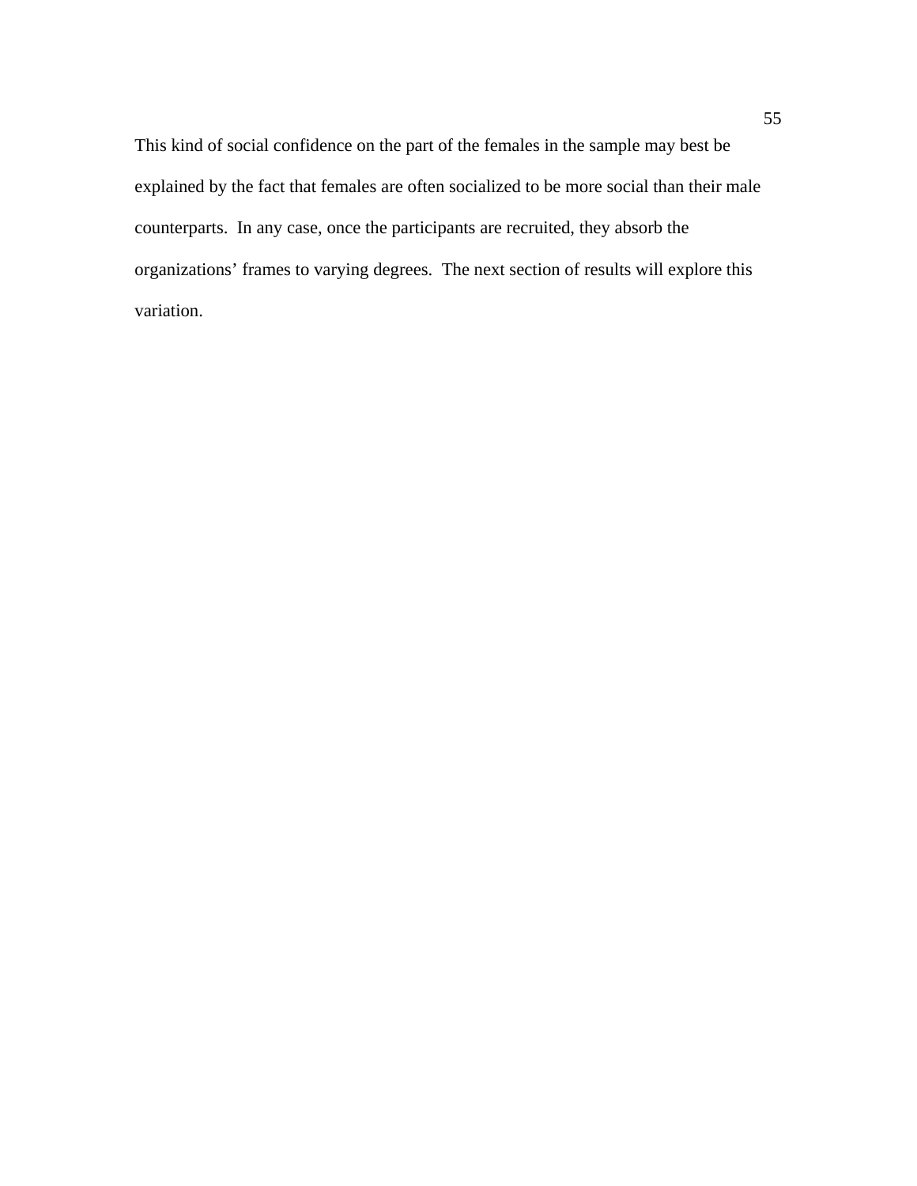This kind of social confidence on the part of the females in the sample may best be explained by the fact that females are often socialized to be more social than their male counterparts. In any case, once the participants are recruited, they absorb the organizations' frames to varying degrees. The next section of results will explore this variation.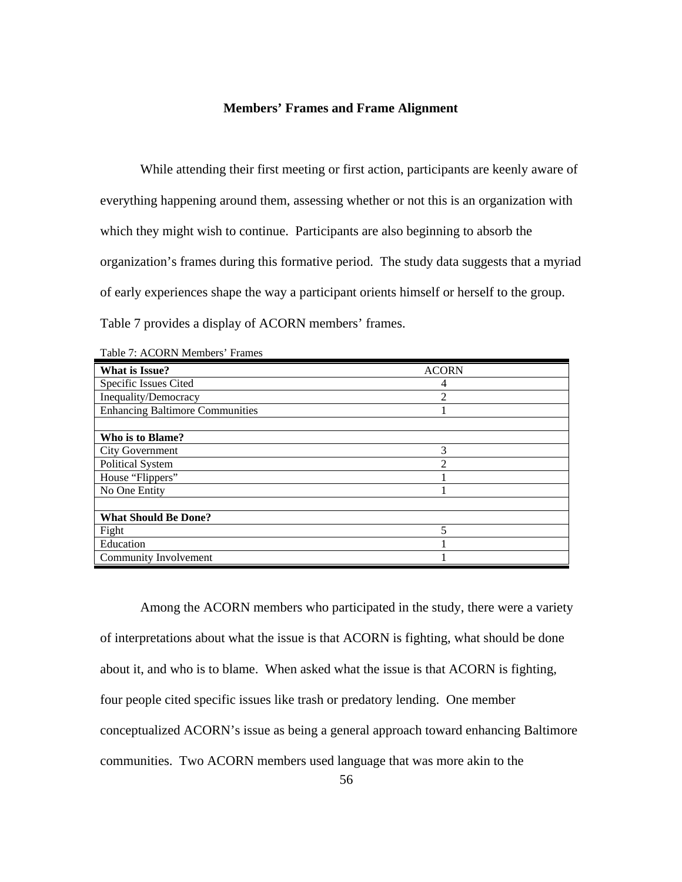## Members' Frames and Frame Alignment

While attending their first meeting or first action, participants are keenly aware of everything happening around them, assessing whether or not this is an organization with which they might wish to continue. Participants are also beginning to absorb the organization's frames during this formative period. The study data suggests that a myriad of early experiences shape the way a participant orients himself or herself to the group. Table 7 provides a display of ACORN members' frames.

Table 7: ACORN Members' Frames

| **What is Issue?** | ACORN |
|---|---|
| Specific Issues Cited | 4 |
| Inequality/Democracy | 2 |
| Enhancing Baltimore Communities | 1 |
| | |
| **Who is to Blame?** | |
| City Government | 3 |
| Political System | 2 |
| House "Flippers" | 1 |
| No One Entity | 1 |
| | |
| **What Should Be Done?** | |
| Fight | 5 |
| Education | 1 |
| Community Involvement | 1 |

Among the ACORN members who participated in the study, there were a variety of interpretations about what the issue is that ACORN is fighting, what should be done about it, and who is to blame. When asked what the issue is that ACORN is fighting, four people cited specific issues like trash or predatory lending. One member conceptualized ACORN's issue as being a general approach toward enhancing Baltimore communities. Two ACORN members used language that was more akin to the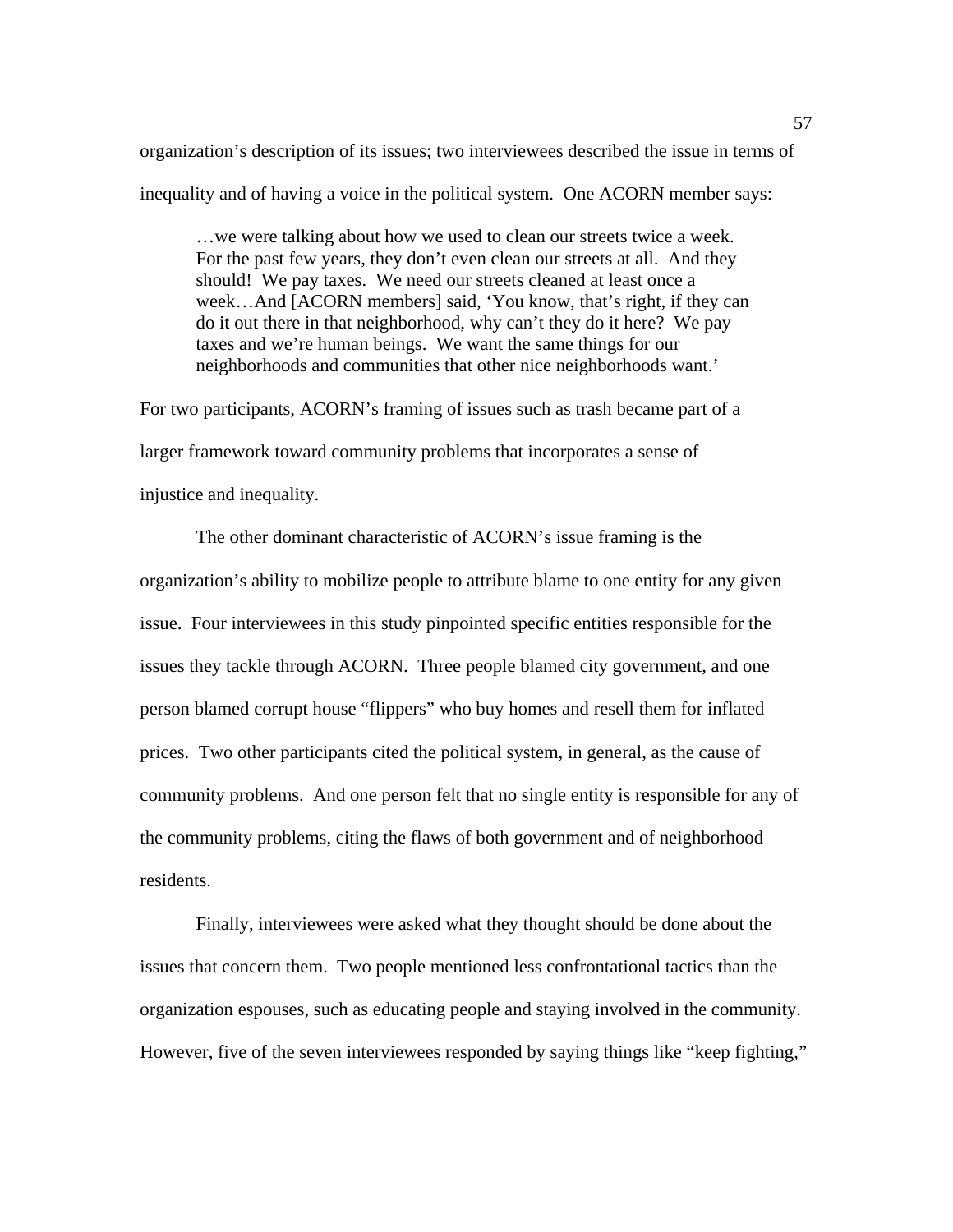organization's description of its issues; two interviewees described the issue in terms of inequality and of having a voice in the political system. One ACORN member says:

> …we were talking about how we used to clean our streets twice a week. For the past few years, they don't even clean our streets at all. And they should! We pay taxes. We need our streets cleaned at least once a week…And [ACORN members] said, 'You know, that's right, if they can do it out there in that neighborhood, why can't they do it here? We pay taxes and we're human beings. We want the same things for our neighborhoods and communities that other nice neighborhoods want.'

For two participants, ACORN's framing of issues such as trash became part of a larger framework toward community problems that incorporates a sense of injustice and inequality.

The other dominant characteristic of ACORN's issue framing is the organization's ability to mobilize people to attribute blame to one entity for any given issue. Four interviewees in this study pinpointed specific entities responsible for the issues they tackle through ACORN. Three people blamed city government, and one person blamed corrupt house "flippers" who buy homes and resell them for inflated prices. Two other participants cited the political system, in general, as the cause of community problems. And one person felt that no single entity is responsible for any of the community problems, citing the flaws of both government and of neighborhood residents.

Finally, interviewees were asked what they thought should be done about the issues that concern them. Two people mentioned less confrontational tactics than the organization espouses, such as educating people and staying involved in the community. However, five of the seven interviewees responded by saying things like "keep fighting,"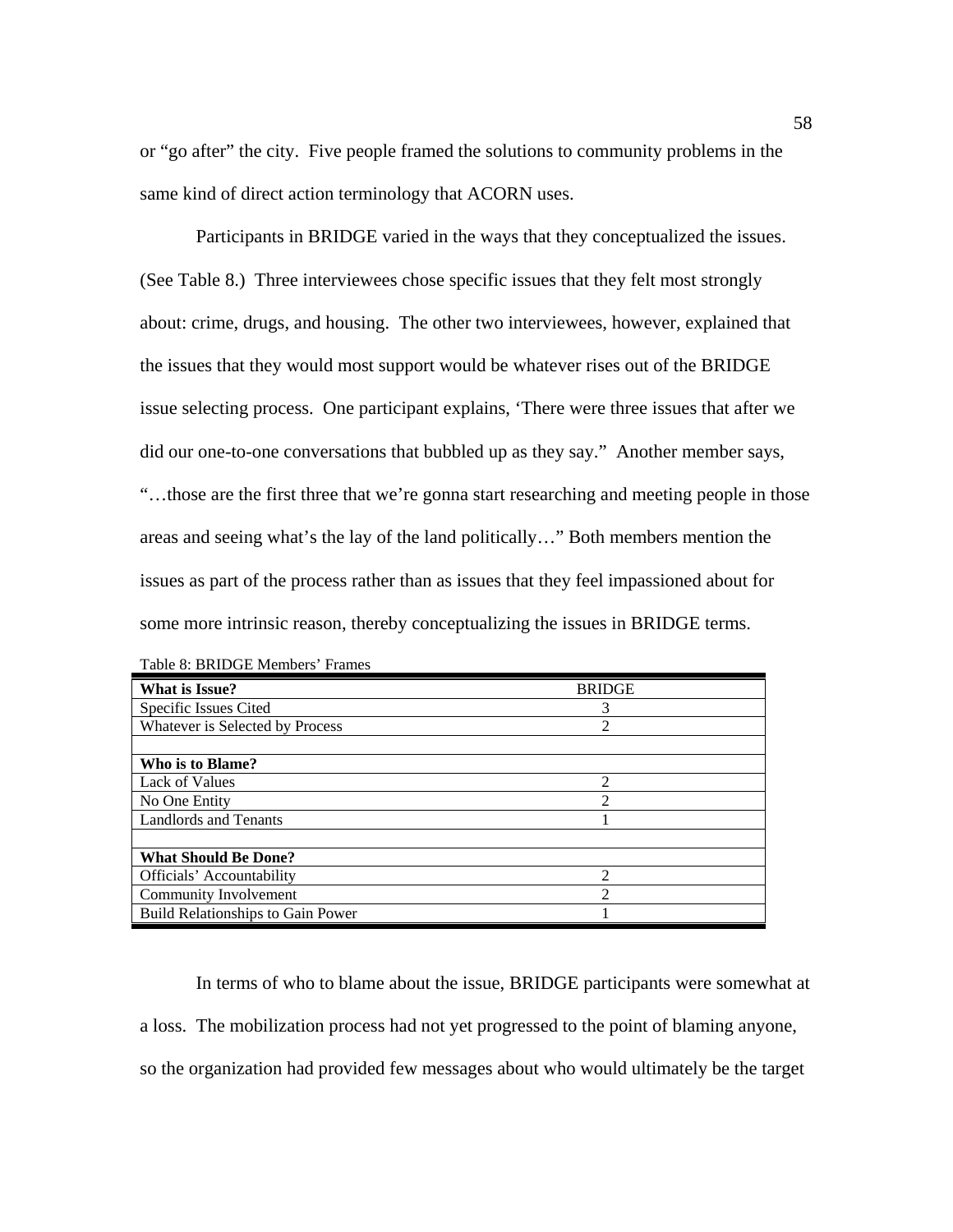or "go after" the city. Five people framed the solutions to community problems in the same kind of direct action terminology that ACORN uses.

Participants in BRIDGE varied in the ways that they conceptualized the issues. (See Table 8.) Three interviewees chose specific issues that they felt most strongly about: crime, drugs, and housing. The other two interviewees, however, explained that the issues that they would most support would be whatever rises out of the BRIDGE issue selecting process. One participant explains, 'There were three issues that after we did our one-to-one conversations that bubbled up as they say." Another member says, "…those are the first three that we're gonna start researching and meeting people in those areas and seeing what's the lay of the land politically…" Both members mention the issues as part of the process rather than as issues that they feel impassioned about for some more intrinsic reason, thereby conceptualizing the issues in BRIDGE terms.

Table 8: BRIDGE Members' Frames

| **What is Issue?** | BRIDGE |
|---|---|
| Specific Issues Cited | 3 |
| Whatever is Selected by Process | 2 |
| | |
| **Who is to Blame?** | |
| Lack of Values | 2 |
| No One Entity | 2 |
| Landlords and Tenants | 1 |
| | |
| **What Should Be Done?** | |
| Officials' Accountability | 2 |
| Community Involvement | 2 |
| Build Relationships to Gain Power | 1 |

In terms of who to blame about the issue, BRIDGE participants were somewhat at a loss. The mobilization process had not yet progressed to the point of blaming anyone, so the organization had provided few messages about who would ultimately be the target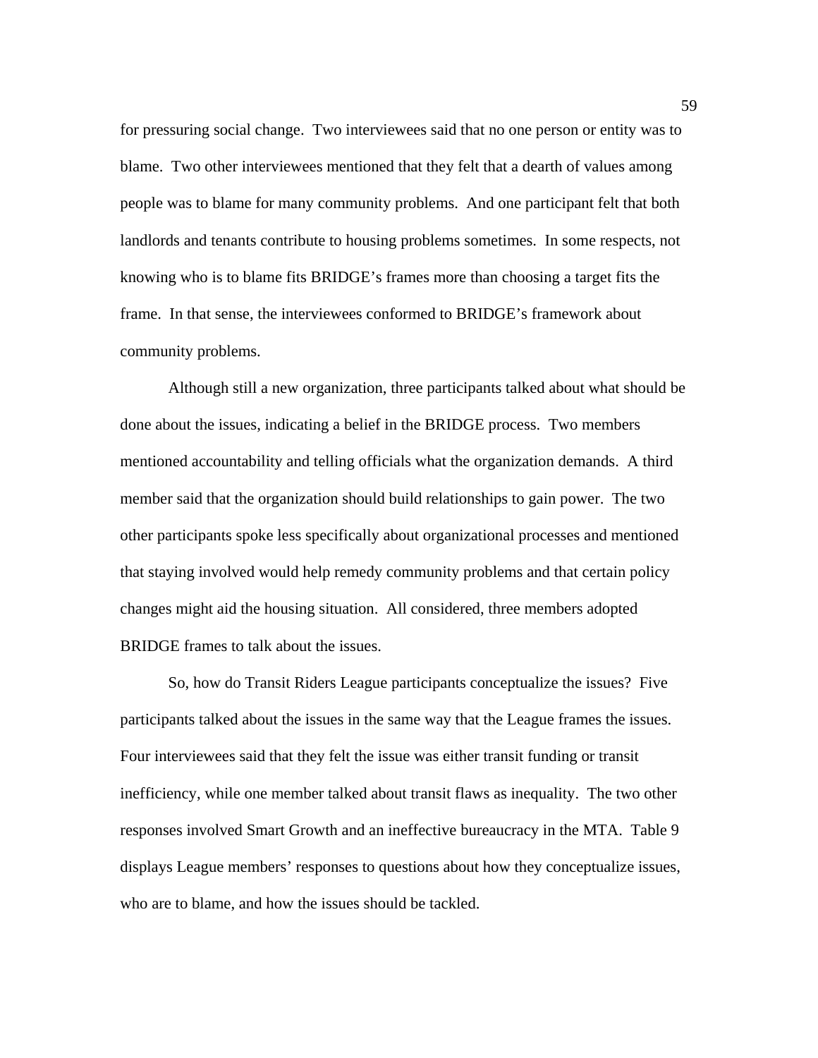for pressuring social change. Two interviewees said that no one person or entity was to blame. Two other interviewees mentioned that they felt that a dearth of values among people was to blame for many community problems. And one participant felt that both landlords and tenants contribute to housing problems sometimes. In some respects, not knowing who is to blame fits BRIDGE's frames more than choosing a target fits the frame. In that sense, the interviewees conformed to BRIDGE's framework about community problems.

Although still a new organization, three participants talked about what should be done about the issues, indicating a belief in the BRIDGE process. Two members mentioned accountability and telling officials what the organization demands. A third member said that the organization should build relationships to gain power. The two other participants spoke less specifically about organizational processes and mentioned that staying involved would help remedy community problems and that certain policy changes might aid the housing situation. All considered, three members adopted BRIDGE frames to talk about the issues.

So, how do Transit Riders League participants conceptualize the issues? Five participants talked about the issues in the same way that the League frames the issues. Four interviewees said that they felt the issue was either transit funding or transit inefficiency, while one member talked about transit flaws as inequality. The two other responses involved Smart Growth and an ineffective bureaucracy in the MTA. Table 9 displays League members' responses to questions about how they conceptualize issues, who are to blame, and how the issues should be tackled.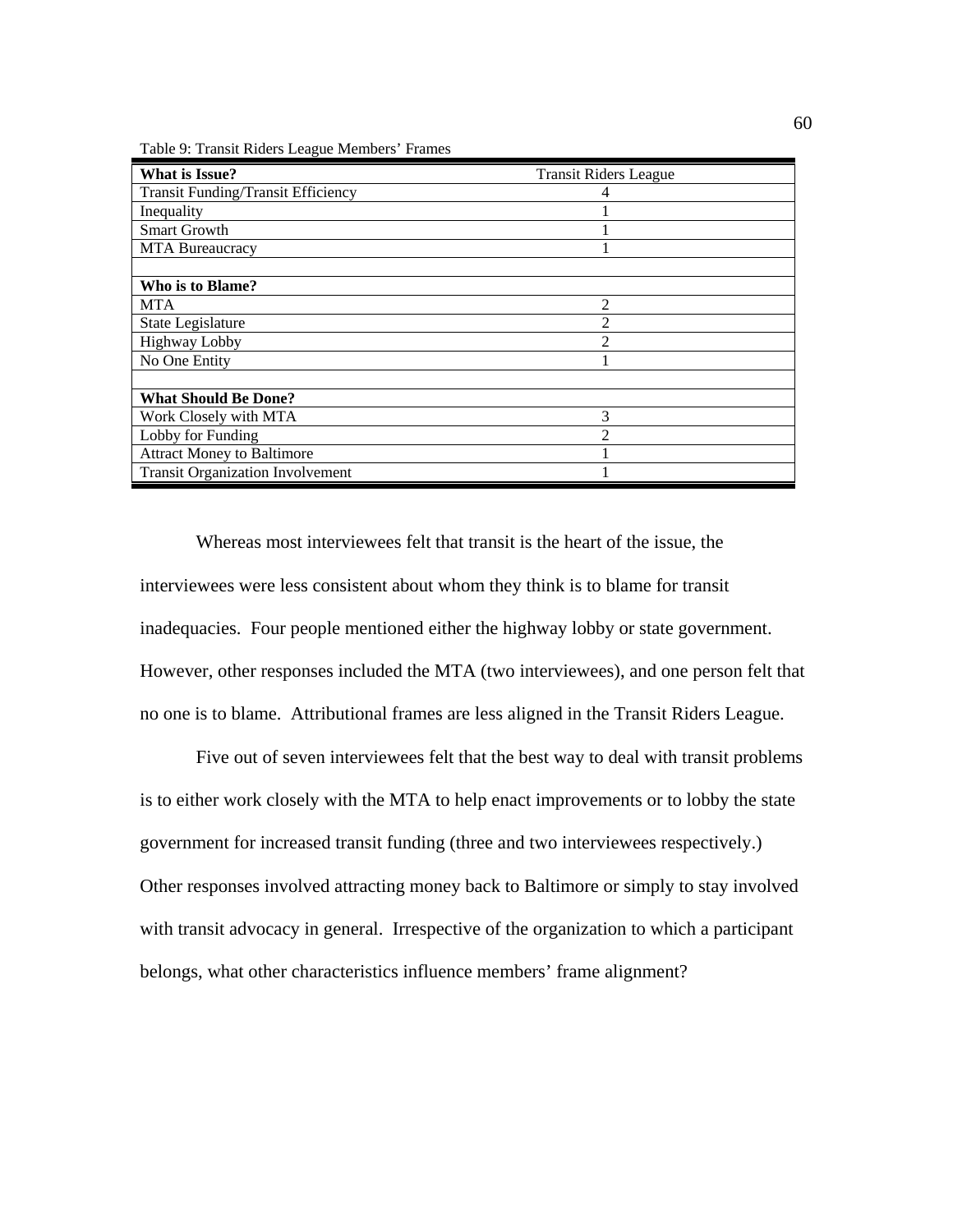Table 9: Transit Riders League Members' Frames

| **What is Issue?** | Transit Riders League |
|---|---|
| Transit Funding/Transit Efficiency | 4 |
| Inequality | 1 |
| Smart Growth | 1 |
| MTA Bureaucracy | 1 |
| | |
| **Who is to Blame?** | |
| MTA | 2 |
| State Legislature | 2 |
| Highway Lobby | 2 |
| No One Entity | 1 |
| | |
| **What Should Be Done?** | |
| Work Closely with MTA | 3 |
| Lobby for Funding | 2 |
| Attract Money to Baltimore | 1 |
| Transit Organization Involvement | 1 |

Whereas most interviewees felt that transit is the heart of the issue, the interviewees were less consistent about whom they think is to blame for transit inadequacies. Four people mentioned either the highway lobby or state government. However, other responses included the MTA (two interviewees), and one person felt that no one is to blame. Attributional frames are less aligned in the Transit Riders League.

Five out of seven interviewees felt that the best way to deal with transit problems is to either work closely with the MTA to help enact improvements or to lobby the state government for increased transit funding (three and two interviewees respectively.) Other responses involved attracting money back to Baltimore or simply to stay involved with transit advocacy in general. Irrespective of the organization to which a participant belongs, what other characteristics influence members' frame alignment?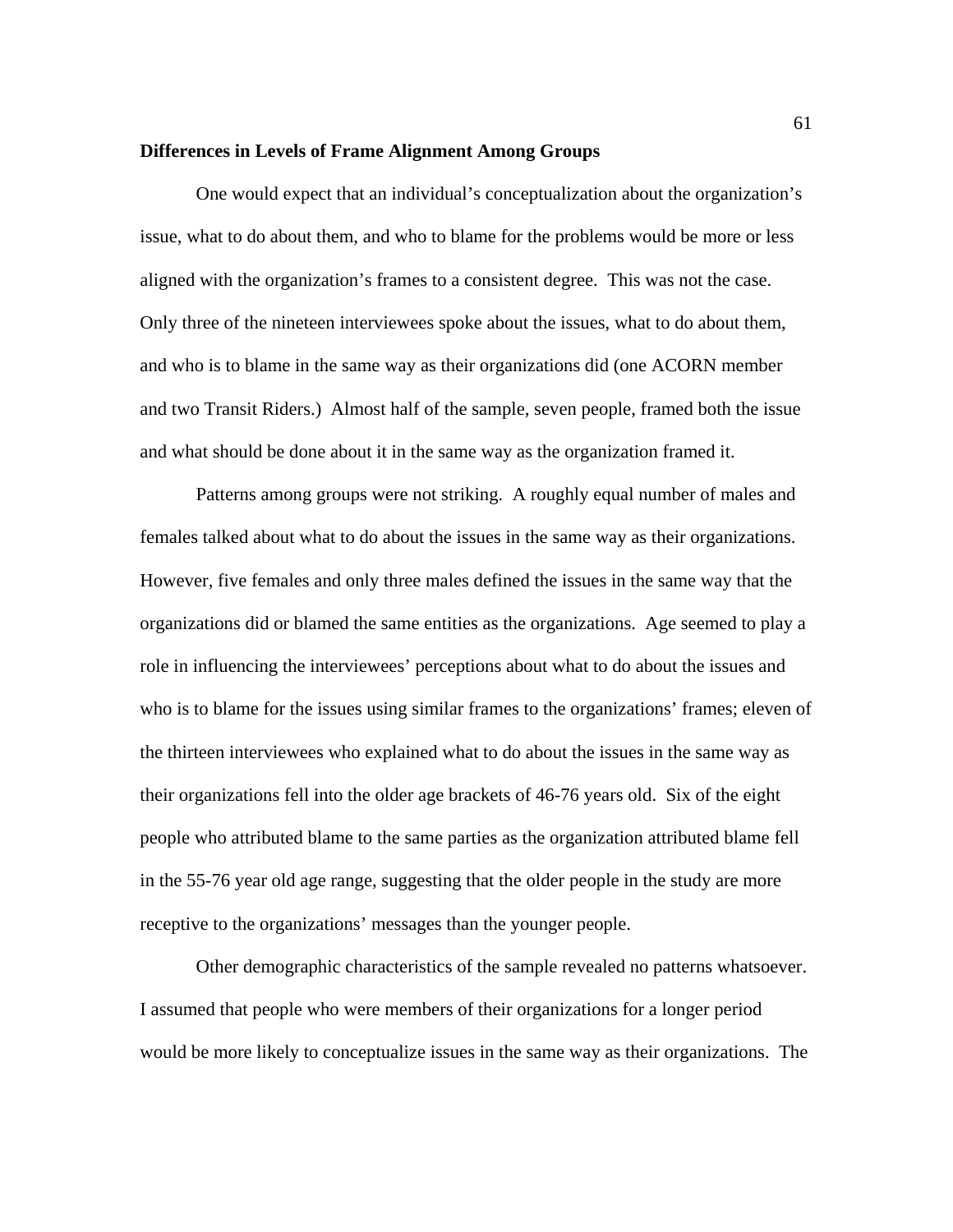**Differences in Levels of Frame Alignment Among Groups**

One would expect that an individual's conceptualization about the organization's issue, what to do about them, and who to blame for the problems would be more or less aligned with the organization's frames to a consistent degree. This was not the case. Only three of the nineteen interviewees spoke about the issues, what to do about them, and who is to blame in the same way as their organizations did (one ACORN member and two Transit Riders.) Almost half of the sample, seven people, framed both the issue and what should be done about it in the same way as the organization framed it.

Patterns among groups were not striking. A roughly equal number of males and females talked about what to do about the issues in the same way as their organizations. However, five females and only three males defined the issues in the same way that the organizations did or blamed the same entities as the organizations. Age seemed to play a role in influencing the interviewees' perceptions about what to do about the issues and who is to blame for the issues using similar frames to the organizations' frames; eleven of the thirteen interviewees who explained what to do about the issues in the same way as their organizations fell into the older age brackets of 46-76 years old. Six of the eight people who attributed blame to the same parties as the organization attributed blame fell in the 55-76 year old age range, suggesting that the older people in the study are more receptive to the organizations' messages than the younger people.

Other demographic characteristics of the sample revealed no patterns whatsoever. I assumed that people who were members of their organizations for a longer period would be more likely to conceptualize issues in the same way as their organizations. The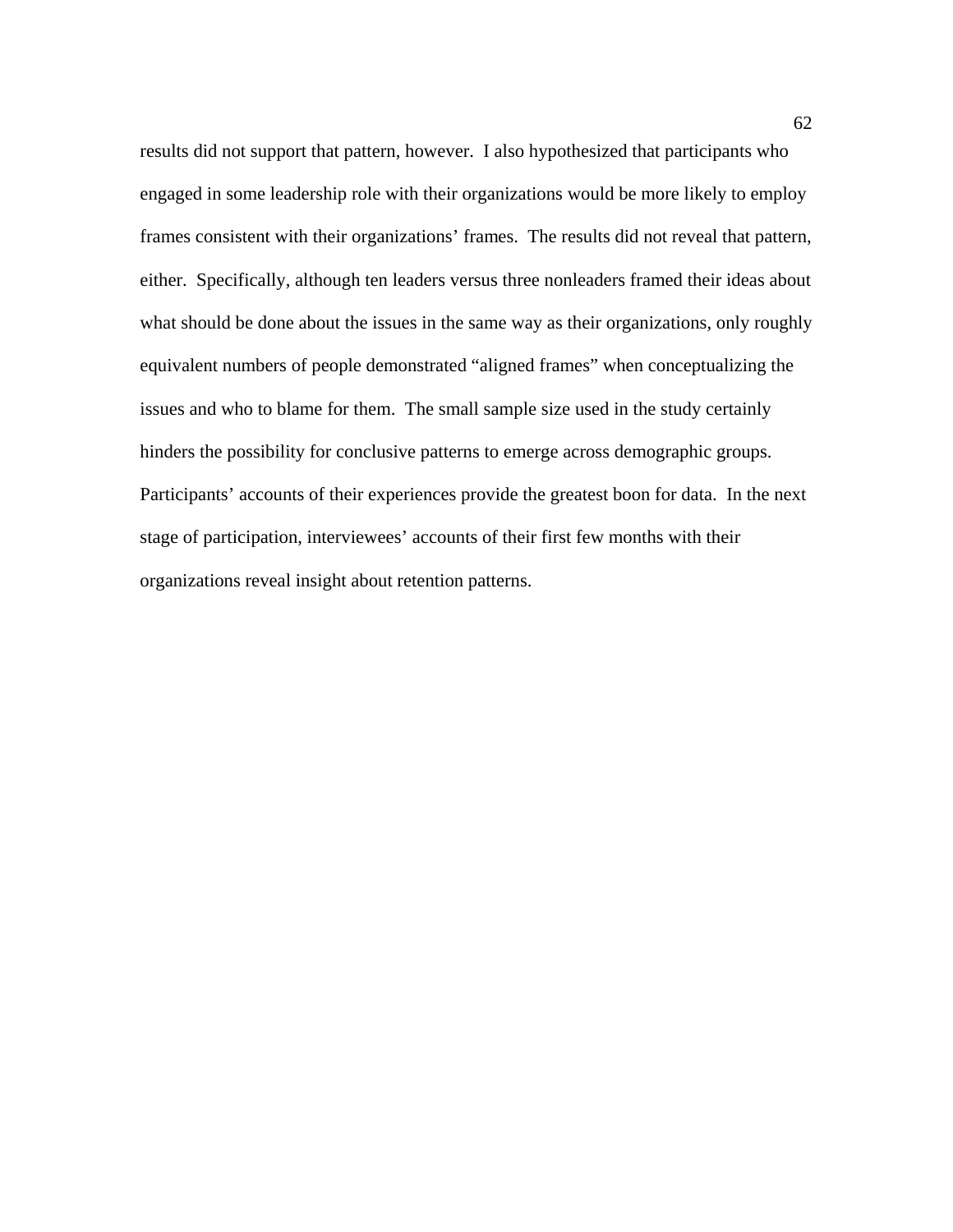results did not support that pattern, however. I also hypothesized that participants who engaged in some leadership role with their organizations would be more likely to employ frames consistent with their organizations' frames. The results did not reveal that pattern, either. Specifically, although ten leaders versus three nonleaders framed their ideas about what should be done about the issues in the same way as their organizations, only roughly equivalent numbers of people demonstrated "aligned frames" when conceptualizing the issues and who to blame for them. The small sample size used in the study certainly hinders the possibility for conclusive patterns to emerge across demographic groups. Participants' accounts of their experiences provide the greatest boon for data. In the next stage of participation, interviewees' accounts of their first few months with their organizations reveal insight about retention patterns.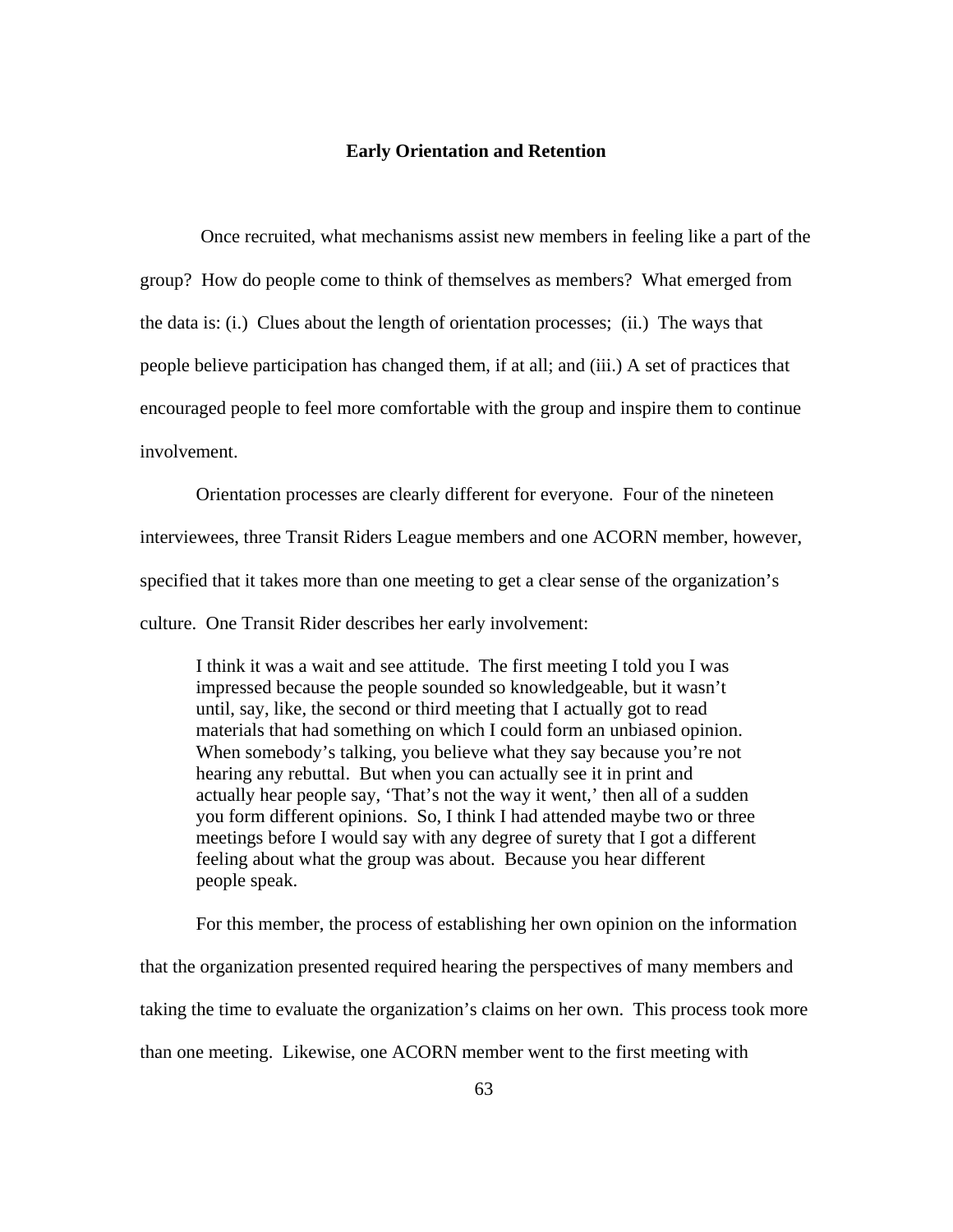## Early Orientation and Retention

Once recruited, what mechanisms assist new members in feeling like a part of the group? How do people come to think of themselves as members? What emerged from the data is: (i.) Clues about the length of orientation processes; (ii.) The ways that people believe participation has changed them, if at all; and (iii.) A set of practices that encouraged people to feel more comfortable with the group and inspire them to continue involvement.

Orientation processes are clearly different for everyone. Four of the nineteen interviewees, three Transit Riders League members and one ACORN member, however, specified that it takes more than one meeting to get a clear sense of the organization's culture. One Transit Rider describes her early involvement:

> I think it was a wait and see attitude. The first meeting I told you I was impressed because the people sounded so knowledgeable, but it wasn't until, say, like, the second or third meeting that I actually got to read materials that had something on which I could form an unbiased opinion. When somebody's talking, you believe what they say because you're not hearing any rebuttal. But when you can actually see it in print and actually hear people say, 'That's not the way it went,' then all of a sudden you form different opinions. So, I think I had attended maybe two or three meetings before I would say with any degree of surety that I got a different feeling about what the group was about. Because you hear different people speak.

For this member, the process of establishing her own opinion on the information that the organization presented required hearing the perspectives of many members and taking the time to evaluate the organization's claims on her own. This process took more than one meeting. Likewise, one ACORN member went to the first meeting with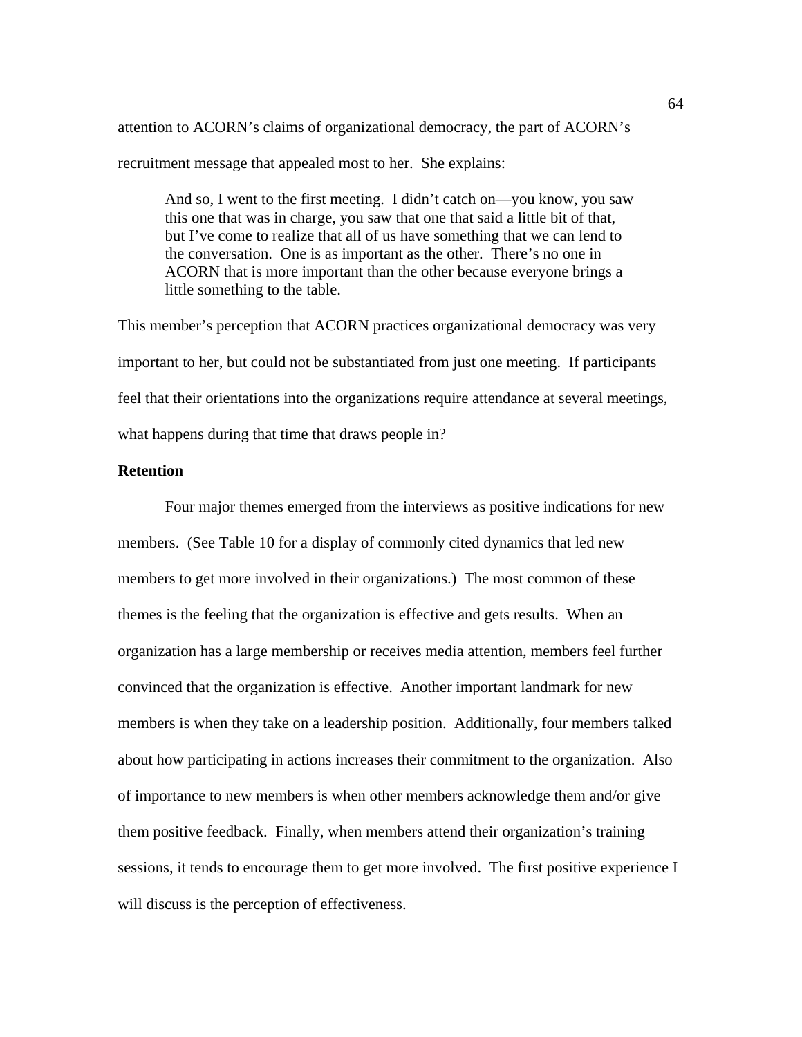attention to ACORN's claims of organizational democracy, the part of ACORN's recruitment message that appealed most to her. She explains:

> And so, I went to the first meeting. I didn't catch on—you know, you saw this one that was in charge, you saw that one that said a little bit of that, but I've come to realize that all of us have something that we can lend to the conversation. One is as important as the other. There's no one in ACORN that is more important than the other because everyone brings a little something to the table.

This member's perception that ACORN practices organizational democracy was very important to her, but could not be substantiated from just one meeting. If participants feel that their orientations into the organizations require attendance at several meetings, what happens during that time that draws people in?

**Retention**

Four major themes emerged from the interviews as positive indications for new members. (See Table 10 for a display of commonly cited dynamics that led new members to get more involved in their organizations.) The most common of these themes is the feeling that the organization is effective and gets results. When an organization has a large membership or receives media attention, members feel further convinced that the organization is effective. Another important landmark for new members is when they take on a leadership position. Additionally, four members talked about how participating in actions increases their commitment to the organization. Also of importance to new members is when other members acknowledge them and/or give them positive feedback. Finally, when members attend their organization's training sessions, it tends to encourage them to get more involved. The first positive experience I will discuss is the perception of effectiveness.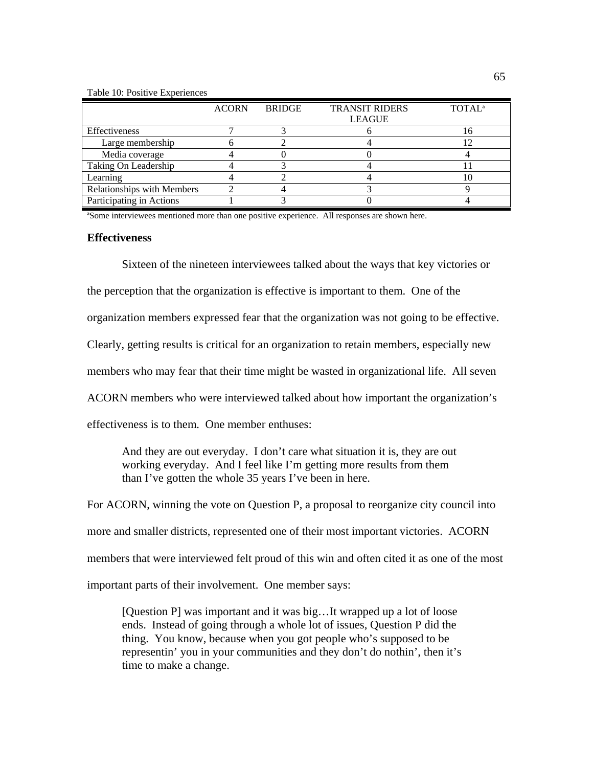Table 10: Positive Experiences

| | ACORN | BRIDGE | TRANSIT RIDERS LEAGUE | TOTAL[a] |
|---|---|---|---|---|
| Effectiveness | 7 | 3 | 6 | 16 |
| Large membership | 6 | 2 | 4 | 12 |
| Media coverage | 4 | 0 | 0 | 4 |
| Taking On Leadership | 4 | 3 | 4 | 11 |
| Learning | 4 | 2 | 4 | 10 |
| Relationships with Members | 2 | 4 | 3 | 9 |
| Participating in Actions | 1 | 3 | 0 | 4 |

[a]Some interviewees mentioned more than one positive experience. All responses are shown here.

### Effectiveness

Sixteen of the nineteen interviewees talked about the ways that key victories or the perception that the organization is effective is important to them. One of the organization members expressed fear that the organization was not going to be effective. Clearly, getting results is critical for an organization to retain members, especially new members who may fear that their time might be wasted in organizational life. All seven ACORN members who were interviewed talked about how important the organization's effectiveness is to them. One member enthuses:

> And they are out everyday. I don't care what situation it is, they are out working everyday. And I feel like I'm getting more results from them than I've gotten the whole 35 years I've been in here.

For ACORN, winning the vote on Question P, a proposal to reorganize city council into more and smaller districts, represented one of their most important victories. ACORN members that were interviewed felt proud of this win and often cited it as one of the most important parts of their involvement. One member says:

> [Question P] was important and it was big…It wrapped up a lot of loose ends. Instead of going through a whole lot of issues, Question P did the thing. You know, because when you got people who's supposed to be representin' you in your communities and they don't do nothin', then it's time to make a change.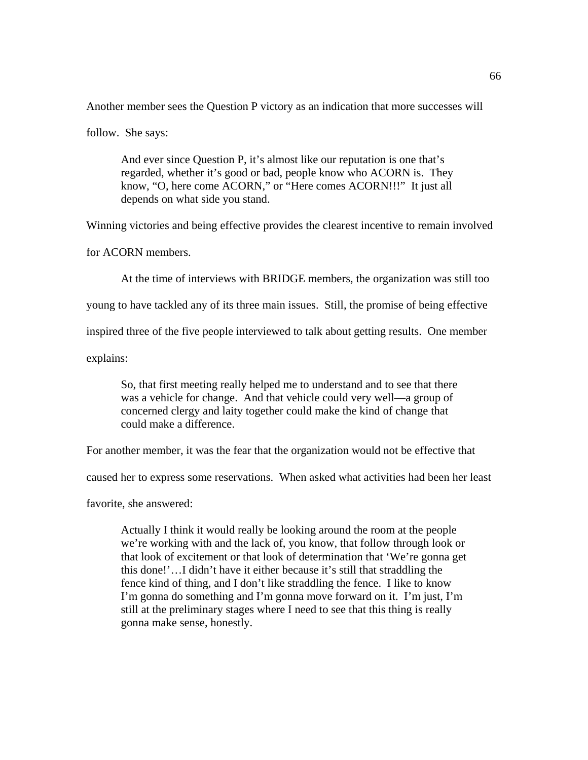Another member sees the Question P victory as an indication that more successes will follow. She says:

> And ever since Question P, it's almost like our reputation is one that's regarded, whether it's good or bad, people know who ACORN is. They know, "O, here come ACORN," or "Here comes ACORN!!!" It just all depends on what side you stand.

Winning victories and being effective provides the clearest incentive to remain involved for ACORN members.

At the time of interviews with BRIDGE members, the organization was still too young to have tackled any of its three main issues. Still, the promise of being effective inspired three of the five people interviewed to talk about getting results. One member explains:

> So, that first meeting really helped me to understand and to see that there was a vehicle for change. And that vehicle could very well—a group of concerned clergy and laity together could make the kind of change that could make a difference.

For another member, it was the fear that the organization would not be effective that caused her to express some reservations. When asked what activities had been her least favorite, she answered:

> Actually I think it would really be looking around the room at the people we're working with and the lack of, you know, that follow through look or that look of excitement or that look of determination that 'We're gonna get this done!'…I didn't have it either because it's still that straddling the fence kind of thing, and I don't like straddling the fence. I like to know I'm gonna do something and I'm gonna move forward on it. I'm just, I'm still at the preliminary stages where I need to see that this thing is really gonna make sense, honestly.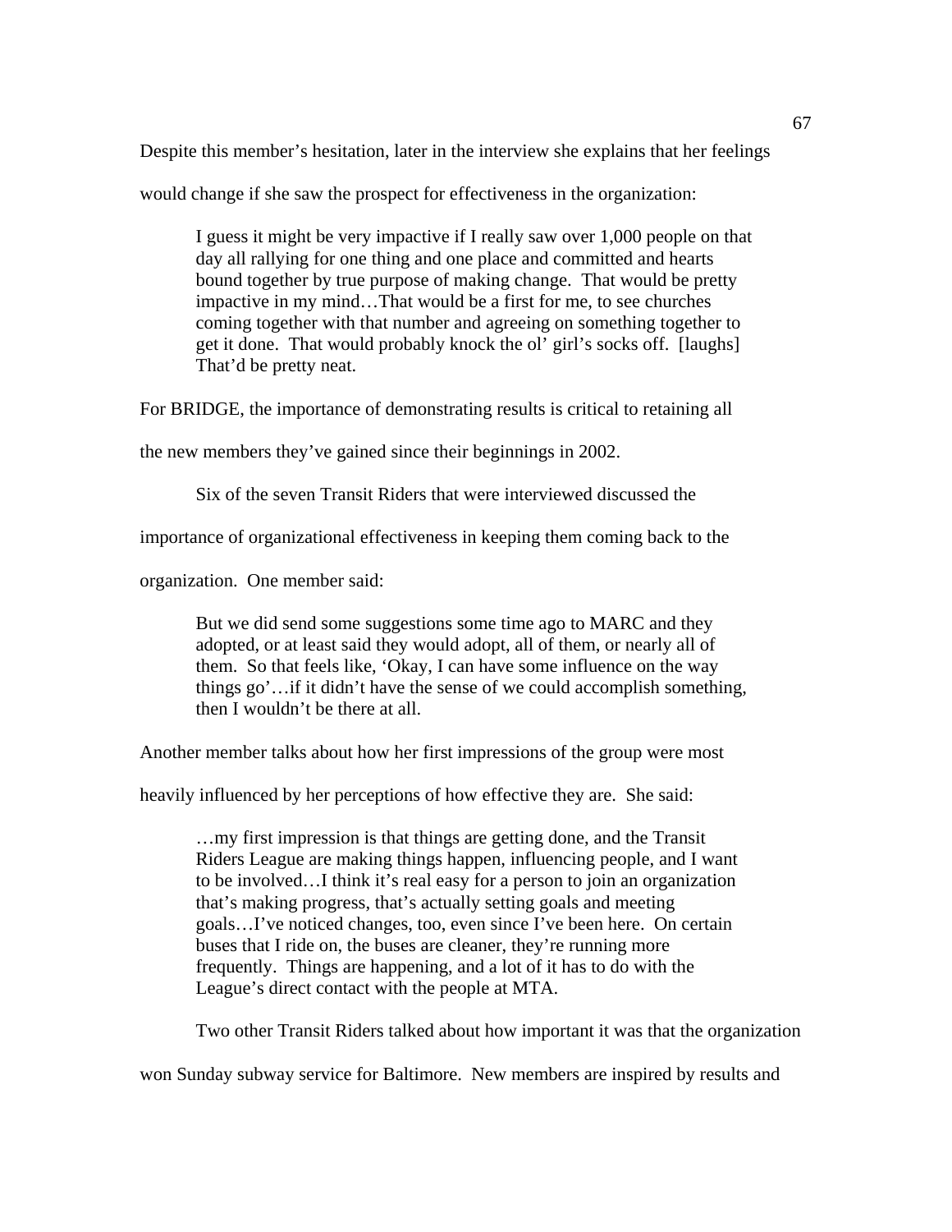Despite this member's hesitation, later in the interview she explains that her feelings would change if she saw the prospect for effectiveness in the organization:

> I guess it might be very impactive if I really saw over 1,000 people on that day all rallying for one thing and one place and committed and hearts bound together by true purpose of making change. That would be pretty impactive in my mind…That would be a first for me, to see churches coming together with that number and agreeing on something together to get it done. That would probably knock the ol' girl's socks off. [laughs] That'd be pretty neat.

For BRIDGE, the importance of demonstrating results is critical to retaining all the new members they've gained since their beginnings in 2002.

Six of the seven Transit Riders that were interviewed discussed the importance of organizational effectiveness in keeping them coming back to the organization. One member said:

> But we did send some suggestions some time ago to MARC and they adopted, or at least said they would adopt, all of them, or nearly all of them. So that feels like, 'Okay, I can have some influence on the way things go'…if it didn't have the sense of we could accomplish something, then I wouldn't be there at all.

Another member talks about how her first impressions of the group were most heavily influenced by her perceptions of how effective they are. She said:

> …my first impression is that things are getting done, and the Transit Riders League are making things happen, influencing people, and I want to be involved…I think it's real easy for a person to join an organization that's making progress, that's actually setting goals and meeting goals…I've noticed changes, too, even since I've been here. On certain buses that I ride on, the buses are cleaner, they're running more frequently. Things are happening, and a lot of it has to do with the League's direct contact with the people at MTA.

Two other Transit Riders talked about how important it was that the organization won Sunday subway service for Baltimore. New members are inspired by results and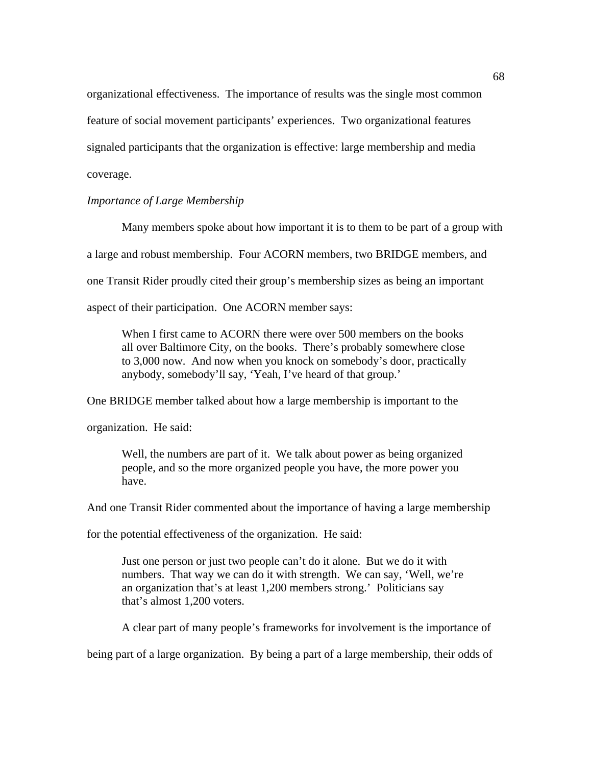organizational effectiveness. The importance of results was the single most common feature of social movement participants' experiences. Two organizational features signaled participants that the organization is effective: large membership and media coverage.

*Importance of Large Membership*

Many members spoke about how important it is to them to be part of a group with a large and robust membership. Four ACORN members, two BRIDGE members, and one Transit Rider proudly cited their group's membership sizes as being an important aspect of their participation. One ACORN member says:

> When I first came to ACORN there were over 500 members on the books all over Baltimore City, on the books. There's probably somewhere close to 3,000 now. And now when you knock on somebody's door, practically anybody, somebody'll say, 'Yeah, I've heard of that group.'

One BRIDGE member talked about how a large membership is important to the organization. He said:

> Well, the numbers are part of it. We talk about power as being organized people, and so the more organized people you have, the more power you have.

And one Transit Rider commented about the importance of having a large membership for the potential effectiveness of the organization. He said:

> Just one person or just two people can't do it alone. But we do it with numbers. That way we can do it with strength. We can say, 'Well, we're an organization that's at least 1,200 members strong.' Politicians say that's almost 1,200 voters.

A clear part of many people's frameworks for involvement is the importance of being part of a large organization. By being a part of a large membership, their odds of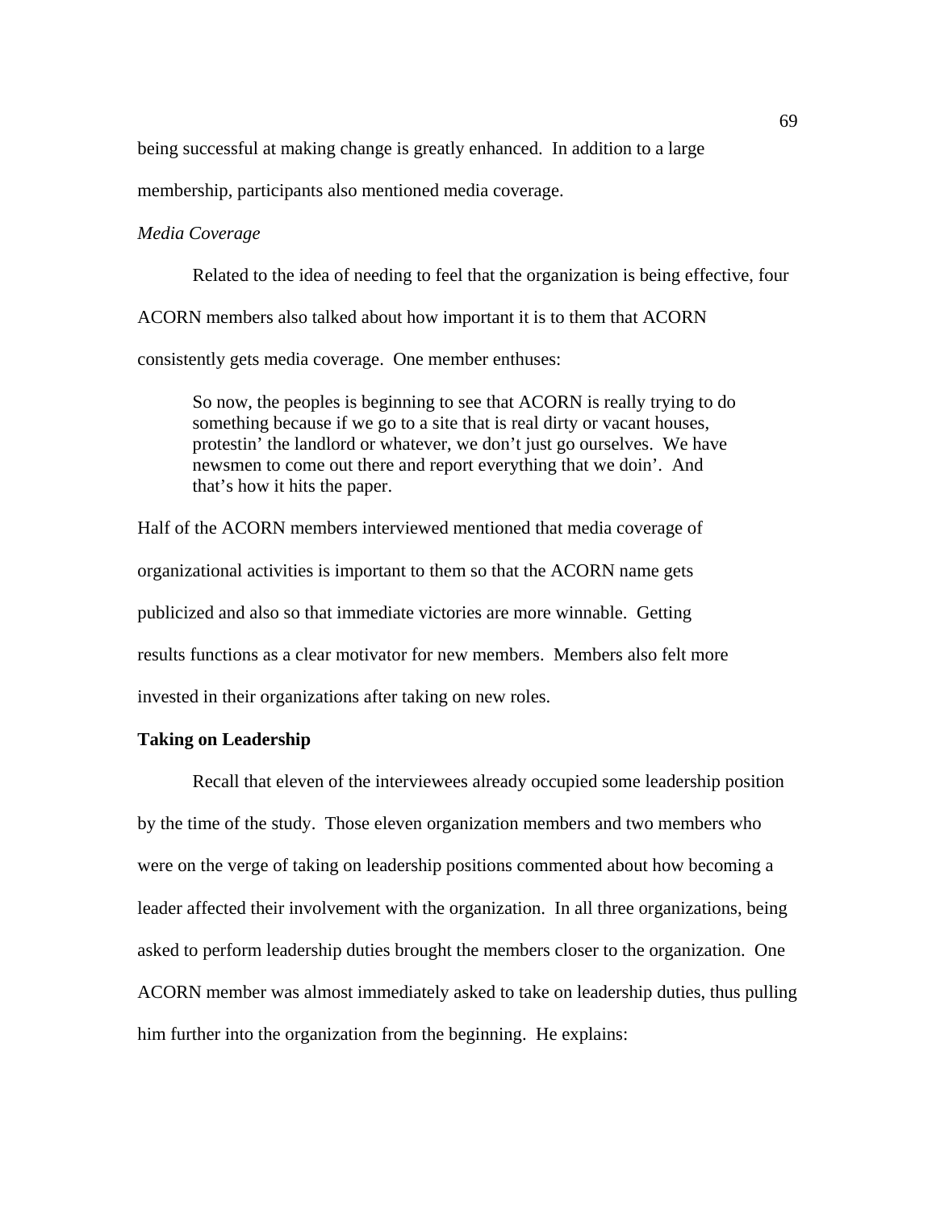being successful at making change is greatly enhanced. In addition to a large membership, participants also mentioned media coverage.

*Media Coverage*

Related to the idea of needing to feel that the organization is being effective, four ACORN members also talked about how important it is to them that ACORN consistently gets media coverage. One member enthuses:

> So now, the peoples is beginning to see that ACORN is really trying to do something because if we go to a site that is real dirty or vacant houses, protestin' the landlord or whatever, we don't just go ourselves. We have newsmen to come out there and report everything that we doin'. And that's how it hits the paper.

Half of the ACORN members interviewed mentioned that media coverage of organizational activities is important to them so that the ACORN name gets publicized and also so that immediate victories are more winnable. Getting results functions as a clear motivator for new members. Members also felt more invested in their organizations after taking on new roles.

**Taking on Leadership**

Recall that eleven of the interviewees already occupied some leadership position by the time of the study. Those eleven organization members and two members who were on the verge of taking on leadership positions commented about how becoming a leader affected their involvement with the organization. In all three organizations, being asked to perform leadership duties brought the members closer to the organization. One ACORN member was almost immediately asked to take on leadership duties, thus pulling him further into the organization from the beginning. He explains: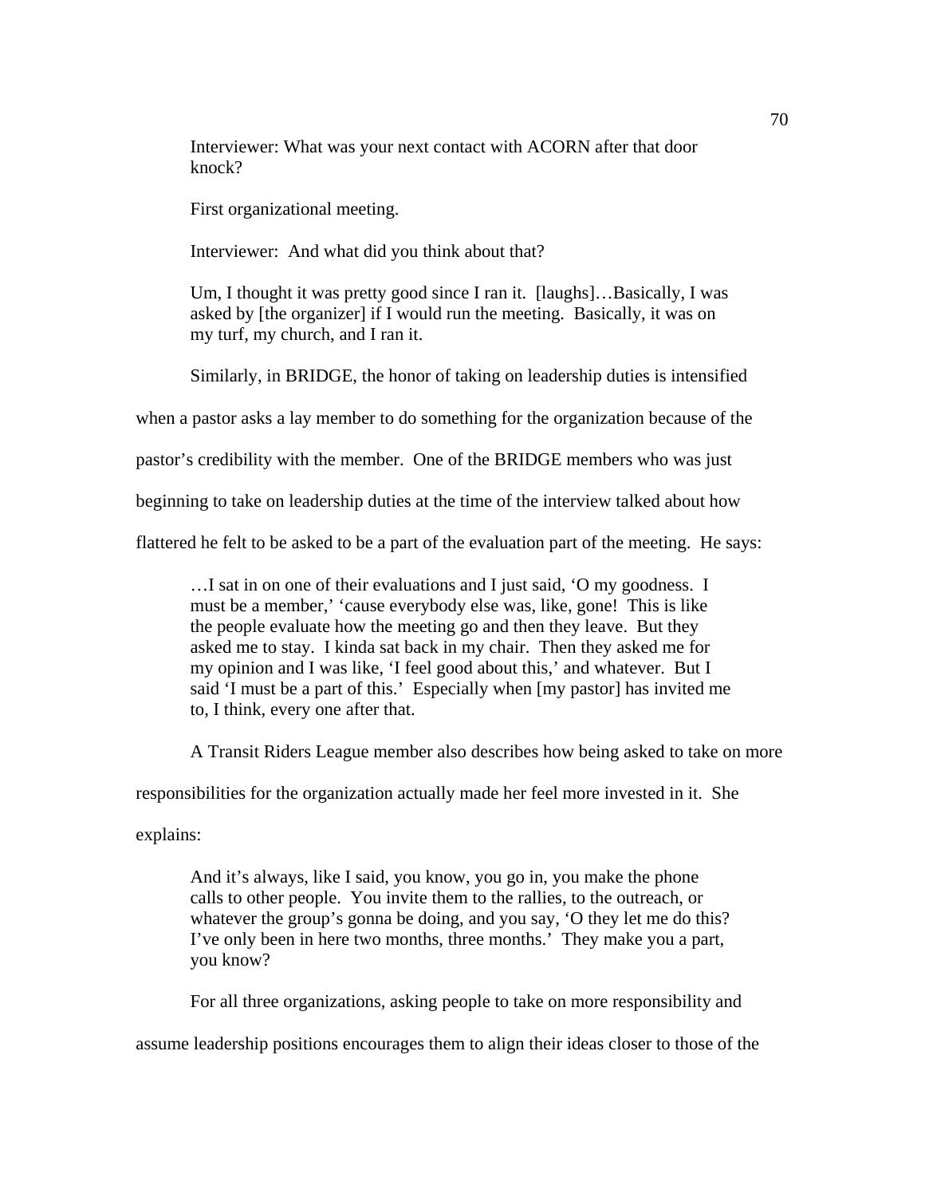> Interviewer: What was your next contact with ACORN after that door knock?
>
> First organizational meeting.
>
> Interviewer: And what did you think about that?
>
> Um, I thought it was pretty good since I ran it. [laughs]…Basically, I was asked by [the organizer] if I would run the meeting. Basically, it was on my turf, my church, and I ran it.

Similarly, in BRIDGE, the honor of taking on leadership duties is intensified when a pastor asks a lay member to do something for the organization because of the pastor's credibility with the member. One of the BRIDGE members who was just beginning to take on leadership duties at the time of the interview talked about how flattered he felt to be asked to be a part of the evaluation part of the meeting. He says:

> …I sat in on one of their evaluations and I just said, 'O my goodness. I must be a member,' 'cause everybody else was, like, gone! This is like the people evaluate how the meeting go and then they leave. But they asked me to stay. I kinda sat back in my chair. Then they asked me for my opinion and I was like, 'I feel good about this,' and whatever. But I said 'I must be a part of this.' Especially when [my pastor] has invited me to, I think, every one after that.

A Transit Riders League member also describes how being asked to take on more responsibilities for the organization actually made her feel more invested in it. She explains:

> And it's always, like I said, you know, you go in, you make the phone calls to other people. You invite them to the rallies, to the outreach, or whatever the group's gonna be doing, and you say, 'O they let me do this? I've only been in here two months, three months.' They make you a part, you know?

For all three organizations, asking people to take on more responsibility and assume leadership positions encourages them to align their ideas closer to those of the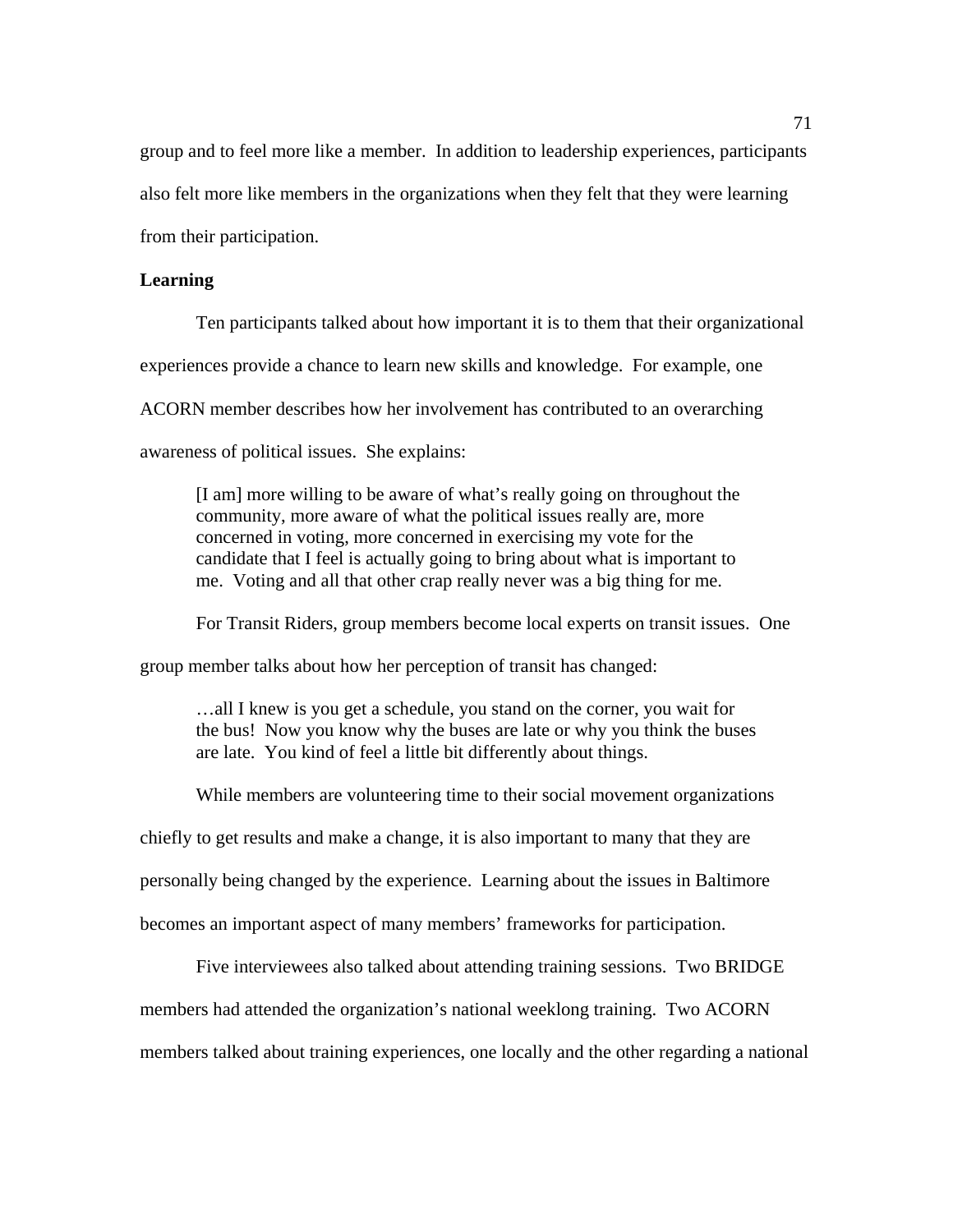group and to feel more like a member. In addition to leadership experiences, participants also felt more like members in the organizations when they felt that they were learning from their participation.

**Learning**

Ten participants talked about how important it is to them that their organizational experiences provide a chance to learn new skills and knowledge. For example, one ACORN member describes how her involvement has contributed to an overarching awareness of political issues. She explains:

> [I am] more willing to be aware of what's really going on throughout the community, more aware of what the political issues really are, more concerned in voting, more concerned in exercising my vote for the candidate that I feel is actually going to bring about what is important to me. Voting and all that other crap really never was a big thing for me.

For Transit Riders, group members become local experts on transit issues. One group member talks about how her perception of transit has changed:

> …all I knew is you get a schedule, you stand on the corner, you wait for the bus! Now you know why the buses are late or why you think the buses are late. You kind of feel a little bit differently about things.

While members are volunteering time to their social movement organizations chiefly to get results and make a change, it is also important to many that they are personally being changed by the experience. Learning about the issues in Baltimore becomes an important aspect of many members' frameworks for participation.

Five interviewees also talked about attending training sessions. Two BRIDGE members had attended the organization's national weeklong training. Two ACORN members talked about training experiences, one locally and the other regarding a national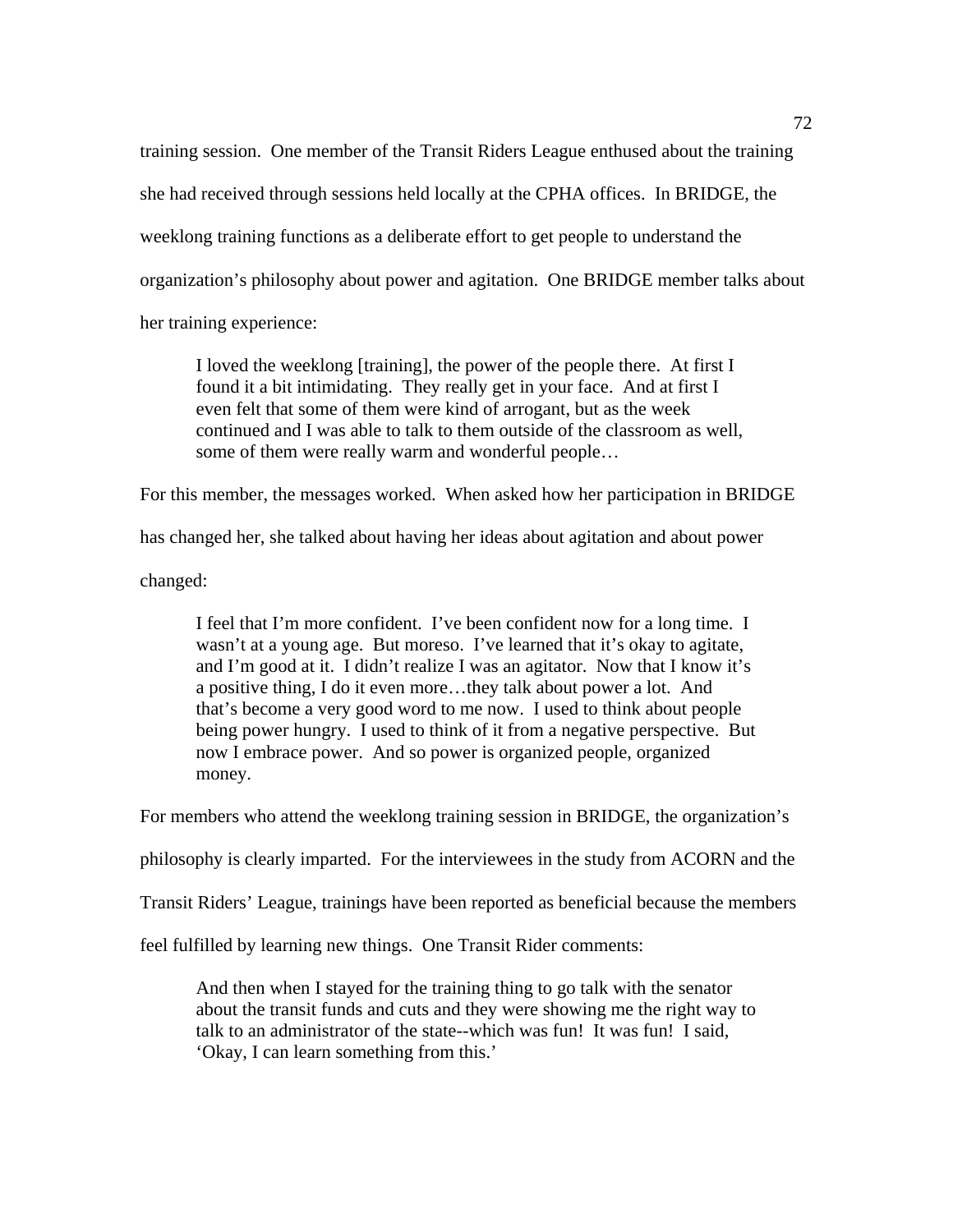training session. One member of the Transit Riders League enthused about the training she had received through sessions held locally at the CPHA offices. In BRIDGE, the weeklong training functions as a deliberate effort to get people to understand the organization's philosophy about power and agitation. One BRIDGE member talks about her training experience:

> I loved the weeklong [training], the power of the people there. At first I found it a bit intimidating. They really get in your face. And at first I even felt that some of them were kind of arrogant, but as the week continued and I was able to talk to them outside of the classroom as well, some of them were really warm and wonderful people…

For this member, the messages worked. When asked how her participation in BRIDGE has changed her, she talked about having her ideas about agitation and about power changed:

> I feel that I'm more confident. I've been confident now for a long time. I wasn't at a young age. But moreso. I've learned that it's okay to agitate, and I'm good at it. I didn't realize I was an agitator. Now that I know it's a positive thing, I do it even more…they talk about power a lot. And that's become a very good word to me now. I used to think about people being power hungry. I used to think of it from a negative perspective. But now I embrace power. And so power is organized people, organized money.

For members who attend the weeklong training session in BRIDGE, the organization's philosophy is clearly imparted. For the interviewees in the study from ACORN and the Transit Riders' League, trainings have been reported as beneficial because the members feel fulfilled by learning new things. One Transit Rider comments:

> And then when I stayed for the training thing to go talk with the senator about the transit funds and cuts and they were showing me the right way to talk to an administrator of the state--which was fun! It was fun! I said, 'Okay, I can learn something from this.'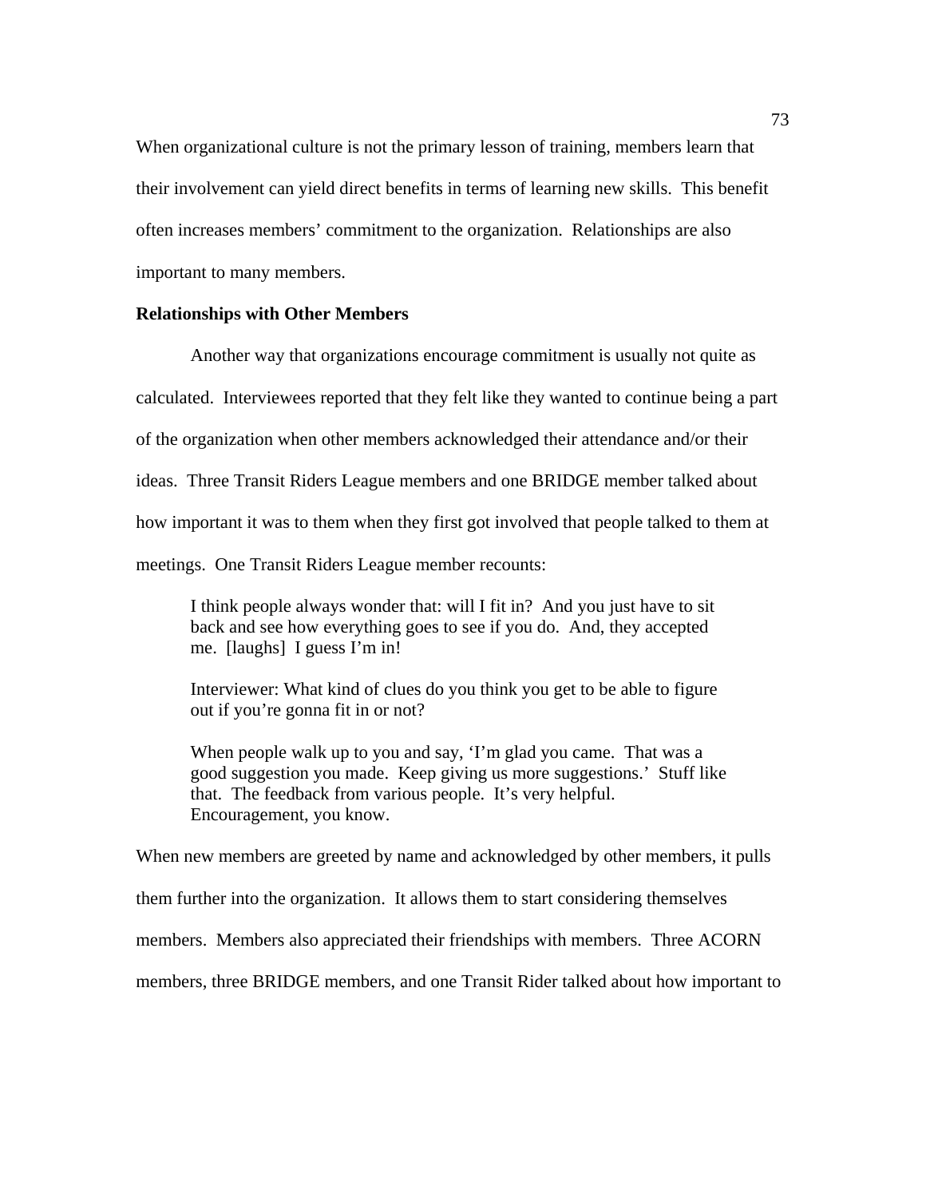When organizational culture is not the primary lesson of training, members learn that their involvement can yield direct benefits in terms of learning new skills. This benefit often increases members' commitment to the organization. Relationships are also important to many members.

**Relationships with Other Members**

Another way that organizations encourage commitment is usually not quite as calculated. Interviewees reported that they felt like they wanted to continue being a part of the organization when other members acknowledged their attendance and/or their ideas. Three Transit Riders League members and one BRIDGE member talked about how important it was to them when they first got involved that people talked to them at meetings. One Transit Riders League member recounts:

> I think people always wonder that: will I fit in? And you just have to sit back and see how everything goes to see if you do. And, they accepted me. [laughs] I guess I'm in!
>
> Interviewer: What kind of clues do you think you get to be able to figure out if you're gonna fit in or not?
>
> When people walk up to you and say, 'I'm glad you came. That was a good suggestion you made. Keep giving us more suggestions.' Stuff like that. The feedback from various people. It's very helpful. Encouragement, you know.

When new members are greeted by name and acknowledged by other members, it pulls them further into the organization. It allows them to start considering themselves members. Members also appreciated their friendships with members. Three ACORN members, three BRIDGE members, and one Transit Rider talked about how important to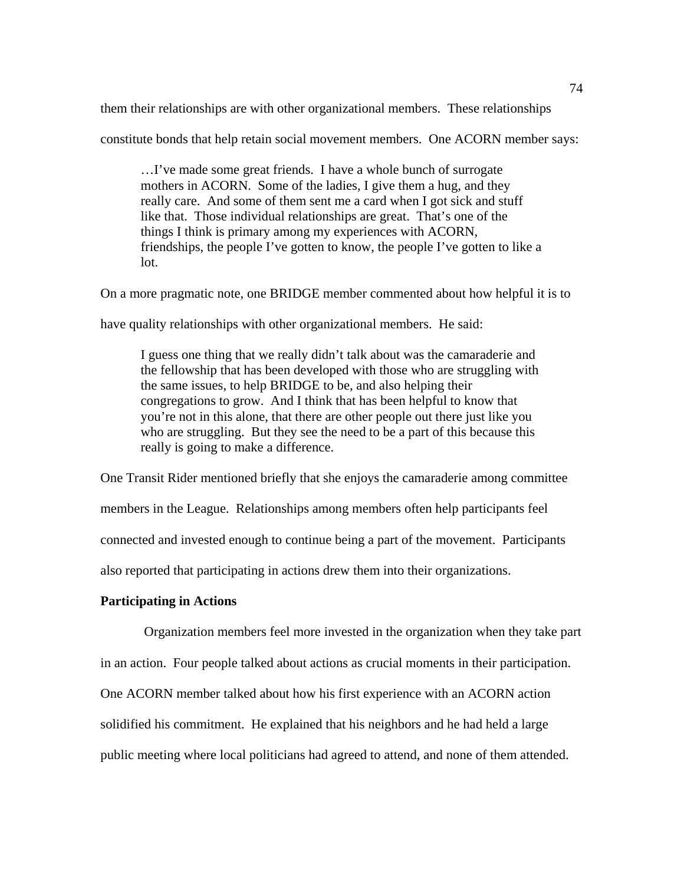them their relationships are with other organizational members. These relationships constitute bonds that help retain social movement members. One ACORN member says:

> …I've made some great friends. I have a whole bunch of surrogate mothers in ACORN. Some of the ladies, I give them a hug, and they really care. And some of them sent me a card when I got sick and stuff like that. Those individual relationships are great. That's one of the things I think is primary among my experiences with ACORN, friendships, the people I've gotten to know, the people I've gotten to like a lot.

On a more pragmatic note, one BRIDGE member commented about how helpful it is to have quality relationships with other organizational members. He said:

> I guess one thing that we really didn't talk about was the camaraderie and the fellowship that has been developed with those who are struggling with the same issues, to help BRIDGE to be, and also helping their congregations to grow. And I think that has been helpful to know that you're not in this alone, that there are other people out there just like you who are struggling. But they see the need to be a part of this because this really is going to make a difference.

One Transit Rider mentioned briefly that she enjoys the camaraderie among committee members in the League. Relationships among members often help participants feel connected and invested enough to continue being a part of the movement. Participants also reported that participating in actions drew them into their organizations.

**Participating in Actions**

Organization members feel more invested in the organization when they take part in an action. Four people talked about actions as crucial moments in their participation. One ACORN member talked about how his first experience with an ACORN action solidified his commitment. He explained that his neighbors and he had held a large public meeting where local politicians had agreed to attend, and none of them attended.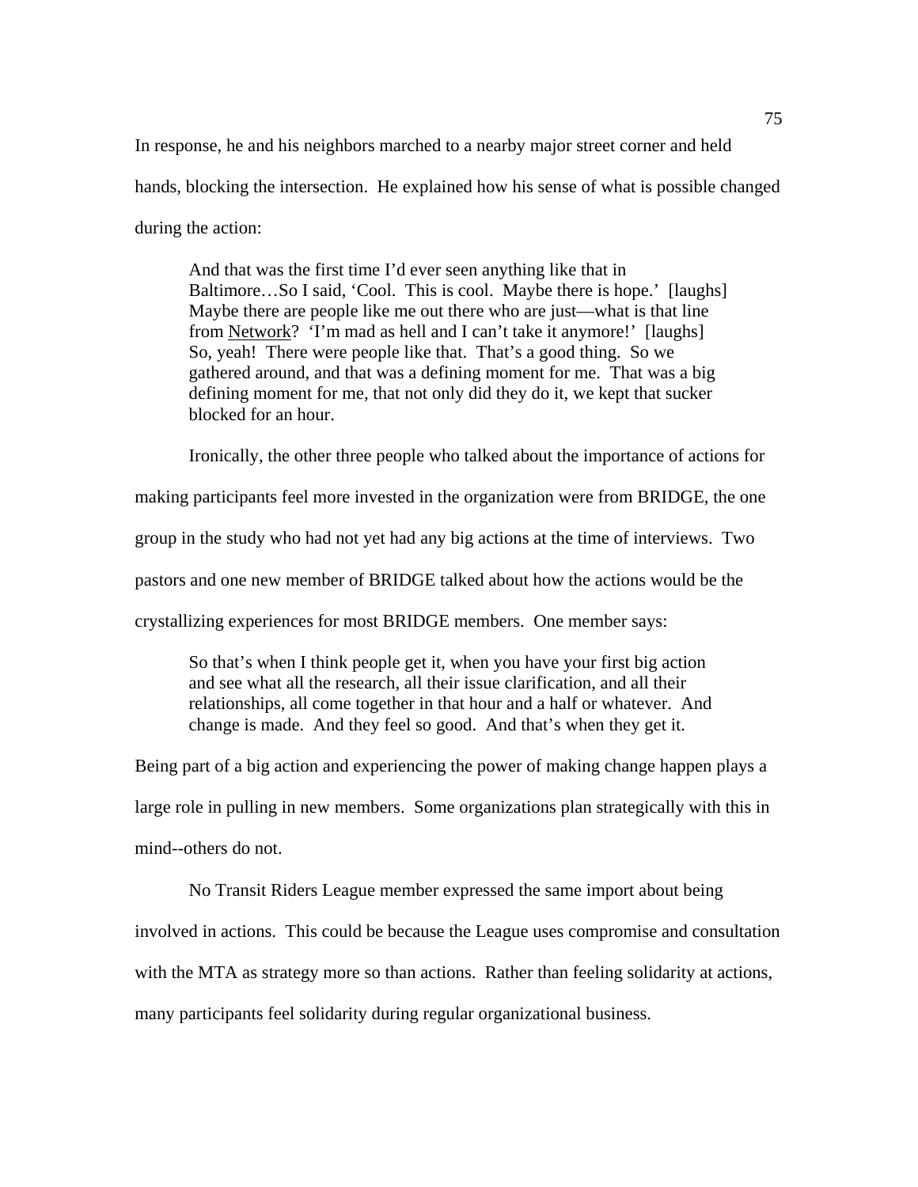In response, he and his neighbors marched to a nearby major street corner and held hands, blocking the intersection. He explained how his sense of what is possible changed during the action:

> And that was the first time I'd ever seen anything like that in Baltimore…So I said, 'Cool. This is cool. Maybe there is hope.' [laughs] Maybe there are people like me out there who are just—what is that line from <u>Network</u>? 'I'm mad as hell and I can't take it anymore!' [laughs] So, yeah! There were people like that. That's a good thing. So we gathered around, and that was a defining moment for me. That was a big defining moment for me, that not only did they do it, we kept that sucker blocked for an hour.

Ironically, the other three people who talked about the importance of actions for making participants feel more invested in the organization were from BRIDGE, the one group in the study who had not yet had any big actions at the time of interviews. Two pastors and one new member of BRIDGE talked about how the actions would be the crystallizing experiences for most BRIDGE members. One member says:

> So that's when I think people get it, when you have your first big action and see what all the research, all their issue clarification, and all their relationships, all come together in that hour and a half or whatever. And change is made. And they feel so good. And that's when they get it.

Being part of a big action and experiencing the power of making change happen plays a large role in pulling in new members. Some organizations plan strategically with this in mind--others do not.

No Transit Riders League member expressed the same import about being involved in actions. This could be because the League uses compromise and consultation with the MTA as strategy more so than actions. Rather than feeling solidarity at actions, many participants feel solidarity during regular organizational business.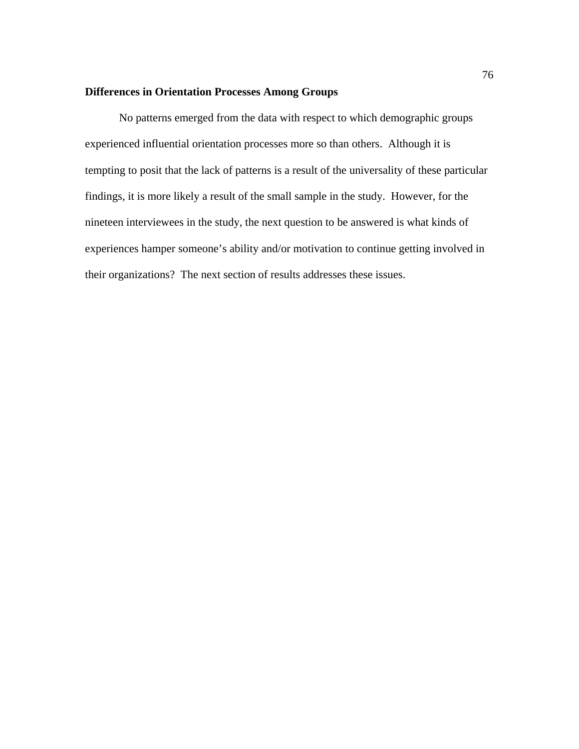### Differences in Orientation Processes Among Groups

No patterns emerged from the data with respect to which demographic groups experienced influential orientation processes more so than others. Although it is tempting to posit that the lack of patterns is a result of the universality of these particular findings, it is more likely a result of the small sample in the study. However, for the nineteen interviewees in the study, the next question to be answered is what kinds of experiences hamper someone's ability and/or motivation to continue getting involved in their organizations? The next section of results addresses these issues.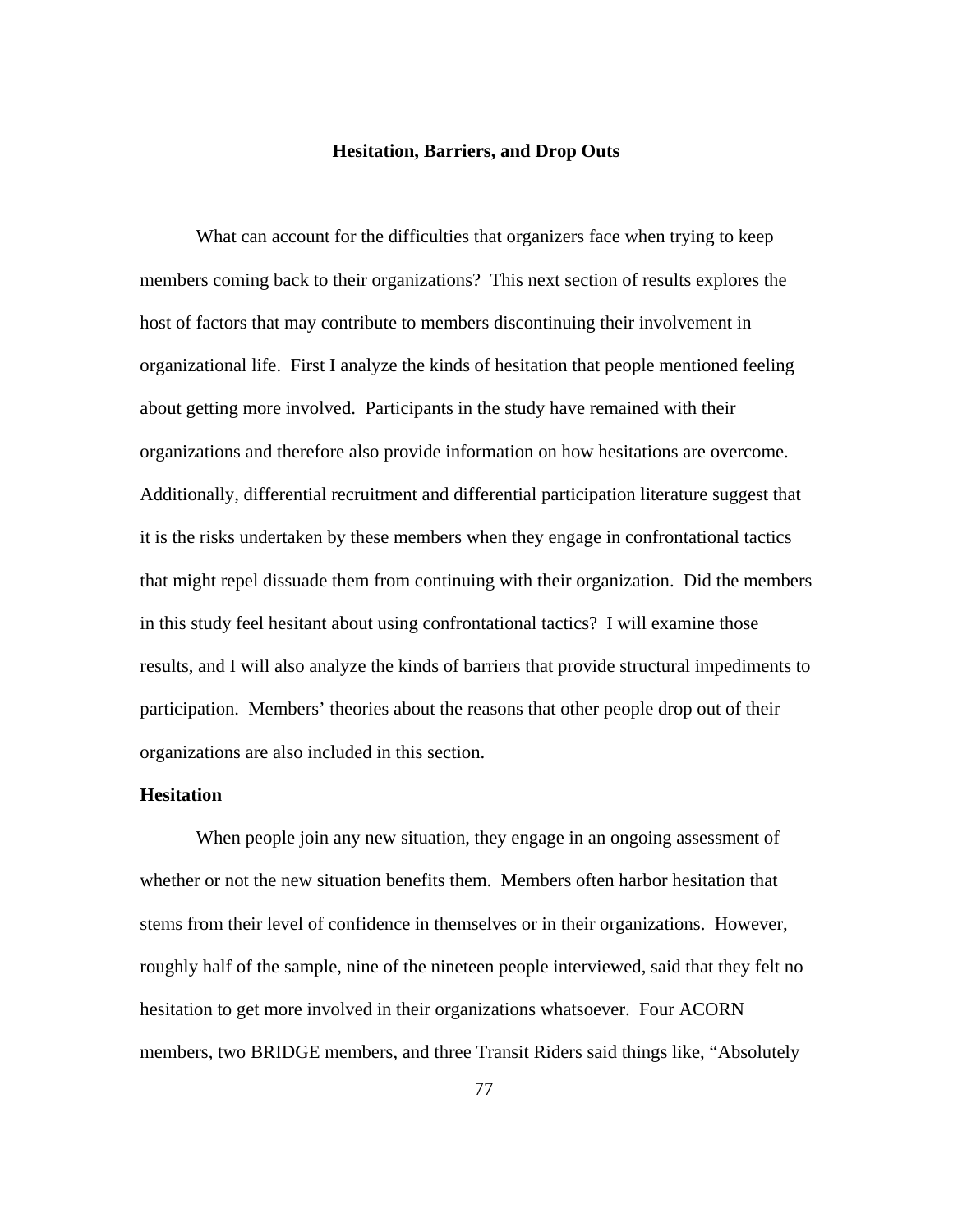## Hesitation, Barriers, and Drop Outs

What can account for the difficulties that organizers face when trying to keep members coming back to their organizations? This next section of results explores the host of factors that may contribute to members discontinuing their involvement in organizational life. First I analyze the kinds of hesitation that people mentioned feeling about getting more involved. Participants in the study have remained with their organizations and therefore also provide information on how hesitations are overcome. Additionally, differential recruitment and differential participation literature suggest that it is the risks undertaken by these members when they engage in confrontational tactics that might repel dissuade them from continuing with their organization. Did the members in this study feel hesitant about using confrontational tactics? I will examine those results, and I will also analyze the kinds of barriers that provide structural impediments to participation. Members' theories about the reasons that other people drop out of their organizations are also included in this section.

### Hesitation

When people join any new situation, they engage in an ongoing assessment of whether or not the new situation benefits them. Members often harbor hesitation that stems from their level of confidence in themselves or in their organizations. However, roughly half of the sample, nine of the nineteen people interviewed, said that they felt no hesitation to get more involved in their organizations whatsoever. Four ACORN members, two BRIDGE members, and three Transit Riders said things like, "Absolutely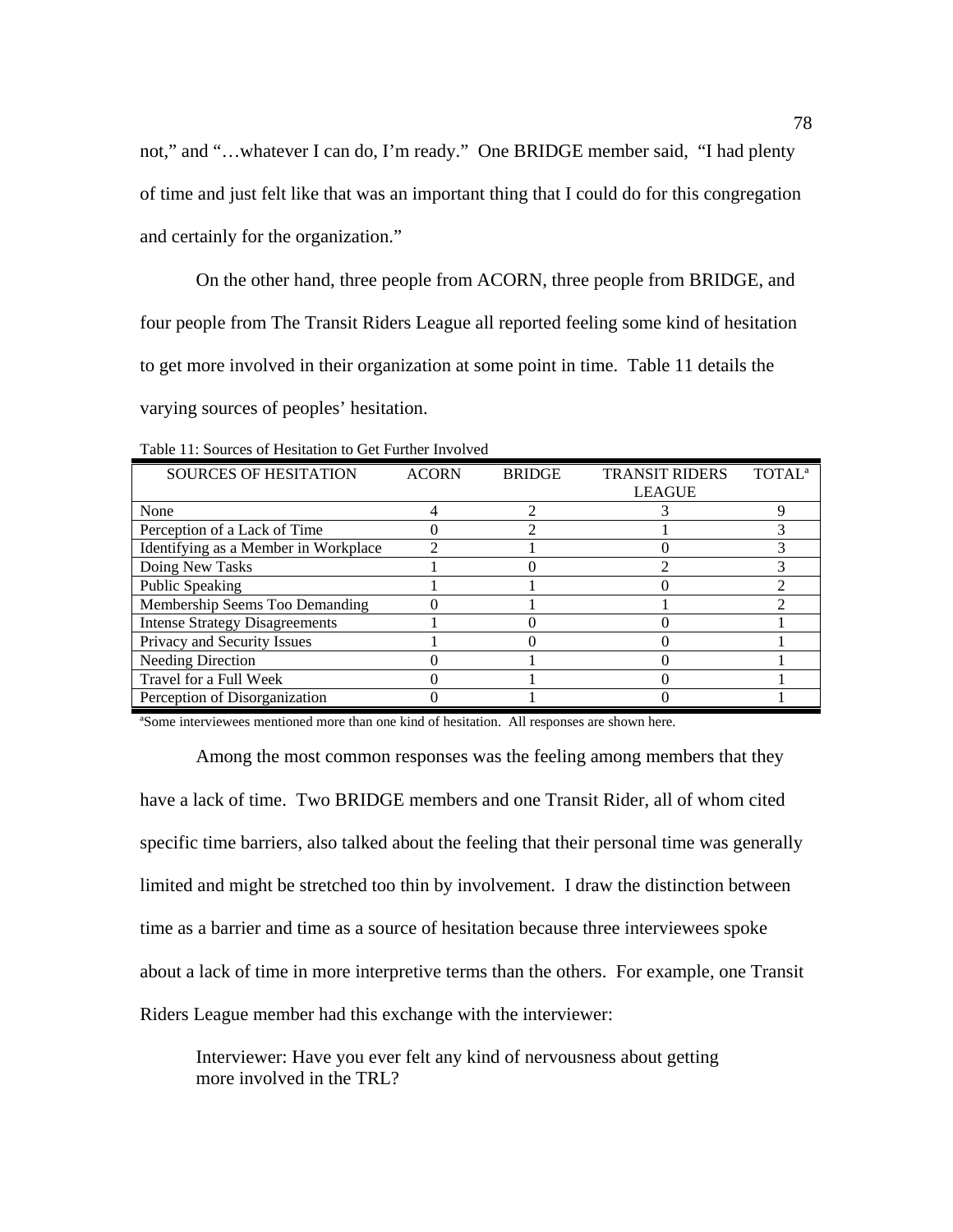not," and "…whatever I can do, I'm ready." One BRIDGE member said, "I had plenty of time and just felt like that was an important thing that I could do for this congregation and certainly for the organization."

On the other hand, three people from ACORN, three people from BRIDGE, and four people from The Transit Riders League all reported feeling some kind of hesitation to get more involved in their organization at some point in time. Table 11 details the varying sources of peoples' hesitation.

Table 11: Sources of Hesitation to Get Further Involved

| SOURCES OF HESITATION | ACORN | BRIDGE | TRANSIT RIDERS LEAGUE | TOTAL[a] |
|---|---|---|---|---|
| None | 4 | 2 | 3 | 9 |
| Perception of a Lack of Time | 0 | 2 | 1 | 3 |
| Identifying as a Member in Workplace | 2 | 1 | 0 | 3 |
| Doing New Tasks | 1 | 0 | 2 | 3 |
| Public Speaking | 1 | 1 | 0 | 2 |
| Membership Seems Too Demanding | 0 | 1 | 1 | 2 |
| Intense Strategy Disagreements | 1 | 0 | 0 | 1 |
| Privacy and Security Issues | 1 | 0 | 0 | 1 |
| Needing Direction | 0 | 1 | 0 | 1 |
| Travel for a Full Week | 0 | 1 | 0 | 1 |
| Perception of Disorganization | 0 | 1 | 0 | 1 |

[a]Some interviewees mentioned more than one kind of hesitation. All responses are shown here.

Among the most common responses was the feeling among members that they have a lack of time. Two BRIDGE members and one Transit Rider, all of whom cited specific time barriers, also talked about the feeling that their personal time was generally limited and might be stretched too thin by involvement. I draw the distinction between time as a barrier and time as a source of hesitation because three interviewees spoke about a lack of time in more interpretive terms than the others. For example, one Transit Riders League member had this exchange with the interviewer:

> Interviewer: Have you ever felt any kind of nervousness about getting more involved in the TRL?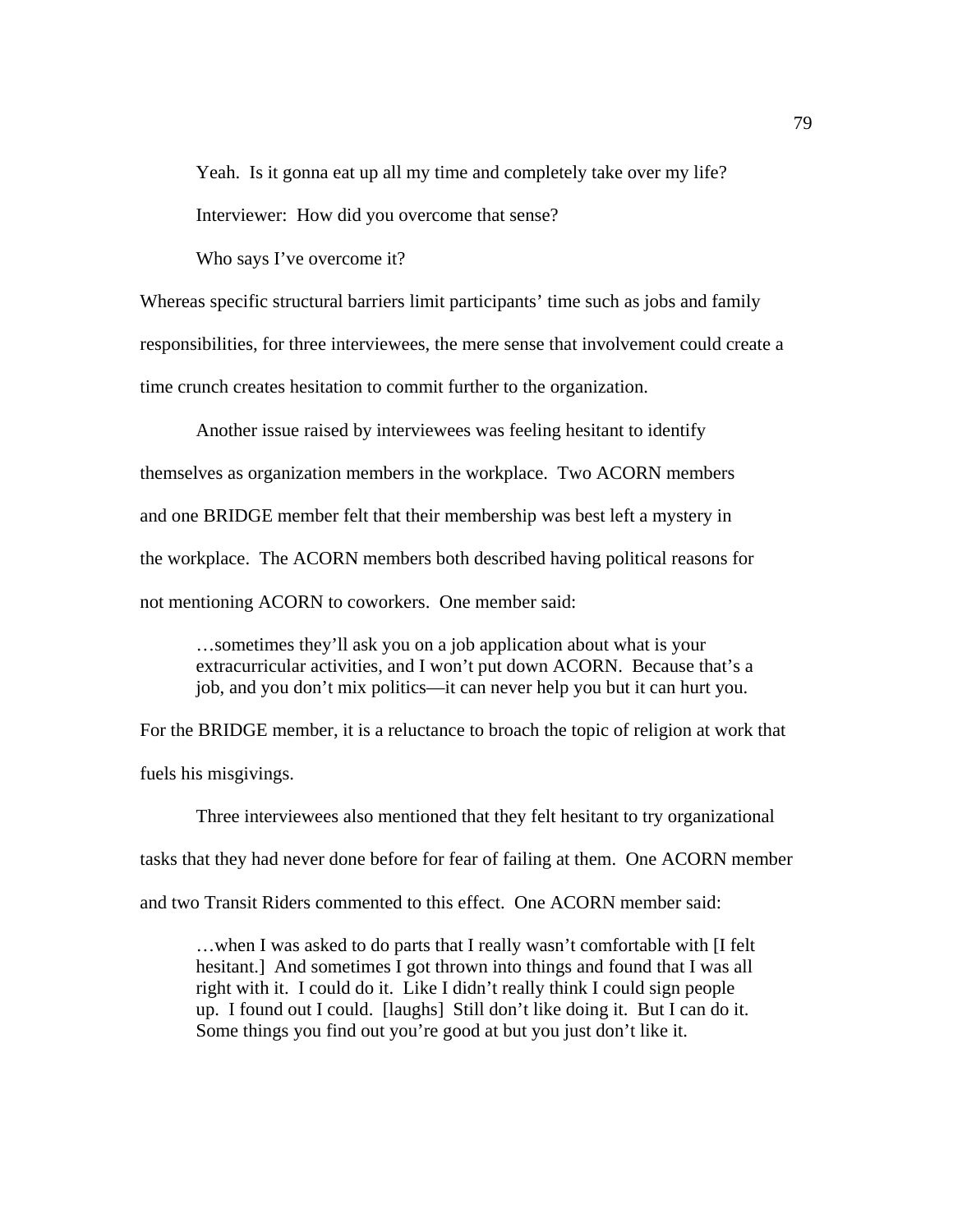Yeah. Is it gonna eat up all my time and completely take over my life?

Interviewer: How did you overcome that sense?

Who says I've overcome it?

Whereas specific structural barriers limit participants' time such as jobs and family responsibilities, for three interviewees, the mere sense that involvement could create a time crunch creates hesitation to commit further to the organization.

Another issue raised by interviewees was feeling hesitant to identify themselves as organization members in the workplace. Two ACORN members and one BRIDGE member felt that their membership was best left a mystery in the workplace. The ACORN members both described having political reasons for not mentioning ACORN to coworkers. One member said:

> …sometimes they'll ask you on a job application about what is your extracurricular activities, and I won't put down ACORN. Because that's a job, and you don't mix politics—it can never help you but it can hurt you.

For the BRIDGE member, it is a reluctance to broach the topic of religion at work that fuels his misgivings.

Three interviewees also mentioned that they felt hesitant to try organizational tasks that they had never done before for fear of failing at them. One ACORN member and two Transit Riders commented to this effect. One ACORN member said:

> …when I was asked to do parts that I really wasn't comfortable with [I felt hesitant.] And sometimes I got thrown into things and found that I was all right with it. I could do it. Like I didn't really think I could sign people up. I found out I could. [laughs] Still don't like doing it. But I can do it. Some things you find out you're good at but you just don't like it.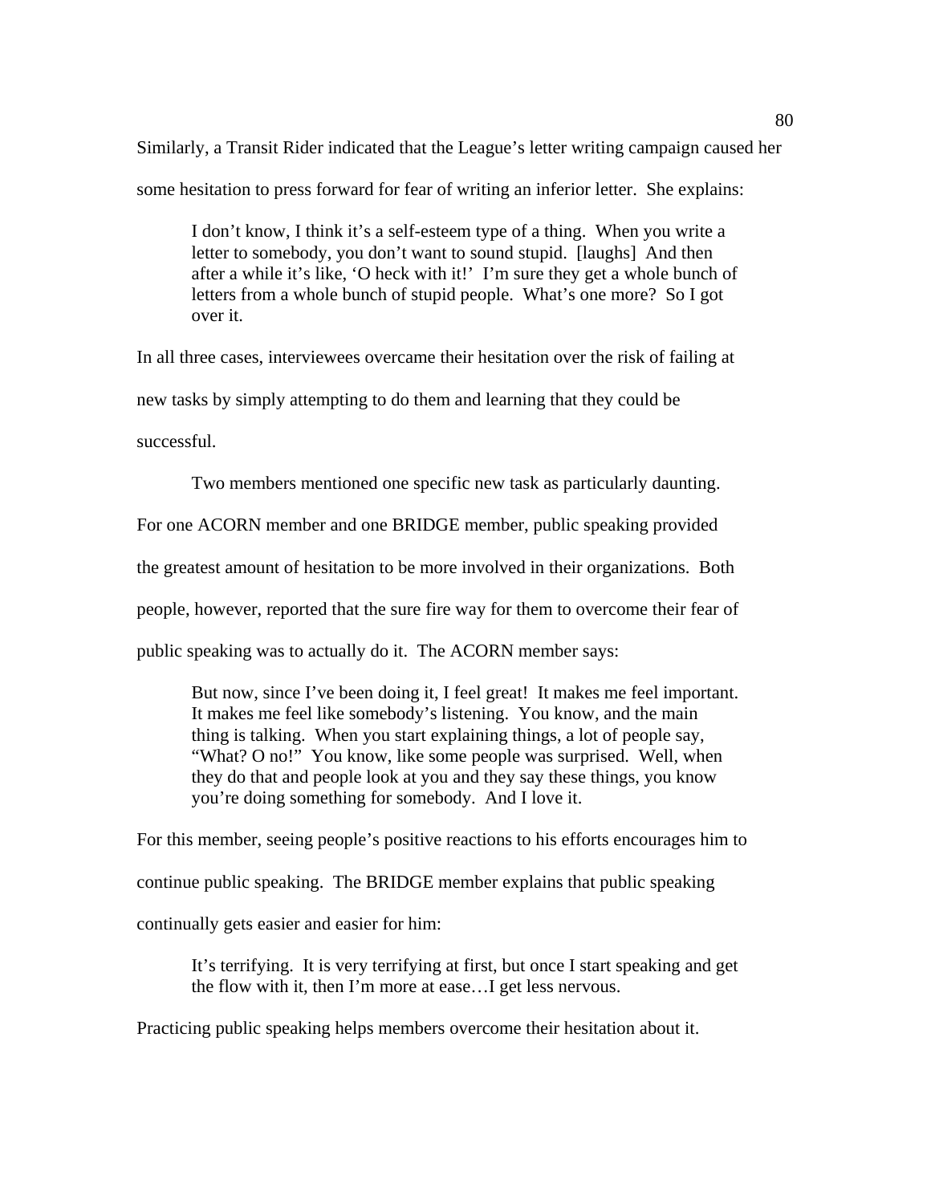Similarly, a Transit Rider indicated that the League's letter writing campaign caused her some hesitation to press forward for fear of writing an inferior letter. She explains:

> I don't know, I think it's a self-esteem type of a thing. When you write a letter to somebody, you don't want to sound stupid. [laughs] And then after a while it's like, 'O heck with it!' I'm sure they get a whole bunch of letters from a whole bunch of stupid people. What's one more? So I got over it.

In all three cases, interviewees overcame their hesitation over the risk of failing at new tasks by simply attempting to do them and learning that they could be successful.

Two members mentioned one specific new task as particularly daunting. For one ACORN member and one BRIDGE member, public speaking provided the greatest amount of hesitation to be more involved in their organizations. Both people, however, reported that the sure fire way for them to overcome their fear of public speaking was to actually do it. The ACORN member says:

> But now, since I've been doing it, I feel great! It makes me feel important. It makes me feel like somebody's listening. You know, and the main thing is talking. When you start explaining things, a lot of people say, "What? O no!" You know, like some people was surprised. Well, when they do that and people look at you and they say these things, you know you're doing something for somebody. And I love it.

For this member, seeing people's positive reactions to his efforts encourages him to continue public speaking. The BRIDGE member explains that public speaking continually gets easier and easier for him:

> It's terrifying. It is very terrifying at first, but once I start speaking and get the flow with it, then I'm more at ease…I get less nervous.

Practicing public speaking helps members overcome their hesitation about it.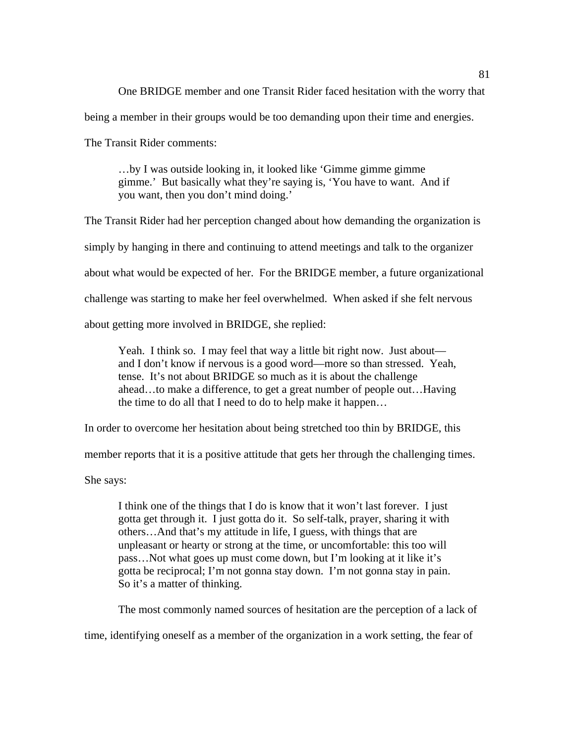One BRIDGE member and one Transit Rider faced hesitation with the worry that being a member in their groups would be too demanding upon their time and energies. The Transit Rider comments:

> …by I was outside looking in, it looked like 'Gimme gimme gimme gimme.' But basically what they're saying is, 'You have to want. And if you want, then you don't mind doing.'

The Transit Rider had her perception changed about how demanding the organization is simply by hanging in there and continuing to attend meetings and talk to the organizer about what would be expected of her. For the BRIDGE member, a future organizational challenge was starting to make her feel overwhelmed. When asked if she felt nervous about getting more involved in BRIDGE, she replied:

> Yeah. I think so. I may feel that way a little bit right now. Just about—and I don't know if nervous is a good word—more so than stressed. Yeah, tense. It's not about BRIDGE so much as it is about the challenge ahead…to make a difference, to get a great number of people out…Having the time to do all that I need to do to help make it happen…

In order to overcome her hesitation about being stretched too thin by BRIDGE, this member reports that it is a positive attitude that gets her through the challenging times. She says:

> I think one of the things that I do is know that it won't last forever. I just gotta get through it. I just gotta do it. So self-talk, prayer, sharing it with others…And that's my attitude in life, I guess, with things that are unpleasant or hearty or strong at the time, or uncomfortable: this too will pass…Not what goes up must come down, but I'm looking at it like it's gotta be reciprocal; I'm not gonna stay down. I'm not gonna stay in pain. So it's a matter of thinking.

The most commonly named sources of hesitation are the perception of a lack of time, identifying oneself as a member of the organization in a work setting, the fear of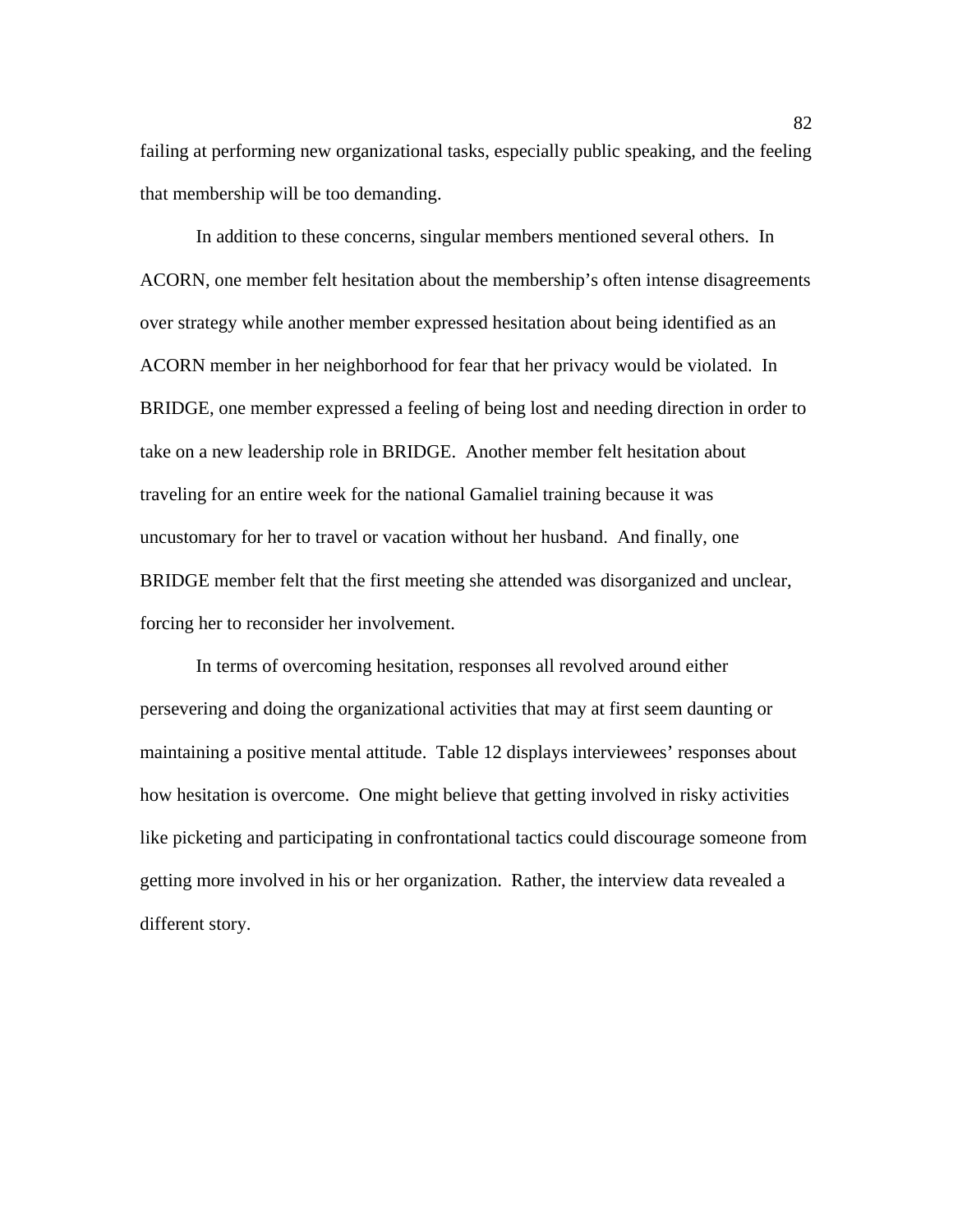failing at performing new organizational tasks, especially public speaking, and the feeling that membership will be too demanding.

In addition to these concerns, singular members mentioned several others. In ACORN, one member felt hesitation about the membership's often intense disagreements over strategy while another member expressed hesitation about being identified as an ACORN member in her neighborhood for fear that her privacy would be violated. In BRIDGE, one member expressed a feeling of being lost and needing direction in order to take on a new leadership role in BRIDGE. Another member felt hesitation about traveling for an entire week for the national Gamaliel training because it was uncustomary for her to travel or vacation without her husband. And finally, one BRIDGE member felt that the first meeting she attended was disorganized and unclear, forcing her to reconsider her involvement.

In terms of overcoming hesitation, responses all revolved around either persevering and doing the organizational activities that may at first seem daunting or maintaining a positive mental attitude. Table 12 displays interviewees' responses about how hesitation is overcome. One might believe that getting involved in risky activities like picketing and participating in confrontational tactics could discourage someone from getting more involved in his or her organization. Rather, the interview data revealed a different story.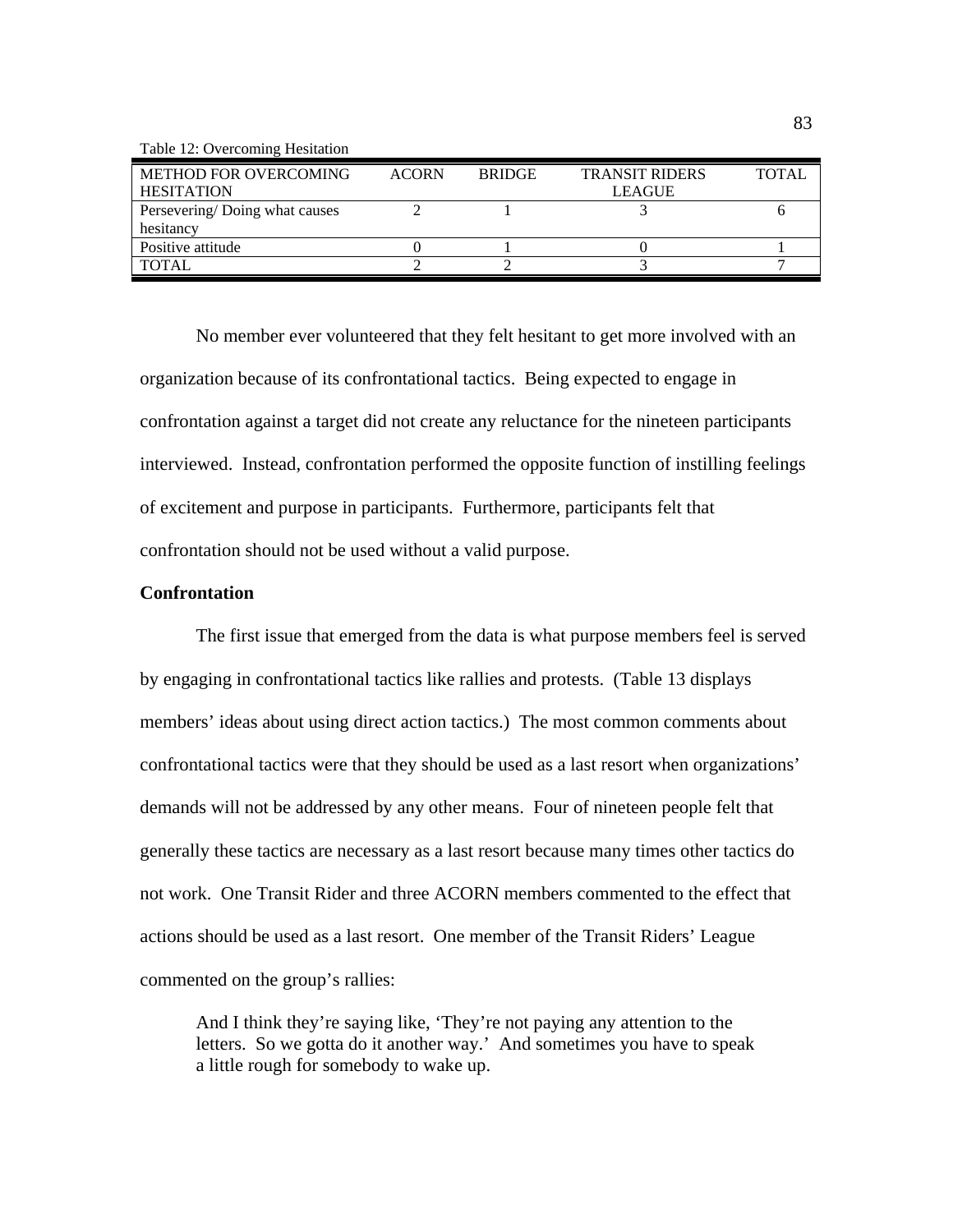Table 12: Overcoming Hesitation

| METHOD FOR OVERCOMING HESITATION | ACORN | BRIDGE | TRANSIT RIDERS LEAGUE | TOTAL |
|---|---|---|---|---|
| Persevering/ Doing what causes hesitancy | 2 | 1 | 3 | 6 |
| Positive attitude | 0 | 1 | 0 | 1 |
| TOTAL | 2 | 2 | 3 | 7 |

No member ever volunteered that they felt hesitant to get more involved with an organization because of its confrontational tactics. Being expected to engage in confrontation against a target did not create any reluctance for the nineteen participants interviewed. Instead, confrontation performed the opposite function of instilling feelings of excitement and purpose in participants. Furthermore, participants felt that confrontation should not be used without a valid purpose.

**Confrontation**

The first issue that emerged from the data is what purpose members feel is served by engaging in confrontational tactics like rallies and protests. (Table 13 displays members' ideas about using direct action tactics.) The most common comments about confrontational tactics were that they should be used as a last resort when organizations' demands will not be addressed by any other means. Four of nineteen people felt that generally these tactics are necessary as a last resort because many times other tactics do not work. One Transit Rider and three ACORN members commented to the effect that actions should be used as a last resort. One member of the Transit Riders' League commented on the group's rallies:

> And I think they're saying like, 'They're not paying any attention to the letters. So we gotta do it another way.' And sometimes you have to speak a little rough for somebody to wake up.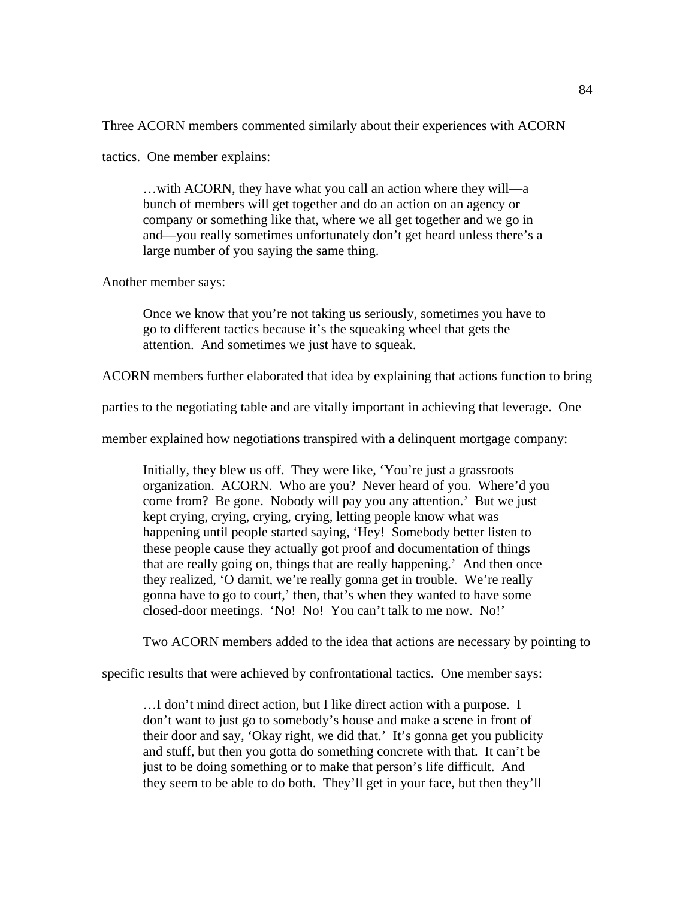Three ACORN members commented similarly about their experiences with ACORN tactics. One member explains:

> …with ACORN, they have what you call an action where they will—a bunch of members will get together and do an action on an agency or company or something like that, where we all get together and we go in and—you really sometimes unfortunately don't get heard unless there's a large number of you saying the same thing.

Another member says:

> Once we know that you're not taking us seriously, sometimes you have to go to different tactics because it's the squeaking wheel that gets the attention. And sometimes we just have to squeak.

ACORN members further elaborated that idea by explaining that actions function to bring parties to the negotiating table and are vitally important in achieving that leverage. One member explained how negotiations transpired with a delinquent mortgage company:

> Initially, they blew us off. They were like, 'You're just a grassroots organization. ACORN. Who are you? Never heard of you. Where'd you come from? Be gone. Nobody will pay you any attention.' But we just kept crying, crying, crying, crying, letting people know what was happening until people started saying, 'Hey! Somebody better listen to these people cause they actually got proof and documentation of things that are really going on, things that are really happening.' And then once they realized, 'O darnit, we're really gonna get in trouble. We're really gonna have to go to court,' then, that's when they wanted to have some closed-door meetings. 'No! No! You can't talk to me now. No!'

Two ACORN members added to the idea that actions are necessary by pointing to specific results that were achieved by confrontational tactics. One member says:

> …I don't mind direct action, but I like direct action with a purpose. I don't want to just go to somebody's house and make a scene in front of their door and say, 'Okay right, we did that.' It's gonna get you publicity and stuff, but then you gotta do something concrete with that. It can't be just to be doing something or to make that person's life difficult. And they seem to be able to do both. They'll get in your face, but then they'll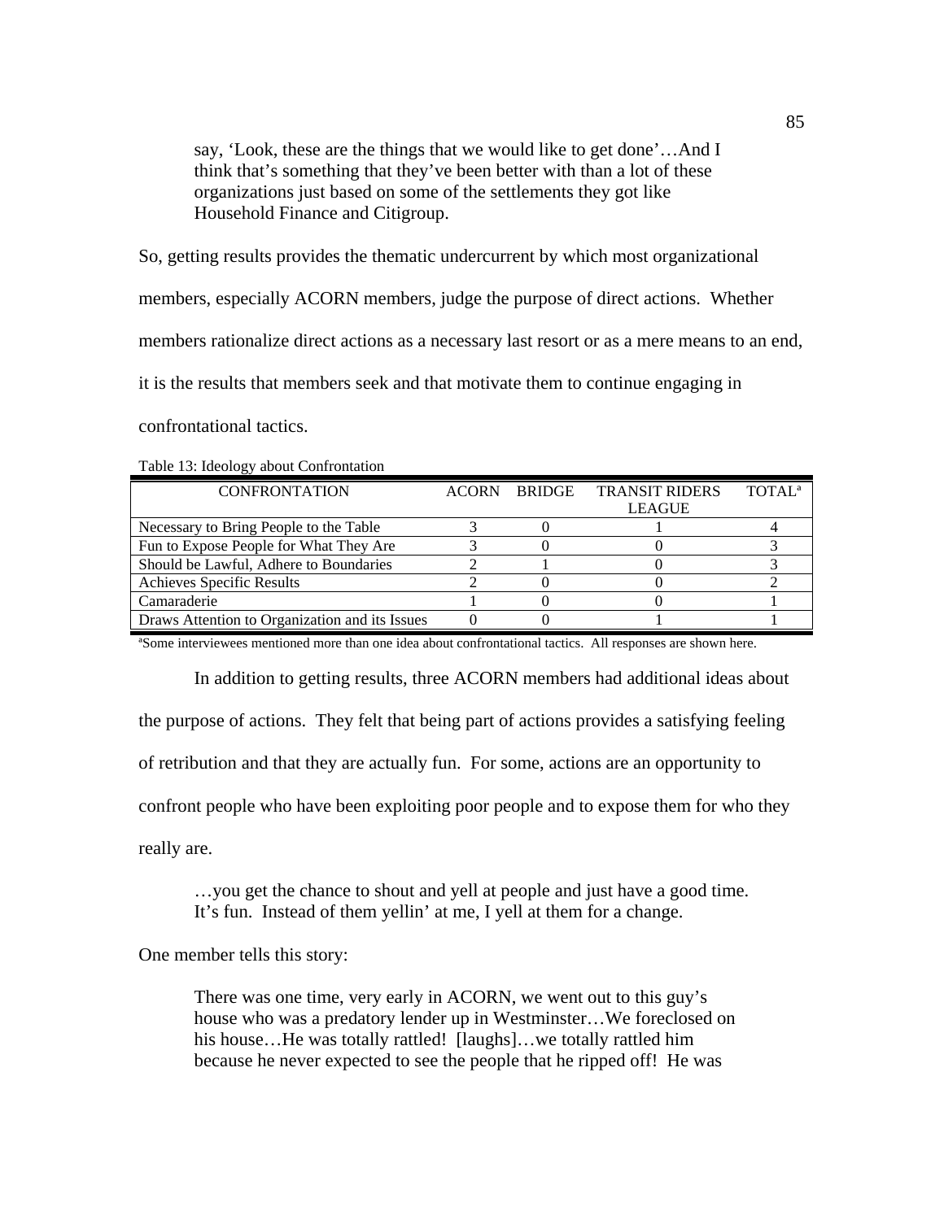> say, 'Look, these are the things that we would like to get done'…And I think that's something that they've been better with than a lot of these organizations just based on some of the settlements they got like Household Finance and Citigroup.

So, getting results provides the thematic undercurrent by which most organizational members, especially ACORN members, judge the purpose of direct actions. Whether members rationalize direct actions as a necessary last resort or as a mere means to an end, it is the results that members seek and that motivate them to continue engaging in confrontational tactics.

Table 13: Ideology about Confrontation

| CONFRONTATION | ACORN | BRIDGE | TRANSIT RIDERS LEAGUE | TOTAL[a] |
|---|---|---|---|---|
| Necessary to Bring People to the Table | 3 | 0 | 1 | 4 |
| Fun to Expose People for What They Are | 3 | 0 | 0 | 3 |
| Should be Lawful, Adhere to Boundaries | 2 | 1 | 0 | 3 |
| Achieves Specific Results | 2 | 0 | 0 | 2 |
| Camaraderie | 1 | 0 | 0 | 1 |
| Draws Attention to Organization and its Issues | 0 | 0 | 1 | 1 |

[a]Some interviewees mentioned more than one idea about confrontational tactics. All responses are shown here.

In addition to getting results, three ACORN members had additional ideas about the purpose of actions. They felt that being part of actions provides a satisfying feeling of retribution and that they are actually fun. For some, actions are an opportunity to confront people who have been exploiting poor people and to expose them for who they really are.

> …you get the chance to shout and yell at people and just have a good time. It's fun. Instead of them yellin' at me, I yell at them for a change.

One member tells this story:

> There was one time, very early in ACORN, we went out to this guy's house who was a predatory lender up in Westminster…We foreclosed on his house…He was totally rattled! [laughs]…we totally rattled him because he never expected to see the people that he ripped off! He was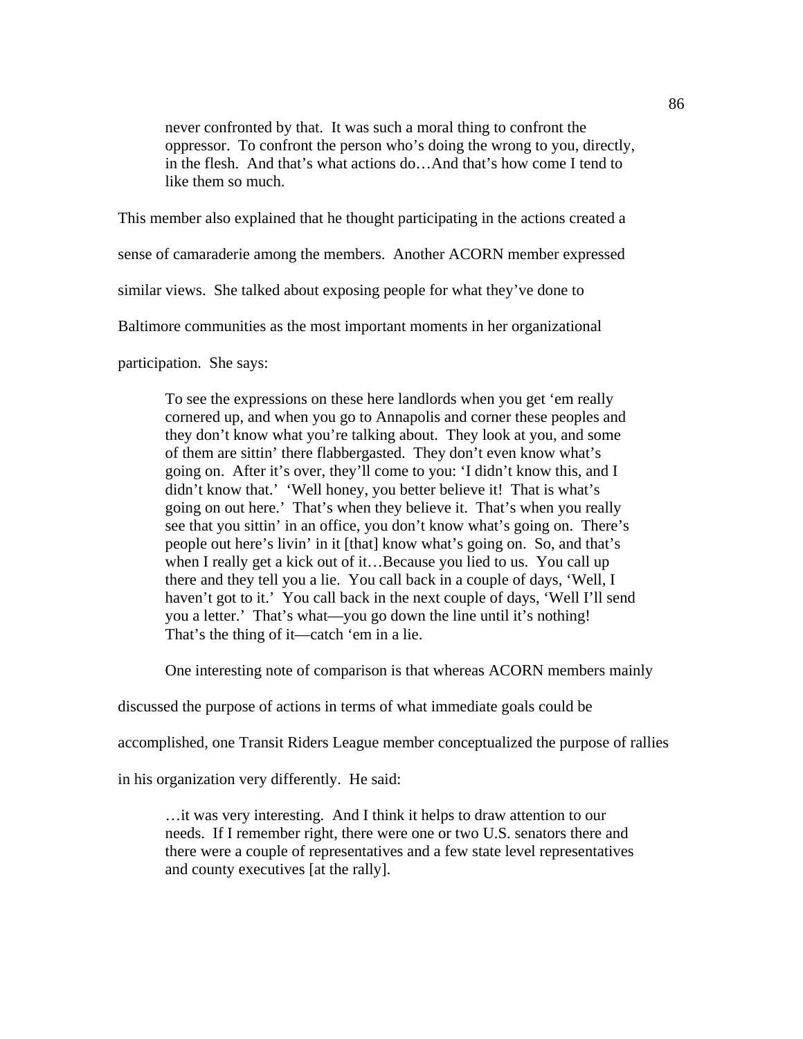> never confronted by that. It was such a moral thing to confront the oppressor. To confront the person who's doing the wrong to you, directly, in the flesh. And that's what actions do…And that's how come I tend to like them so much.

This member also explained that he thought participating in the actions created a sense of camaraderie among the members. Another ACORN member expressed similar views. She talked about exposing people for what they've done to Baltimore communities as the most important moments in her organizational participation. She says:

> To see the expressions on these here landlords when you get 'em really cornered up, and when you go to Annapolis and corner these peoples and they don't know what you're talking about. They look at you, and some of them are sittin' there flabbergasted. They don't even know what's going on. After it's over, they'll come to you: 'I didn't know this, and I didn't know that.' 'Well honey, you better believe it! That is what's going on out here.' That's when they believe it. That's when you really see that you sittin' in an office, you don't know what's going on. There's people out here's livin' in it [that] know what's going on. So, and that's when I really get a kick out of it…Because you lied to us. You call up there and they tell you a lie. You call back in a couple of days, 'Well, I haven't got to it.' You call back in the next couple of days, 'Well I'll send you a letter.' That's what—you go down the line until it's nothing! That's the thing of it—catch 'em in a lie.

One interesting note of comparison is that whereas ACORN members mainly discussed the purpose of actions in terms of what immediate goals could be accomplished, one Transit Riders League member conceptualized the purpose of rallies in his organization very differently. He said:

> …it was very interesting. And I think it helps to draw attention to our needs. If I remember right, there were one or two U.S. senators there and there were a couple of representatives and a few state level representatives and county executives [at the rally].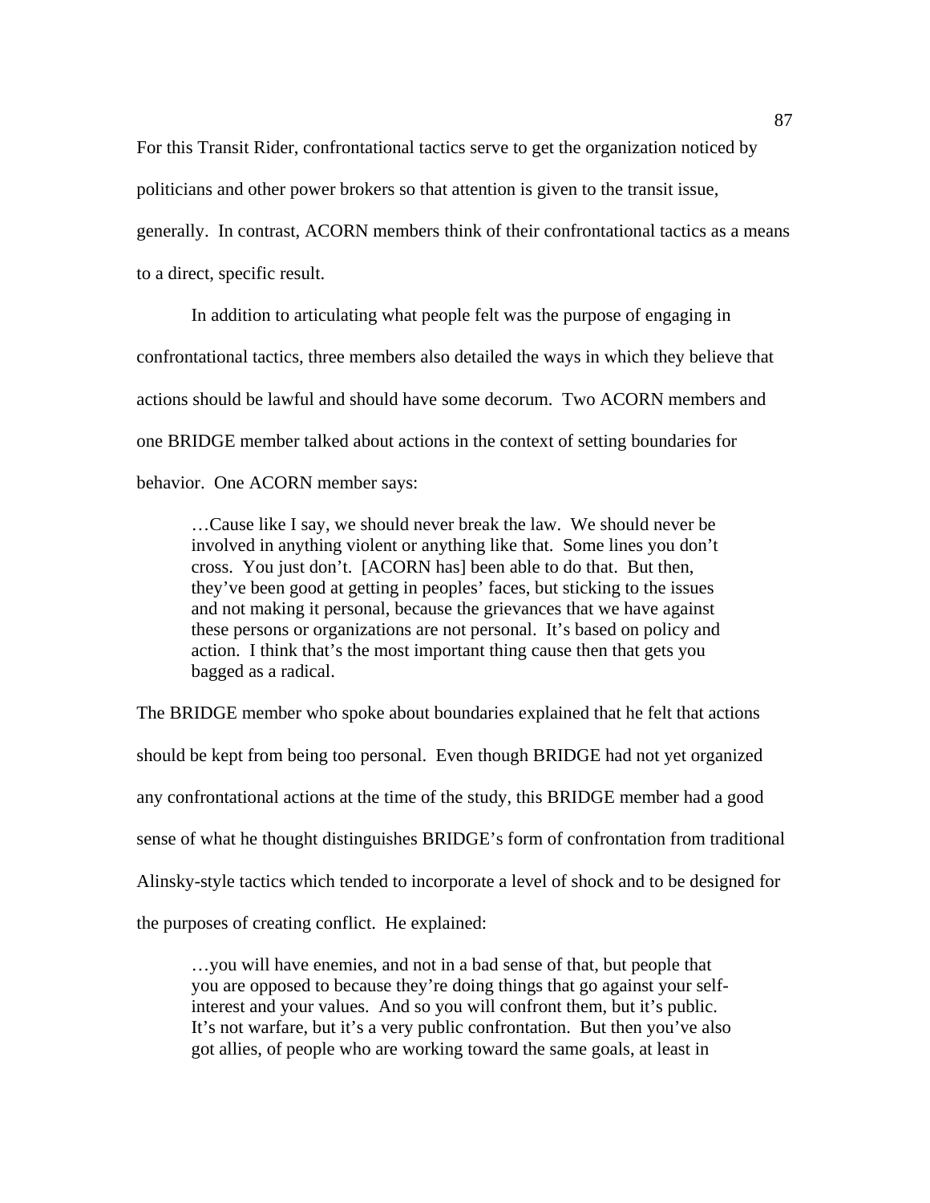For this Transit Rider, confrontational tactics serve to get the organization noticed by politicians and other power brokers so that attention is given to the transit issue, generally. In contrast, ACORN members think of their confrontational tactics as a means to a direct, specific result.

In addition to articulating what people felt was the purpose of engaging in confrontational tactics, three members also detailed the ways in which they believe that actions should be lawful and should have some decorum. Two ACORN members and one BRIDGE member talked about actions in the context of setting boundaries for behavior. One ACORN member says:

> …Cause like I say, we should never break the law. We should never be involved in anything violent or anything like that. Some lines you don't cross. You just don't. [ACORN has] been able to do that. But then, they've been good at getting in peoples' faces, but sticking to the issues and not making it personal, because the grievances that we have against these persons or organizations are not personal. It's based on policy and action. I think that's the most important thing cause then that gets you bagged as a radical.

The BRIDGE member who spoke about boundaries explained that he felt that actions should be kept from being too personal. Even though BRIDGE had not yet organized any confrontational actions at the time of the study, this BRIDGE member had a good sense of what he thought distinguishes BRIDGE's form of confrontation from traditional Alinsky-style tactics which tended to incorporate a level of shock and to be designed for the purposes of creating conflict. He explained:

> …you will have enemies, and not in a bad sense of that, but people that you are opposed to because they're doing things that go against your self-interest and your values. And so you will confront them, but it's public. It's not warfare, but it's a very public confrontation. But then you've also got allies, of people who are working toward the same goals, at least in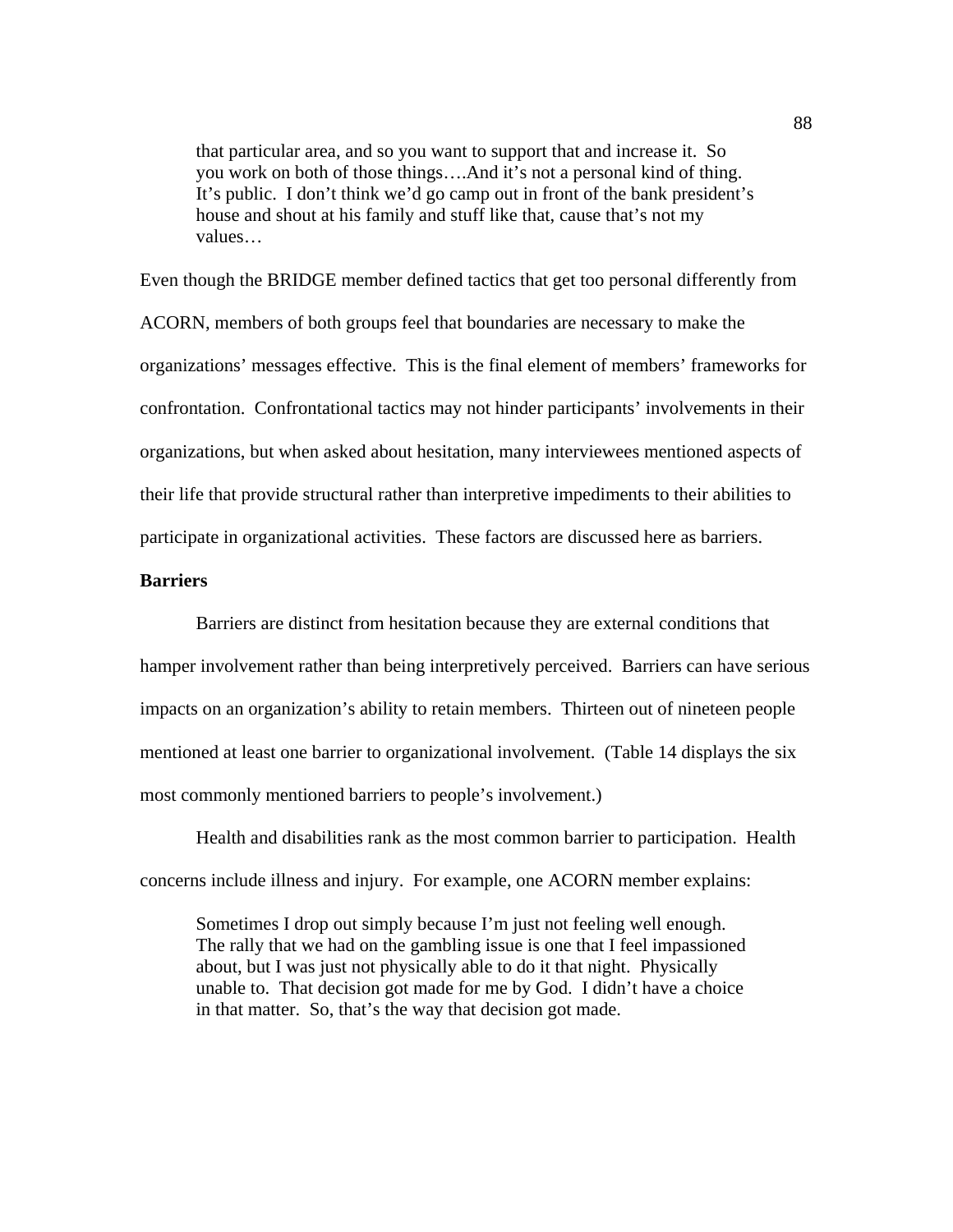> that particular area, and so you want to support that and increase it. So you work on both of those things….And it's not a personal kind of thing. It's public. I don't think we'd go camp out in front of the bank president's house and shout at his family and stuff like that, cause that's not my values…

Even though the BRIDGE member defined tactics that get too personal differently from ACORN, members of both groups feel that boundaries are necessary to make the organizations' messages effective. This is the final element of members' frameworks for confrontation. Confrontational tactics may not hinder participants' involvements in their organizations, but when asked about hesitation, many interviewees mentioned aspects of their life that provide structural rather than interpretive impediments to their abilities to participate in organizational activities. These factors are discussed here as barriers.

**Barriers**

Barriers are distinct from hesitation because they are external conditions that hamper involvement rather than being interpretively perceived. Barriers can have serious impacts on an organization's ability to retain members. Thirteen out of nineteen people mentioned at least one barrier to organizational involvement. (Table 14 displays the six most commonly mentioned barriers to people's involvement.)

Health and disabilities rank as the most common barrier to participation. Health concerns include illness and injury. For example, one ACORN member explains:

> Sometimes I drop out simply because I'm just not feeling well enough. The rally that we had on the gambling issue is one that I feel impassioned about, but I was just not physically able to do it that night. Physically unable to. That decision got made for me by God. I didn't have a choice in that matter. So, that's the way that decision got made.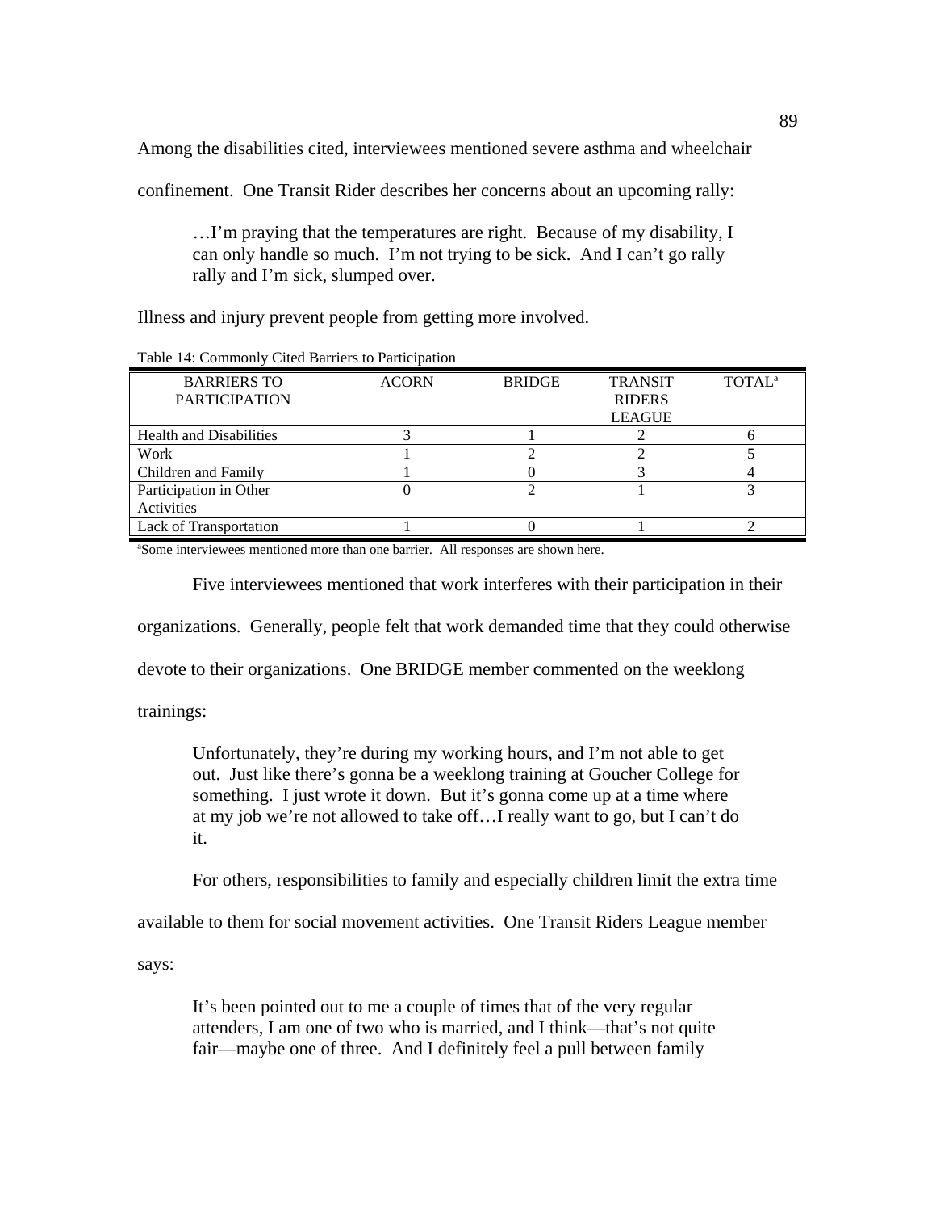Among the disabilities cited, interviewees mentioned severe asthma and wheelchair confinement. One Transit Rider describes her concerns about an upcoming rally:

> …I'm praying that the temperatures are right. Because of my disability, I can only handle so much. I'm not trying to be sick. And I can't go rally rally and I'm sick, slumped over.

Illness and injury prevent people from getting more involved.

Table 14: Commonly Cited Barriers to Participation

| BARRIERS TO PARTICIPATION | ACORN | BRIDGE | TRANSIT RIDERS LEAGUE | TOTAL[a] |
|---|---|---|---|---|
| Health and Disabilities | 3 | 1 | 2 | 6 |
| Work | 1 | 2 | 2 | 5 |
| Children and Family | 1 | 0 | 3 | 4 |
| Participation in Other Activities | 0 | 2 | 1 | 3 |
| Lack of Transportation | 1 | 0 | 1 | 2 |

[a]Some interviewees mentioned more than one barrier. All responses are shown here.

Five interviewees mentioned that work interferes with their participation in their organizations. Generally, people felt that work demanded time that they could otherwise devote to their organizations. One BRIDGE member commented on the weeklong trainings:

> Unfortunately, they're during my working hours, and I'm not able to get out. Just like there's gonna be a weeklong training at Goucher College for something. I just wrote it down. But it's gonna come up at a time where at my job we're not allowed to take off…I really want to go, but I can't do it.

For others, responsibilities to family and especially children limit the extra time available to them for social movement activities. One Transit Riders League member says:

> It's been pointed out to me a couple of times that of the very regular attenders, I am one of two who is married, and I think—that's not quite fair—maybe one of three. And I definitely feel a pull between family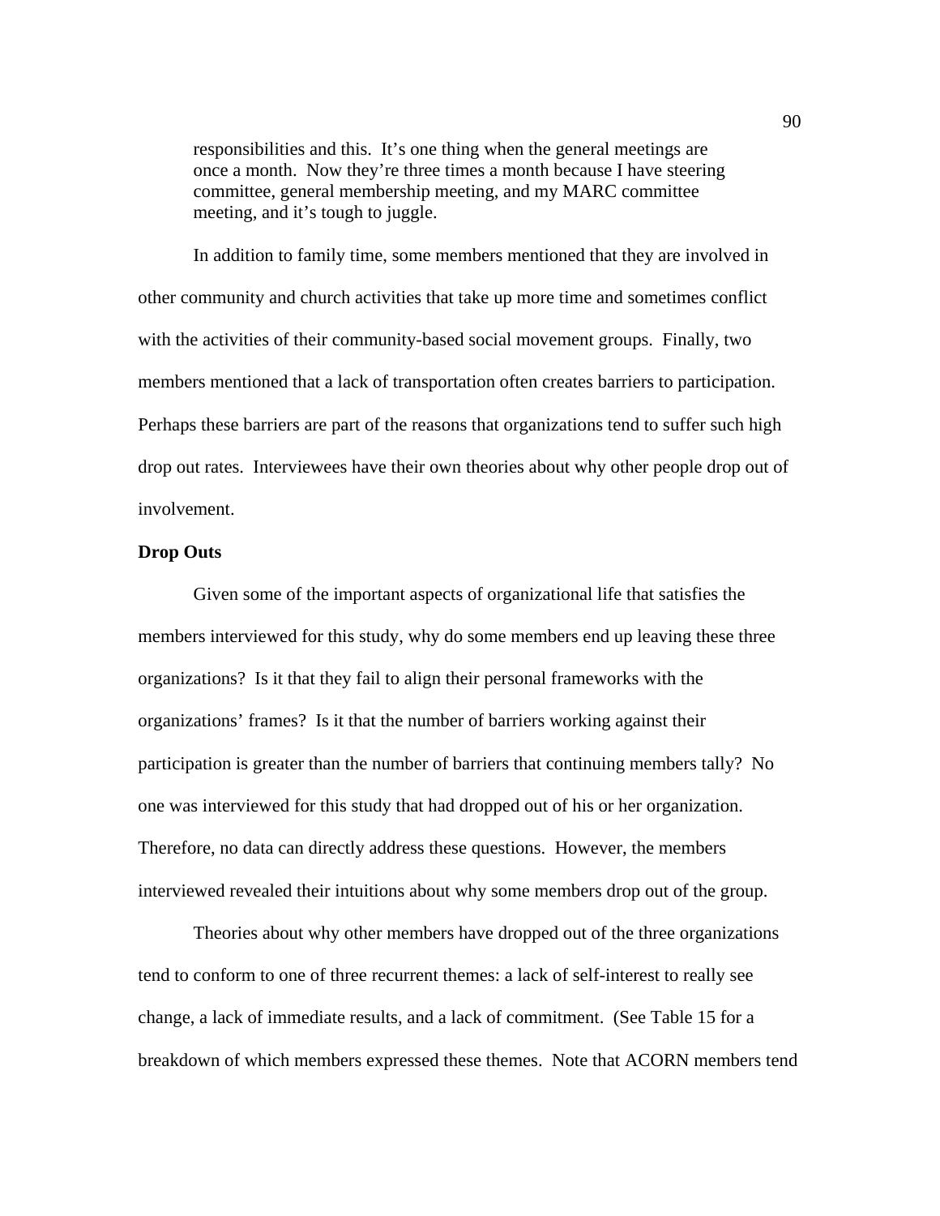> responsibilities and this. It's one thing when the general meetings are once a month. Now they're three times a month because I have steering committee, general membership meeting, and my MARC committee meeting, and it's tough to juggle.

In addition to family time, some members mentioned that they are involved in other community and church activities that take up more time and sometimes conflict with the activities of their community-based social movement groups. Finally, two members mentioned that a lack of transportation often creates barriers to participation. Perhaps these barriers are part of the reasons that organizations tend to suffer such high drop out rates. Interviewees have their own theories about why other people drop out of involvement.

**Drop Outs**

Given some of the important aspects of organizational life that satisfies the members interviewed for this study, why do some members end up leaving these three organizations? Is it that they fail to align their personal frameworks with the organizations' frames? Is it that the number of barriers working against their participation is greater than the number of barriers that continuing members tally? No one was interviewed for this study that had dropped out of his or her organization. Therefore, no data can directly address these questions. However, the members interviewed revealed their intuitions about why some members drop out of the group.

Theories about why other members have dropped out of the three organizations tend to conform to one of three recurrent themes: a lack of self-interest to really see change, a lack of immediate results, and a lack of commitment. (See Table 15 for a breakdown of which members expressed these themes. Note that ACORN members tend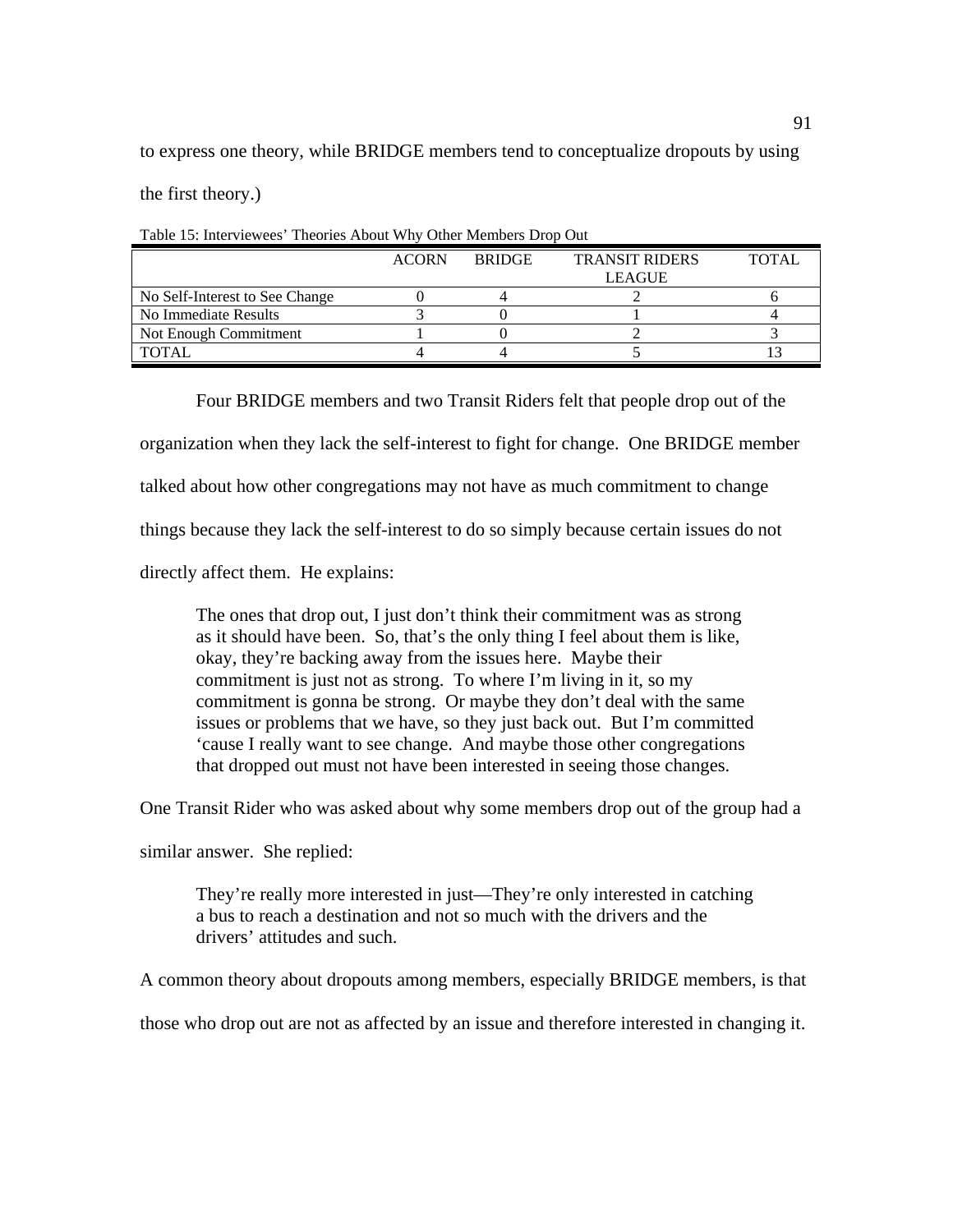to express one theory, while BRIDGE members tend to conceptualize dropouts by using the first theory.)

Table 15: Interviewees' Theories About Why Other Members Drop Out

| | ACORN | BRIDGE | TRANSIT RIDERS LEAGUE | TOTAL |
|---|---|---|---|---|
| No Self-Interest to See Change | 0 | 4 | 2 | 6 |
| No Immediate Results | 3 | 0 | 1 | 4 |
| Not Enough Commitment | 1 | 0 | 2 | 3 |
| TOTAL | 4 | 4 | 5 | 13 |

Four BRIDGE members and two Transit Riders felt that people drop out of the organization when they lack the self-interest to fight for change. One BRIDGE member talked about how other congregations may not have as much commitment to change things because they lack the self-interest to do so simply because certain issues do not directly affect them. He explains:

> The ones that drop out, I just don't think their commitment was as strong as it should have been. So, that's the only thing I feel about them is like, okay, they're backing away from the issues here. Maybe their commitment is just not as strong. To where I'm living in it, so my commitment is gonna be strong. Or maybe they don't deal with the same issues or problems that we have, so they just back out. But I'm committed 'cause I really want to see change. And maybe those other congregations that dropped out must not have been interested in seeing those changes.

One Transit Rider who was asked about why some members drop out of the group had a similar answer. She replied:

> They're really more interested in just—They're only interested in catching a bus to reach a destination and not so much with the drivers and the drivers' attitudes and such.

A common theory about dropouts among members, especially BRIDGE members, is that those who drop out are not as affected by an issue and therefore interested in changing it.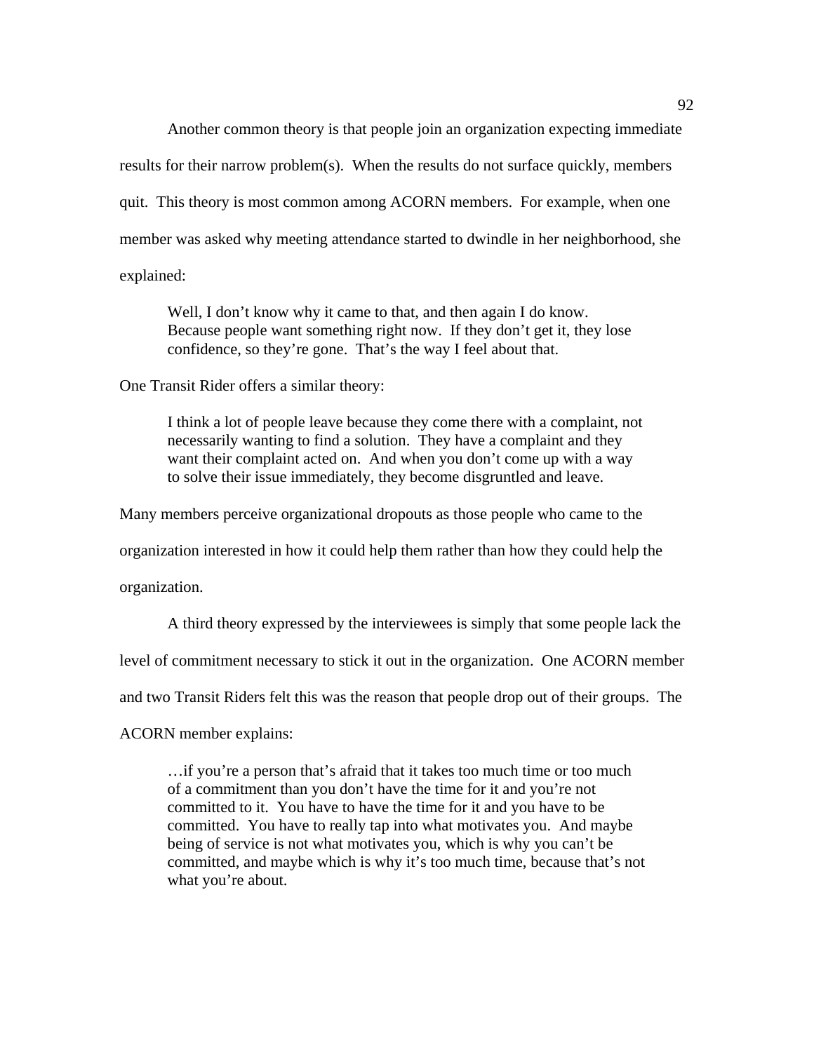Another common theory is that people join an organization expecting immediate results for their narrow problem(s). When the results do not surface quickly, members quit. This theory is most common among ACORN members. For example, when one member was asked why meeting attendance started to dwindle in her neighborhood, she explained:

> Well, I don't know why it came to that, and then again I do know. Because people want something right now. If they don't get it, they lose confidence, so they're gone. That's the way I feel about that.

One Transit Rider offers a similar theory:

> I think a lot of people leave because they come there with a complaint, not necessarily wanting to find a solution. They have a complaint and they want their complaint acted on. And when you don't come up with a way to solve their issue immediately, they become disgruntled and leave.

Many members perceive organizational dropouts as those people who came to the organization interested in how it could help them rather than how they could help the organization.

A third theory expressed by the interviewees is simply that some people lack the level of commitment necessary to stick it out in the organization. One ACORN member and two Transit Riders felt this was the reason that people drop out of their groups. The ACORN member explains:

> …if you're a person that's afraid that it takes too much time or too much of a commitment than you don't have the time for it and you're not committed to it. You have to have the time for it and you have to be committed. You have to really tap into what motivates you. And maybe being of service is not what motivates you, which is why you can't be committed, and maybe which is why it's too much time, because that's not what you're about.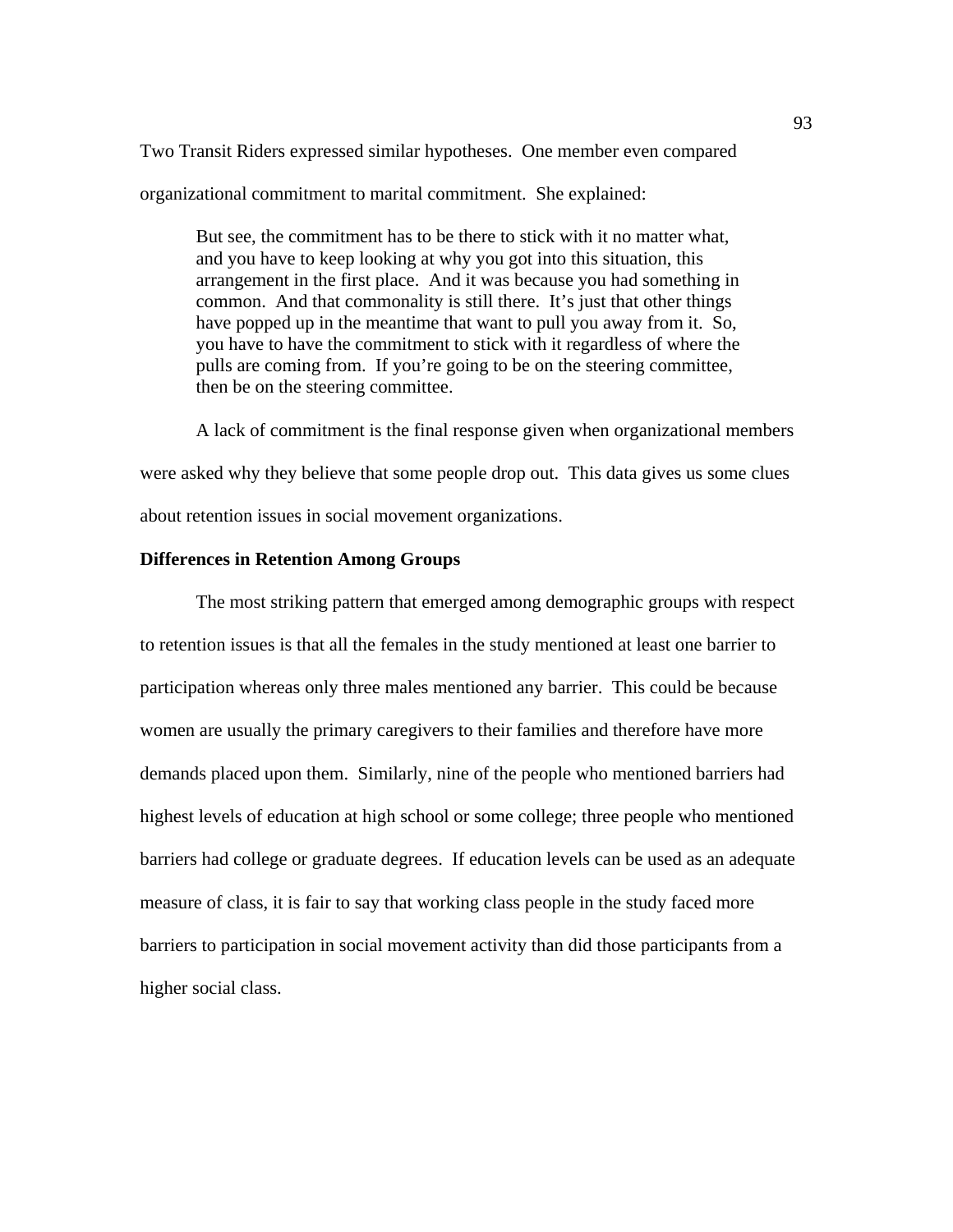Two Transit Riders expressed similar hypotheses. One member even compared organizational commitment to marital commitment. She explained:

> But see, the commitment has to be there to stick with it no matter what, and you have to keep looking at why you got into this situation, this arrangement in the first place. And it was because you had something in common. And that commonality is still there. It's just that other things have popped up in the meantime that want to pull you away from it. So, you have to have the commitment to stick with it regardless of where the pulls are coming from. If you're going to be on the steering committee, then be on the steering committee.

A lack of commitment is the final response given when organizational members were asked why they believe that some people drop out. This data gives us some clues about retention issues in social movement organizations.

**Differences in Retention Among Groups**

The most striking pattern that emerged among demographic groups with respect to retention issues is that all the females in the study mentioned at least one barrier to participation whereas only three males mentioned any barrier. This could be because women are usually the primary caregivers to their families and therefore have more demands placed upon them. Similarly, nine of the people who mentioned barriers had highest levels of education at high school or some college; three people who mentioned barriers had college or graduate degrees. If education levels can be used as an adequate measure of class, it is fair to say that working class people in the study faced more barriers to participation in social movement activity than did those participants from a higher social class.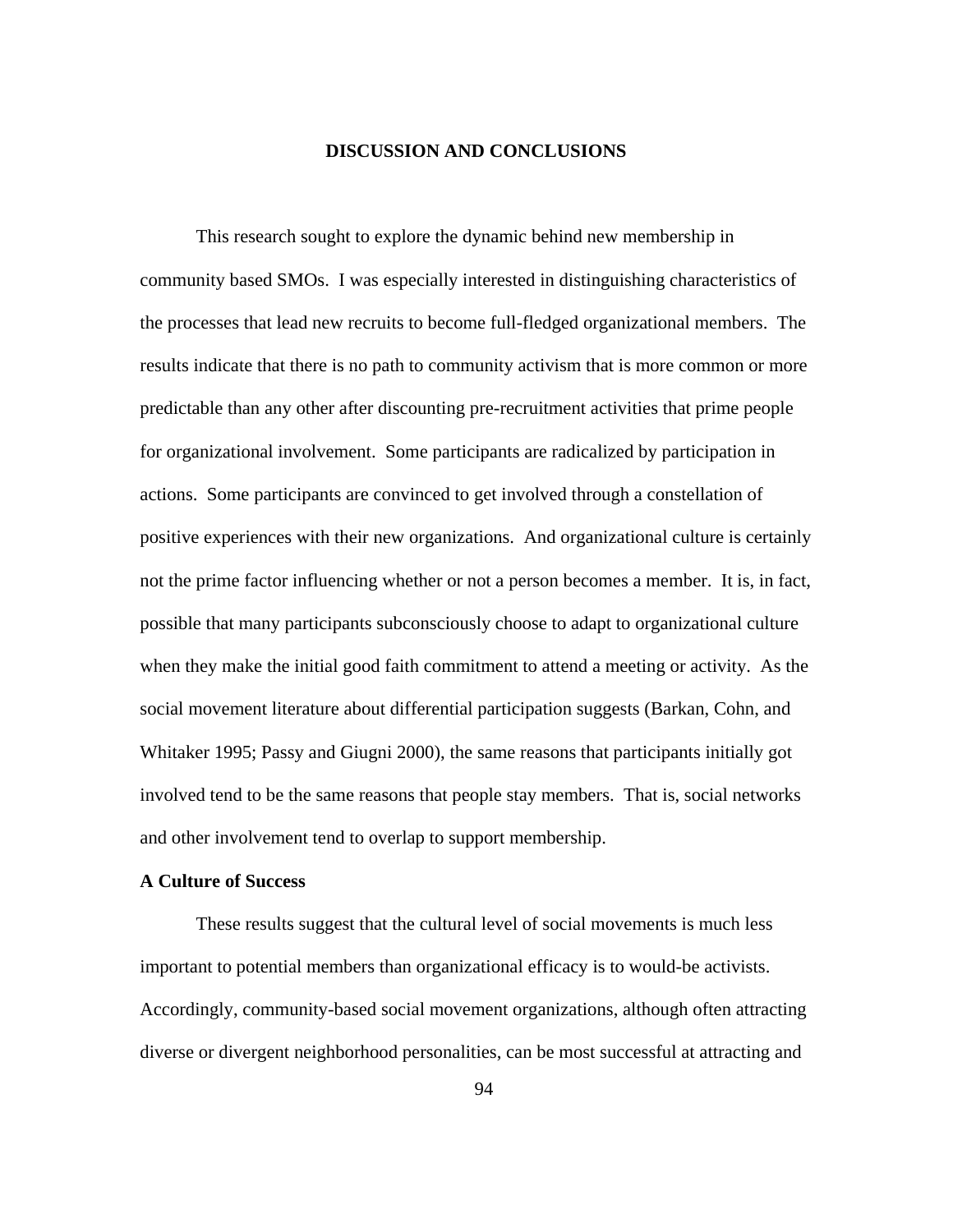# DISCUSSION AND CONCLUSIONS

This research sought to explore the dynamic behind new membership in community based SMOs. I was especially interested in distinguishing characteristics of the processes that lead new recruits to become full-fledged organizational members. The results indicate that there is no path to community activism that is more common or more predictable than any other after discounting pre-recruitment activities that prime people for organizational involvement. Some participants are radicalized by participation in actions. Some participants are convinced to get involved through a constellation of positive experiences with their new organizations. And organizational culture is certainly not the prime factor influencing whether or not a person becomes a member. It is, in fact, possible that many participants subconsciously choose to adapt to organizational culture when they make the initial good faith commitment to attend a meeting or activity. As the social movement literature about differential participation suggests (Barkan, Cohn, and Whitaker 1995; Passy and Giugni 2000), the same reasons that participants initially got involved tend to be the same reasons that people stay members. That is, social networks and other involvement tend to overlap to support membership.

## A Culture of Success

These results suggest that the cultural level of social movements is much less important to potential members than organizational efficacy is to would-be activists. Accordingly, community-based social movement organizations, although often attracting diverse or divergent neighborhood personalities, can be most successful at attracting and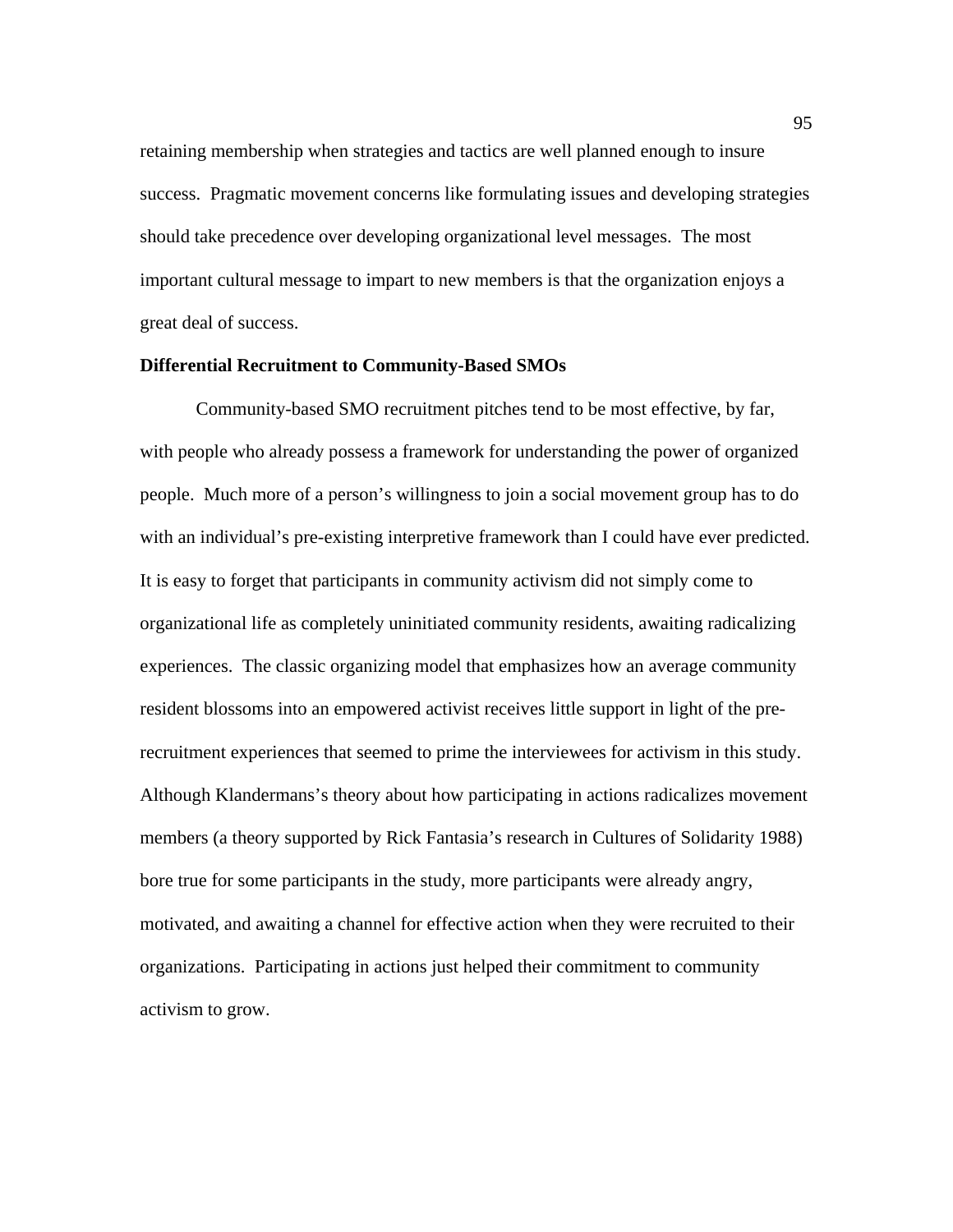retaining membership when strategies and tactics are well planned enough to insure success. Pragmatic movement concerns like formulating issues and developing strategies should take precedence over developing organizational level messages. The most important cultural message to impart to new members is that the organization enjoys a great deal of success.

**Differential Recruitment to Community-Based SMOs**

Community-based SMO recruitment pitches tend to be most effective, by far, with people who already possess a framework for understanding the power of organized people. Much more of a person's willingness to join a social movement group has to do with an individual's pre-existing interpretive framework than I could have ever predicted. It is easy to forget that participants in community activism did not simply come to organizational life as completely uninitiated community residents, awaiting radicalizing experiences. The classic organizing model that emphasizes how an average community resident blossoms into an empowered activist receives little support in light of the pre-recruitment experiences that seemed to prime the interviewees for activism in this study. Although Klandermans's theory about how participating in actions radicalizes movement members (a theory supported by Rick Fantasia's research in Cultures of Solidarity 1988) bore true for some participants in the study, more participants were already angry, motivated, and awaiting a channel for effective action when they were recruited to their organizations. Participating in actions just helped their commitment to community activism to grow.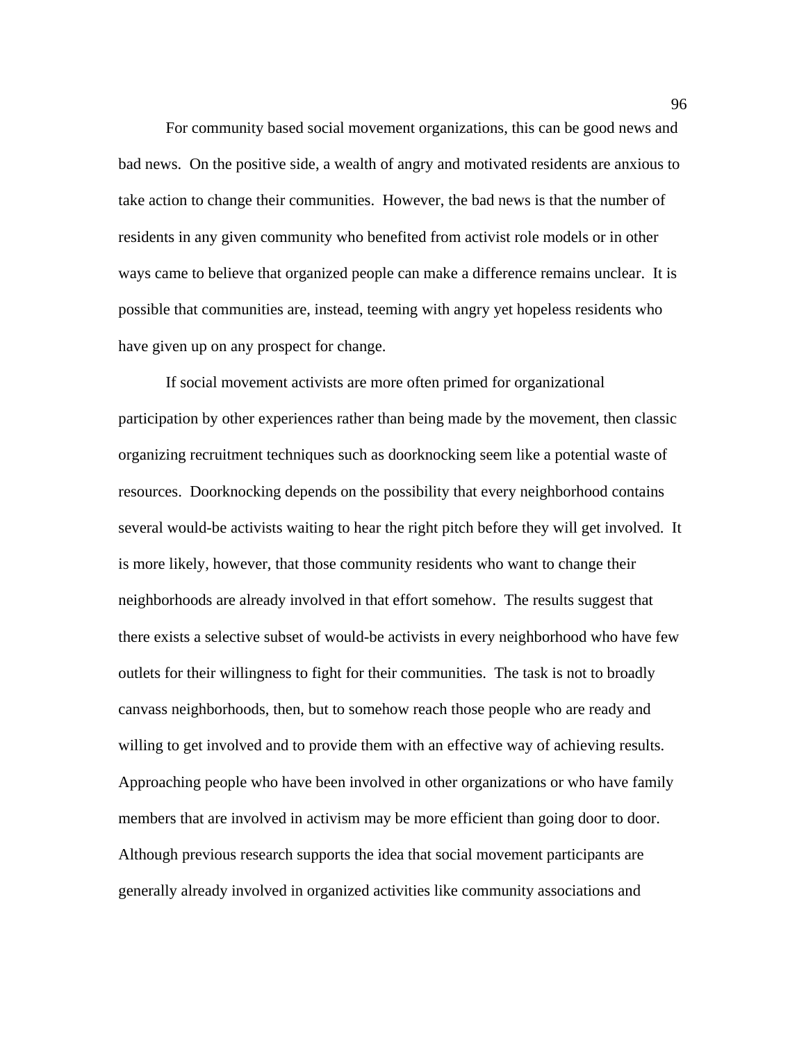For community based social movement organizations, this can be good news and bad news. On the positive side, a wealth of angry and motivated residents are anxious to take action to change their communities. However, the bad news is that the number of residents in any given community who benefited from activist role models or in other ways came to believe that organized people can make a difference remains unclear. It is possible that communities are, instead, teeming with angry yet hopeless residents who have given up on any prospect for change.

If social movement activists are more often primed for organizational participation by other experiences rather than being made by the movement, then classic organizing recruitment techniques such as doorknocking seem like a potential waste of resources. Doorknocking depends on the possibility that every neighborhood contains several would-be activists waiting to hear the right pitch before they will get involved. It is more likely, however, that those community residents who want to change their neighborhoods are already involved in that effort somehow. The results suggest that there exists a selective subset of would-be activists in every neighborhood who have few outlets for their willingness to fight for their communities. The task is not to broadly canvass neighborhoods, then, but to somehow reach those people who are ready and willing to get involved and to provide them with an effective way of achieving results. Approaching people who have been involved in other organizations or who have family members that are involved in activism may be more efficient than going door to door. Although previous research supports the idea that social movement participants are generally already involved in organized activities like community associations and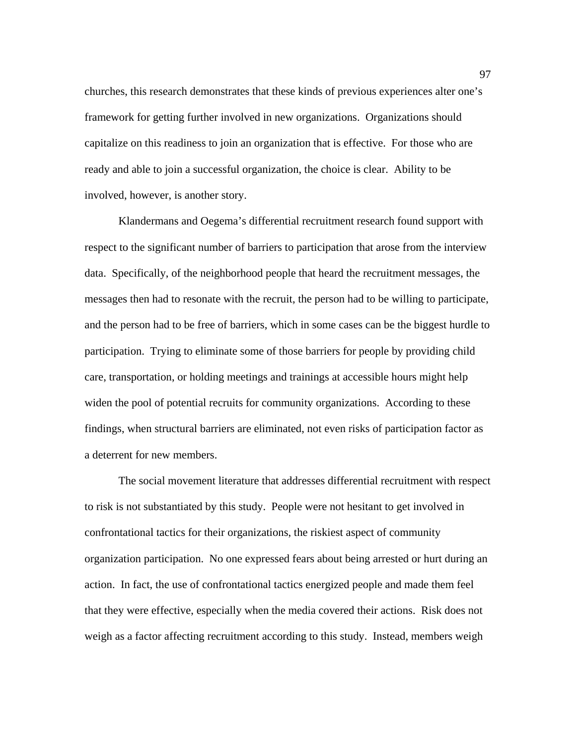churches, this research demonstrates that these kinds of previous experiences alter one's framework for getting further involved in new organizations. Organizations should capitalize on this readiness to join an organization that is effective. For those who are ready and able to join a successful organization, the choice is clear. Ability to be involved, however, is another story.

Klandermans and Oegema's differential recruitment research found support with respect to the significant number of barriers to participation that arose from the interview data. Specifically, of the neighborhood people that heard the recruitment messages, the messages then had to resonate with the recruit, the person had to be willing to participate, and the person had to be free of barriers, which in some cases can be the biggest hurdle to participation. Trying to eliminate some of those barriers for people by providing child care, transportation, or holding meetings and trainings at accessible hours might help widen the pool of potential recruits for community organizations. According to these findings, when structural barriers are eliminated, not even risks of participation factor as a deterrent for new members.

The social movement literature that addresses differential recruitment with respect to risk is not substantiated by this study. People were not hesitant to get involved in confrontational tactics for their organizations, the riskiest aspect of community organization participation. No one expressed fears about being arrested or hurt during an action. In fact, the use of confrontational tactics energized people and made them feel that they were effective, especially when the media covered their actions. Risk does not weigh as a factor affecting recruitment according to this study. Instead, members weigh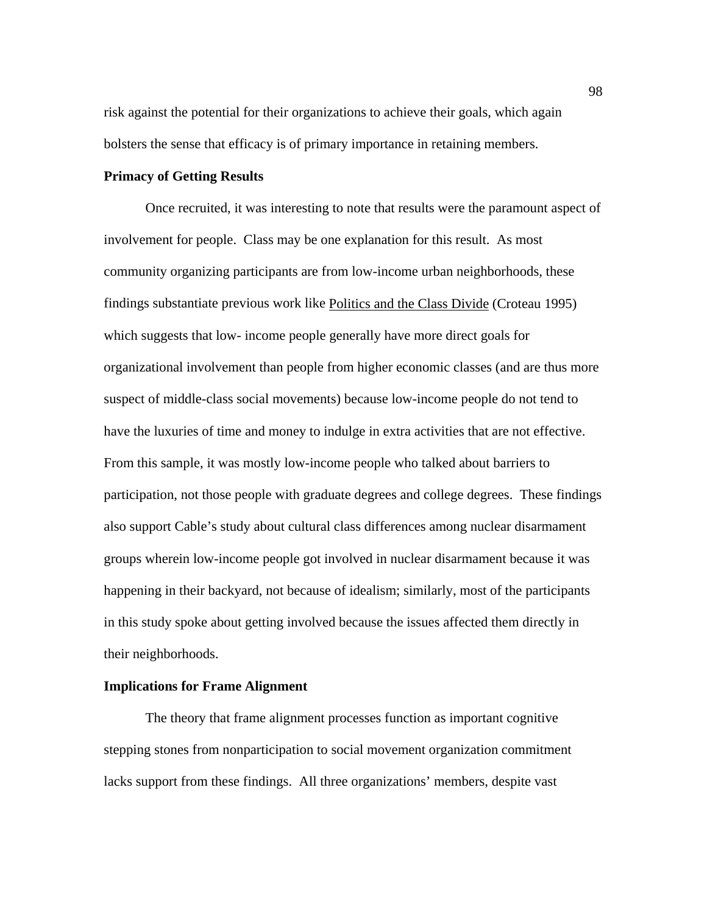risk against the potential for their organizations to achieve their goals, which again bolsters the sense that efficacy is of primary importance in retaining members.

**Primacy of Getting Results**

Once recruited, it was interesting to note that results were the paramount aspect of involvement for people. Class may be one explanation for this result. As most community organizing participants are from low-income urban neighborhoods, these findings substantiate previous work like Politics and the Class Divide (Croteau 1995) which suggests that low- income people generally have more direct goals for organizational involvement than people from higher economic classes (and are thus more suspect of middle-class social movements) because low-income people do not tend to have the luxuries of time and money to indulge in extra activities that are not effective. From this sample, it was mostly low-income people who talked about barriers to participation, not those people with graduate degrees and college degrees. These findings also support Cable's study about cultural class differences among nuclear disarmament groups wherein low-income people got involved in nuclear disarmament because it was happening in their backyard, not because of idealism; similarly, most of the participants in this study spoke about getting involved because the issues affected them directly in their neighborhoods.

**Implications for Frame Alignment**

The theory that frame alignment processes function as important cognitive stepping stones from nonparticipation to social movement organization commitment lacks support from these findings. All three organizations' members, despite vast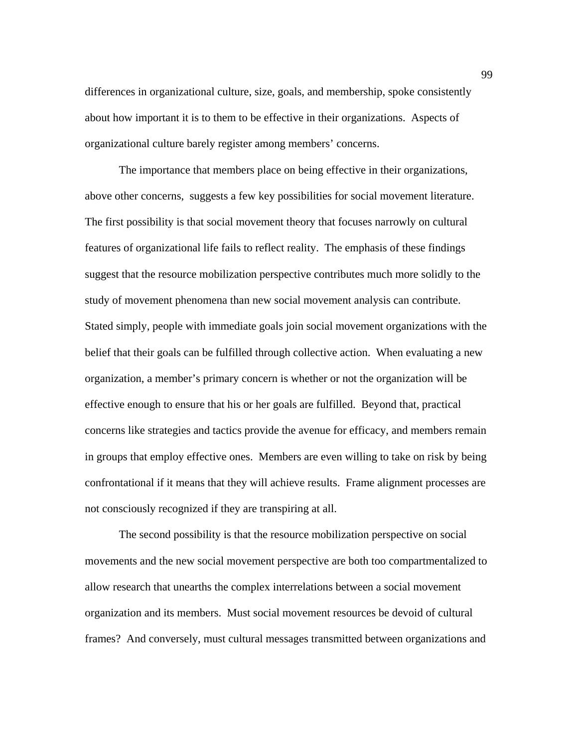differences in organizational culture, size, goals, and membership, spoke consistently about how important it is to them to be effective in their organizations. Aspects of organizational culture barely register among members' concerns.

The importance that members place on being effective in their organizations, above other concerns, suggests a few key possibilities for social movement literature. The first possibility is that social movement theory that focuses narrowly on cultural features of organizational life fails to reflect reality. The emphasis of these findings suggest that the resource mobilization perspective contributes much more solidly to the study of movement phenomena than new social movement analysis can contribute. Stated simply, people with immediate goals join social movement organizations with the belief that their goals can be fulfilled through collective action. When evaluating a new organization, a member's primary concern is whether or not the organization will be effective enough to ensure that his or her goals are fulfilled. Beyond that, practical concerns like strategies and tactics provide the avenue for efficacy, and members remain in groups that employ effective ones. Members are even willing to take on risk by being confrontational if it means that they will achieve results. Frame alignment processes are not consciously recognized if they are transpiring at all.

The second possibility is that the resource mobilization perspective on social movements and the new social movement perspective are both too compartmentalized to allow research that unearths the complex interrelations between a social movement organization and its members. Must social movement resources be devoid of cultural frames? And conversely, must cultural messages transmitted between organizations and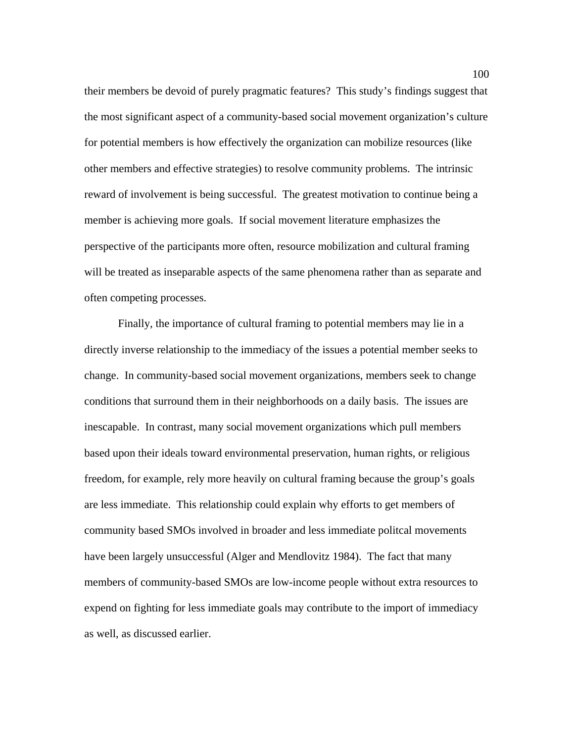their members be devoid of purely pragmatic features? This study's findings suggest that the most significant aspect of a community-based social movement organization's culture for potential members is how effectively the organization can mobilize resources (like other members and effective strategies) to resolve community problems. The intrinsic reward of involvement is being successful. The greatest motivation to continue being a member is achieving more goals. If social movement literature emphasizes the perspective of the participants more often, resource mobilization and cultural framing will be treated as inseparable aspects of the same phenomena rather than as separate and often competing processes.

Finally, the importance of cultural framing to potential members may lie in a directly inverse relationship to the immediacy of the issues a potential member seeks to change. In community-based social movement organizations, members seek to change conditions that surround them in their neighborhoods on a daily basis. The issues are inescapable. In contrast, many social movement organizations which pull members based upon their ideals toward environmental preservation, human rights, or religious freedom, for example, rely more heavily on cultural framing because the group's goals are less immediate. This relationship could explain why efforts to get members of community based SMOs involved in broader and less immediate politcal movements have been largely unsuccessful (Alger and Mendlovitz 1984). The fact that many members of community-based SMOs are low-income people without extra resources to expend on fighting for less immediate goals may contribute to the import of immediacy as well, as discussed earlier.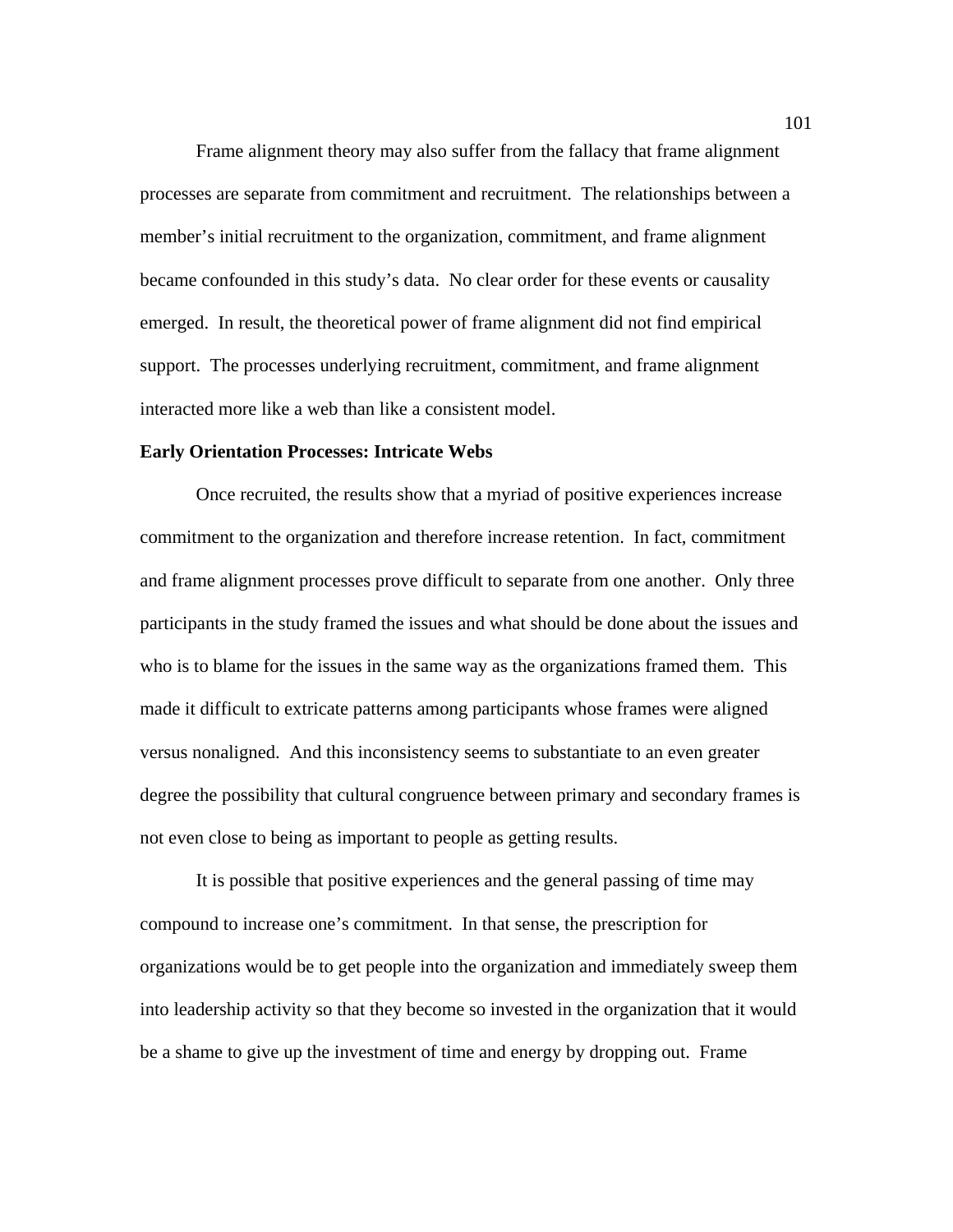Frame alignment theory may also suffer from the fallacy that frame alignment processes are separate from commitment and recruitment. The relationships between a member's initial recruitment to the organization, commitment, and frame alignment became confounded in this study's data. No clear order for these events or causality emerged. In result, the theoretical power of frame alignment did not find empirical support. The processes underlying recruitment, commitment, and frame alignment interacted more like a web than like a consistent model.

**Early Orientation Processes: Intricate Webs**

Once recruited, the results show that a myriad of positive experiences increase commitment to the organization and therefore increase retention. In fact, commitment and frame alignment processes prove difficult to separate from one another. Only three participants in the study framed the issues and what should be done about the issues and who is to blame for the issues in the same way as the organizations framed them. This made it difficult to extricate patterns among participants whose frames were aligned versus nonaligned. And this inconsistency seems to substantiate to an even greater degree the possibility that cultural congruence between primary and secondary frames is not even close to being as important to people as getting results.

It is possible that positive experiences and the general passing of time may compound to increase one's commitment. In that sense, the prescription for organizations would be to get people into the organization and immediately sweep them into leadership activity so that they become so invested in the organization that it would be a shame to give up the investment of time and energy by dropping out. Frame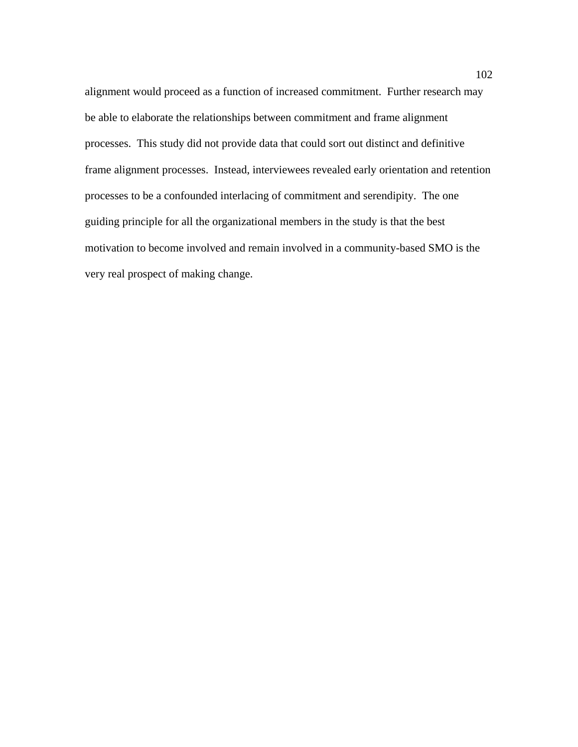alignment would proceed as a function of increased commitment. Further research may be able to elaborate the relationships between commitment and frame alignment processes. This study did not provide data that could sort out distinct and definitive frame alignment processes. Instead, interviewees revealed early orientation and retention processes to be a confounded interlacing of commitment and serendipity. The one guiding principle for all the organizational members in the study is that the best motivation to become involved and remain involved in a community-based SMO is the very real prospect of making change.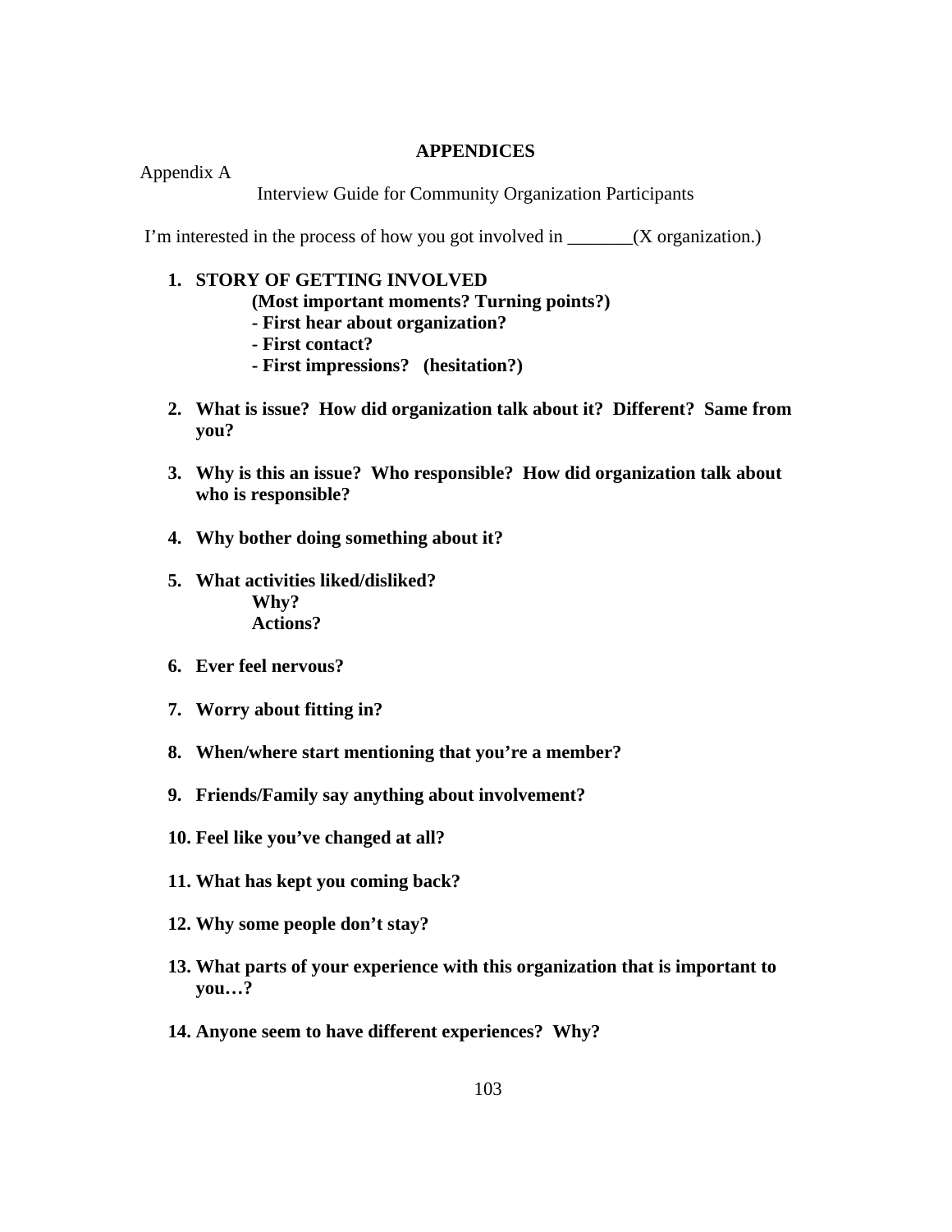# APPENDICES

Appendix A

Interview Guide for Community Organization Participants

I'm interested in the process of how you got involved in _______(X organization.)

1. **STORY OF GETTING INVOLVED**
   **(Most important moments? Turning points?)**
   **- First hear about organization?**
   **- First contact?**
   **- First impressions? (hesitation?)**

2. **What is issue? How did organization talk about it? Different? Same from you?**

3. **Why is this an issue? Who responsible? How did organization talk about who is responsible?**

4. **Why bother doing something about it?**

5. **What activities liked/disliked?**
   **Why?**
   **Actions?**

6. **Ever feel nervous?**

7. **Worry about fitting in?**

8. **When/where start mentioning that you're a member?**

9. **Friends/Family say anything about involvement?**

10. **Feel like you've changed at all?**

11. **What has kept you coming back?**

12. **Why some people don't stay?**

13. **What parts of your experience with this organization that is important to you…?**

14. **Anyone seem to have different experiences? Why?**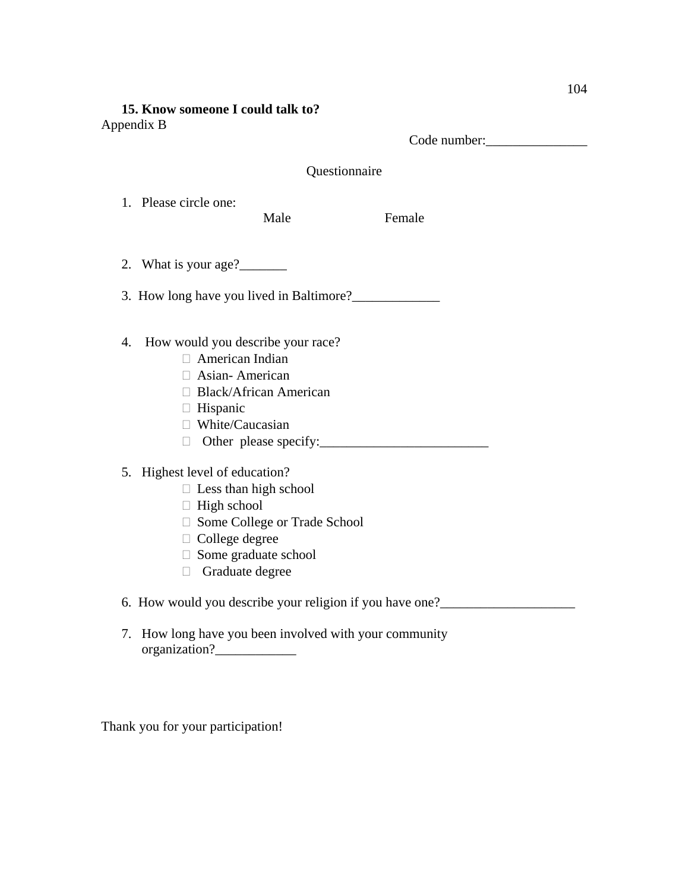**15. Know someone I could talk to?**

Appendix B

Code number:_______________

Questionnaire

1. Please circle one:

   Male Female

2. What is your age?_______

3. How long have you lived in Baltimore?_____________

4. How would you describe your race?
   - American Indian
   - Asian- American
   - Black/African American
   - Hispanic
   - White/Caucasian
   - Other please specify:_________________________

5. Highest level of education?
   - Less than high school
   - High school
   - Some College or Trade School
   - College degree
   - Some graduate school
   - Graduate degree

6. How would you describe your religion if you have one?____________________

7. How long have you been involved with your community organization?____________

Thank you for your participation!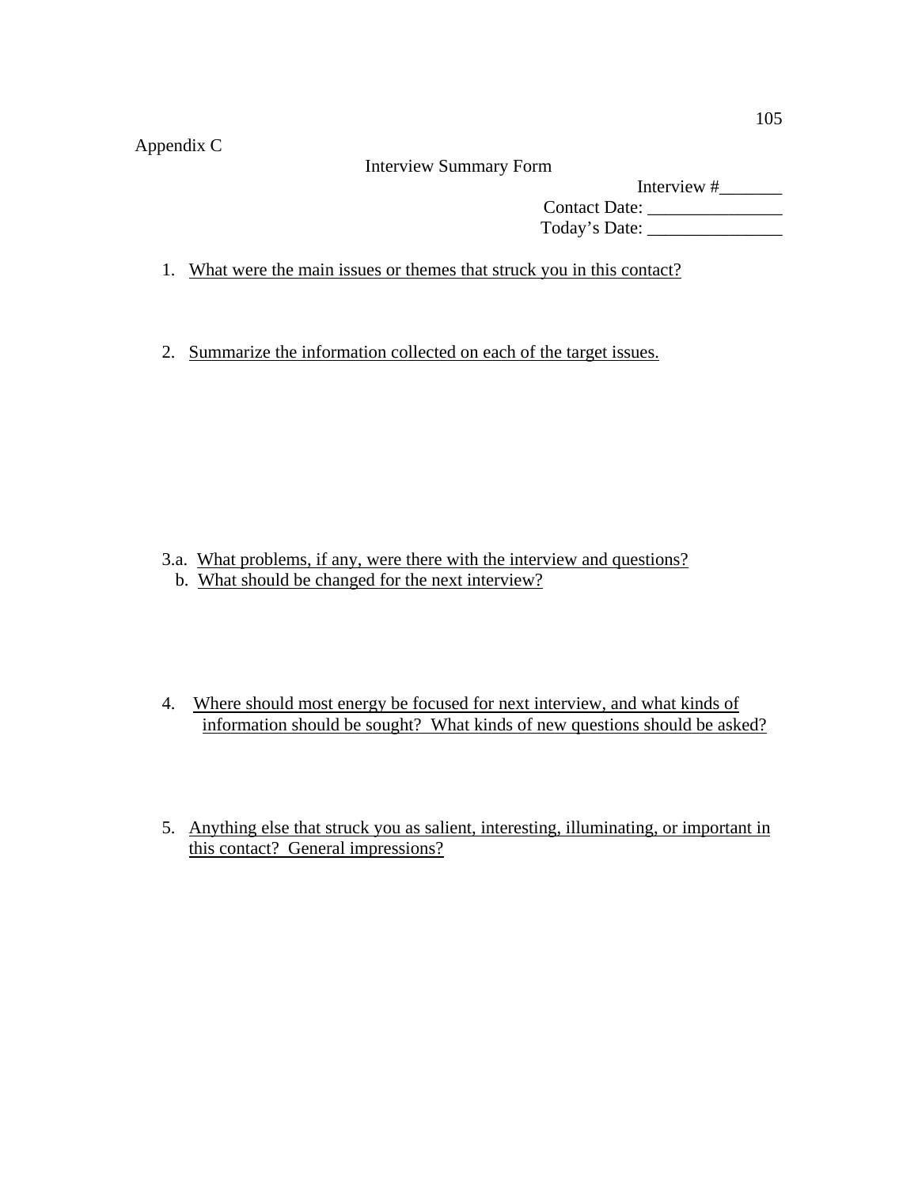Appendix C

Interview Summary Form

Interview #_______
Contact Date: _______________
Today's Date: _______________

1. What were the main issues or themes that struck you in this contact?

2. Summarize the information collected on each of the target issues.

3.a. What problems, if any, were there with the interview and questions?
  b. What should be changed for the next interview?

4. Where should most energy be focused for next interview, and what kinds of information should be sought? What kinds of new questions should be asked?

5. Anything else that struck you as salient, interesting, illuminating, or important in this contact? General impressions?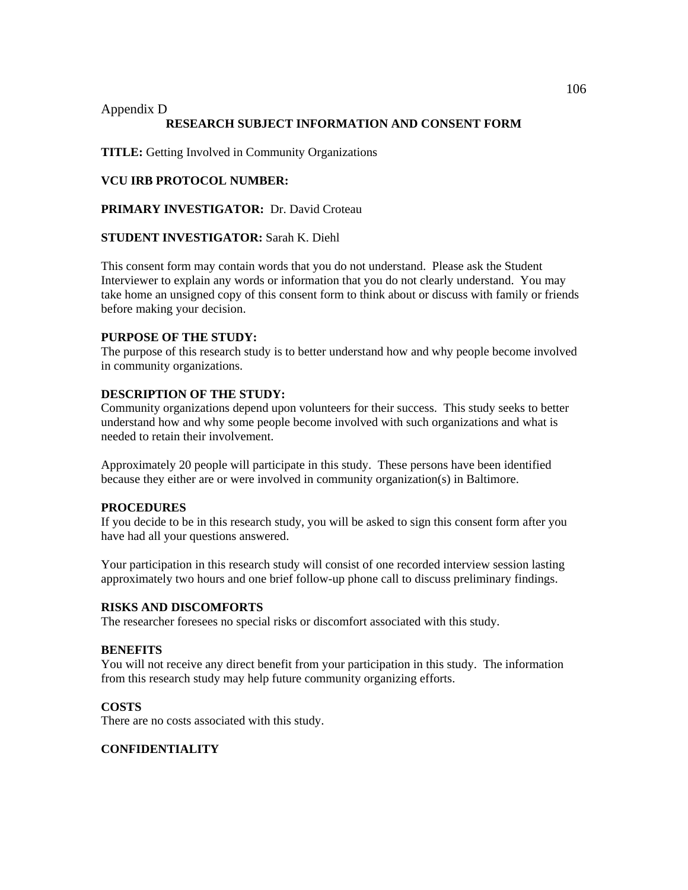Appendix D

## RESEARCH SUBJECT INFORMATION AND CONSENT FORM

**TITLE:** Getting Involved in Community Organizations

**VCU IRB PROTOCOL NUMBER:**

**PRIMARY INVESTIGATOR:** Dr. David Croteau

**STUDENT INVESTIGATOR:** Sarah K. Diehl

This consent form may contain words that you do not understand. Please ask the Student Interviewer to explain any words or information that you do not clearly understand. You may take home an unsigned copy of this consent form to think about or discuss with family or friends before making your decision.

**PURPOSE OF THE STUDY:**
The purpose of this research study is to better understand how and why people become involved in community organizations.

**DESCRIPTION OF THE STUDY:**
Community organizations depend upon volunteers for their success. This study seeks to better understand how and why some people become involved with such organizations and what is needed to retain their involvement.

Approximately 20 people will participate in this study. These persons have been identified because they either are or were involved in community organization(s) in Baltimore.

**PROCEDURES**
If you decide to be in this research study, you will be asked to sign this consent form after you have had all your questions answered.

Your participation in this research study will consist of one recorded interview session lasting approximately two hours and one brief follow-up phone call to discuss preliminary findings.

**RISKS AND DISCOMFORTS**
The researcher foresees no special risks or discomfort associated with this study.

**BENEFITS**
You will not receive any direct benefit from your participation in this study. The information from this research study may help future community organizing efforts.

**COSTS**
There are no costs associated with this study.

**CONFIDENTIALITY**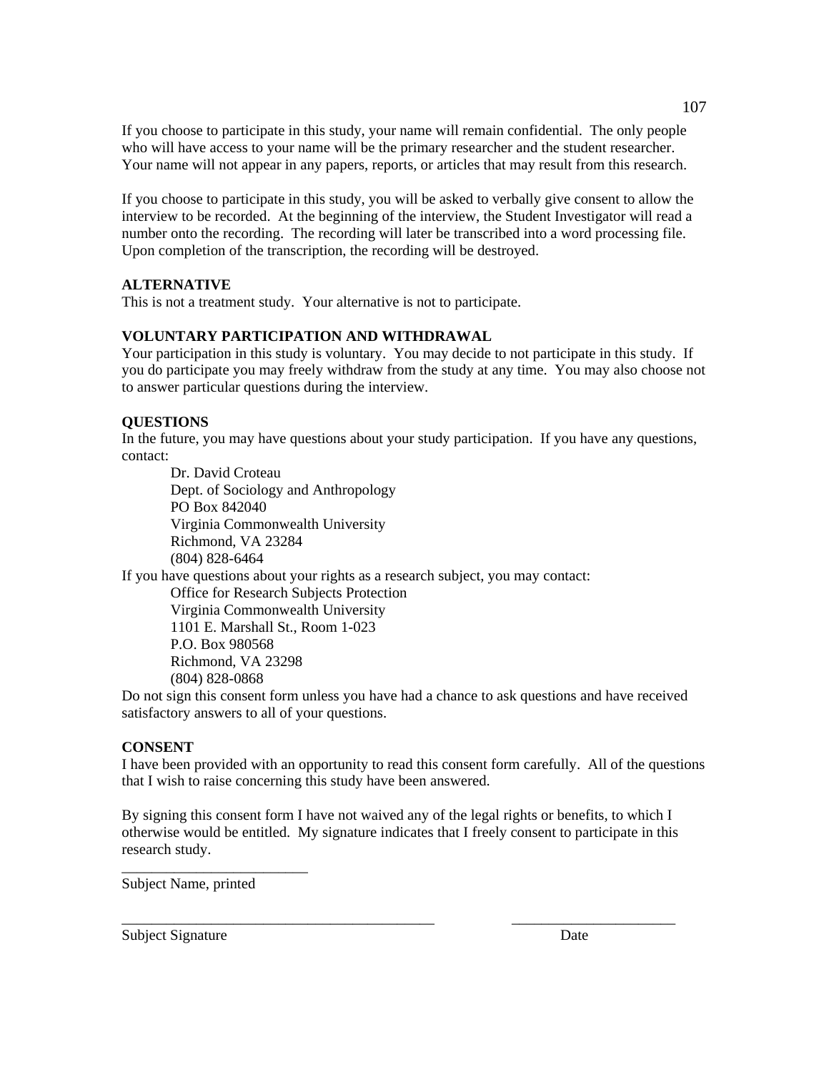If you choose to participate in this study, your name will remain confidential. The only people who will have access to your name will be the primary researcher and the student researcher. Your name will not appear in any papers, reports, or articles that may result from this research.

If you choose to participate in this study, you will be asked to verbally give consent to allow the interview to be recorded. At the beginning of the interview, the Student Investigator will read a number onto the recording. The recording will later be transcribed into a word processing file. Upon completion of the transcription, the recording will be destroyed.

**ALTERNATIVE**
This is not a treatment study. Your alternative is not to participate.

**VOLUNTARY PARTICIPATION AND WITHDRAWAL**
Your participation in this study is voluntary. You may decide to not participate in this study. If you do participate you may freely withdraw from the study at any time. You may also choose not to answer particular questions during the interview.

**QUESTIONS**
In the future, you may have questions about your study participation. If you have any questions, contact:

Dr. David Croteau
Dept. of Sociology and Anthropology
PO Box 842040
Virginia Commonwealth University
Richmond, VA 23284
(804) 828-6464

If you have questions about your rights as a research subject, you may contact:

Office for Research Subjects Protection
Virginia Commonwealth University
1101 E. Marshall St., Room 1-023
P.O. Box 980568
Richmond, VA 23298
(804) 828-0868

Do not sign this consent form unless you have had a chance to ask questions and have received satisfactory answers to all of your questions.

**CONSENT**
I have been provided with an opportunity to read this consent form carefully. All of the questions that I wish to raise concerning this study have been answered.

By signing this consent form I have not waived any of the legal rights or benefits, to which I otherwise would be entitled. My signature indicates that I freely consent to participate in this research study.

\_\_\_\_\_\_\_\_\_\_\_\_\_\_\_\_\_\_\_\_\_\_\_\_\_
Subject Name, printed

\_\_\_\_\_\_\_\_\_\_\_\_\_\_\_\_\_\_\_\_\_\_\_\_\_\_\_\_\_\_\_\_\_\_\_\_\_\_\_\_\_\_ \_\_\_\_\_\_\_\_\_\_\_\_\_\_\_\_\_\_\_\_\_\_
Subject Signature Date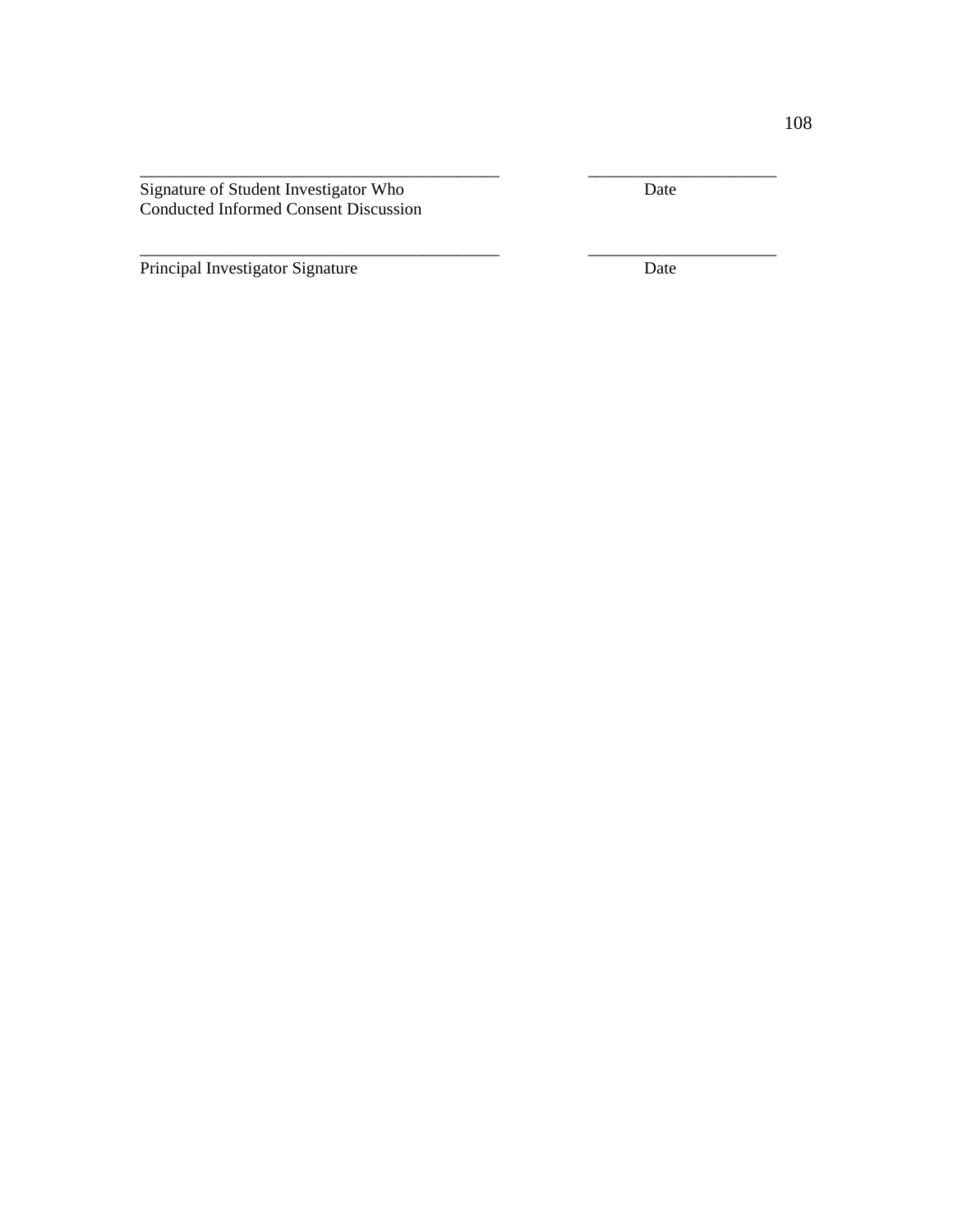\_\_\_\_\_\_\_\_\_\_\_\_\_\_\_\_\_\_\_\_\_\_\_\_\_\_\_\_\_\_\_\_\_\_\_\_\_\_\_\_\_\_ \_\_\_\_\_\_\_\_\_\_\_\_\_\_\_\_\_\_\_\_\_\_
Signature of Student Investigator Who Conducted Informed Consent Discussion Date

\_\_\_\_\_\_\_\_\_\_\_\_\_\_\_\_\_\_\_\_\_\_\_\_\_\_\_\_\_\_\_\_\_\_\_\_\_\_\_\_\_\_ \_\_\_\_\_\_\_\_\_\_\_\_\_\_\_\_\_\_\_\_\_\_
Principal Investigator Signature Date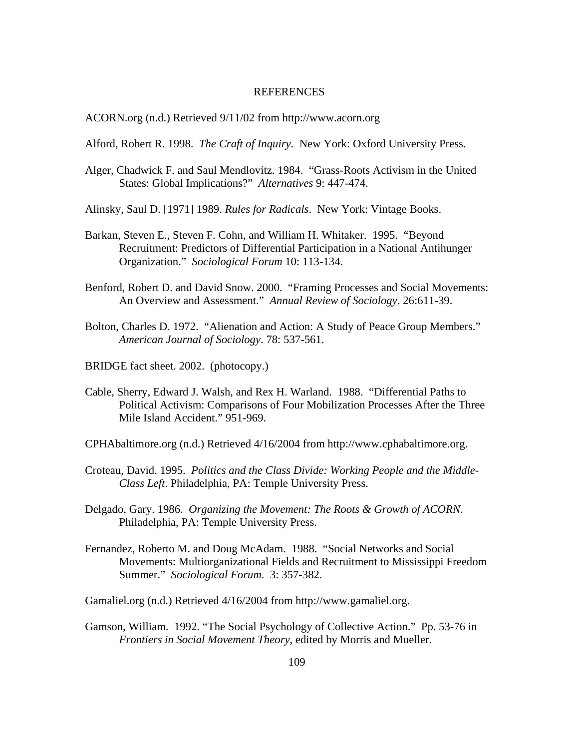# REFERENCES

ACORN.org (n.d.) Retrieved 9/11/02 from http://www.acorn.org

Alford, Robert R. 1998. *The Craft of Inquiry*. New York: Oxford University Press.

Alger, Chadwick F. and Saul Mendlovitz. 1984. "Grass-Roots Activism in the United States: Global Implications?" *Alternatives* 9: 447-474.

Alinsky, Saul D. [1971] 1989. *Rules for Radicals*. New York: Vintage Books.

Barkan, Steven E., Steven F. Cohn, and William H. Whitaker. 1995. "Beyond Recruitment: Predictors of Differential Participation in a National Antihunger Organization." *Sociological Forum* 10: 113-134.

Benford, Robert D. and David Snow. 2000. "Framing Processes and Social Movements: An Overview and Assessment." *Annual Review of Sociology*. 26:611-39.

Bolton, Charles D. 1972. "Alienation and Action: A Study of Peace Group Members." *American Journal of Sociology*. 78: 537-561.

BRIDGE fact sheet. 2002. (photocopy.)

Cable, Sherry, Edward J. Walsh, and Rex H. Warland. 1988. "Differential Paths to Political Activism: Comparisons of Four Mobilization Processes After the Three Mile Island Accident." 951-969.

CPHAbaltimore.org (n.d.) Retrieved 4/16/2004 from http://www.cphabaltimore.org.

Croteau, David. 1995. *Politics and the Class Divide: Working People and the Middle-Class Left*. Philadelphia, PA: Temple University Press.

Delgado, Gary. 1986. *Organizing the Movement: The Roots & Growth of ACORN.* Philadelphia, PA: Temple University Press.

Fernandez, Roberto M. and Doug McAdam. 1988. "Social Networks and Social Movements: Multiorganizational Fields and Recruitment to Mississippi Freedom Summer." *Sociological Forum*. 3: 357-382.

Gamaliel.org (n.d.) Retrieved 4/16/2004 from http://www.gamaliel.org.

Gamson, William. 1992. "The Social Psychology of Collective Action." Pp. 53-76 in *Frontiers in Social Movement Theory,* edited by Morris and Mueller.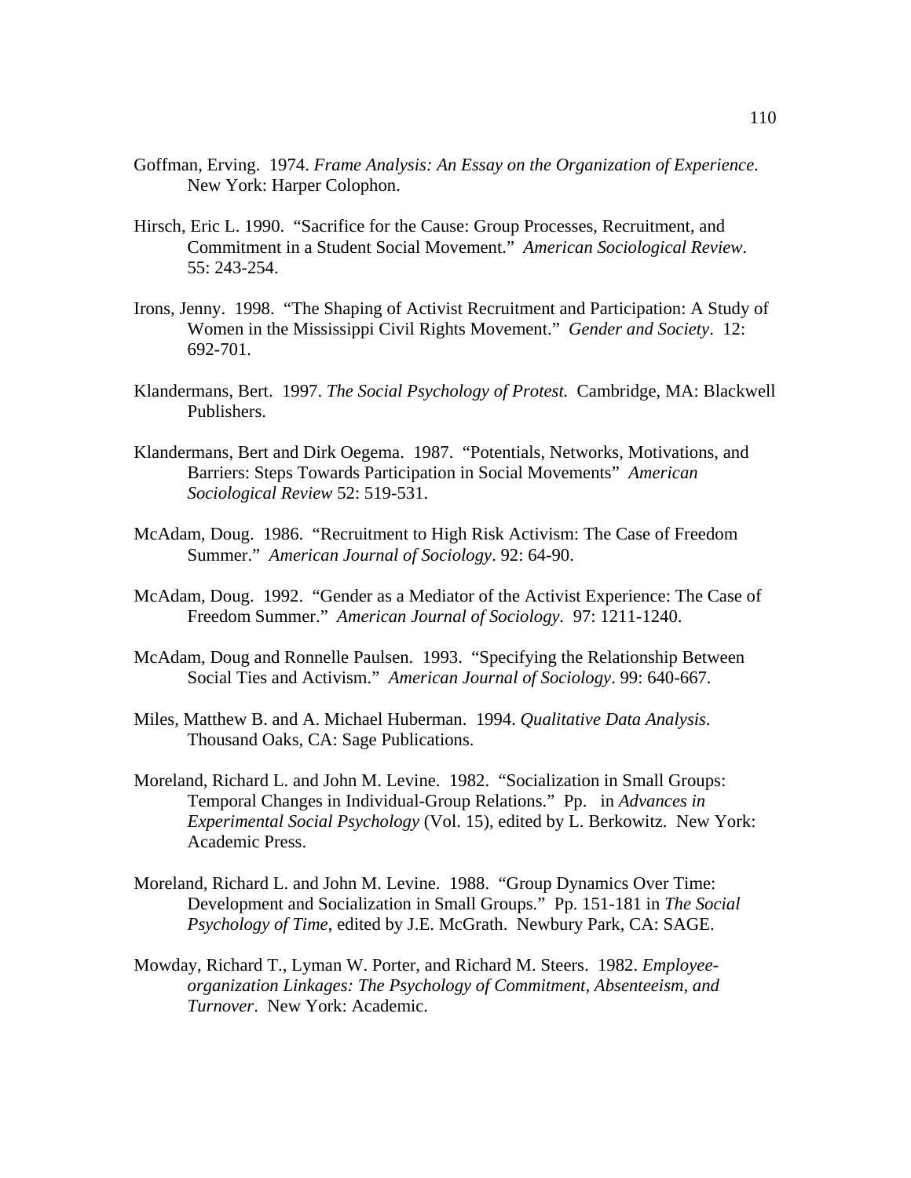Goffman, Erving. 1974. *Frame Analysis: An Essay on the Organization of Experience*. New York: Harper Colophon.

Hirsch, Eric L. 1990. "Sacrifice for the Cause: Group Processes, Recruitment, and Commitment in a Student Social Movement." *American Sociological Review*. 55: 243-254.

Irons, Jenny. 1998. "The Shaping of Activist Recruitment and Participation: A Study of Women in the Mississippi Civil Rights Movement." *Gender and Society*. 12: 692-701.

Klandermans, Bert. 1997. *The Social Psychology of Protest.* Cambridge, MA: Blackwell Publishers.

Klandermans, Bert and Dirk Oegema. 1987. "Potentials, Networks, Motivations, and Barriers: Steps Towards Participation in Social Movements" *American Sociological Review* 52: 519-531.

McAdam, Doug. 1986. "Recruitment to High Risk Activism: The Case of Freedom Summer." *American Journal of Sociology*. 92: 64-90.

McAdam, Doug. 1992. "Gender as a Mediator of the Activist Experience: The Case of Freedom Summer." *American Journal of Sociology.* 97: 1211-1240.

McAdam, Doug and Ronnelle Paulsen. 1993. "Specifying the Relationship Between Social Ties and Activism." *American Journal of Sociology*. 99: 640-667.

Miles, Matthew B. and A. Michael Huberman. 1994. *Qualitative Data Analysis*. Thousand Oaks, CA: Sage Publications.

Moreland, Richard L. and John M. Levine. 1982. "Socialization in Small Groups: Temporal Changes in Individual-Group Relations." Pp. in *Advances in Experimental Social Psychology* (Vol. 15), edited by L. Berkowitz. New York: Academic Press.

Moreland, Richard L. and John M. Levine. 1988. "Group Dynamics Over Time: Development and Socialization in Small Groups." Pp. 151-181 in *The Social Psychology of Time*, edited by J.E. McGrath. Newbury Park, CA: SAGE.

Mowday, Richard T., Lyman W. Porter, and Richard M. Steers. 1982. *Employee-organization Linkages: The Psychology of Commitment, Absenteeism, and Turnover*. New York: Academic.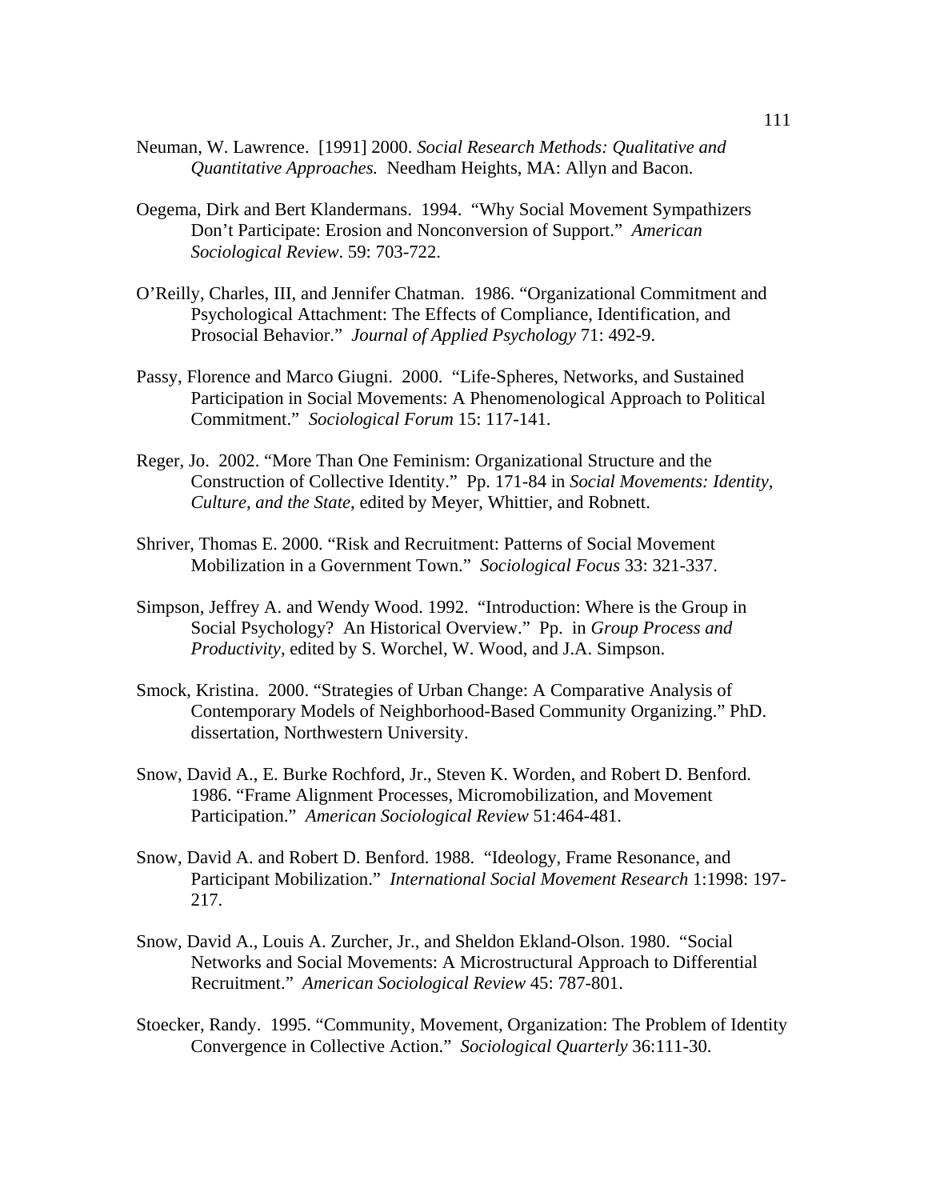Neuman, W. Lawrence. [1991] 2000. *Social Research Methods: Qualitative and Quantitative Approaches.* Needham Heights, MA: Allyn and Bacon.

Oegema, Dirk and Bert Klandermans. 1994. "Why Social Movement Sympathizers Don't Participate: Erosion and Nonconversion of Support." *American Sociological Review*. 59: 703-722.

O'Reilly, Charles, III, and Jennifer Chatman. 1986. "Organizational Commitment and Psychological Attachment: The Effects of Compliance, Identification, and Prosocial Behavior." *Journal of Applied Psychology* 71: 492-9.

Passy, Florence and Marco Giugni. 2000. "Life-Spheres, Networks, and Sustained Participation in Social Movements: A Phenomenological Approach to Political Commitment." *Sociological Forum* 15: 117-141.

Reger, Jo. 2002. "More Than One Feminism: Organizational Structure and the Construction of Collective Identity." Pp. 171-84 in *Social Movements: Identity, Culture, and the State*, edited by Meyer, Whittier, and Robnett.

Shriver, Thomas E. 2000. "Risk and Recruitment: Patterns of Social Movement Mobilization in a Government Town." *Sociological Focus* 33: 321-337.

Simpson, Jeffrey A. and Wendy Wood. 1992. "Introduction: Where is the Group in Social Psychology? An Historical Overview." Pp. in *Group Process and Productivity*, edited by S. Worchel, W. Wood, and J.A. Simpson.

Smock, Kristina. 2000. "Strategies of Urban Change: A Comparative Analysis of Contemporary Models of Neighborhood-Based Community Organizing." PhD. dissertation, Northwestern University.

Snow, David A., E. Burke Rochford, Jr., Steven K. Worden, and Robert D. Benford. 1986. "Frame Alignment Processes, Micromobilization, and Movement Participation." *American Sociological Review* 51:464-481.

Snow, David A. and Robert D. Benford. 1988. "Ideology, Frame Resonance, and Participant Mobilization." *International Social Movement Research* 1:1998: 197-217.

Snow, David A., Louis A. Zurcher, Jr., and Sheldon Ekland-Olson. 1980. "Social Networks and Social Movements: A Microstructural Approach to Differential Recruitment." *American Sociological Review* 45: 787-801.

Stoecker, Randy. 1995. "Community, Movement, Organization: The Problem of Identity Convergence in Collective Action." *Sociological Quarterly* 36:111-30.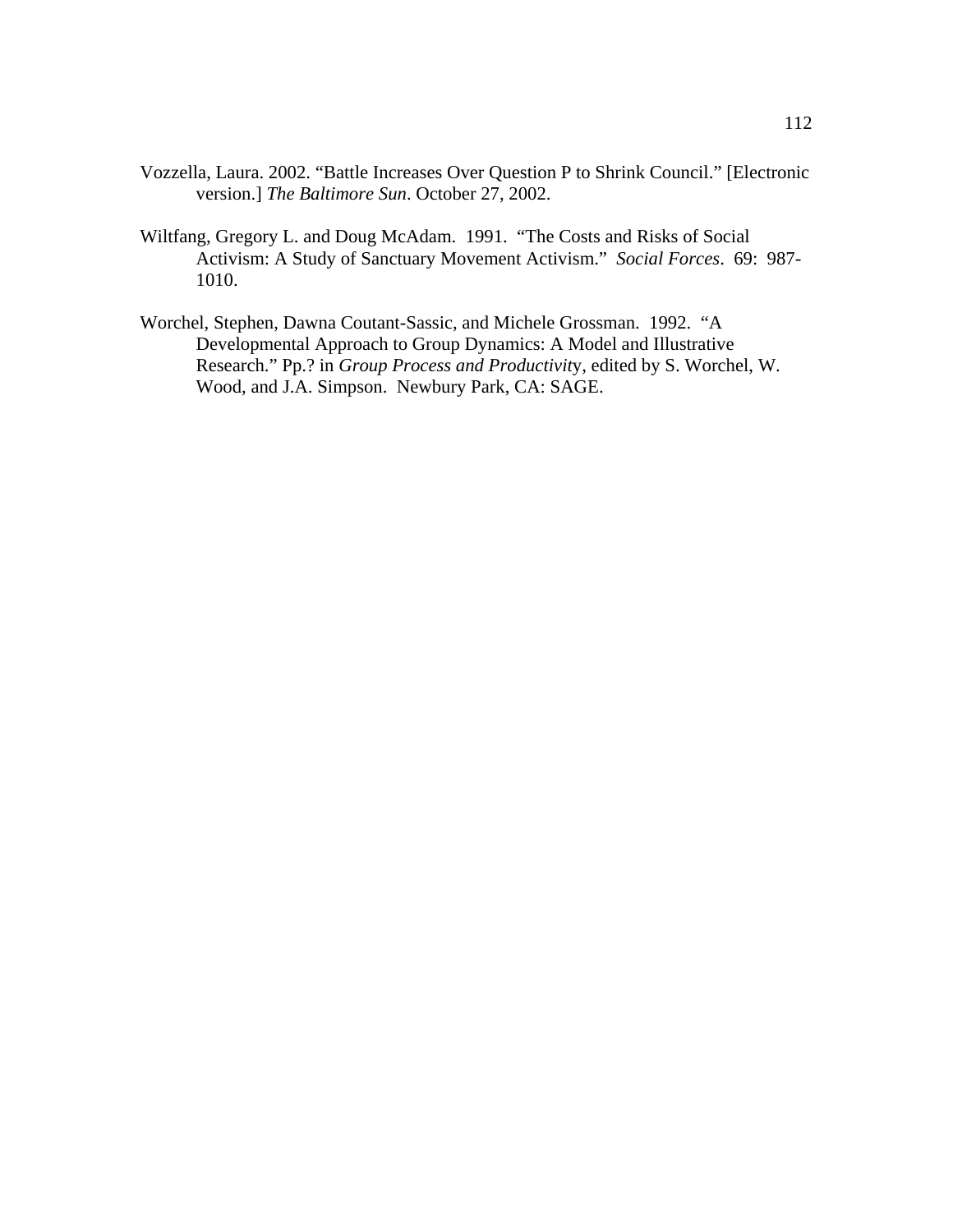Vozzella, Laura. 2002. "Battle Increases Over Question P to Shrink Council." [Electronic version.] *The Baltimore Sun*. October 27, 2002.

Wiltfang, Gregory L. and Doug McAdam. 1991. "The Costs and Risks of Social Activism: A Study of Sanctuary Movement Activism." *Social Forces*. 69: 987-1010.

Worchel, Stephen, Dawna Coutant-Sassic, and Michele Grossman. 1992. "A Developmental Approach to Group Dynamics: A Model and Illustrative Research." Pp.? in *Group Process and Productivit*y, edited by S. Worchel, W. Wood, and J.A. Simpson. Newbury Park, CA: SAGE.